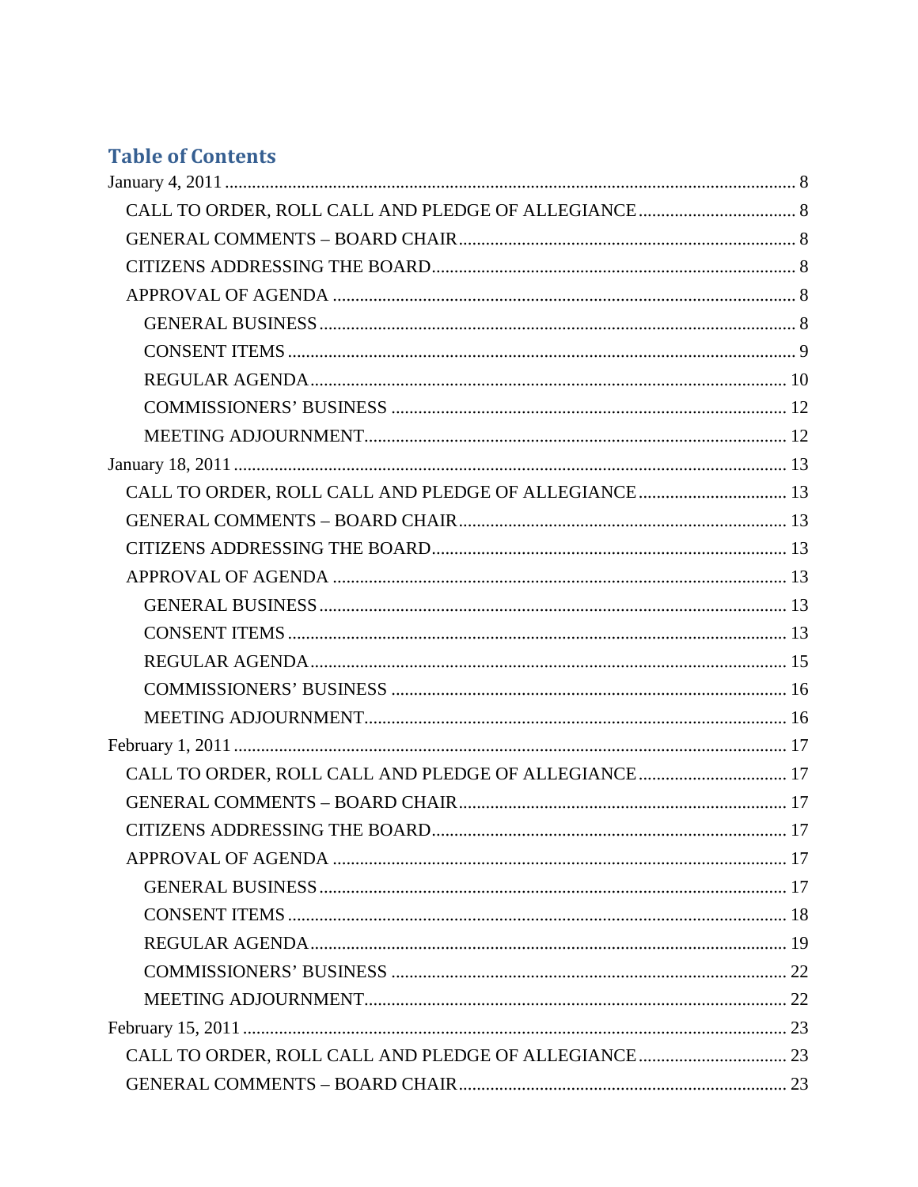## Table of Contents

- January 4, 2011 ..... 8
  - CALL TO ORDER, ROLL CALL AND PLEDGE OF ALLEGIANCE ..... 8
  - GENERAL COMMENTS – BOARD CHAIR ..... 8
  - CITIZENS ADDRESSING THE BOARD ..... 8
  - APPROVAL OF AGENDA ..... 8
    - GENERAL BUSINESS ..... 8
    - CONSENT ITEMS ..... 9
    - REGULAR AGENDA ..... 10
    - COMMISSIONERS' BUSINESS ..... 12
    - MEETING ADJOURNMENT ..... 12
- January 18, 2011 ..... 13
  - CALL TO ORDER, ROLL CALL AND PLEDGE OF ALLEGIANCE ..... 13
  - GENERAL COMMENTS – BOARD CHAIR ..... 13
  - CITIZENS ADDRESSING THE BOARD ..... 13
  - APPROVAL OF AGENDA ..... 13
    - GENERAL BUSINESS ..... 13
    - CONSENT ITEMS ..... 13
    - REGULAR AGENDA ..... 15
    - COMMISSIONERS' BUSINESS ..... 16
    - MEETING ADJOURNMENT ..... 16
- February 1, 2011 ..... 17
  - CALL TO ORDER, ROLL CALL AND PLEDGE OF ALLEGIANCE ..... 17
  - GENERAL COMMENTS – BOARD CHAIR ..... 17
  - CITIZENS ADDRESSING THE BOARD ..... 17
  - APPROVAL OF AGENDA ..... 17
    - GENERAL BUSINESS ..... 17
    - CONSENT ITEMS ..... 18
    - REGULAR AGENDA ..... 19
    - COMMISSIONERS' BUSINESS ..... 22
    - MEETING ADJOURNMENT ..... 22
- February 15, 2011 ..... 23
  - CALL TO ORDER, ROLL CALL AND PLEDGE OF ALLEGIANCE ..... 23
  - GENERAL COMMENTS – BOARD CHAIR ..... 23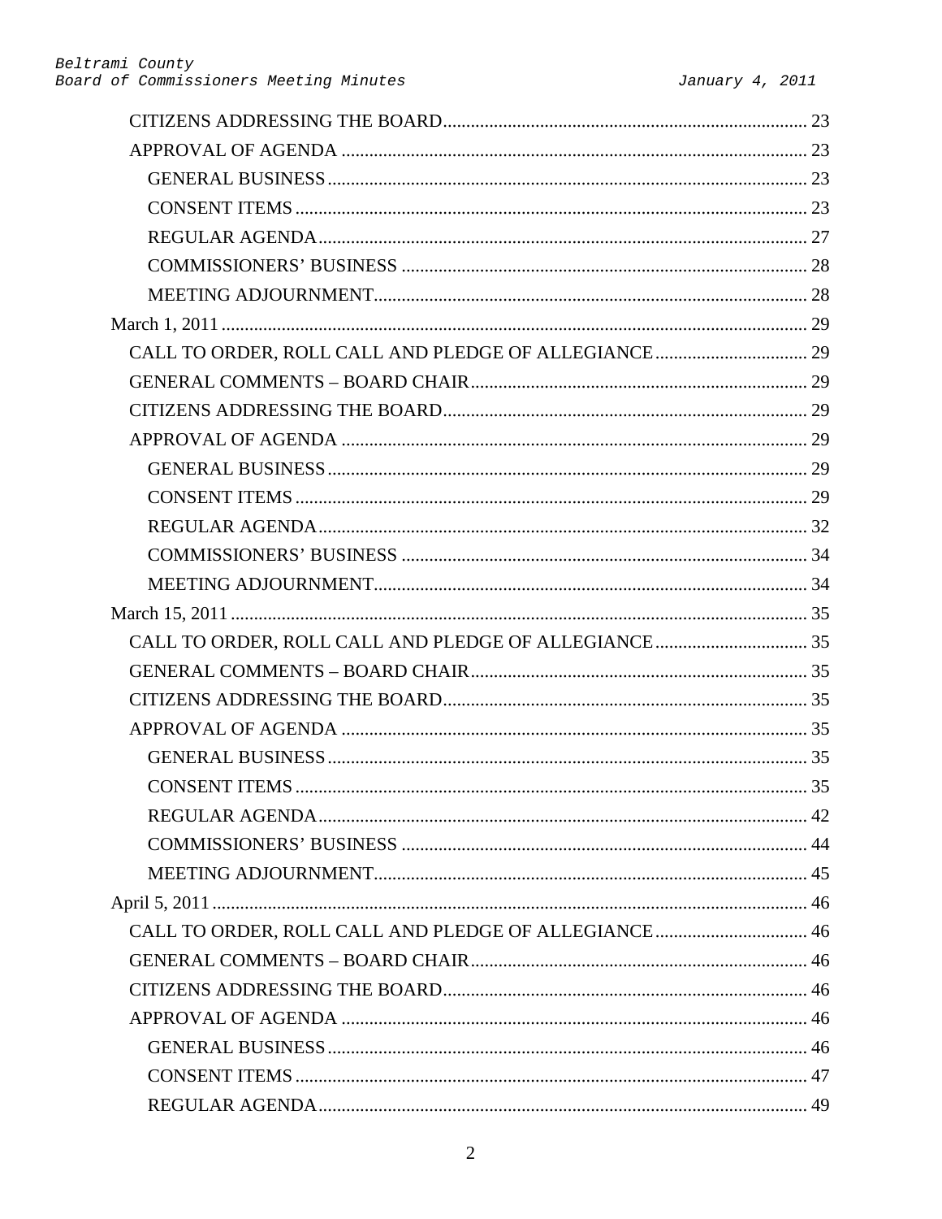- CITIZENS ADDRESSING THE BOARD .......... 23
- APPROVAL OF AGENDA .......... 23
  - GENERAL BUSINESS .......... 23
  - CONSENT ITEMS .......... 23
  - REGULAR AGENDA .......... 27
  - COMMISSIONERS' BUSINESS .......... 28
  - MEETING ADJOURNMENT .......... 28

March 1, 2011 .......... 29

- CALL TO ORDER, ROLL CALL AND PLEDGE OF ALLEGIANCE .......... 29
- GENERAL COMMENTS – BOARD CHAIR .......... 29
- CITIZENS ADDRESSING THE BOARD .......... 29
- APPROVAL OF AGENDA .......... 29
  - GENERAL BUSINESS .......... 29
  - CONSENT ITEMS .......... 29
  - REGULAR AGENDA .......... 32
  - COMMISSIONERS' BUSINESS .......... 34
  - MEETING ADJOURNMENT .......... 34

March 15, 2011 .......... 35

- CALL TO ORDER, ROLL CALL AND PLEDGE OF ALLEGIANCE .......... 35
- GENERAL COMMENTS – BOARD CHAIR .......... 35
- CITIZENS ADDRESSING THE BOARD .......... 35
- APPROVAL OF AGENDA .......... 35
  - GENERAL BUSINESS .......... 35
  - CONSENT ITEMS .......... 35
  - REGULAR AGENDA .......... 42
  - COMMISSIONERS' BUSINESS .......... 44
  - MEETING ADJOURNMENT .......... 45

April 5, 2011 .......... 46

- CALL TO ORDER, ROLL CALL AND PLEDGE OF ALLEGIANCE .......... 46
- GENERAL COMMENTS – BOARD CHAIR .......... 46
- CITIZENS ADDRESSING THE BOARD .......... 46
- APPROVAL OF AGENDA .......... 46
  - GENERAL BUSINESS .......... 46
  - CONSENT ITEMS .......... 47
  - REGULAR AGENDA .......... 49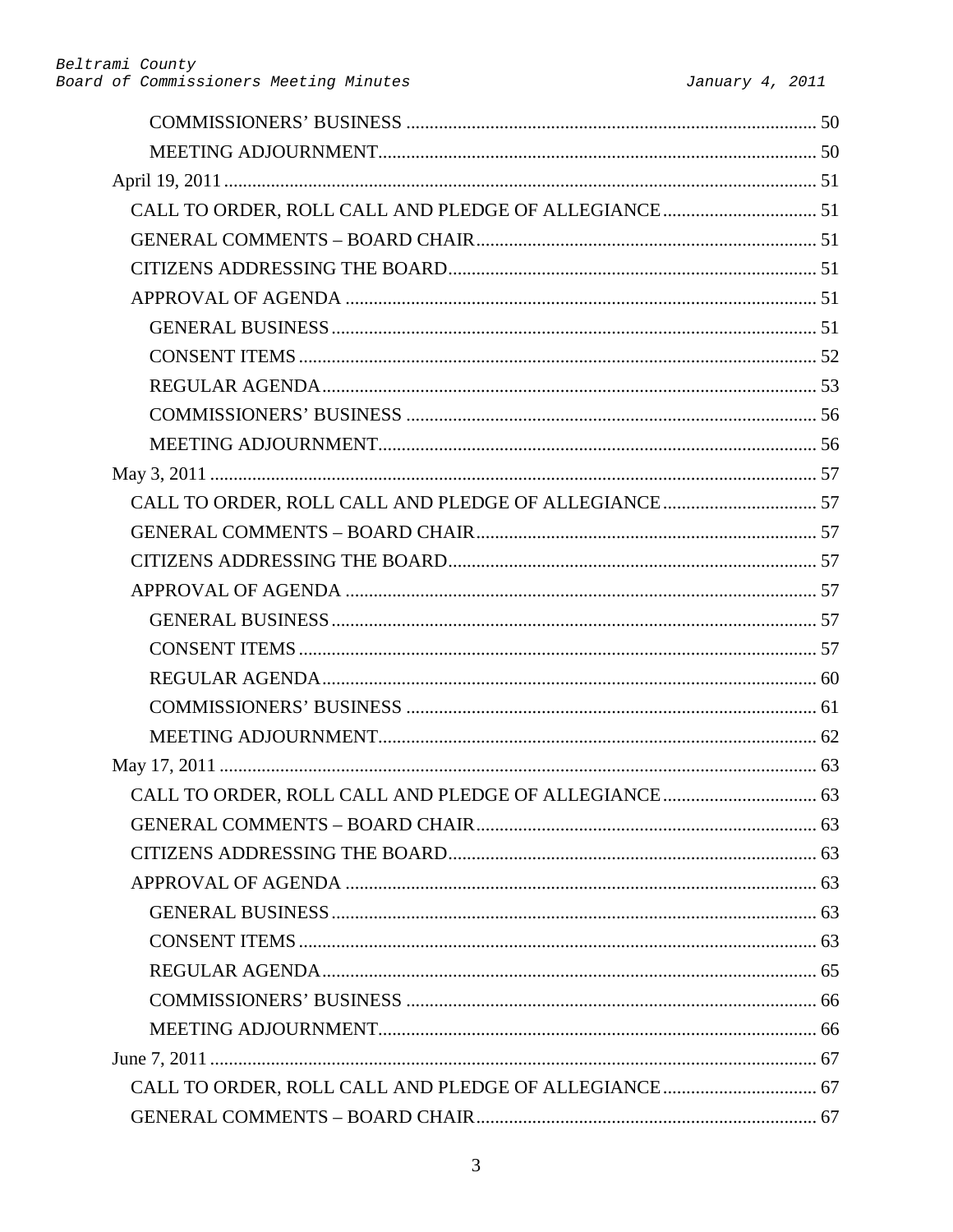COMMISSIONERS' BUSINESS ........................................................................................ 50
MEETING ADJOURNMENT.............................................................................................. 50
April 19, 2011 ............................................................................................................................. 51
CALL TO ORDER, ROLL CALL AND PLEDGE OF ALLEGIANCE ................................. 51
GENERAL COMMENTS – BOARD CHAIR........................................................................ 51
CITIZENS ADDRESSING THE BOARD.............................................................................. 51
APPROVAL OF AGENDA .................................................................................................... 51
GENERAL BUSINESS ........................................................................................................ 51
CONSENT ITEMS ............................................................................................................... 52
REGULAR AGENDA.......................................................................................................... 53
COMMISSIONERS' BUSINESS ........................................................................................ 56
MEETING ADJOURNMENT.............................................................................................. 56
May 3, 2011 ................................................................................................................................. 57
CALL TO ORDER, ROLL CALL AND PLEDGE OF ALLEGIANCE ................................. 57
GENERAL COMMENTS – BOARD CHAIR........................................................................ 57
CITIZENS ADDRESSING THE BOARD.............................................................................. 57
APPROVAL OF AGENDA .................................................................................................... 57
GENERAL BUSINESS ........................................................................................................ 57
CONSENT ITEMS ............................................................................................................... 57
REGULAR AGENDA.......................................................................................................... 60
COMMISSIONERS' BUSINESS ........................................................................................ 61
MEETING ADJOURNMENT.............................................................................................. 62
May 17, 2011 ............................................................................................................................... 63
CALL TO ORDER, ROLL CALL AND PLEDGE OF ALLEGIANCE ................................. 63
GENERAL COMMENTS – BOARD CHAIR........................................................................ 63
CITIZENS ADDRESSING THE BOARD.............................................................................. 63
APPROVAL OF AGENDA .................................................................................................... 63
GENERAL BUSINESS ........................................................................................................ 63
CONSENT ITEMS ............................................................................................................... 63
REGULAR AGENDA.......................................................................................................... 65
COMMISSIONERS' BUSINESS ........................................................................................ 66
MEETING ADJOURNMENT.............................................................................................. 66
June 7, 2011 ................................................................................................................................. 67
CALL TO ORDER, ROLL CALL AND PLEDGE OF ALLEGIANCE ................................. 67
GENERAL COMMENTS – BOARD CHAIR........................................................................ 67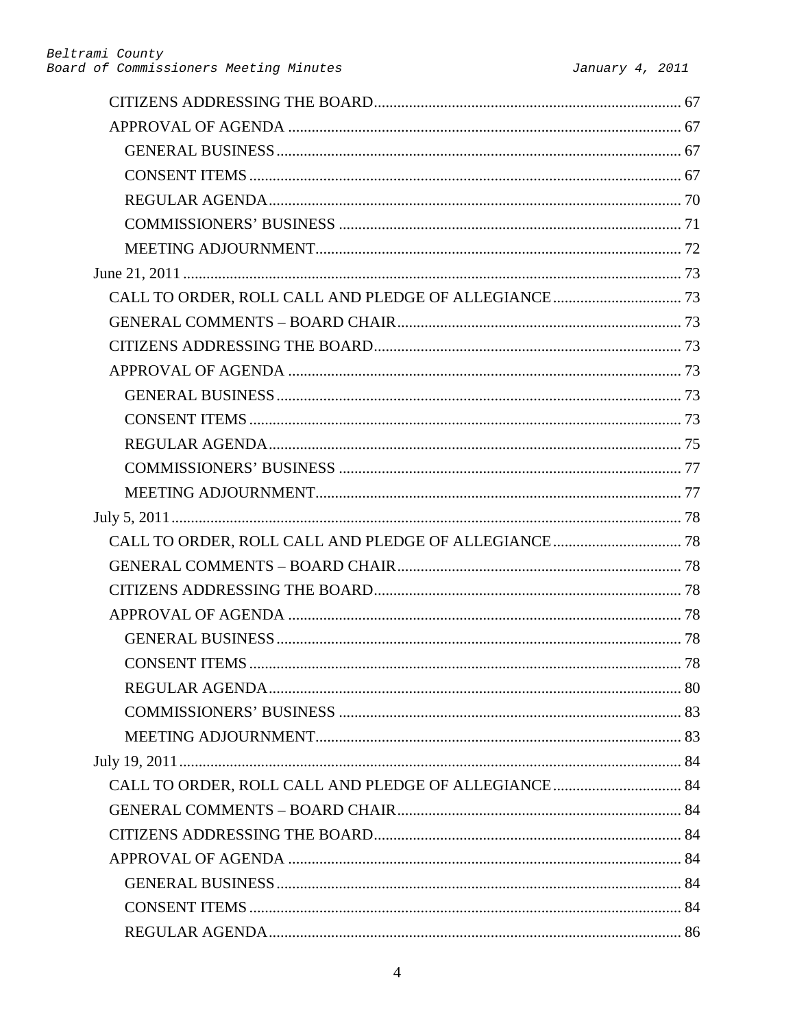CITIZENS ADDRESSING THE BOARD.............................................................................. 67
APPROVAL OF AGENDA .................................................................................................... 67
GENERAL BUSINESS....................................................................................................... 67
CONSENT ITEMS .............................................................................................................. 67
REGULAR AGENDA......................................................................................................... 70
COMMISSIONERS' BUSINESS ....................................................................................... 71
MEETING ADJOURNMENT............................................................................................. 72
June 21, 2011 ............................................................................................................................... 73
CALL TO ORDER, ROLL CALL AND PLEDGE OF ALLEGIANCE ................................ 73
GENERAL COMMENTS – BOARD CHAIR......................................................................... 73
CITIZENS ADDRESSING THE BOARD.............................................................................. 73
APPROVAL OF AGENDA .................................................................................................... 73
GENERAL BUSINESS....................................................................................................... 73
CONSENT ITEMS .............................................................................................................. 73
REGULAR AGENDA......................................................................................................... 75
COMMISSIONERS' BUSINESS ....................................................................................... 77
MEETING ADJOURNMENT............................................................................................. 77
July 5, 2011 ................................................................................................................................. 78
CALL TO ORDER, ROLL CALL AND PLEDGE OF ALLEGIANCE ................................ 78
GENERAL COMMENTS – BOARD CHAIR......................................................................... 78
CITIZENS ADDRESSING THE BOARD.............................................................................. 78
APPROVAL OF AGENDA .................................................................................................... 78
GENERAL BUSINESS....................................................................................................... 78
CONSENT ITEMS .............................................................................................................. 78
REGULAR AGENDA......................................................................................................... 80
COMMISSIONERS' BUSINESS ....................................................................................... 83
MEETING ADJOURNMENT............................................................................................. 83
July 19, 2011 ............................................................................................................................... 84
CALL TO ORDER, ROLL CALL AND PLEDGE OF ALLEGIANCE ................................ 84
GENERAL COMMENTS – BOARD CHAIR......................................................................... 84
CITIZENS ADDRESSING THE BOARD.............................................................................. 84
APPROVAL OF AGENDA .................................................................................................... 84
GENERAL BUSINESS....................................................................................................... 84
CONSENT ITEMS .............................................................................................................. 84
REGULAR AGENDA......................................................................................................... 86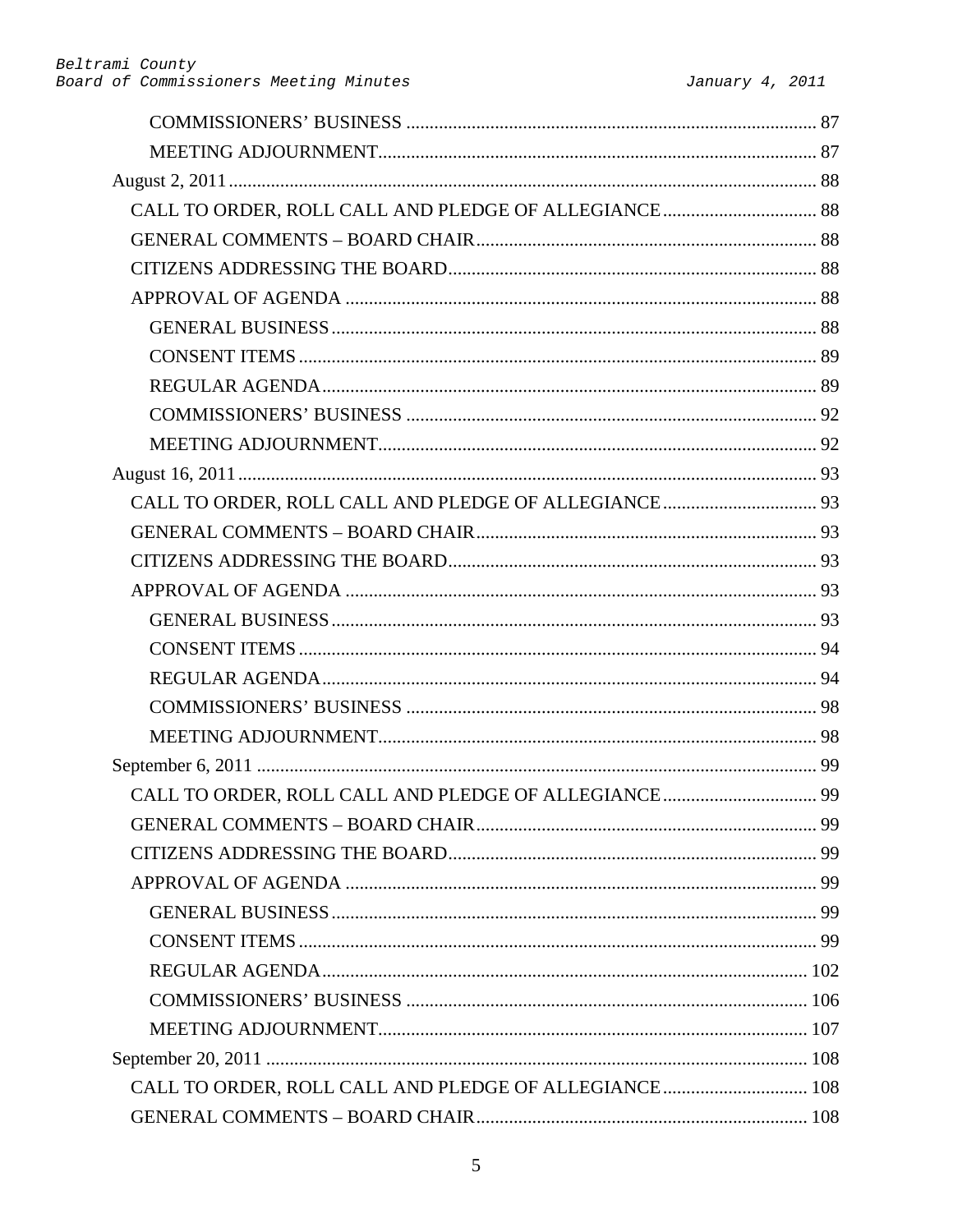COMMISSIONERS' BUSINESS ........................................................................................ 87
MEETING ADJOURNMENT.............................................................................................. 87
August 2, 2011 ............................................................................................................................ 88
CALL TO ORDER, ROLL CALL AND PLEDGE OF ALLEGIANCE ................................. 88
GENERAL COMMENTS – BOARD CHAIR ......................................................................... 88
CITIZENS ADDRESSING THE BOARD ............................................................................... 88
APPROVAL OF AGENDA ..................................................................................................... 88
GENERAL BUSINESS ........................................................................................................ 88
CONSENT ITEMS ............................................................................................................... 89
REGULAR AGENDA .......................................................................................................... 89
COMMISSIONERS' BUSINESS ........................................................................................ 92
MEETING ADJOURNMENT.............................................................................................. 92
August 16, 2011 .......................................................................................................................... 93
CALL TO ORDER, ROLL CALL AND PLEDGE OF ALLEGIANCE ................................. 93
GENERAL COMMENTS – BOARD CHAIR ......................................................................... 93
CITIZENS ADDRESSING THE BOARD ............................................................................... 93
APPROVAL OF AGENDA ..................................................................................................... 93
GENERAL BUSINESS ........................................................................................................ 93
CONSENT ITEMS ............................................................................................................... 94
REGULAR AGENDA .......................................................................................................... 94
COMMISSIONERS' BUSINESS ........................................................................................ 98
MEETING ADJOURNMENT.............................................................................................. 98
September 6, 2011 ...................................................................................................................... 99
CALL TO ORDER, ROLL CALL AND PLEDGE OF ALLEGIANCE ................................. 99
GENERAL COMMENTS – BOARD CHAIR ......................................................................... 99
CITIZENS ADDRESSING THE BOARD ............................................................................... 99
APPROVAL OF AGENDA ..................................................................................................... 99
GENERAL BUSINESS ........................................................................................................ 99
CONSENT ITEMS ............................................................................................................... 99
REGULAR AGENDA ........................................................................................................ 102
COMMISSIONERS' BUSINESS ...................................................................................... 106
MEETING ADJOURNMENT............................................................................................ 107
September 20, 2011 .................................................................................................................. 108
CALL TO ORDER, ROLL CALL AND PLEDGE OF ALLEGIANCE ............................... 108
GENERAL COMMENTS – BOARD CHAIR ....................................................................... 108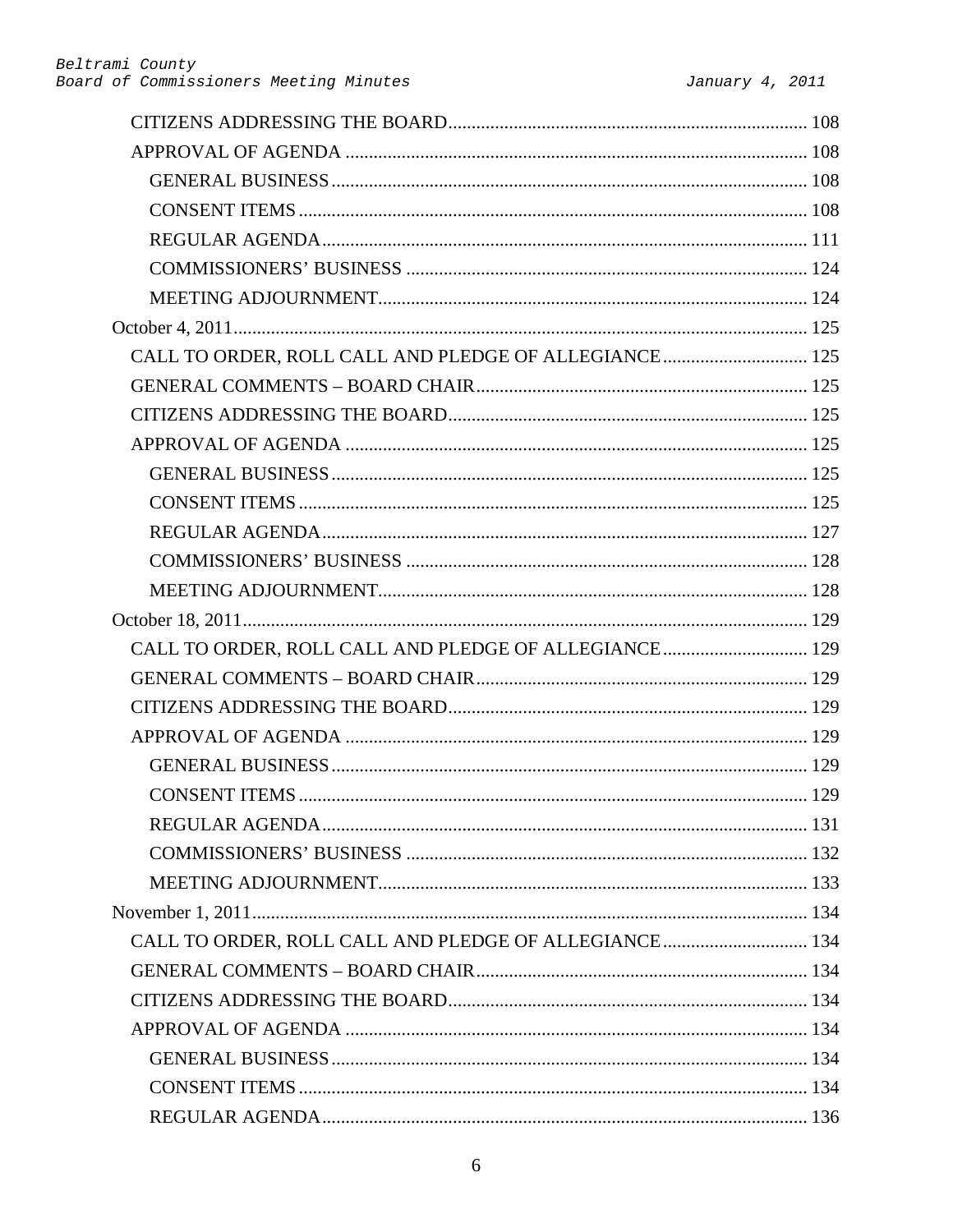- CITIZENS ADDRESSING THE BOARD ........ 108
- APPROVAL OF AGENDA ........ 108
  - GENERAL BUSINESS ........ 108
  - CONSENT ITEMS ........ 108
  - REGULAR AGENDA ........ 111
  - COMMISSIONERS' BUSINESS ........ 124
  - MEETING ADJOURNMENT ........ 124

October 4, 2011 ........ 125

- CALL TO ORDER, ROLL CALL AND PLEDGE OF ALLEGIANCE ........ 125
- GENERAL COMMENTS – BOARD CHAIR ........ 125
- CITIZENS ADDRESSING THE BOARD ........ 125
- APPROVAL OF AGENDA ........ 125
  - GENERAL BUSINESS ........ 125
  - CONSENT ITEMS ........ 125
  - REGULAR AGENDA ........ 127
  - COMMISSIONERS' BUSINESS ........ 128
  - MEETING ADJOURNMENT ........ 128

October 18, 2011 ........ 129

- CALL TO ORDER, ROLL CALL AND PLEDGE OF ALLEGIANCE ........ 129
- GENERAL COMMENTS – BOARD CHAIR ........ 129
- CITIZENS ADDRESSING THE BOARD ........ 129
- APPROVAL OF AGENDA ........ 129
  - GENERAL BUSINESS ........ 129
  - CONSENT ITEMS ........ 129
  - REGULAR AGENDA ........ 131
  - COMMISSIONERS' BUSINESS ........ 132
  - MEETING ADJOURNMENT ........ 133

November 1, 2011 ........ 134

- CALL TO ORDER, ROLL CALL AND PLEDGE OF ALLEGIANCE ........ 134
- GENERAL COMMENTS – BOARD CHAIR ........ 134
- CITIZENS ADDRESSING THE BOARD ........ 134
- APPROVAL OF AGENDA ........ 134
  - GENERAL BUSINESS ........ 134
  - CONSENT ITEMS ........ 134
  - REGULAR AGENDA ........ 136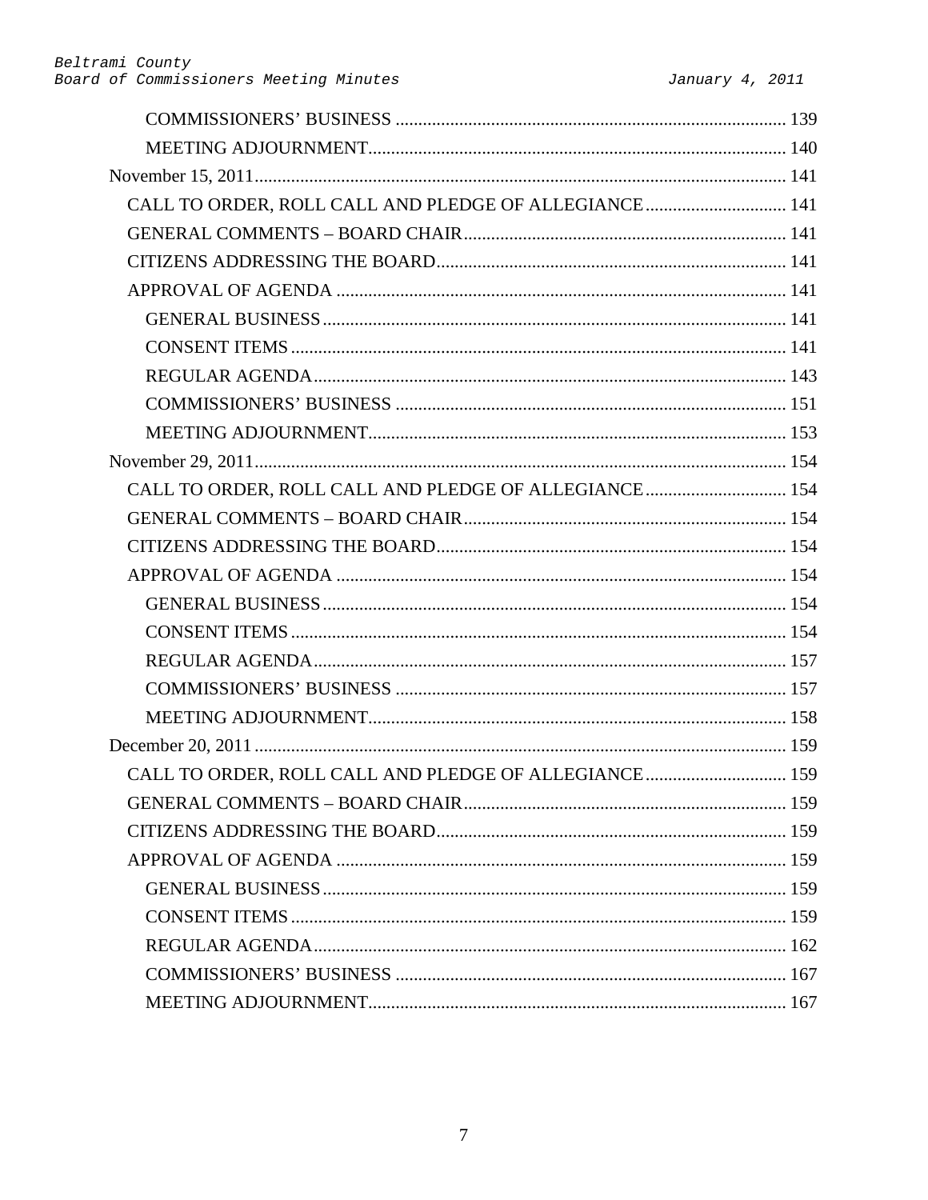- COMMISSIONERS' BUSINESS ..... 139
- MEETING ADJOURNMENT ..... 140

November 15, 2011 ..... 141

- CALL TO ORDER, ROLL CALL AND PLEDGE OF ALLEGIANCE ..... 141
- GENERAL COMMENTS – BOARD CHAIR ..... 141
- CITIZENS ADDRESSING THE BOARD ..... 141
- APPROVAL OF AGENDA ..... 141
  - GENERAL BUSINESS ..... 141
  - CONSENT ITEMS ..... 141
  - REGULAR AGENDA ..... 143
  - COMMISSIONERS' BUSINESS ..... 151
  - MEETING ADJOURNMENT ..... 153

November 29, 2011 ..... 154

- CALL TO ORDER, ROLL CALL AND PLEDGE OF ALLEGIANCE ..... 154
- GENERAL COMMENTS – BOARD CHAIR ..... 154
- CITIZENS ADDRESSING THE BOARD ..... 154
- APPROVAL OF AGENDA ..... 154
  - GENERAL BUSINESS ..... 154
  - CONSENT ITEMS ..... 154
  - REGULAR AGENDA ..... 157
  - COMMISSIONERS' BUSINESS ..... 157
  - MEETING ADJOURNMENT ..... 158

December 20, 2011 ..... 159

- CALL TO ORDER, ROLL CALL AND PLEDGE OF ALLEGIANCE ..... 159
- GENERAL COMMENTS – BOARD CHAIR ..... 159
- CITIZENS ADDRESSING THE BOARD ..... 159
- APPROVAL OF AGENDA ..... 159
  - GENERAL BUSINESS ..... 159
  - CONSENT ITEMS ..... 159
  - REGULAR AGENDA ..... 162
  - COMMISSIONERS' BUSINESS ..... 167
  - MEETING ADJOURNMENT ..... 167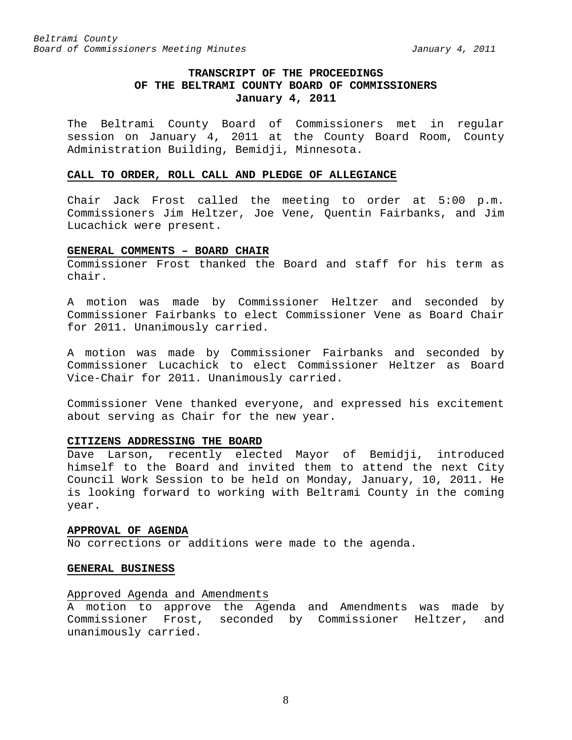# TRANSCRIPT OF THE PROCEEDINGS OF THE BELTRAMI COUNTY BOARD OF COMMISSIONERS
**January 4, 2011**

The Beltrami County Board of Commissioners met in regular session on January 4, 2011 at the County Board Room, County Administration Building, Bemidji, Minnesota.

## CALL TO ORDER, ROLL CALL AND PLEDGE OF ALLEGIANCE

Chair Jack Frost called the meeting to order at 5:00 p.m. Commissioners Jim Heltzer, Joe Vene, Quentin Fairbanks, and Jim Lucachick were present.

## GENERAL COMMENTS – BOARD CHAIR

Commissioner Frost thanked the Board and staff for his term as chair.

A motion was made by Commissioner Heltzer and seconded by Commissioner Fairbanks to elect Commissioner Vene as Board Chair for 2011. Unanimously carried.

A motion was made by Commissioner Fairbanks and seconded by Commissioner Lucachick to elect Commissioner Heltzer as Board Vice-Chair for 2011. Unanimously carried.

Commissioner Vene thanked everyone, and expressed his excitement about serving as Chair for the new year.

## CITIZENS ADDRESSING THE BOARD

Dave Larson, recently elected Mayor of Bemidji, introduced himself to the Board and invited them to attend the next City Council Work Session to be held on Monday, January, 10, 2011. He is looking forward to working with Beltrami County in the coming year.

## APPROVAL OF AGENDA

No corrections or additions were made to the agenda.

## GENERAL BUSINESS

### Approved Agenda and Amendments

A motion to approve the Agenda and Amendments was made by Commissioner Frost, seconded by Commissioner Heltzer, and unanimously carried.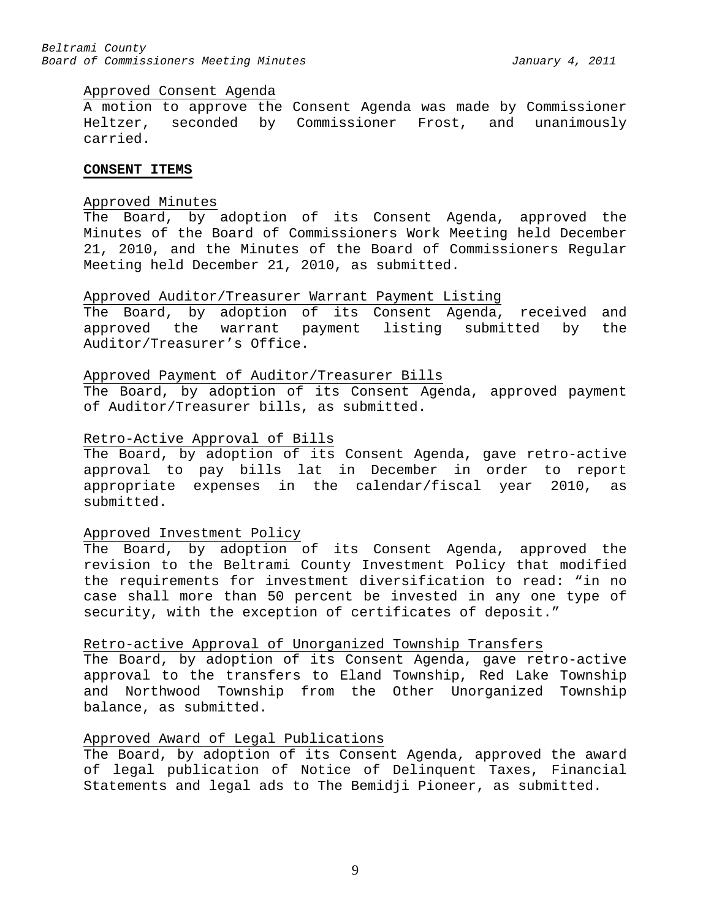<u>Approved Consent Agenda</u>

A motion to approve the Consent Agenda was made by Commissioner Heltzer, seconded by Commissioner Frost, and unanimously carried.

**<u>CONSENT ITEMS</u>**

<u>Approved Minutes</u>

The Board, by adoption of its Consent Agenda, approved the Minutes of the Board of Commissioners Work Meeting held December 21, 2010, and the Minutes of the Board of Commissioners Regular Meeting held December 21, 2010, as submitted.

<u>Approved Auditor/Treasurer Warrant Payment Listing</u>

The Board, by adoption of its Consent Agenda, received and approved the warrant payment listing submitted by the Auditor/Treasurer's Office.

<u>Approved Payment of Auditor/Treasurer Bills</u>

The Board, by adoption of its Consent Agenda, approved payment of Auditor/Treasurer bills, as submitted.

<u>Retro-Active Approval of Bills</u>

The Board, by adoption of its Consent Agenda, gave retro-active approval to pay bills lat in December in order to report appropriate expenses in the calendar/fiscal year 2010, as submitted.

<u>Approved Investment Policy</u>

The Board, by adoption of its Consent Agenda, approved the revision to the Beltrami County Investment Policy that modified the requirements for investment diversification to read: "in no case shall more than 50 percent be invested in any one type of security, with the exception of certificates of deposit."

<u>Retro-active Approval of Unorganized Township Transfers</u>

The Board, by adoption of its Consent Agenda, gave retro-active approval to the transfers to Eland Township, Red Lake Township and Northwood Township from the Other Unorganized Township balance, as submitted.

<u>Approved Award of Legal Publications</u>

The Board, by adoption of its Consent Agenda, approved the award of legal publication of Notice of Delinquent Taxes, Financial Statements and legal ads to The Bemidji Pioneer, as submitted.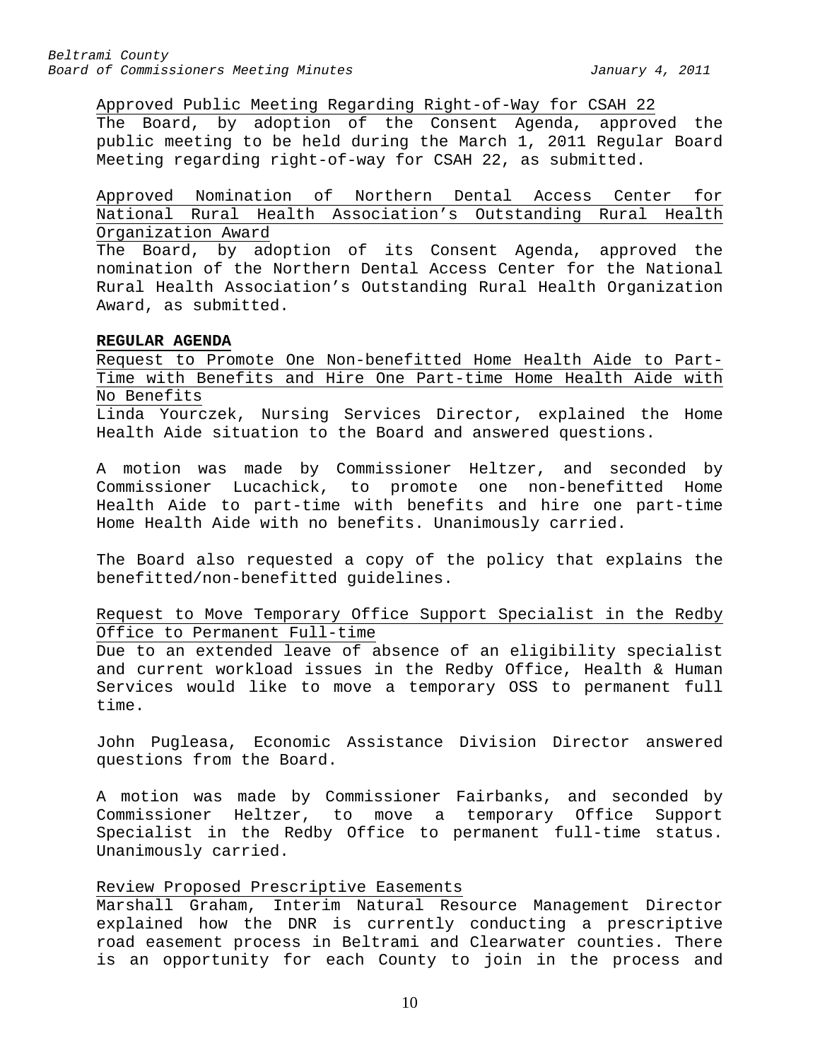Approved Public Meeting Regarding Right-of-Way for CSAH 22

The Board, by adoption of the Consent Agenda, approved the public meeting to be held during the March 1, 2011 Regular Board Meeting regarding right-of-way for CSAH 22, as submitted.

Approved Nomination of Northern Dental Access Center for National Rural Health Association's Outstanding Rural Health Organization Award

The Board, by adoption of its Consent Agenda, approved the nomination of the Northern Dental Access Center for the National Rural Health Association's Outstanding Rural Health Organization Award, as submitted.

**REGULAR AGENDA**

Request to Promote One Non-benefitted Home Health Aide to Part-Time with Benefits and Hire One Part-time Home Health Aide with No Benefits

Linda Yourczek, Nursing Services Director, explained the Home Health Aide situation to the Board and answered questions.

A motion was made by Commissioner Heltzer, and seconded by Commissioner Lucachick, to promote one non-benefitted Home Health Aide to part-time with benefits and hire one part-time Home Health Aide with no benefits. Unanimously carried.

The Board also requested a copy of the policy that explains the benefitted/non-benefitted guidelines.

Request to Move Temporary Office Support Specialist in the Redby Office to Permanent Full-time

Due to an extended leave of absence of an eligibility specialist and current workload issues in the Redby Office, Health & Human Services would like to move a temporary OSS to permanent full time.

John Pugleasa, Economic Assistance Division Director answered questions from the Board.

A motion was made by Commissioner Fairbanks, and seconded by Commissioner Heltzer, to move a temporary Office Support Specialist in the Redby Office to permanent full-time status. Unanimously carried.

Review Proposed Prescriptive Easements

Marshall Graham, Interim Natural Resource Management Director explained how the DNR is currently conducting a prescriptive road easement process in Beltrami and Clearwater counties. There is an opportunity for each County to join in the process and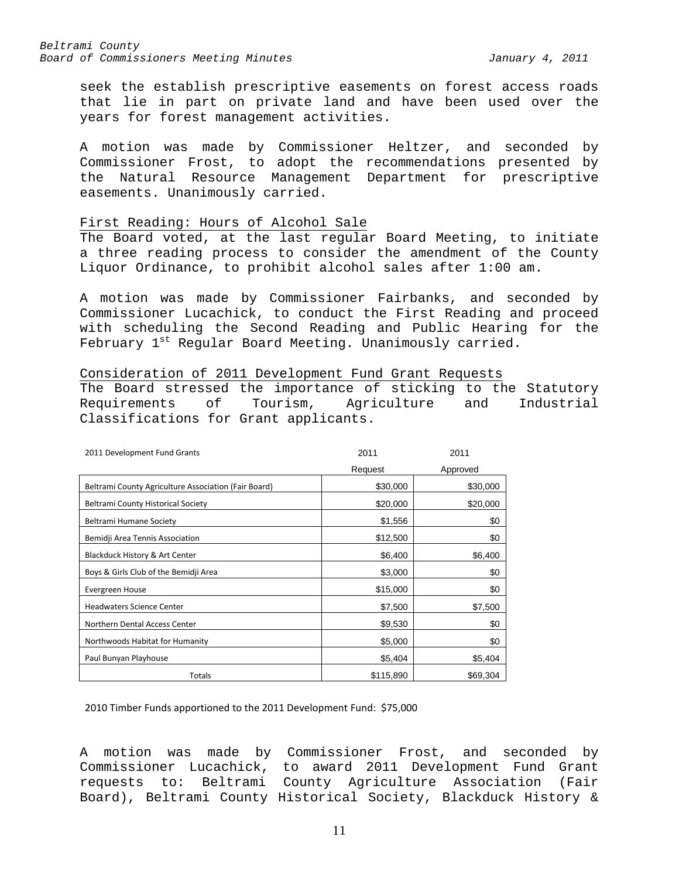seek the establish prescriptive easements on forest access roads that lie in part on private land and have been used over the years for forest management activities.

A motion was made by Commissioner Heltzer, and seconded by Commissioner Frost, to adopt the recommendations presented by the Natural Resource Management Department for prescriptive easements. Unanimously carried.

First Reading: Hours of Alcohol Sale

The Board voted, at the last regular Board Meeting, to initiate a three reading process to consider the amendment of the County Liquor Ordinance, to prohibit alcohol sales after 1:00 am.

A motion was made by Commissioner Fairbanks, and seconded by Commissioner Lucachick, to conduct the First Reading and proceed with scheduling the Second Reading and Public Hearing for the February 1st Regular Board Meeting. Unanimously carried.

Consideration of 2011 Development Fund Grant Requests

The Board stressed the importance of sticking to the Statutory Requirements of Tourism, Agriculture and Industrial Classifications for Grant applicants.

| 2011 Development Fund Grants | 2011 Request | 2011 Approved |
|---|---|---|
| Beltrami County Agriculture Association (Fair Board) | $30,000 | $30,000 |
| Beltrami County Historical Society | $20,000 | $20,000 |
| Beltrami Humane Society | $1,556 | $0 |
| Bemidji Area Tennis Association | $12,500 | $0 |
| Blackduck History & Art Center | $6,400 | $6,400 |
| Boys & Girls Club of the Bemidji Area | $3,000 | $0 |
| Evergreen House | $15,000 | $0 |
| Headwaters Science Center | $7,500 | $7,500 |
| Northern Dental Access Center | $9,530 | $0 |
| Northwoods Habitat for Humanity | $5,000 | $0 |
| Paul Bunyan Playhouse | $5,404 | $5,404 |
| Totals | $115,890 | $69,304 |

2010 Timber Funds apportioned to the 2011 Development Fund: $75,000

A motion was made by Commissioner Frost, and seconded by Commissioner Lucachick, to award 2011 Development Fund Grant requests to: Beltrami County Agriculture Association (Fair Board), Beltrami County Historical Society, Blackduck History &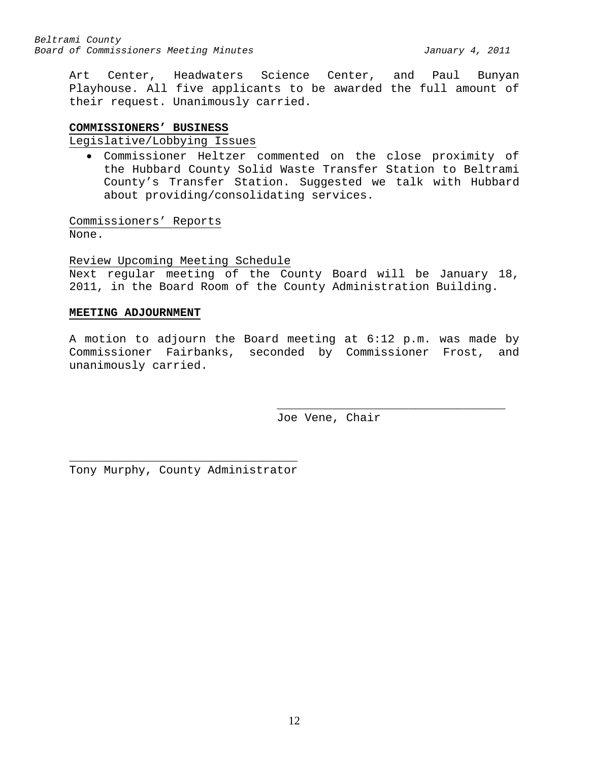Art Center, Headwaters Science Center, and Paul Bunyan Playhouse. All five applicants to be awarded the full amount of their request. Unanimously carried.

## COMMISSIONERS' BUSINESS

Legislative/Lobbying Issues

- Commissioner Heltzer commented on the close proximity of the Hubbard County Solid Waste Transfer Station to Beltrami County's Transfer Station. Suggested we talk with Hubbard about providing/consolidating services.

Commissioners' Reports

None.

Review Upcoming Meeting Schedule

Next regular meeting of the County Board will be January 18, 2011, in the Board Room of the County Administration Building.

## MEETING ADJOURNMENT

A motion to adjourn the Board meeting at 6:12 p.m. was made by Commissioner Fairbanks, seconded by Commissioner Frost, and unanimously carried.

\_\_\_\_\_\_\_\_\_\_\_\_\_\_\_\_\_\_\_\_\_\_\_\_\_\_\_\_\_\_\_\_\_

Joe Vene, Chair

\_\_\_\_\_\_\_\_\_\_\_\_\_\_\_\_\_\_\_\_\_\_\_\_\_\_\_\_\_\_\_\_\_

Tony Murphy, County Administrator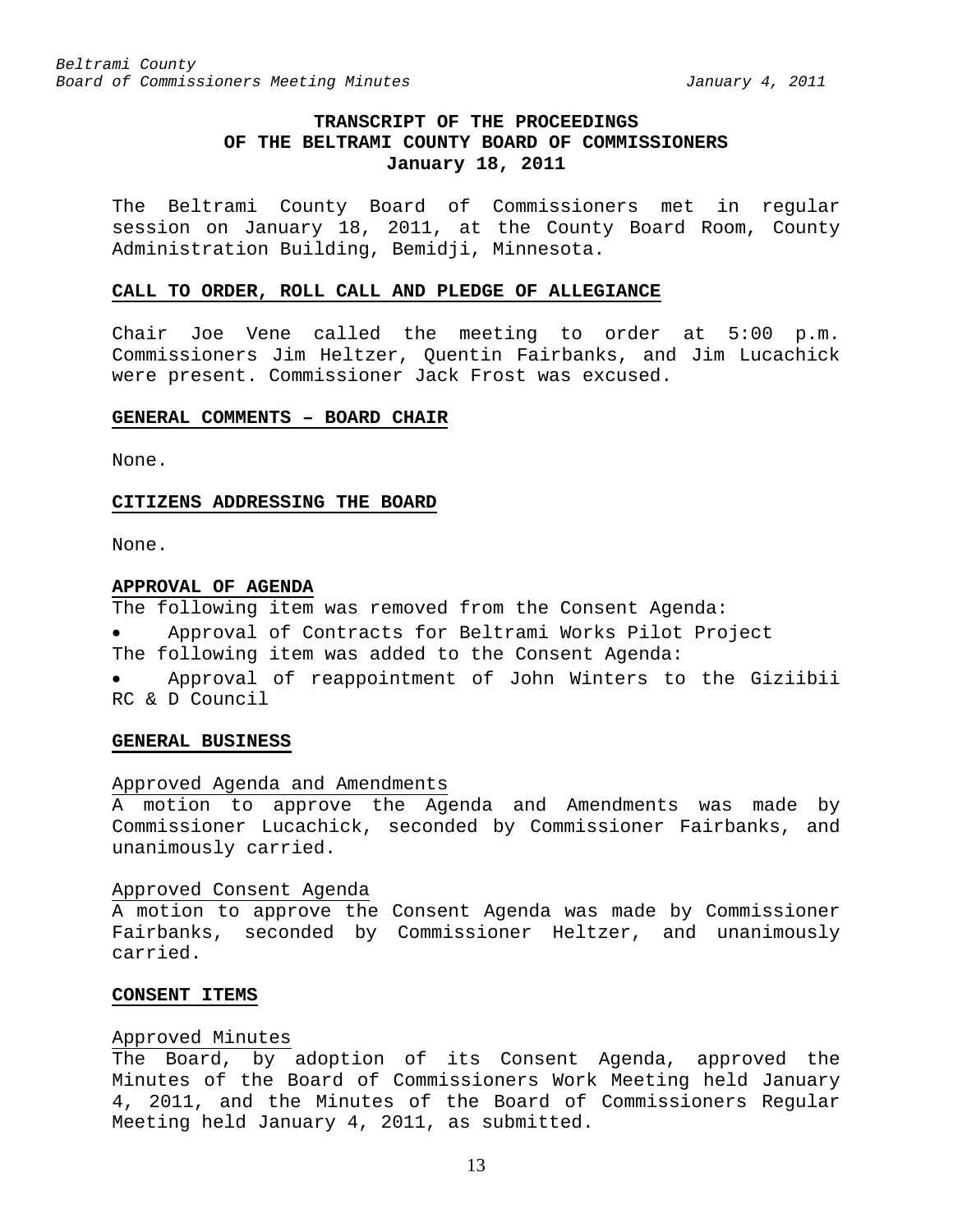**TRANSCRIPT OF THE PROCEEDINGS
OF THE BELTRAMI COUNTY BOARD OF COMMISSIONERS
January 18, 2011**

The Beltrami County Board of Commissioners met in regular session on January 18, 2011, at the County Board Room, County Administration Building, Bemidji, Minnesota.

**CALL TO ORDER, ROLL CALL AND PLEDGE OF ALLEGIANCE**

Chair Joe Vene called the meeting to order at 5:00 p.m. Commissioners Jim Heltzer, Quentin Fairbanks, and Jim Lucachick were present. Commissioner Jack Frost was excused.

**GENERAL COMMENTS – BOARD CHAIR**

None.

**CITIZENS ADDRESSING THE BOARD**

None.

**APPROVAL OF AGENDA**

The following item was removed from the Consent Agenda:

- Approval of Contracts for Beltrami Works Pilot Project

The following item was added to the Consent Agenda:

- Approval of reappointment of John Winters to the Giziibii RC & D Council

**GENERAL BUSINESS**

Approved Agenda and Amendments

A motion to approve the Agenda and Amendments was made by Commissioner Lucachick, seconded by Commissioner Fairbanks, and unanimously carried.

Approved Consent Agenda

A motion to approve the Consent Agenda was made by Commissioner Fairbanks, seconded by Commissioner Heltzer, and unanimously carried.

**CONSENT ITEMS**

Approved Minutes

The Board, by adoption of its Consent Agenda, approved the Minutes of the Board of Commissioners Work Meeting held January 4, 2011, and the Minutes of the Board of Commissioners Regular Meeting held January 4, 2011, as submitted.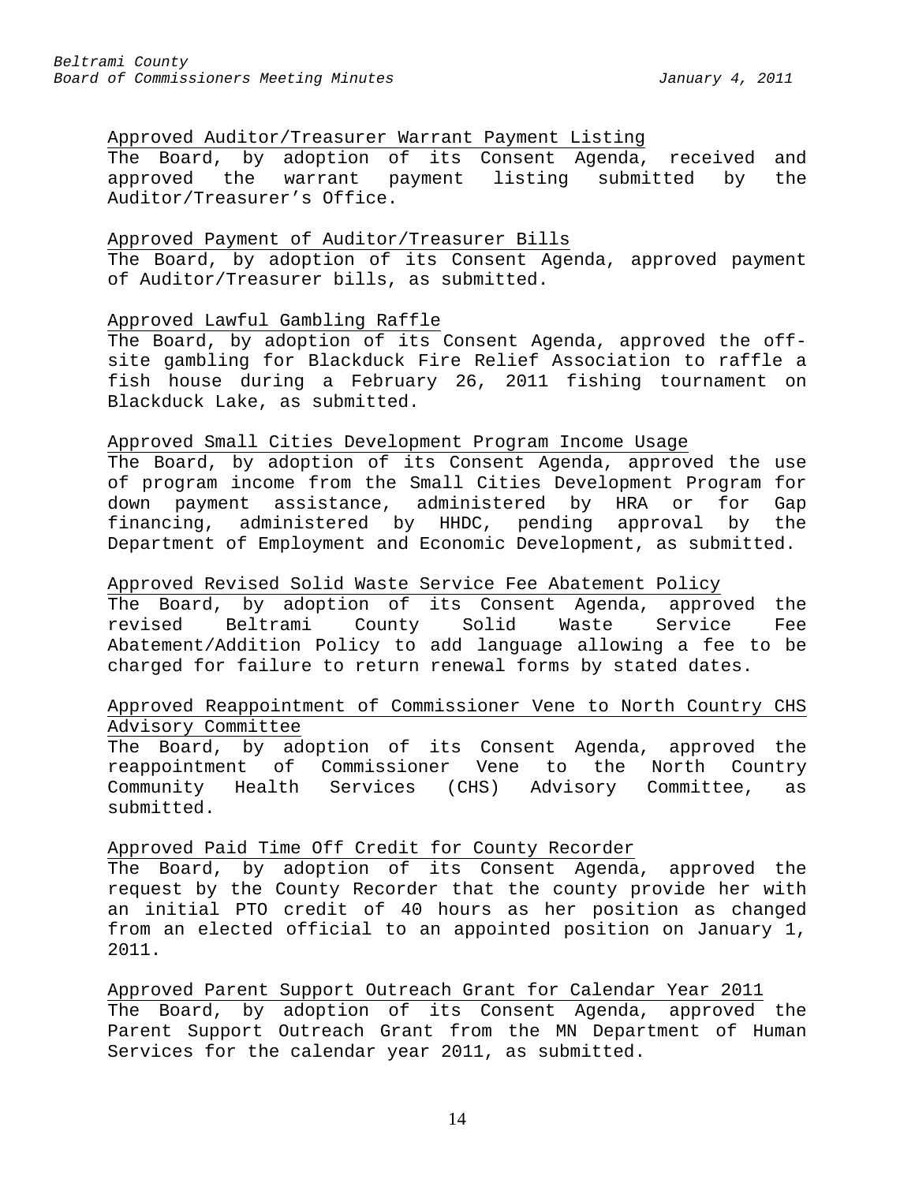Approved Auditor/Treasurer Warrant Payment Listing

The Board, by adoption of its Consent Agenda, received and approved the warrant payment listing submitted by the Auditor/Treasurer's Office.

Approved Payment of Auditor/Treasurer Bills

The Board, by adoption of its Consent Agenda, approved payment of Auditor/Treasurer bills, as submitted.

Approved Lawful Gambling Raffle

The Board, by adoption of its Consent Agenda, approved the off-site gambling for Blackduck Fire Relief Association to raffle a fish house during a February 26, 2011 fishing tournament on Blackduck Lake, as submitted.

Approved Small Cities Development Program Income Usage

The Board, by adoption of its Consent Agenda, approved the use of program income from the Small Cities Development Program for down payment assistance, administered by HRA or for Gap financing, administered by HHDC, pending approval by the Department of Employment and Economic Development, as submitted.

Approved Revised Solid Waste Service Fee Abatement Policy

The Board, by adoption of its Consent Agenda, approved the revised Beltrami County Solid Waste Service Fee Abatement/Addition Policy to add language allowing a fee to be charged for failure to return renewal forms by stated dates.

Approved Reappointment of Commissioner Vene to North Country CHS Advisory Committee

The Board, by adoption of its Consent Agenda, approved the reappointment of Commissioner Vene to the North Country Community Health Services (CHS) Advisory Committee, as submitted.

Approved Paid Time Off Credit for County Recorder

The Board, by adoption of its Consent Agenda, approved the request by the County Recorder that the county provide her with an initial PTO credit of 40 hours as her position as changed from an elected official to an appointed position on January 1, 2011.

Approved Parent Support Outreach Grant for Calendar Year 2011

The Board, by adoption of its Consent Agenda, approved the Parent Support Outreach Grant from the MN Department of Human Services for the calendar year 2011, as submitted.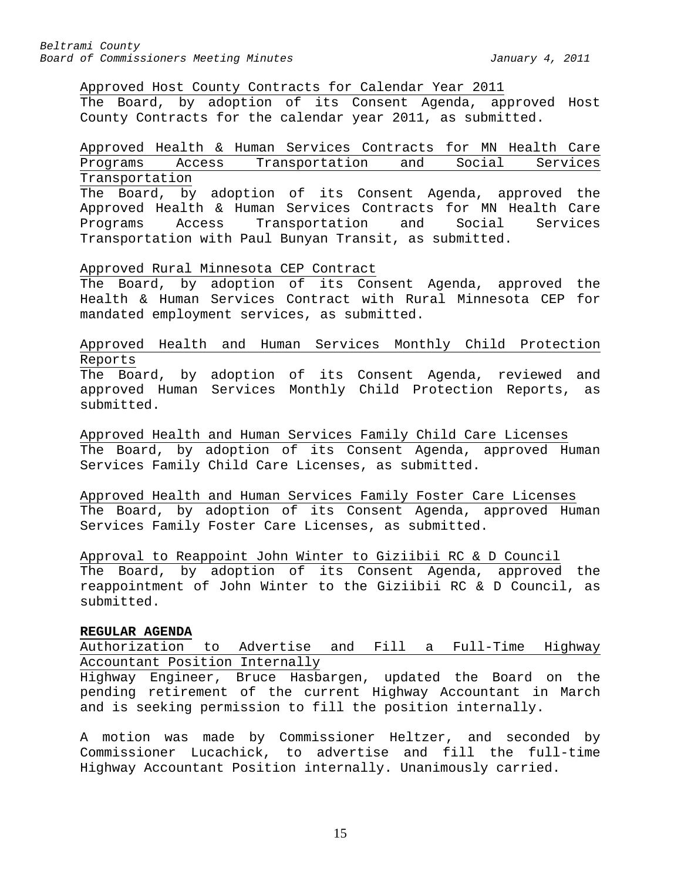Approved Host County Contracts for Calendar Year 2011

The Board, by adoption of its Consent Agenda, approved Host County Contracts for the calendar year 2011, as submitted.

Approved Health & Human Services Contracts for MN Health Care Programs Access Transportation and Social Services Transportation

The Board, by adoption of its Consent Agenda, approved the Approved Health & Human Services Contracts for MN Health Care Programs Access Transportation and Social Services Transportation with Paul Bunyan Transit, as submitted.

Approved Rural Minnesota CEP Contract

The Board, by adoption of its Consent Agenda, approved the Health & Human Services Contract with Rural Minnesota CEP for mandated employment services, as submitted.

Approved Health and Human Services Monthly Child Protection Reports

The Board, by adoption of its Consent Agenda, reviewed and approved Human Services Monthly Child Protection Reports, as submitted.

Approved Health and Human Services Family Child Care Licenses

The Board, by adoption of its Consent Agenda, approved Human Services Family Child Care Licenses, as submitted.

Approved Health and Human Services Family Foster Care Licenses

The Board, by adoption of its Consent Agenda, approved Human Services Family Foster Care Licenses, as submitted.

Approval to Reappoint John Winter to Giziibii RC & D Council

The Board, by adoption of its Consent Agenda, approved the reappointment of John Winter to the Giziibii RC & D Council, as submitted.

**REGULAR AGENDA**

Authorization to Advertise and Fill a Full-Time Highway Accountant Position Internally

Highway Engineer, Bruce Hasbargen, updated the Board on the pending retirement of the current Highway Accountant in March and is seeking permission to fill the position internally.

A motion was made by Commissioner Heltzer, and seconded by Commissioner Lucachick, to advertise and fill the full-time Highway Accountant Position internally. Unanimously carried.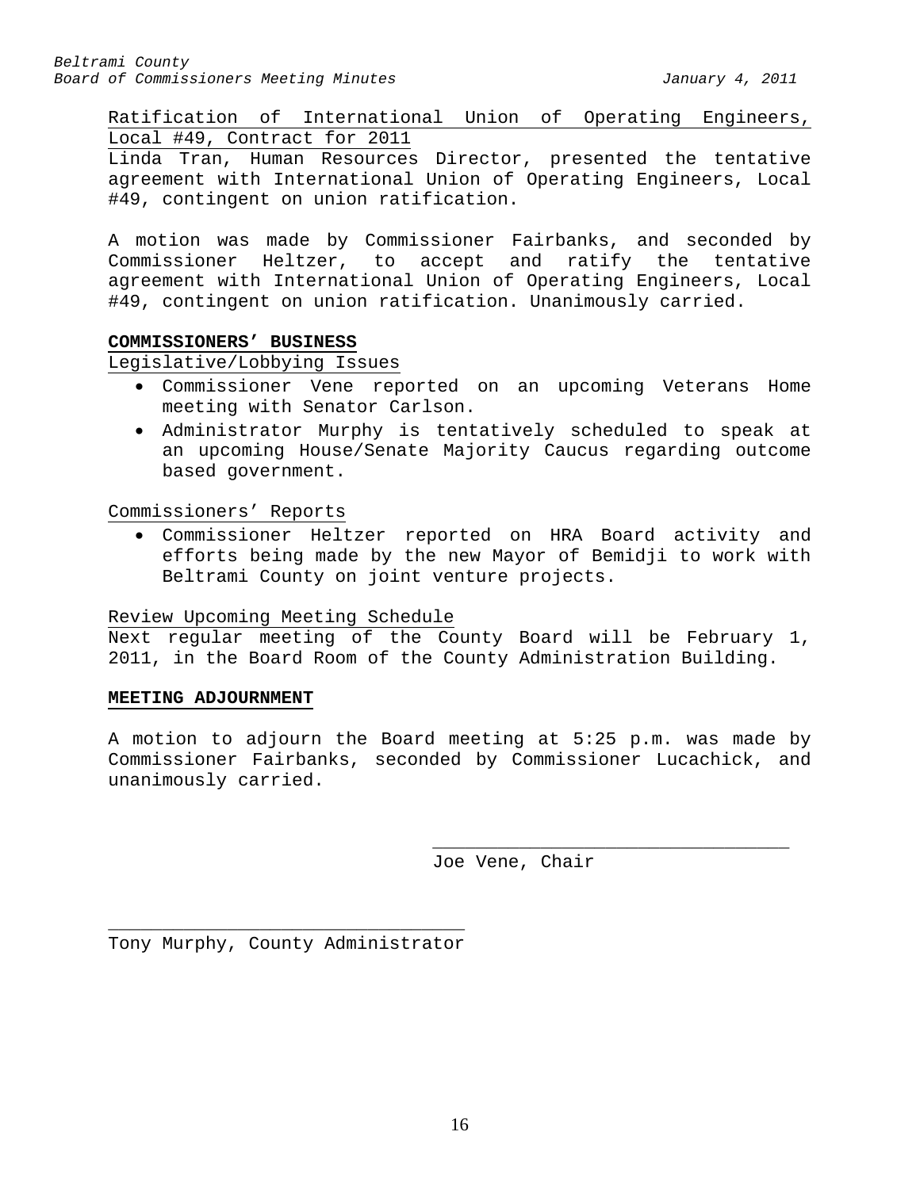Ratification of International Union of Operating Engineers, Local #49, Contract for 2011

Linda Tran, Human Resources Director, presented the tentative agreement with International Union of Operating Engineers, Local #49, contingent on union ratification.

A motion was made by Commissioner Fairbanks, and seconded by Commissioner Heltzer, to accept and ratify the tentative agreement with International Union of Operating Engineers, Local #49, contingent on union ratification. Unanimously carried.

## COMMISSIONERS' BUSINESS

Legislative/Lobbying Issues

- Commissioner Vene reported on an upcoming Veterans Home meeting with Senator Carlson.
- Administrator Murphy is tentatively scheduled to speak at an upcoming House/Senate Majority Caucus regarding outcome based government.

Commissioners' Reports

- Commissioner Heltzer reported on HRA Board activity and efforts being made by the new Mayor of Bemidji to work with Beltrami County on joint venture projects.

Review Upcoming Meeting Schedule

Next regular meeting of the County Board will be February 1, 2011, in the Board Room of the County Administration Building.

## MEETING ADJOURNMENT

A motion to adjourn the Board meeting at 5:25 p.m. was made by Commissioner Fairbanks, seconded by Commissioner Lucachick, and unanimously carried.

\_\_\_\_\_\_\_\_\_\_\_\_\_\_\_\_\_\_\_\_\_\_\_\_\_\_\_\_\_\_\_\_\_\_

Joe Vene, Chair

\_\_\_\_\_\_\_\_\_\_\_\_\_\_\_\_\_\_\_\_\_\_\_\_\_\_\_\_\_\_\_\_\_\_

Tony Murphy, County Administrator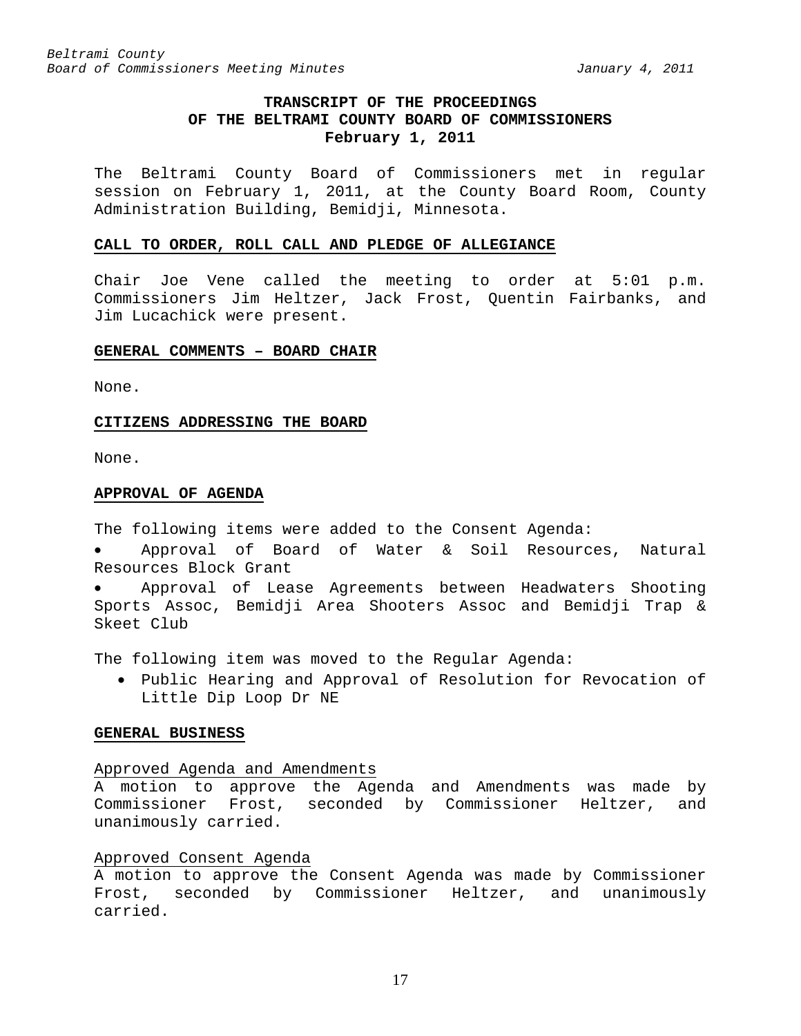# TRANSCRIPT OF THE PROCEEDINGS OF THE BELTRAMI COUNTY BOARD OF COMMISSIONERS
**February 1, 2011**

The Beltrami County Board of Commissioners met in regular session on February 1, 2011, at the County Board Room, County Administration Building, Bemidji, Minnesota.

## CALL TO ORDER, ROLL CALL AND PLEDGE OF ALLEGIANCE

Chair Joe Vene called the meeting to order at 5:01 p.m. Commissioners Jim Heltzer, Jack Frost, Quentin Fairbanks, and Jim Lucachick were present.

## GENERAL COMMENTS – BOARD CHAIR

None.

## CITIZENS ADDRESSING THE BOARD

None.

## APPROVAL OF AGENDA

The following items were added to the Consent Agenda:

- Approval of Board of Water & Soil Resources, Natural Resources Block Grant
- Approval of Lease Agreements between Headwaters Shooting Sports Assoc, Bemidji Area Shooters Assoc and Bemidji Trap & Skeet Club

The following item was moved to the Regular Agenda:

- Public Hearing and Approval of Resolution for Revocation of Little Dip Loop Dr NE

## GENERAL BUSINESS

### Approved Agenda and Amendments

A motion to approve the Agenda and Amendments was made by Commissioner Frost, seconded by Commissioner Heltzer, and unanimously carried.

### Approved Consent Agenda

A motion to approve the Consent Agenda was made by Commissioner Frost, seconded by Commissioner Heltzer, and unanimously carried.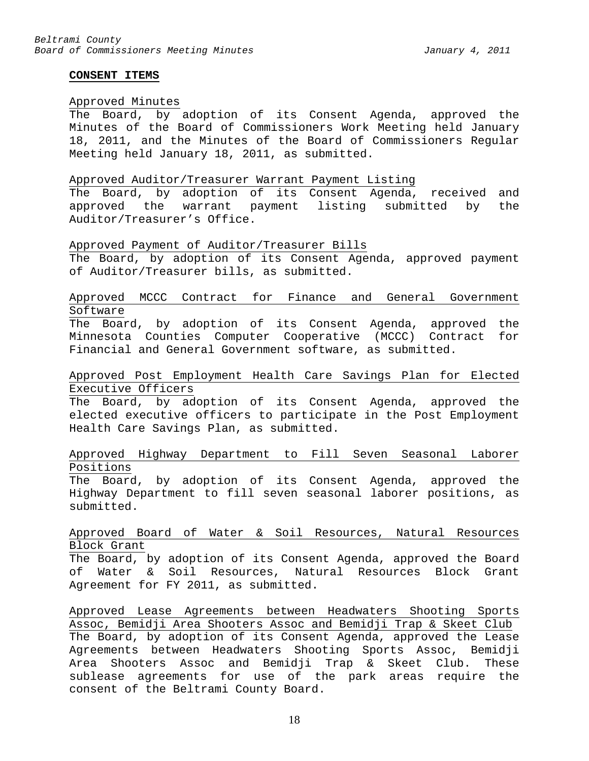**CONSENT ITEMS**

Approved Minutes

The Board, by adoption of its Consent Agenda, approved the Minutes of the Board of Commissioners Work Meeting held January 18, 2011, and the Minutes of the Board of Commissioners Regular Meeting held January 18, 2011, as submitted.

Approved Auditor/Treasurer Warrant Payment Listing

The Board, by adoption of its Consent Agenda, received and approved the warrant payment listing submitted by the Auditor/Treasurer's Office.

Approved Payment of Auditor/Treasurer Bills

The Board, by adoption of its Consent Agenda, approved payment of Auditor/Treasurer bills, as submitted.

Approved MCCC Contract for Finance and General Government Software

The Board, by adoption of its Consent Agenda, approved the Minnesota Counties Computer Cooperative (MCCC) Contract for Financial and General Government software, as submitted.

Approved Post Employment Health Care Savings Plan for Elected Executive Officers

The Board, by adoption of its Consent Agenda, approved the elected executive officers to participate in the Post Employment Health Care Savings Plan, as submitted.

Approved Highway Department to Fill Seven Seasonal Laborer Positions

The Board, by adoption of its Consent Agenda, approved the Highway Department to fill seven seasonal laborer positions, as submitted.

Approved Board of Water & Soil Resources, Natural Resources Block Grant

The Board, by adoption of its Consent Agenda, approved the Board of Water & Soil Resources, Natural Resources Block Grant Agreement for FY 2011, as submitted.

Approved Lease Agreements between Headwaters Shooting Sports Assoc, Bemidji Area Shooters Assoc and Bemidji Trap & Skeet Club

The Board, by adoption of its Consent Agenda, approved the Lease Agreements between Headwaters Shooting Sports Assoc, Bemidji Area Shooters Assoc and Bemidji Trap & Skeet Club. These sublease agreements for use of the park areas require the consent of the Beltrami County Board.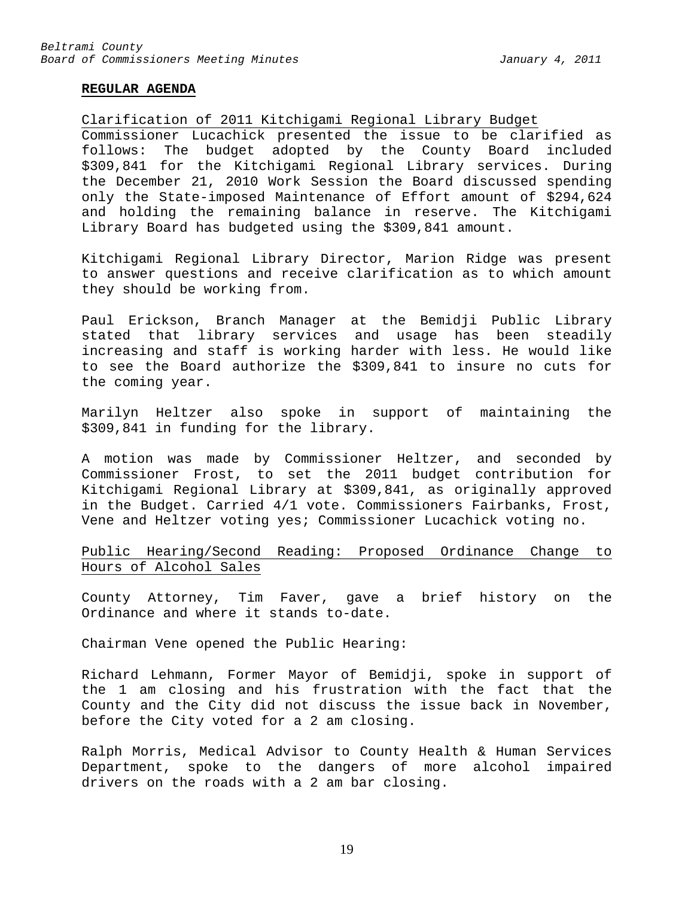**REGULAR AGENDA**

Clarification of 2011 Kitchigami Regional Library Budget

Commissioner Lucachick presented the issue to be clarified as follows: The budget adopted by the County Board included \$309,841 for the Kitchigami Regional Library services. During the December 21, 2010 Work Session the Board discussed spending only the State-imposed Maintenance of Effort amount of \$294,624 and holding the remaining balance in reserve. The Kitchigami Library Board has budgeted using the \$309,841 amount.

Kitchigami Regional Library Director, Marion Ridge was present to answer questions and receive clarification as to which amount they should be working from.

Paul Erickson, Branch Manager at the Bemidji Public Library stated that library services and usage has been steadily increasing and staff is working harder with less. He would like to see the Board authorize the \$309,841 to insure no cuts for the coming year.

Marilyn Heltzer also spoke in support of maintaining the \$309,841 in funding for the library.

A motion was made by Commissioner Heltzer, and seconded by Commissioner Frost, to set the 2011 budget contribution for Kitchigami Regional Library at \$309,841, as originally approved in the Budget. Carried 4/1 vote. Commissioners Fairbanks, Frost, Vene and Heltzer voting yes; Commissioner Lucachick voting no.

Public Hearing/Second Reading: Proposed Ordinance Change to Hours of Alcohol Sales

County Attorney, Tim Faver, gave a brief history on the Ordinance and where it stands to-date.

Chairman Vene opened the Public Hearing:

Richard Lehmann, Former Mayor of Bemidji, spoke in support of the 1 am closing and his frustration with the fact that the County and the City did not discuss the issue back in November, before the City voted for a 2 am closing.

Ralph Morris, Medical Advisor to County Health & Human Services Department, spoke to the dangers of more alcohol impaired drivers on the roads with a 2 am bar closing.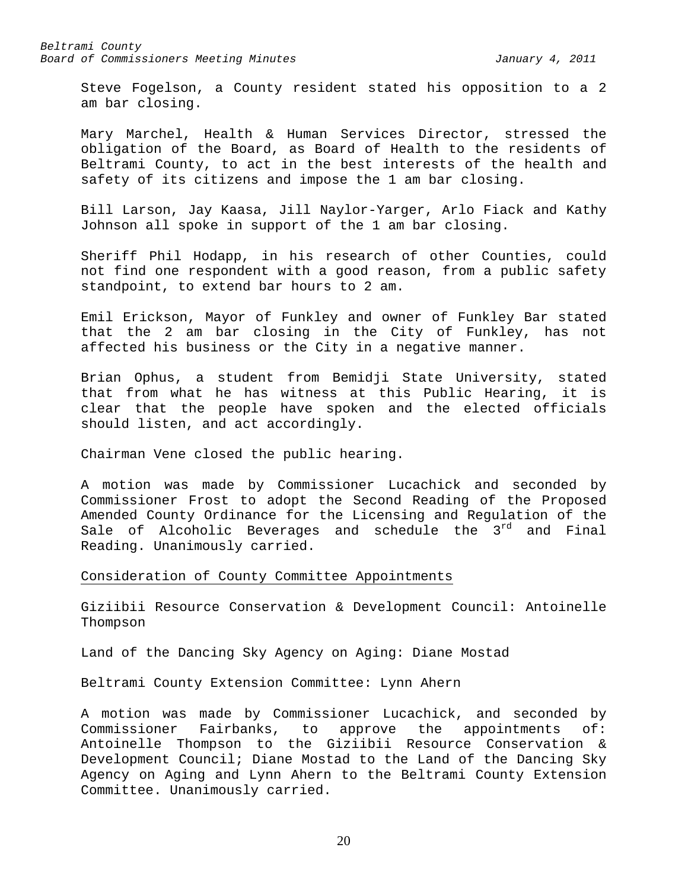Steve Fogelson, a County resident stated his opposition to a 2 am bar closing.

Mary Marchel, Health & Human Services Director, stressed the obligation of the Board, as Board of Health to the residents of Beltrami County, to act in the best interests of the health and safety of its citizens and impose the 1 am bar closing.

Bill Larson, Jay Kaasa, Jill Naylor-Yarger, Arlo Fiack and Kathy Johnson all spoke in support of the 1 am bar closing.

Sheriff Phil Hodapp, in his research of other Counties, could not find one respondent with a good reason, from a public safety standpoint, to extend bar hours to 2 am.

Emil Erickson, Mayor of Funkley and owner of Funkley Bar stated that the 2 am bar closing in the City of Funkley, has not affected his business or the City in a negative manner.

Brian Ophus, a student from Bemidji State University, stated that from what he has witness at this Public Hearing, it is clear that the people have spoken and the elected officials should listen, and act accordingly.

Chairman Vene closed the public hearing.

A motion was made by Commissioner Lucachick and seconded by Commissioner Frost to adopt the Second Reading of the Proposed Amended County Ordinance for the Licensing and Regulation of the Sale of Alcoholic Beverages and schedule the 3rd and Final Reading. Unanimously carried.

Consideration of County Committee Appointments

Giziibii Resource Conservation & Development Council: Antoinelle Thompson

Land of the Dancing Sky Agency on Aging: Diane Mostad

Beltrami County Extension Committee: Lynn Ahern

A motion was made by Commissioner Lucachick, and seconded by Commissioner Fairbanks, to approve the appointments of: Antoinelle Thompson to the Giziibii Resource Conservation & Development Council; Diane Mostad to the Land of the Dancing Sky Agency on Aging and Lynn Ahern to the Beltrami County Extension Committee. Unanimously carried.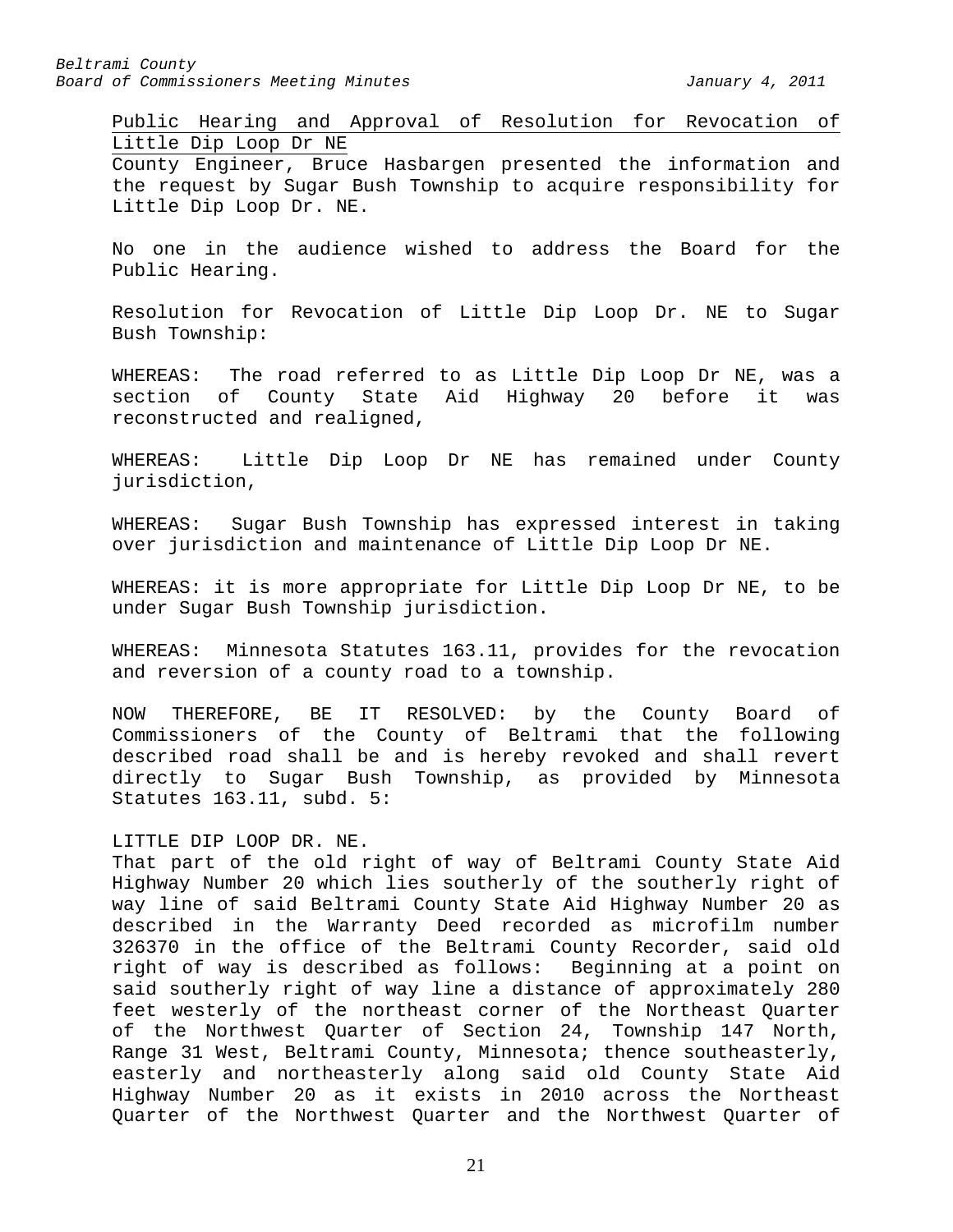Public Hearing and Approval of Resolution for Revocation of Little Dip Loop Dr NE

County Engineer, Bruce Hasbargen presented the information and the request by Sugar Bush Township to acquire responsibility for Little Dip Loop Dr. NE.

No one in the audience wished to address the Board for the Public Hearing.

Resolution for Revocation of Little Dip Loop Dr. NE to Sugar Bush Township:

WHEREAS: The road referred to as Little Dip Loop Dr NE, was a section of County State Aid Highway 20 before it was reconstructed and realigned,

WHEREAS: Little Dip Loop Dr NE has remained under County jurisdiction,

WHEREAS: Sugar Bush Township has expressed interest in taking over jurisdiction and maintenance of Little Dip Loop Dr NE.

WHEREAS: it is more appropriate for Little Dip Loop Dr NE, to be under Sugar Bush Township jurisdiction.

WHEREAS: Minnesota Statutes 163.11, provides for the revocation and reversion of a county road to a township.

NOW THEREFORE, BE IT RESOLVED: by the County Board of Commissioners of the County of Beltrami that the following described road shall be and is hereby revoked and shall revert directly to Sugar Bush Township, as provided by Minnesota Statutes 163.11, subd. 5:

LITTLE DIP LOOP DR. NE.

That part of the old right of way of Beltrami County State Aid Highway Number 20 which lies southerly of the southerly right of way line of said Beltrami County State Aid Highway Number 20 as described in the Warranty Deed recorded as microfilm number 326370 in the office of the Beltrami County Recorder, said old right of way is described as follows: Beginning at a point on said southerly right of way line a distance of approximately 280 feet westerly of the northeast corner of the Northeast Quarter of the Northwest Quarter of Section 24, Township 147 North, Range 31 West, Beltrami County, Minnesota; thence southeasterly, easterly and northeasterly along said old County State Aid Highway Number 20 as it exists in 2010 across the Northeast Quarter of the Northwest Quarter and the Northwest Quarter of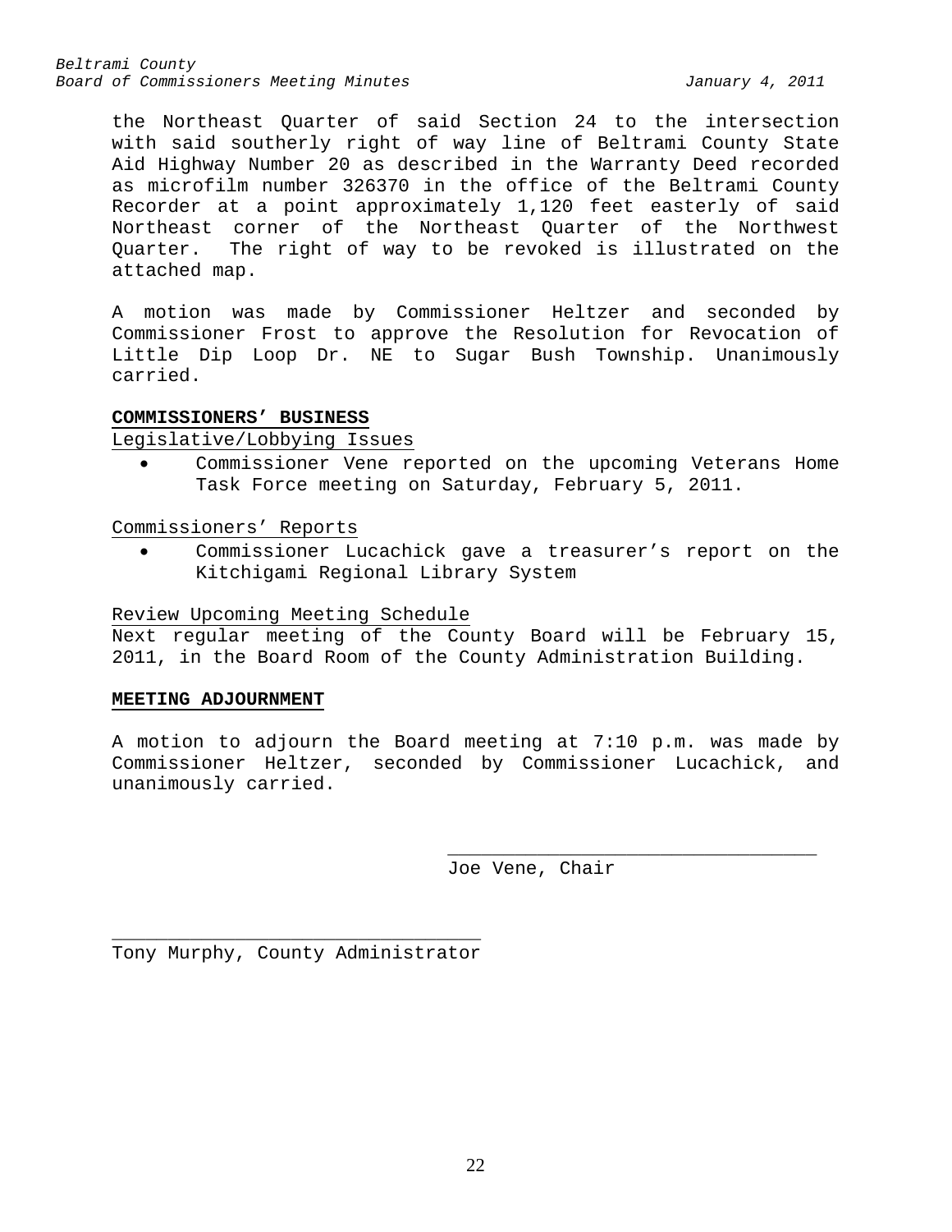the Northeast Quarter of said Section 24 to the intersection with said southerly right of way line of Beltrami County State Aid Highway Number 20 as described in the Warranty Deed recorded as microfilm number 326370 in the office of the Beltrami County Recorder at a point approximately 1,120 feet easterly of said Northeast corner of the Northeast Quarter of the Northwest Quarter. The right of way to be revoked is illustrated on the attached map.

A motion was made by Commissioner Heltzer and seconded by Commissioner Frost to approve the Resolution for Revocation of Little Dip Loop Dr. NE to Sugar Bush Township. Unanimously carried.

**COMMISSIONERS' BUSINESS**

Legislative/Lobbying Issues

- Commissioner Vene reported on the upcoming Veterans Home Task Force meeting on Saturday, February 5, 2011.

Commissioners' Reports

- Commissioner Lucachick gave a treasurer's report on the Kitchigami Regional Library System

Review Upcoming Meeting Schedule

Next regular meeting of the County Board will be February 15, 2011, in the Board Room of the County Administration Building.

**MEETING ADJOURNMENT**

A motion to adjourn the Board meeting at 7:10 p.m. was made by Commissioner Heltzer, seconded by Commissioner Lucachick, and unanimously carried.

\_\_\_\_\_\_\_\_\_\_\_\_\_\_\_\_\_\_\_\_\_\_\_\_\_\_\_\_\_\_\_\_\_\_
Joe Vene, Chair

\_\_\_\_\_\_\_\_\_\_\_\_\_\_\_\_\_\_\_\_\_\_\_\_\_\_\_\_\_\_\_\_\_\_
Tony Murphy, County Administrator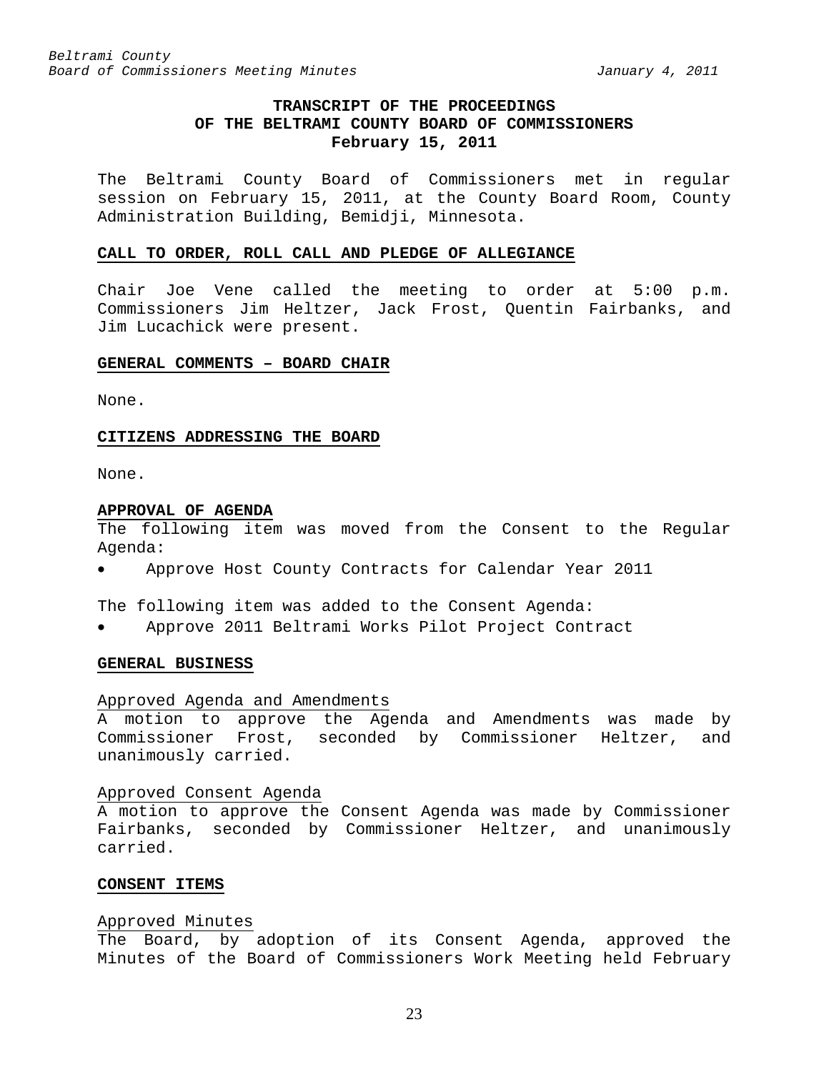**TRANSCRIPT OF THE PROCEEDINGS
OF THE BELTRAMI COUNTY BOARD OF COMMISSIONERS
February 15, 2011**

The Beltrami County Board of Commissioners met in regular session on February 15, 2011, at the County Board Room, County Administration Building, Bemidji, Minnesota.

**CALL TO ORDER, ROLL CALL AND PLEDGE OF ALLEGIANCE**

Chair Joe Vene called the meeting to order at 5:00 p.m. Commissioners Jim Heltzer, Jack Frost, Quentin Fairbanks, and Jim Lucachick were present.

**GENERAL COMMENTS – BOARD CHAIR**

None.

**CITIZENS ADDRESSING THE BOARD**

None.

**APPROVAL OF AGENDA**

The following item was moved from the Consent to the Regular Agenda:

- Approve Host County Contracts for Calendar Year 2011

The following item was added to the Consent Agenda:

- Approve 2011 Beltrami Works Pilot Project Contract

**GENERAL BUSINESS**

Approved Agenda and Amendments

A motion to approve the Agenda and Amendments was made by Commissioner Frost, seconded by Commissioner Heltzer, and unanimously carried.

Approved Consent Agenda

A motion to approve the Consent Agenda was made by Commissioner Fairbanks, seconded by Commissioner Heltzer, and unanimously carried.

**CONSENT ITEMS**

Approved Minutes

The Board, by adoption of its Consent Agenda, approved the Minutes of the Board of Commissioners Work Meeting held February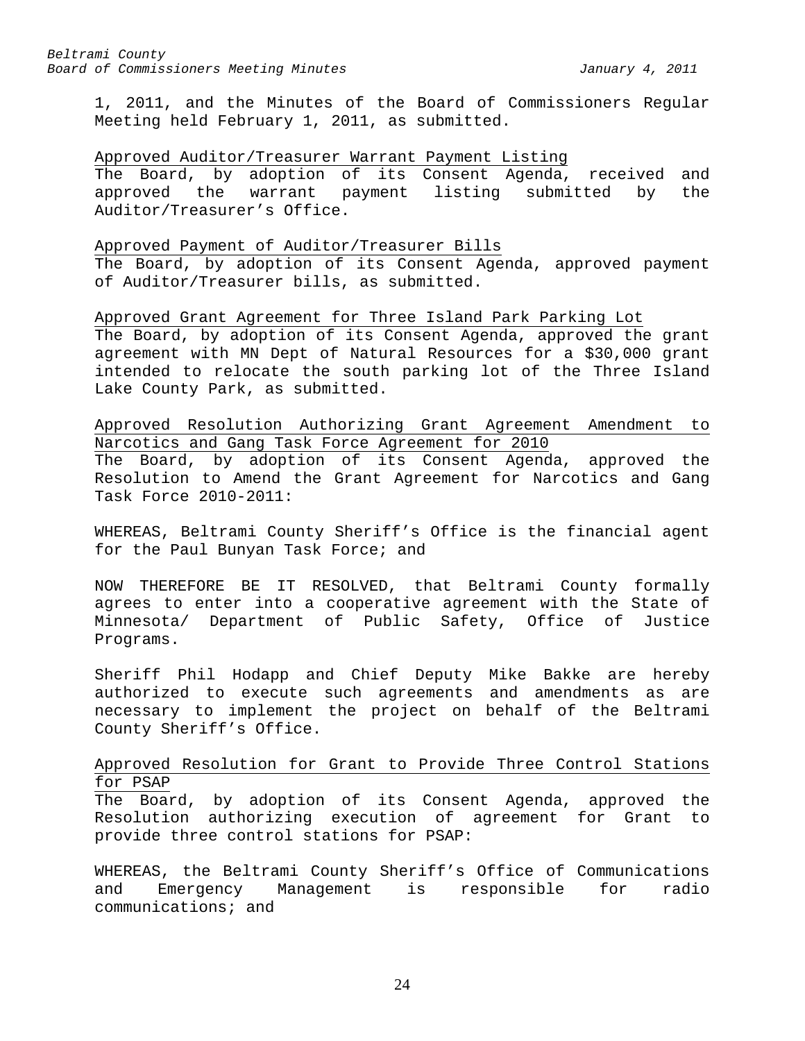1, 2011, and the Minutes of the Board of Commissioners Regular Meeting held February 1, 2011, as submitted.

Approved Auditor/Treasurer Warrant Payment Listing

The Board, by adoption of its Consent Agenda, received and approved the warrant payment listing submitted by the Auditor/Treasurer's Office.

Approved Payment of Auditor/Treasurer Bills

The Board, by adoption of its Consent Agenda, approved payment of Auditor/Treasurer bills, as submitted.

Approved Grant Agreement for Three Island Park Parking Lot

The Board, by adoption of its Consent Agenda, approved the grant agreement with MN Dept of Natural Resources for a $30,000 grant intended to relocate the south parking lot of the Three Island Lake County Park, as submitted.

Approved Resolution Authorizing Grant Agreement Amendment to Narcotics and Gang Task Force Agreement for 2010

The Board, by adoption of its Consent Agenda, approved the Resolution to Amend the Grant Agreement for Narcotics and Gang Task Force 2010-2011:

WHEREAS, Beltrami County Sheriff's Office is the financial agent for the Paul Bunyan Task Force; and

NOW THEREFORE BE IT RESOLVED, that Beltrami County formally agrees to enter into a cooperative agreement with the State of Minnesota/ Department of Public Safety, Office of Justice Programs.

Sheriff Phil Hodapp and Chief Deputy Mike Bakke are hereby authorized to execute such agreements and amendments as are necessary to implement the project on behalf of the Beltrami County Sheriff's Office.

Approved Resolution for Grant to Provide Three Control Stations for PSAP

The Board, by adoption of its Consent Agenda, approved the Resolution authorizing execution of agreement for Grant to provide three control stations for PSAP:

WHEREAS, the Beltrami County Sheriff's Office of Communications and Emergency Management is responsible for radio communications; and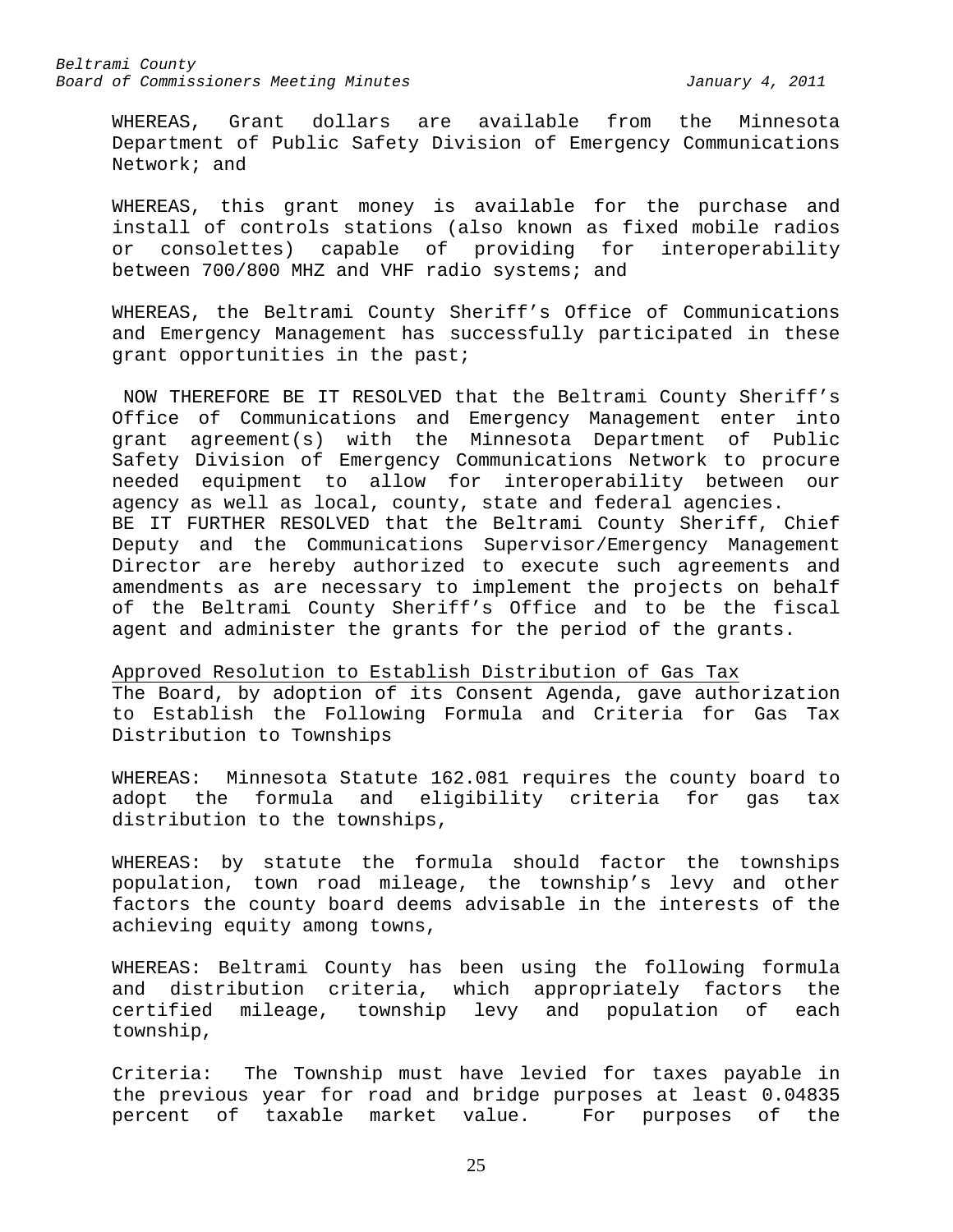WHEREAS, Grant dollars are available from the Minnesota Department of Public Safety Division of Emergency Communications Network; and

WHEREAS, this grant money is available for the purchase and install of controls stations (also known as fixed mobile radios or consolettes) capable of providing for interoperability between 700/800 MHZ and VHF radio systems; and

WHEREAS, the Beltrami County Sheriff's Office of Communications and Emergency Management has successfully participated in these grant opportunities in the past;

NOW THEREFORE BE IT RESOLVED that the Beltrami County Sheriff's Office of Communications and Emergency Management enter into grant agreement(s) with the Minnesota Department of Public Safety Division of Emergency Communications Network to procure needed equipment to allow for interoperability between our agency as well as local, county, state and federal agencies.
BE IT FURTHER RESOLVED that the Beltrami County Sheriff, Chief Deputy and the Communications Supervisor/Emergency Management Director are hereby authorized to execute such agreements and amendments as are necessary to implement the projects on behalf of the Beltrami County Sheriff's Office and to be the fiscal agent and administer the grants for the period of the grants.

<u>Approved Resolution to Establish Distribution of Gas Tax</u>
The Board, by adoption of its Consent Agenda, gave authorization to Establish the Following Formula and Criteria for Gas Tax Distribution to Townships

WHEREAS: Minnesota Statute 162.081 requires the county board to adopt the formula and eligibility criteria for gas tax distribution to the townships,

WHEREAS: by statute the formula should factor the townships population, town road mileage, the township's levy and other factors the county board deems advisable in the interests of the achieving equity among towns,

WHEREAS: Beltrami County has been using the following formula and distribution criteria, which appropriately factors the certified mileage, township levy and population of each township,

Criteria: The Township must have levied for taxes payable in the previous year for road and bridge purposes at least 0.04835 percent of taxable market value. For purposes of the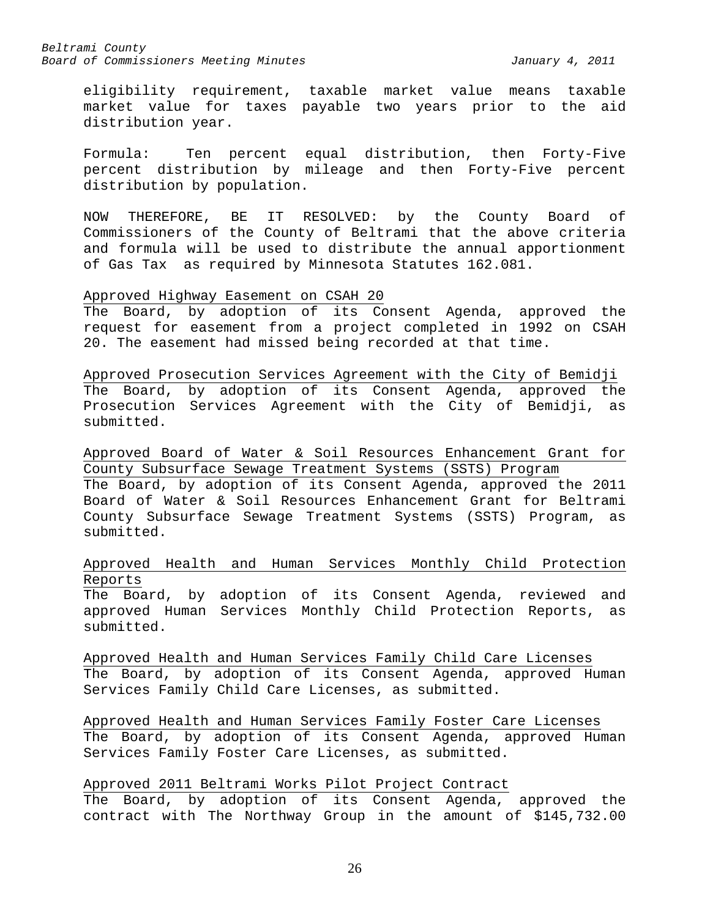eligibility requirement, taxable market value means taxable market value for taxes payable two years prior to the aid distribution year.

Formula: Ten percent equal distribution, then Forty-Five percent distribution by mileage and then Forty-Five percent distribution by population.

NOW THEREFORE, BE IT RESOLVED: by the County Board of Commissioners of the County of Beltrami that the above criteria and formula will be used to distribute the annual apportionment of Gas Tax as required by Minnesota Statutes 162.081.

<u>Approved Highway Easement on CSAH 20</u>
The Board, by adoption of its Consent Agenda, approved the request for easement from a project completed in 1992 on CSAH 20. The easement had missed being recorded at that time.

<u>Approved Prosecution Services Agreement with the City of Bemidji</u>
The Board, by adoption of its Consent Agenda, approved the Prosecution Services Agreement with the City of Bemidji, as submitted.

<u>Approved Board of Water & Soil Resources Enhancement Grant for County Subsurface Sewage Treatment Systems (SSTS) Program</u>
The Board, by adoption of its Consent Agenda, approved the 2011 Board of Water & Soil Resources Enhancement Grant for Beltrami County Subsurface Sewage Treatment Systems (SSTS) Program, as submitted.

<u>Approved Health and Human Services Monthly Child Protection Reports</u>
The Board, by adoption of its Consent Agenda, reviewed and approved Human Services Monthly Child Protection Reports, as submitted.

<u>Approved Health and Human Services Family Child Care Licenses</u>
The Board, by adoption of its Consent Agenda, approved Human Services Family Child Care Licenses, as submitted.

<u>Approved Health and Human Services Family Foster Care Licenses</u>
The Board, by adoption of its Consent Agenda, approved Human Services Family Foster Care Licenses, as submitted.

<u>Approved 2011 Beltrami Works Pilot Project Contract</u>
The Board, by adoption of its Consent Agenda, approved the contract with The Northway Group in the amount of $145,732.00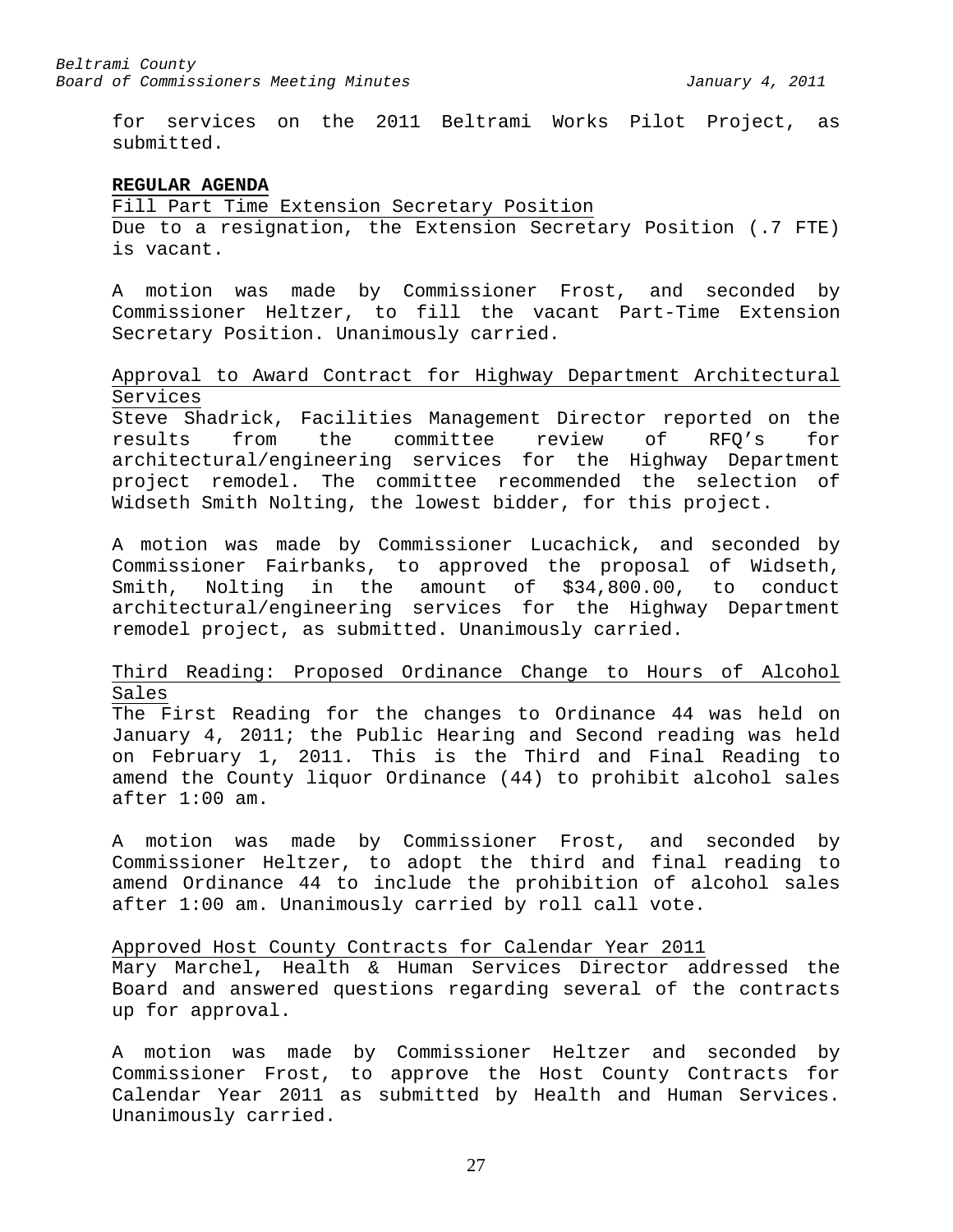for services on the 2011 Beltrami Works Pilot Project, as submitted.

**REGULAR AGENDA**

Fill Part Time Extension Secretary Position

Due to a resignation, the Extension Secretary Position (.7 FTE) is vacant.

A motion was made by Commissioner Frost, and seconded by Commissioner Heltzer, to fill the vacant Part-Time Extension Secretary Position. Unanimously carried.

Approval to Award Contract for Highway Department Architectural Services

Steve Shadrick, Facilities Management Director reported on the results from the committee review of RFQ's for architectural/engineering services for the Highway Department project remodel. The committee recommended the selection of Widseth Smith Nolting, the lowest bidder, for this project.

A motion was made by Commissioner Lucachick, and seconded by Commissioner Fairbanks, to approved the proposal of Widseth, Smith, Nolting in the amount of $34,800.00, to conduct architectural/engineering services for the Highway Department remodel project, as submitted. Unanimously carried.

Third Reading: Proposed Ordinance Change to Hours of Alcohol Sales

The First Reading for the changes to Ordinance 44 was held on January 4, 2011; the Public Hearing and Second reading was held on February 1, 2011. This is the Third and Final Reading to amend the County liquor Ordinance (44) to prohibit alcohol sales after 1:00 am.

A motion was made by Commissioner Frost, and seconded by Commissioner Heltzer, to adopt the third and final reading to amend Ordinance 44 to include the prohibition of alcohol sales after 1:00 am. Unanimously carried by roll call vote.

Approved Host County Contracts for Calendar Year 2011

Mary Marchel, Health & Human Services Director addressed the Board and answered questions regarding several of the contracts up for approval.

A motion was made by Commissioner Heltzer and seconded by Commissioner Frost, to approve the Host County Contracts for Calendar Year 2011 as submitted by Health and Human Services. Unanimously carried.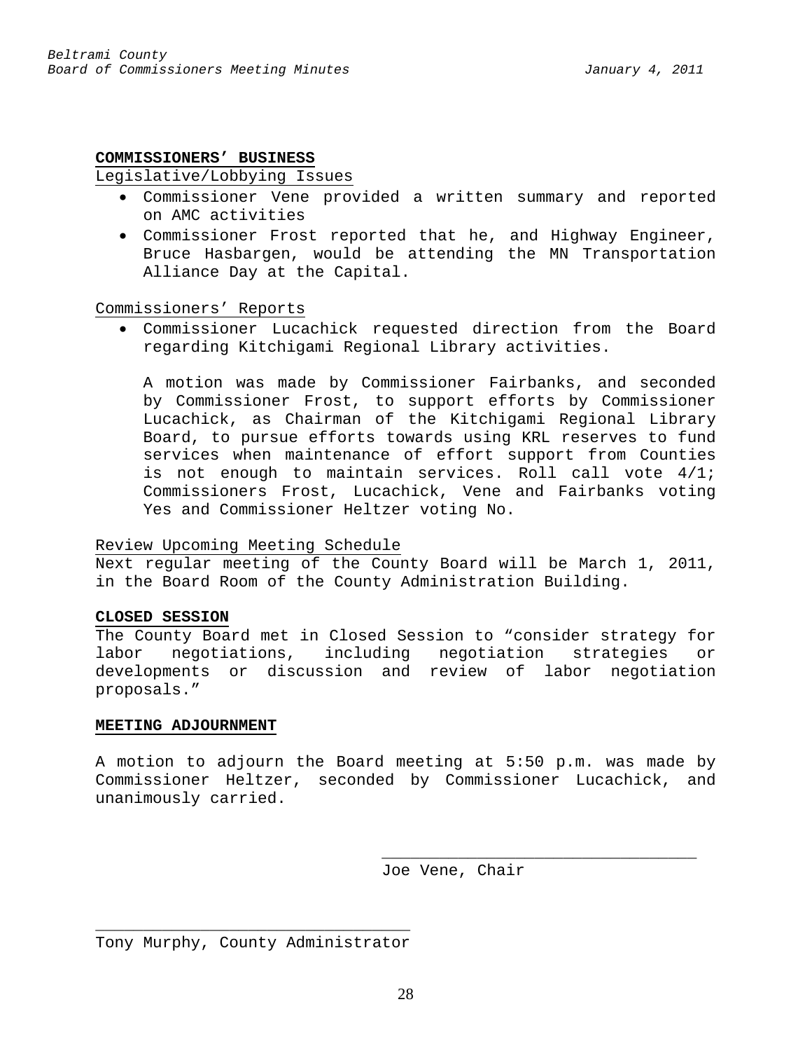## COMMISSIONERS' BUSINESS

Legislative/Lobbying Issues

- Commissioner Vene provided a written summary and reported on AMC activities
- Commissioner Frost reported that he, and Highway Engineer, Bruce Hasbargen, would be attending the MN Transportation Alliance Day at the Capital.

Commissioners' Reports

- Commissioner Lucachick requested direction from the Board regarding Kitchigami Regional Library activities.

  A motion was made by Commissioner Fairbanks, and seconded by Commissioner Frost, to support efforts by Commissioner Lucachick, as Chairman of the Kitchigami Regional Library Board, to pursue efforts towards using KRL reserves to fund services when maintenance of effort support from Counties is not enough to maintain services. Roll call vote 4/1; Commissioners Frost, Lucachick, Vene and Fairbanks voting Yes and Commissioner Heltzer voting No.

Review Upcoming Meeting Schedule

Next regular meeting of the County Board will be March 1, 2011, in the Board Room of the County Administration Building.

## CLOSED SESSION

The County Board met in Closed Session to "consider strategy for labor negotiations, including negotiation strategies or developments or discussion and review of labor negotiation proposals."

## MEETING ADJOURNMENT

A motion to adjourn the Board meeting at 5:50 p.m. was made by Commissioner Heltzer, seconded by Commissioner Lucachick, and unanimously carried.

\_\_\_\_\_\_\_\_\_\_\_\_\_\_\_\_\_\_\_\_\_\_\_\_\_\_\_\_\_\_\_\_\_\_

Joe Vene, Chair

\_\_\_\_\_\_\_\_\_\_\_\_\_\_\_\_\_\_\_\_\_\_\_\_\_\_\_\_\_\_\_\_\_\_

Tony Murphy, County Administrator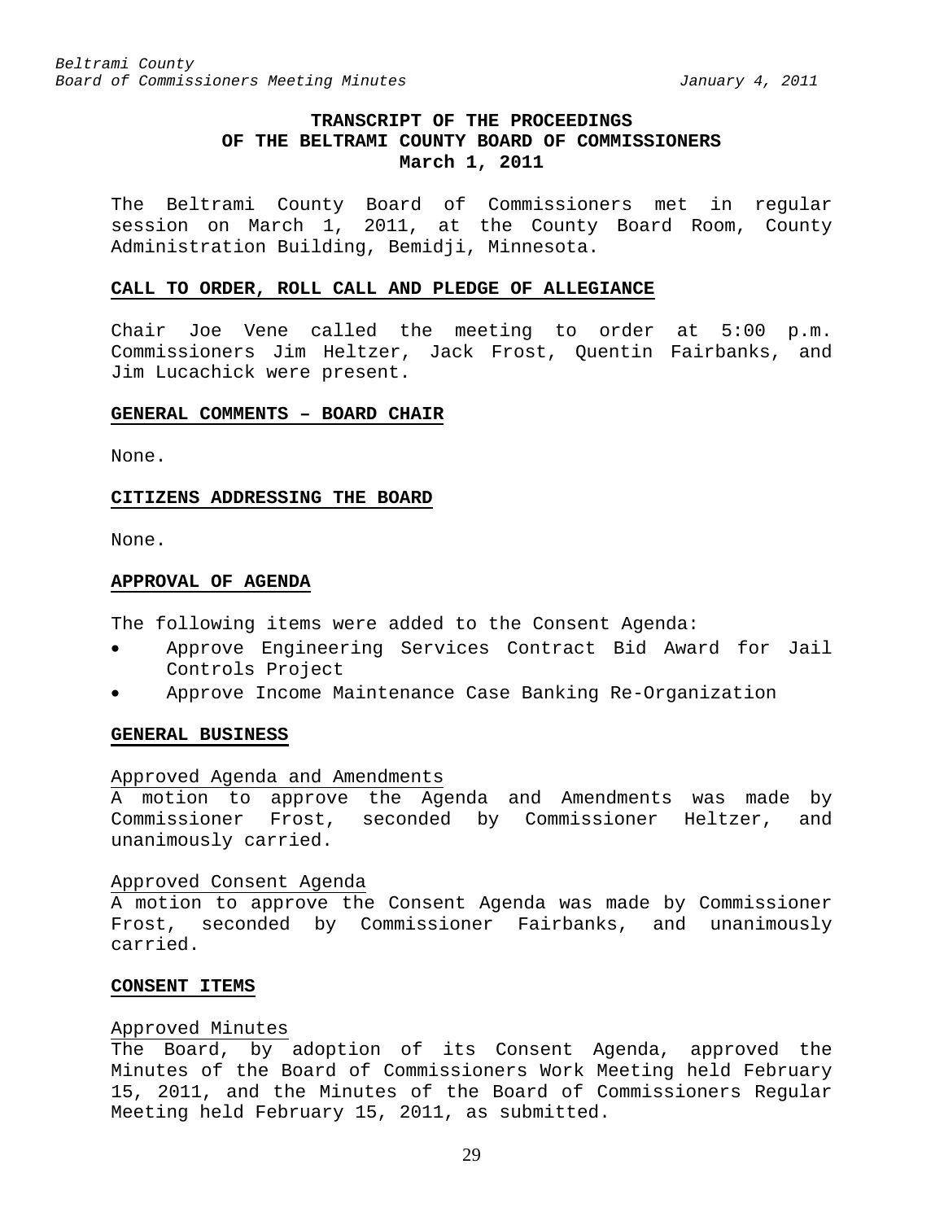# TRANSCRIPT OF THE PROCEEDINGS OF THE BELTRAMI COUNTY BOARD OF COMMISSIONERS

**March 1, 2011**

The Beltrami County Board of Commissioners met in regular session on March 1, 2011, at the County Board Room, County Administration Building, Bemidji, Minnesota.

## CALL TO ORDER, ROLL CALL AND PLEDGE OF ALLEGIANCE

Chair Joe Vene called the meeting to order at 5:00 p.m. Commissioners Jim Heltzer, Jack Frost, Quentin Fairbanks, and Jim Lucachick were present.

## GENERAL COMMENTS – BOARD CHAIR

None.

## CITIZENS ADDRESSING THE BOARD

None.

## APPROVAL OF AGENDA

The following items were added to the Consent Agenda:

- Approve Engineering Services Contract Bid Award for Jail Controls Project
- Approve Income Maintenance Case Banking Re-Organization

## GENERAL BUSINESS

### Approved Agenda and Amendments

A motion to approve the Agenda and Amendments was made by Commissioner Frost, seconded by Commissioner Heltzer, and unanimously carried.

### Approved Consent Agenda

A motion to approve the Consent Agenda was made by Commissioner Frost, seconded by Commissioner Fairbanks, and unanimously carried.

## CONSENT ITEMS

### Approved Minutes

The Board, by adoption of its Consent Agenda, approved the Minutes of the Board of Commissioners Work Meeting held February 15, 2011, and the Minutes of the Board of Commissioners Regular Meeting held February 15, 2011, as submitted.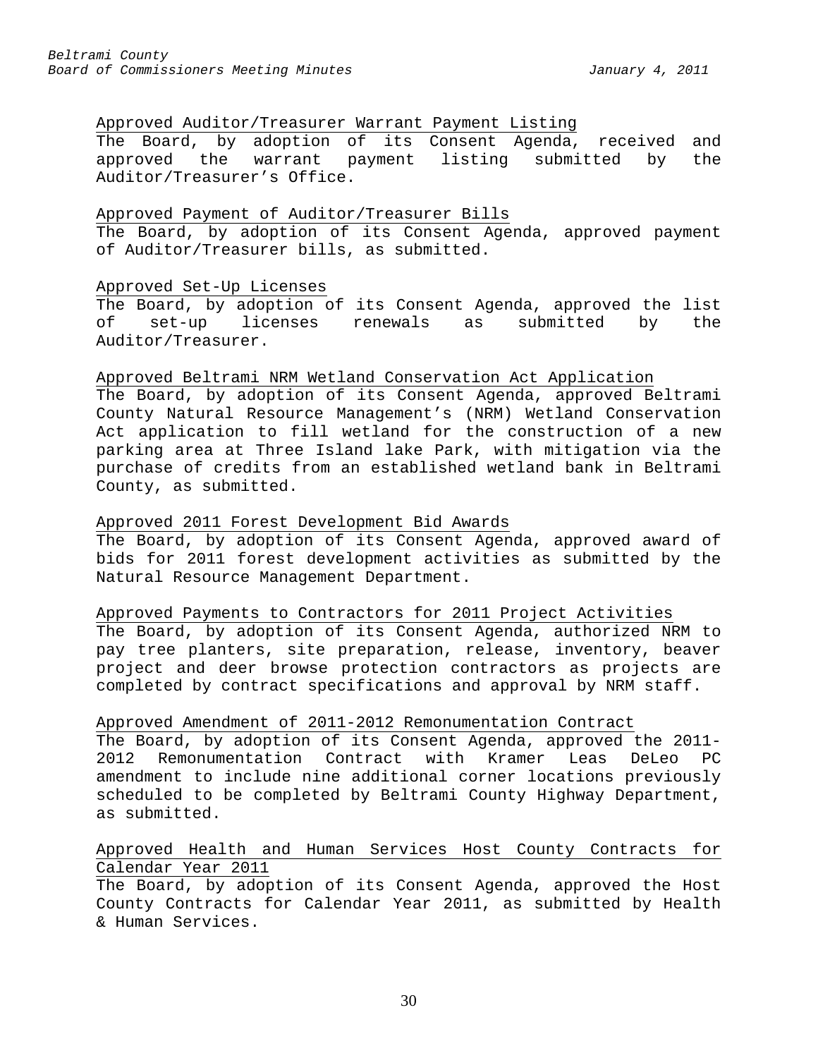Approved Auditor/Treasurer Warrant Payment Listing

The Board, by adoption of its Consent Agenda, received and approved the warrant payment listing submitted by the Auditor/Treasurer's Office.

Approved Payment of Auditor/Treasurer Bills

The Board, by adoption of its Consent Agenda, approved payment of Auditor/Treasurer bills, as submitted.

Approved Set-Up Licenses

The Board, by adoption of its Consent Agenda, approved the list of set-up licenses renewals as submitted by the Auditor/Treasurer.

Approved Beltrami NRM Wetland Conservation Act Application

The Board, by adoption of its Consent Agenda, approved Beltrami County Natural Resource Management's (NRM) Wetland Conservation Act application to fill wetland for the construction of a new parking area at Three Island lake Park, with mitigation via the purchase of credits from an established wetland bank in Beltrami County, as submitted.

Approved 2011 Forest Development Bid Awards

The Board, by adoption of its Consent Agenda, approved award of bids for 2011 forest development activities as submitted by the Natural Resource Management Department.

Approved Payments to Contractors for 2011 Project Activities

The Board, by adoption of its Consent Agenda, authorized NRM to pay tree planters, site preparation, release, inventory, beaver project and deer browse protection contractors as projects are completed by contract specifications and approval by NRM staff.

Approved Amendment of 2011-2012 Remonumentation Contract

The Board, by adoption of its Consent Agenda, approved the 2011-2012 Remonumentation Contract with Kramer Leas DeLeo PC amendment to include nine additional corner locations previously scheduled to be completed by Beltrami County Highway Department, as submitted.

Approved Health and Human Services Host County Contracts for Calendar Year 2011

The Board, by adoption of its Consent Agenda, approved the Host County Contracts for Calendar Year 2011, as submitted by Health & Human Services.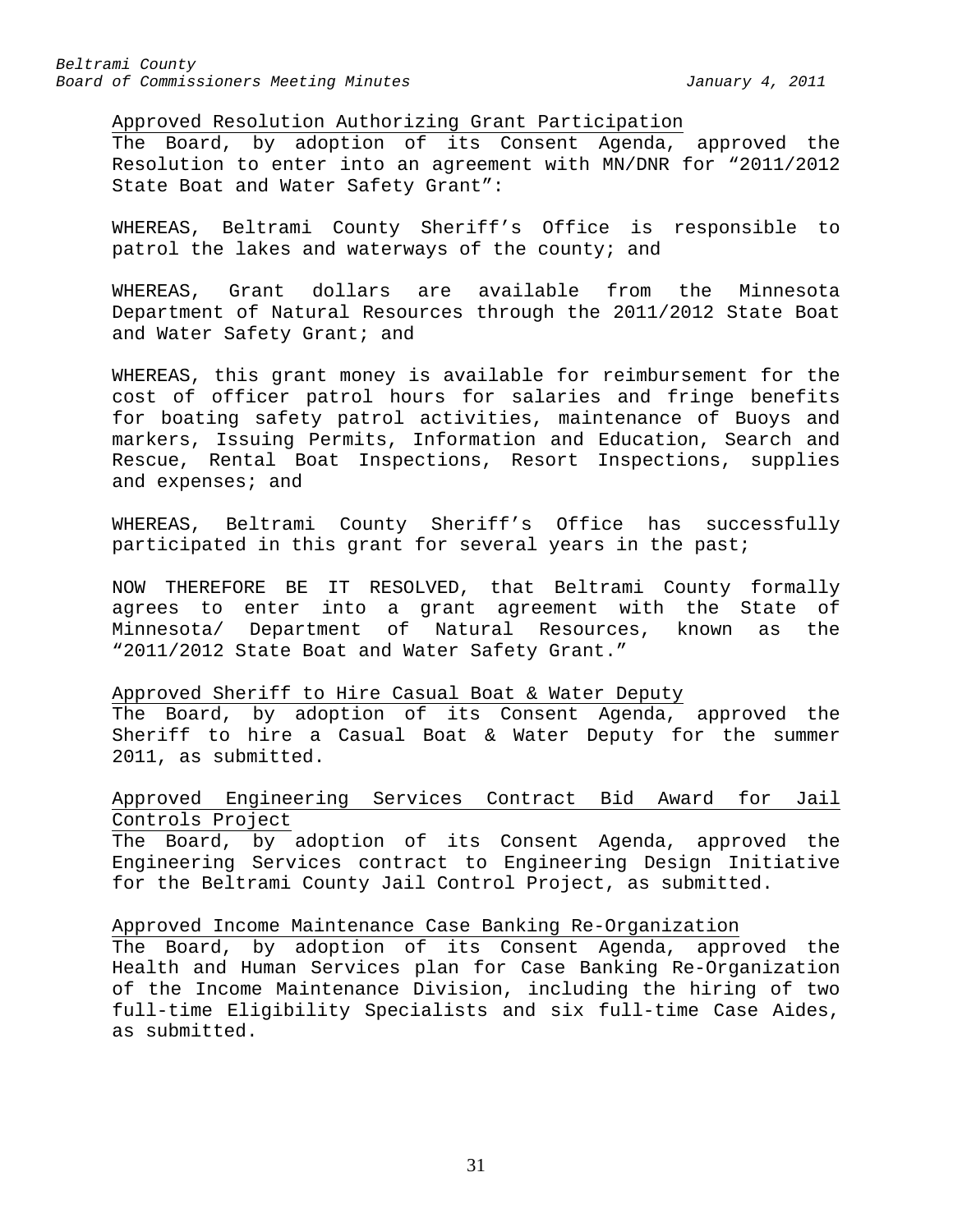Approved Resolution Authorizing Grant Participation

The Board, by adoption of its Consent Agenda, approved the Resolution to enter into an agreement with MN/DNR for "2011/2012 State Boat and Water Safety Grant":

WHEREAS, Beltrami County Sheriff's Office is responsible to patrol the lakes and waterways of the county; and

WHEREAS, Grant dollars are available from the Minnesota Department of Natural Resources through the 2011/2012 State Boat and Water Safety Grant; and

WHEREAS, this grant money is available for reimbursement for the cost of officer patrol hours for salaries and fringe benefits for boating safety patrol activities, maintenance of Buoys and markers, Issuing Permits, Information and Education, Search and Rescue, Rental Boat Inspections, Resort Inspections, supplies and expenses; and

WHEREAS, Beltrami County Sheriff's Office has successfully participated in this grant for several years in the past;

NOW THEREFORE BE IT RESOLVED, that Beltrami County formally agrees to enter into a grant agreement with the State of Minnesota/ Department of Natural Resources, known as the "2011/2012 State Boat and Water Safety Grant."

Approved Sheriff to Hire Casual Boat & Water Deputy

The Board, by adoption of its Consent Agenda, approved the Sheriff to hire a Casual Boat & Water Deputy for the summer 2011, as submitted.

Approved Engineering Services Contract Bid Award for Jail Controls Project

The Board, by adoption of its Consent Agenda, approved the Engineering Services contract to Engineering Design Initiative for the Beltrami County Jail Control Project, as submitted.

Approved Income Maintenance Case Banking Re-Organization

The Board, by adoption of its Consent Agenda, approved the Health and Human Services plan for Case Banking Re-Organization of the Income Maintenance Division, including the hiring of two full-time Eligibility Specialists and six full-time Case Aides, as submitted.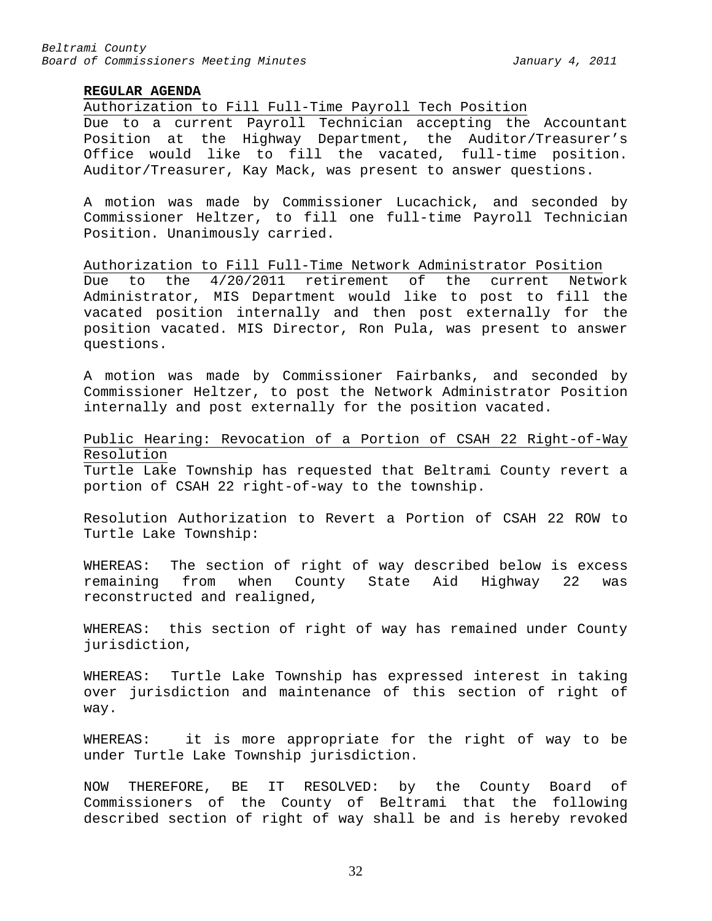**REGULAR AGENDA**

Authorization to Fill Full-Time Payroll Tech Position

Due to a current Payroll Technician accepting the Accountant Position at the Highway Department, the Auditor/Treasurer's Office would like to fill the vacated, full-time position. Auditor/Treasurer, Kay Mack, was present to answer questions.

A motion was made by Commissioner Lucachick, and seconded by Commissioner Heltzer, to fill one full-time Payroll Technician Position. Unanimously carried.

Authorization to Fill Full-Time Network Administrator Position

Due to the 4/20/2011 retirement of the current Network Administrator, MIS Department would like to post to fill the vacated position internally and then post externally for the position vacated. MIS Director, Ron Pula, was present to answer questions.

A motion was made by Commissioner Fairbanks, and seconded by Commissioner Heltzer, to post the Network Administrator Position internally and post externally for the position vacated.

Public Hearing: Revocation of a Portion of CSAH 22 Right-of-Way Resolution

Turtle Lake Township has requested that Beltrami County revert a portion of CSAH 22 right-of-way to the township.

Resolution Authorization to Revert a Portion of CSAH 22 ROW to Turtle Lake Township:

WHEREAS: The section of right of way described below is excess remaining from when County State Aid Highway 22 was reconstructed and realigned,

WHEREAS: this section of right of way has remained under County jurisdiction,

WHEREAS: Turtle Lake Township has expressed interest in taking over jurisdiction and maintenance of this section of right of way.

WHEREAS: it is more appropriate for the right of way to be under Turtle Lake Township jurisdiction.

NOW THEREFORE, BE IT RESOLVED: by the County Board of Commissioners of the County of Beltrami that the following described section of right of way shall be and is hereby revoked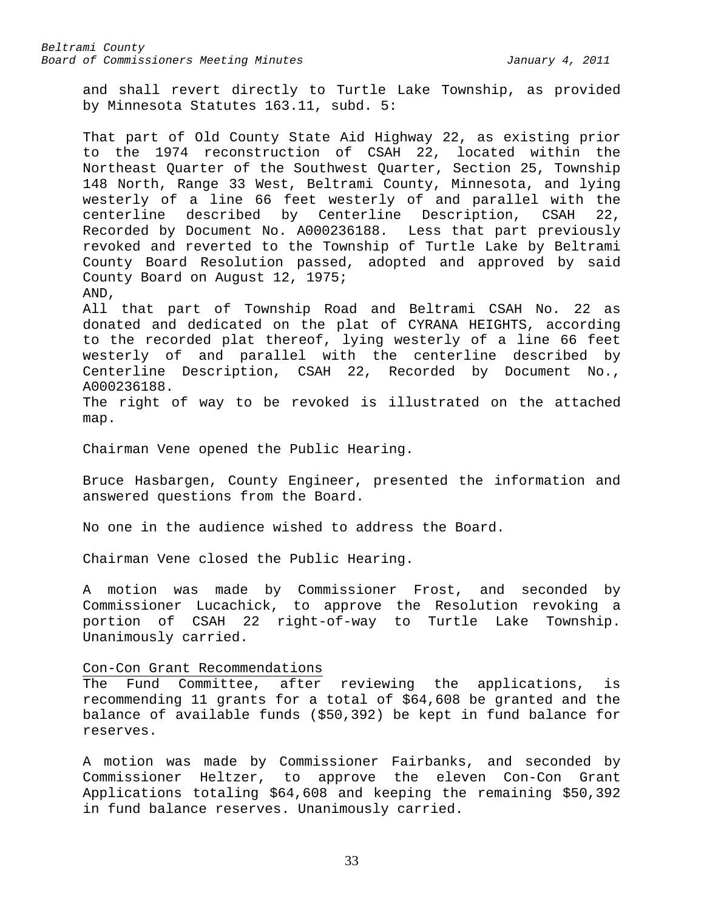and shall revert directly to Turtle Lake Township, as provided by Minnesota Statutes 163.11, subd. 5:

That part of Old County State Aid Highway 22, as existing prior to the 1974 reconstruction of CSAH 22, located within the Northeast Quarter of the Southwest Quarter, Section 25, Township 148 North, Range 33 West, Beltrami County, Minnesota, and lying westerly of a line 66 feet westerly of and parallel with the centerline described by Centerline Description, CSAH 22, Recorded by Document No. A000236188. Less that part previously revoked and reverted to the Township of Turtle Lake by Beltrami County Board Resolution passed, adopted and approved by said County Board on August 12, 1975;
AND,
All that part of Township Road and Beltrami CSAH No. 22 as donated and dedicated on the plat of CYRANA HEIGHTS, according to the recorded plat thereof, lying westerly of a line 66 feet westerly of and parallel with the centerline described by Centerline Description, CSAH 22, Recorded by Document No., A000236188.
The right of way to be revoked is illustrated on the attached map.

Chairman Vene opened the Public Hearing.

Bruce Hasbargen, County Engineer, presented the information and answered questions from the Board.

No one in the audience wished to address the Board.

Chairman Vene closed the Public Hearing.

A motion was made by Commissioner Frost, and seconded by Commissioner Lucachick, to approve the Resolution revoking a portion of CSAH 22 right-of-way to Turtle Lake Township. Unanimously carried.

Con-Con Grant Recommendations
The Fund Committee, after reviewing the applications, is recommending 11 grants for a total of $64,608 be granted and the balance of available funds ($50,392) be kept in fund balance for reserves.

A motion was made by Commissioner Fairbanks, and seconded by Commissioner Heltzer, to approve the eleven Con-Con Grant Applications totaling $64,608 and keeping the remaining $50,392 in fund balance reserves. Unanimously carried.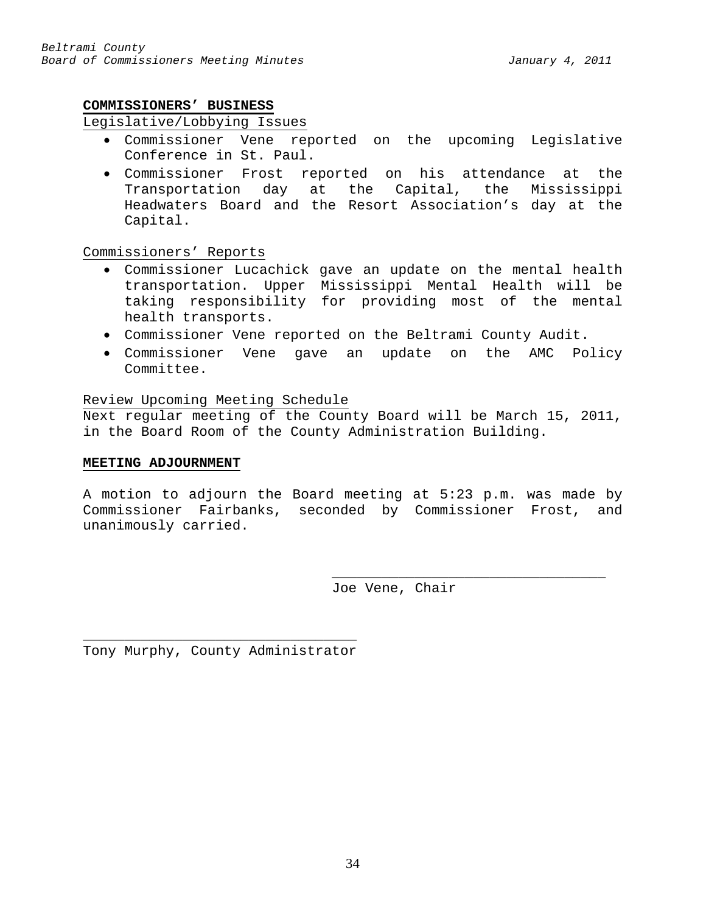**COMMISSIONERS' BUSINESS**

Legislative/Lobbying Issues

- Commissioner Vene reported on the upcoming Legislative Conference in St. Paul.
- Commissioner Frost reported on his attendance at the Transportation day at the Capital, the Mississippi Headwaters Board and the Resort Association's day at the Capital.

Commissioners' Reports

- Commissioner Lucachick gave an update on the mental health transportation. Upper Mississippi Mental Health will be taking responsibility for providing most of the mental health transports.
- Commissioner Vene reported on the Beltrami County Audit.
- Commissioner Vene gave an update on the AMC Policy Committee.

Review Upcoming Meeting Schedule

Next regular meeting of the County Board will be March 15, 2011, in the Board Room of the County Administration Building.

**MEETING ADJOURNMENT**

A motion to adjourn the Board meeting at 5:23 p.m. was made by Commissioner Fairbanks, seconded by Commissioner Frost, and unanimously carried.

\_\_\_\_\_\_\_\_\_\_\_\_\_\_\_\_\_\_\_\_\_\_\_\_\_\_\_\_\_\_\_\_\_
Joe Vene, Chair

\_\_\_\_\_\_\_\_\_\_\_\_\_\_\_\_\_\_\_\_\_\_\_\_\_\_\_\_\_\_\_\_\_
Tony Murphy, County Administrator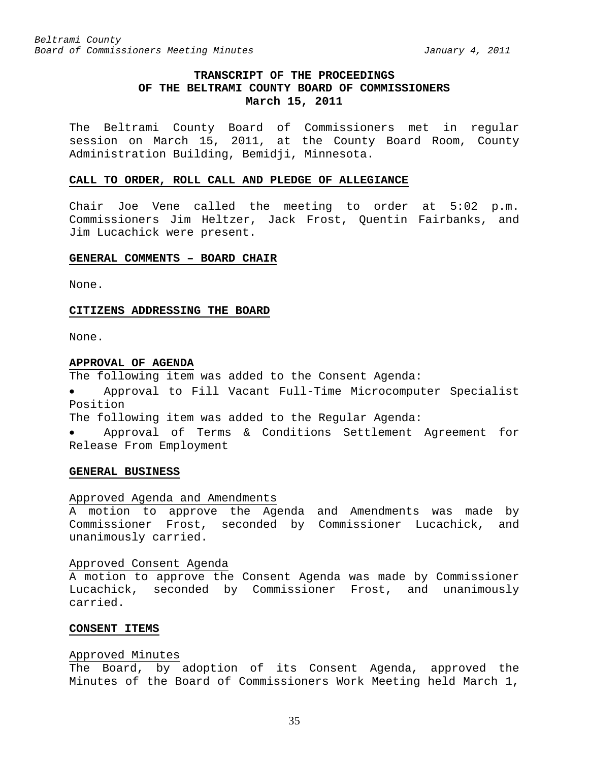# TRANSCRIPT OF THE PROCEEDINGS OF THE BELTRAMI COUNTY BOARD OF COMMISSIONERS March 15, 2011

The Beltrami County Board of Commissioners met in regular session on March 15, 2011, at the County Board Room, County Administration Building, Bemidji, Minnesota.

## CALL TO ORDER, ROLL CALL AND PLEDGE OF ALLEGIANCE

Chair Joe Vene called the meeting to order at 5:02 p.m. Commissioners Jim Heltzer, Jack Frost, Quentin Fairbanks, and Jim Lucachick were present.

## GENERAL COMMENTS – BOARD CHAIR

None.

## CITIZENS ADDRESSING THE BOARD

None.

## APPROVAL OF AGENDA

The following item was added to the Consent Agenda:

- Approval to Fill Vacant Full-Time Microcomputer Specialist Position

The following item was added to the Regular Agenda:

- Approval of Terms & Conditions Settlement Agreement for Release From Employment

## GENERAL BUSINESS

### Approved Agenda and Amendments

A motion to approve the Agenda and Amendments was made by Commissioner Frost, seconded by Commissioner Lucachick, and unanimously carried.

### Approved Consent Agenda

A motion to approve the Consent Agenda was made by Commissioner Lucachick, seconded by Commissioner Frost, and unanimously carried.

## CONSENT ITEMS

### Approved Minutes

The Board, by adoption of its Consent Agenda, approved the Minutes of the Board of Commissioners Work Meeting held March 1,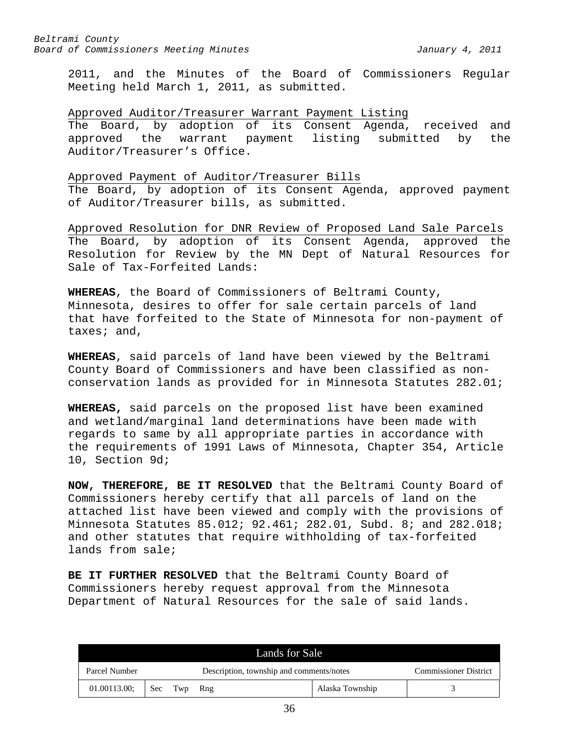2011, and the Minutes of the Board of Commissioners Regular Meeting held March 1, 2011, as submitted.

Approved Auditor/Treasurer Warrant Payment Listing

The Board, by adoption of its Consent Agenda, received and approved the warrant payment listing submitted by the Auditor/Treasurer's Office.

Approved Payment of Auditor/Treasurer Bills

The Board, by adoption of its Consent Agenda, approved payment of Auditor/Treasurer bills, as submitted.

Approved Resolution for DNR Review of Proposed Land Sale Parcels

The Board, by adoption of its Consent Agenda, approved the Resolution for Review by the MN Dept of Natural Resources for Sale of Tax-Forfeited Lands:

**WHEREAS**, the Board of Commissioners of Beltrami County, Minnesota, desires to offer for sale certain parcels of land that have forfeited to the State of Minnesota for non-payment of taxes; and,

**WHEREAS**, said parcels of land have been viewed by the Beltrami County Board of Commissioners and have been classified as non-conservation lands as provided for in Minnesota Statutes 282.01;

**WHEREAS,** said parcels on the proposed list have been examined and wetland/marginal land determinations have been made with regards to same by all appropriate parties in accordance with the requirements of 1991 Laws of Minnesota, Chapter 354, Article 10, Section 9d;

**NOW, THEREFORE, BE IT RESOLVED** that the Beltrami County Board of Commissioners hereby certify that all parcels of land on the attached list have been viewed and comply with the provisions of Minnesota Statutes 85.012; 92.461; 282.01, Subd. 8; and 282.018; and other statutes that require withholding of tax-forfeited lands from sale;

**BE IT FURTHER RESOLVED** that the Beltrami County Board of Commissioners hereby request approval from the Minnesota Department of Natural Resources for the sale of said lands.

| Lands for Sale | | | |
|---|---|---|---|
| Parcel Number | Description, township and comments/notes | | Commissioner District |
| 01.00113.00; | Sec Twp Rng | Alaska Township | 3 |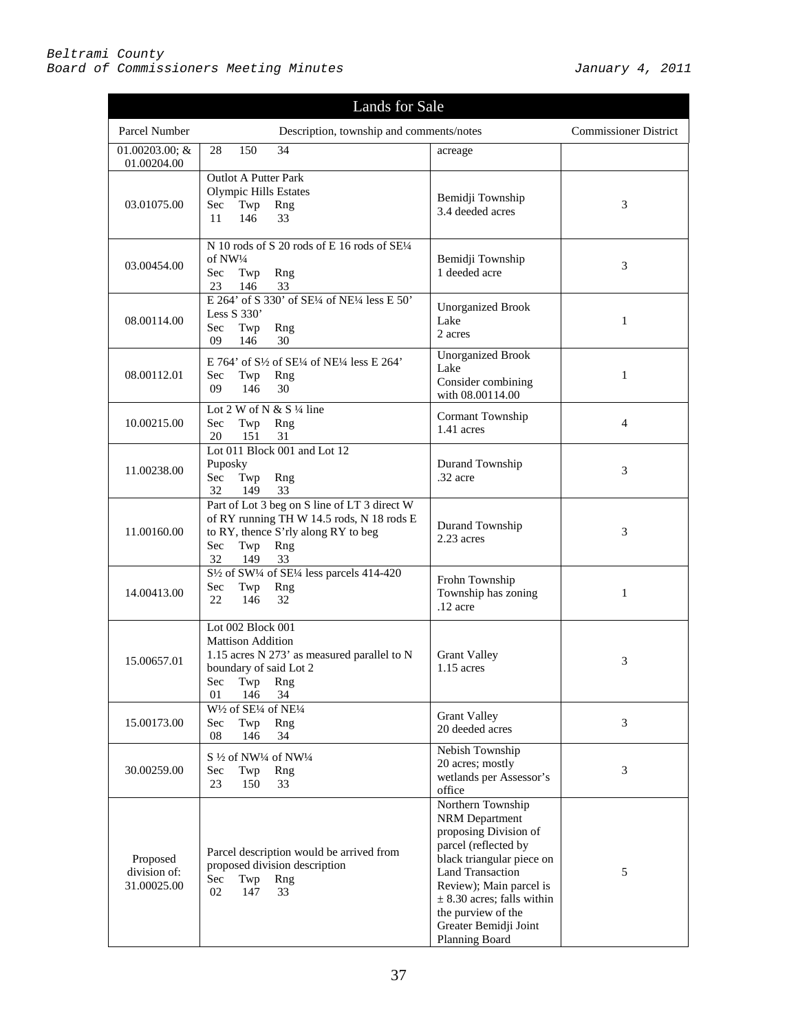| Lands for Sale | | | |
|---|---|---|---|
| Parcel Number | Description, township and comments/notes | | Commissioner District |
| 01.00203.00; & 01.00204.00 | 28 150 34 | acreage | |
| 03.01075.00 | Outlot A Putter Park<br>Olympic Hills Estates<br>Sec Twp Rng<br>11 146 33 | Bemidji Township<br>3.4 deeded acres | 3 |
| 03.00454.00 | N 10 rods of S 20 rods of E 16 rods of SE¼ of NW¼<br>Sec Twp Rng<br>23 146 33 | Bemidji Township<br>1 deeded acre | 3 |
| 08.00114.00 | E 264' of S 330' of SE¼ of NE¼ less E 50' Less S 330'<br>Sec Twp Rng<br>09 146 30 | Unorganized Brook Lake<br>2 acres | 1 |
| 08.00112.01 | E 764' of S½ of SE¼ of NE¼ less E 264'<br>Sec Twp Rng<br>09 146 30 | Unorganized Brook Lake<br>Consider combining with 08.00114.00 | 1 |
| 10.00215.00 | Lot 2 W of N & S ¼ line<br>Sec Twp Rng<br>20 151 31 | Cormant Township<br>1.41 acres | 4 |
| 11.00238.00 | Lot 011 Block 001 and Lot 12<br>Puposky<br>Sec Twp Rng<br>32 149 33 | Durand Township<br>.32 acre | 3 |
| 11.00160.00 | Part of Lot 3 beg on S line of LT 3 direct W of RY running TH W 14.5 rods, N 18 rods E to RY, thence S'rly along RY to beg<br>Sec Twp Rng<br>32 149 33 | Durand Township<br>2.23 acres | 3 |
| 14.00413.00 | S½ of SW¼ of SE¼ less parcels 414-420<br>Sec Twp Rng<br>22 146 32 | Frohn Township<br>Township has zoning<br>.12 acre | 1 |
| 15.00657.01 | Lot 002 Block 001<br>Mattison Addition<br>1.15 acres N 273' as measured parallel to N boundary of said Lot 2<br>Sec Twp Rng<br>01 146 34 | Grant Valley<br>1.15 acres | 3 |
| 15.00173.00 | W½ of SE¼ of NE¼<br>Sec Twp Rng<br>08 146 34 | Grant Valley<br>20 deeded acres | 3 |
| 30.00259.00 | S ½ of NW¼ of NW¼<br>Sec Twp Rng<br>23 150 33 | Nebish Township<br>20 acres; mostly wetlands per Assessor's office | 3 |
| Proposed division of: 31.00025.00 | Parcel description would be arrived from proposed division description<br>Sec Twp Rng<br>02 147 33 | Northern Township<br>NRM Department proposing Division of parcel (reflected by black triangular piece on Land Transaction Review); Main parcel is ± 8.30 acres; falls within the purview of the Greater Bemidji Joint Planning Board | 5 |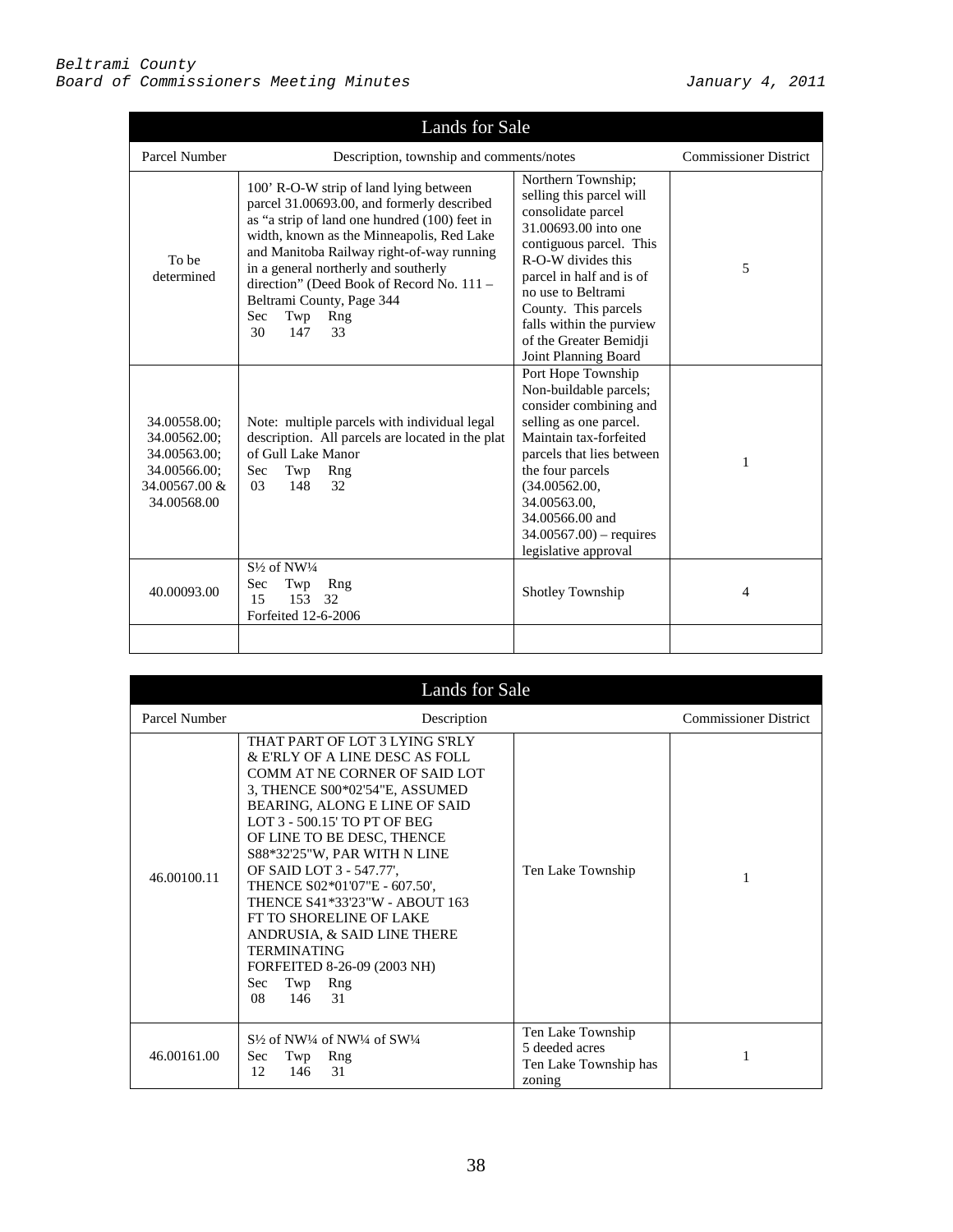## Lands for Sale

| Parcel Number | Description, township and comments/notes | | Commissioner District |
|---|---|---|---|
| To be determined | 100' R-O-W strip of land lying between parcel 31.00693.00, and formerly described as "a strip of land one hundred (100) feet in width, known as the Minneapolis, Red Lake and Manitoba Railway right-of-way running in a general northerly and southerly direction" (Deed Book of Record No. 111 – Beltrami County, Page 344<br>Sec Twp Rng<br>30 147 33 | Northern Township; selling this parcel will consolidate parcel 31.00693.00 into one contiguous parcel. This R-O-W divides this parcel in half and is of no use to Beltrami County. This parcels falls within the purview of the Greater Bemidji Joint Planning Board | 5 |
| 34.00558.00; 34.00562.00; 34.00563.00; 34.00566.00; 34.00567.00 & 34.00568.00 | Note: multiple parcels with individual legal description. All parcels are located in the plat of Gull Lake Manor<br>Sec Twp Rng<br>03 148 32 | Port Hope Township Non-buildable parcels; consider combining and selling as one parcel. Maintain tax-forfeited parcels that lies between the four parcels (34.00562.00, 34.00563.00, 34.00566.00 and 34.00567.00) – requires legislative approval | 1 |
| 40.00093.00 | S½ of NW¼<br>Sec Twp Rng<br>15 153 32<br>Forfeited 12-6-2006 | Shotley Township | 4 |
| | | | |

## Lands for Sale

| Parcel Number | Description | | Commissioner District |
|---|---|---|---|
| 46.00100.11 | THAT PART OF LOT 3 LYING S'RLY & E'RLY OF A LINE DESC AS FOLL COMM AT NE CORNER OF SAID LOT 3, THENCE S00*02'54"E, ASSUMED BEARING, ALONG E LINE OF SAID LOT 3 - 500.15' TO PT OF BEG OF LINE TO BE DESC, THENCE S88*32'25"W, PAR WITH N LINE OF SAID LOT 3 - 547.77', THENCE S02*01'07"E - 607.50', THENCE S41*33'23"W - ABOUT 163 FT TO SHORELINE OF LAKE ANDRUSIA, & SAID LINE THERE TERMINATING<br>FORFEITED 8-26-09 (2003 NH)<br>Sec Twp Rng<br>08 146 31 | Ten Lake Township | 1 |
| 46.00161.00 | S½ of NW¼ of NW¼ of SW¼<br>Sec Twp Rng<br>12 146 31 | Ten Lake Township 5 deeded acres Ten Lake Township has zoning | 1 |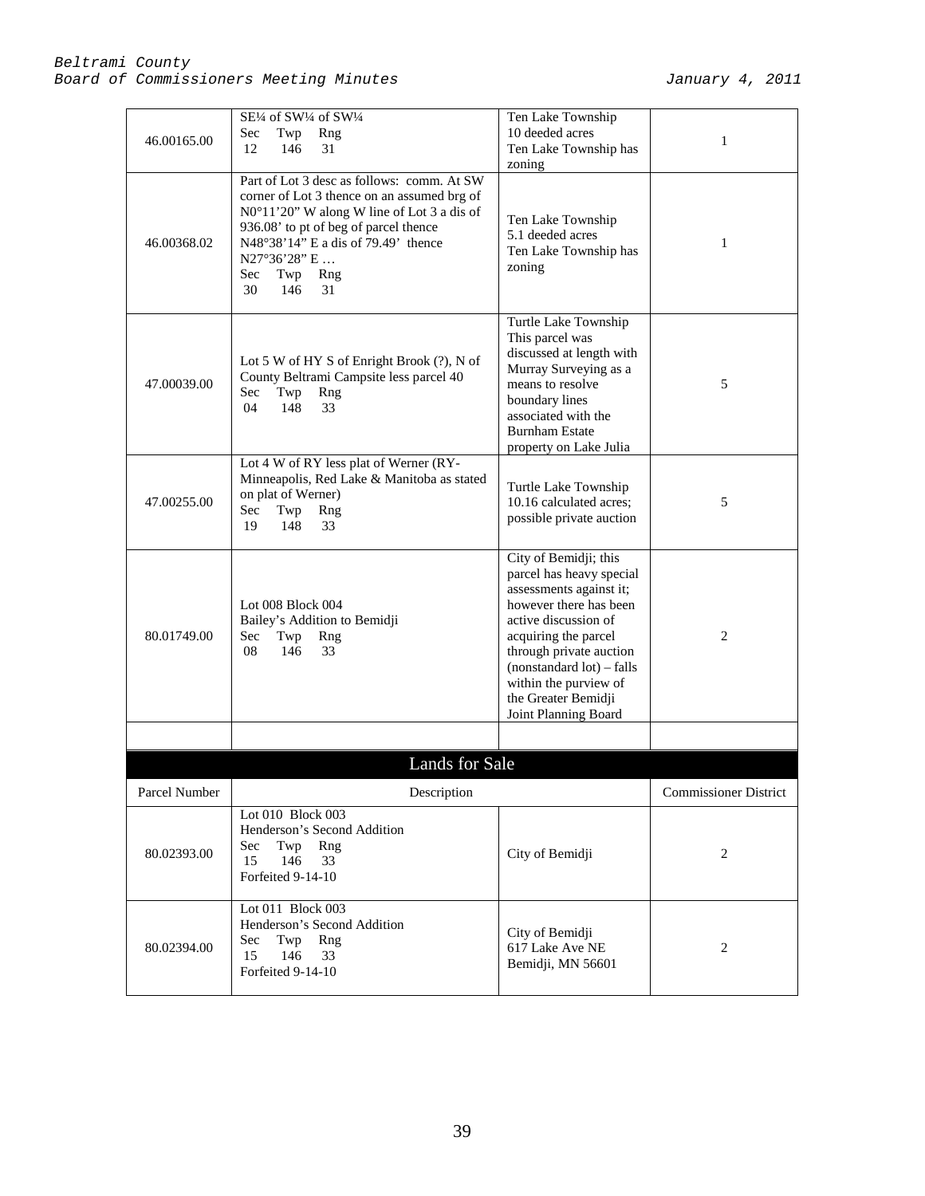| | | | |
|---|---|---|---|
| 46.00165.00 | SE¼ of SW¼ of SW¼<br>Sec Twp Rng<br>12 146 31 | Ten Lake Township<br>10 deeded acres<br>Ten Lake Township has zoning | 1 |
| 46.00368.02 | Part of Lot 3 desc as follows: comm. At SW corner of Lot 3 thence on an assumed brg of N0°11'20" W along W line of Lot 3 a dis of 936.08' to pt of beg of parcel thence N48°38'14" E a dis of 79.49' thence N27°36'28" E …<br>Sec Twp Rng<br>30 146 31 | Ten Lake Township<br>5.1 deeded acres<br>Ten Lake Township has zoning | 1 |
| 47.00039.00 | Lot 5 W of HY S of Enright Brook (?), N of County Beltrami Campsite less parcel 40<br>Sec Twp Rng<br>04 148 33 | Turtle Lake Township<br>This parcel was discussed at length with Murray Surveying as a means to resolve boundary lines associated with the Burnham Estate property on Lake Julia | 5 |
| 47.00255.00 | Lot 4 W of RY less plat of Werner (RY-Minneapolis, Red Lake & Manitoba as stated on plat of Werner)<br>Sec Twp Rng<br>19 148 33 | Turtle Lake Township<br>10.16 calculated acres; possible private auction | 5 |
| 80.01749.00 | Lot 008 Block 004<br>Bailey's Addition to Bemidji<br>Sec Twp Rng<br>08 146 33 | City of Bemidji; this parcel has heavy special assessments against it; however there has been active discussion of acquiring the parcel through private auction (nonstandard lot) – falls within the purview of the Greater Bemidji Joint Planning Board | 2 |
| | | | |

## Lands for Sale

| Parcel Number | Description | | Commissioner District |
|---|---|---|---|
| 80.02393.00 | Lot 010 Block 003<br>Henderson's Second Addition<br>Sec Twp Rng<br>15 146 33<br>Forfeited 9-14-10 | City of Bemidji | 2 |
| 80.02394.00 | Lot 011 Block 003<br>Henderson's Second Addition<br>Sec Twp Rng<br>15 146 33<br>Forfeited 9-14-10 | City of Bemidji<br>617 Lake Ave NE<br>Bemidji, MN 56601 | 2 |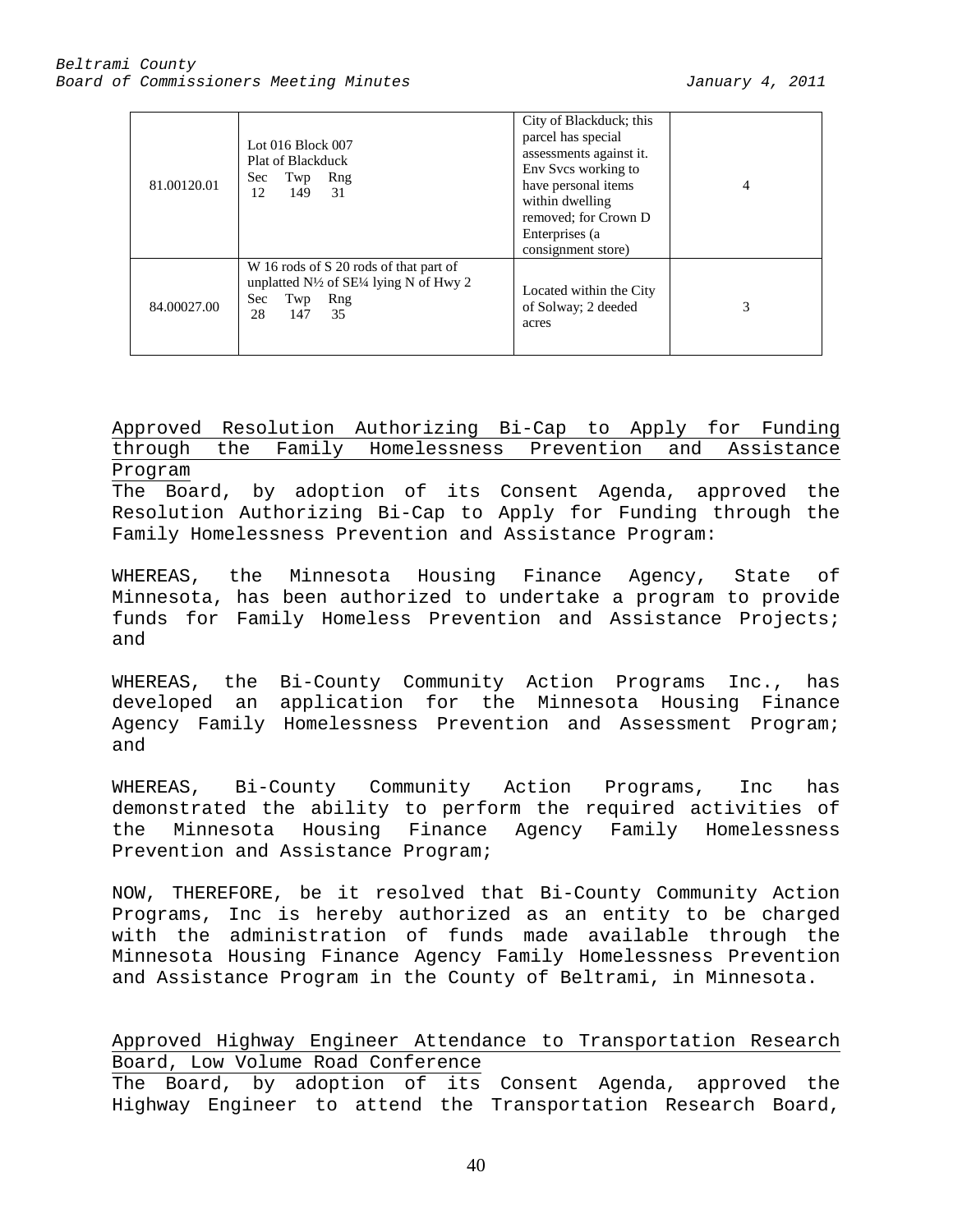| 81.00120.01 | Lot 016 Block 007<br>Plat of Blackduck<br>Sec Twp Rng<br>12 149 31 | City of Blackduck; this parcel has special assessments against it. Env Svcs working to have personal items within dwelling removed; for Crown D Enterprises (a consignment store) | 4 |
|---|---|---|---|
| 84.00027.00 | W 16 rods of S 20 rods of that part of unplatted N½ of SE¼ lying N of Hwy 2<br>Sec Twp Rng<br>28 147 35 | Located within the City of Solway; 2 deeded acres | 3 |

Approved Resolution Authorizing Bi-Cap to Apply for Funding through the Family Homelessness Prevention and Assistance Program

The Board, by adoption of its Consent Agenda, approved the Resolution Authorizing Bi-Cap to Apply for Funding through the Family Homelessness Prevention and Assistance Program:

WHEREAS, the Minnesota Housing Finance Agency, State of Minnesota, has been authorized to undertake a program to provide funds for Family Homeless Prevention and Assistance Projects; and

WHEREAS, the Bi-County Community Action Programs Inc., has developed an application for the Minnesota Housing Finance Agency Family Homelessness Prevention and Assessment Program; and

WHEREAS, Bi-County Community Action Programs, Inc has demonstrated the ability to perform the required activities of the Minnesota Housing Finance Agency Family Homelessness Prevention and Assistance Program;

NOW, THEREFORE, be it resolved that Bi-County Community Action Programs, Inc is hereby authorized as an entity to be charged with the administration of funds made available through the Minnesota Housing Finance Agency Family Homelessness Prevention and Assistance Program in the County of Beltrami, in Minnesota.

Approved Highway Engineer Attendance to Transportation Research Board, Low Volume Road Conference

The Board, by adoption of its Consent Agenda, approved the Highway Engineer to attend the Transportation Research Board,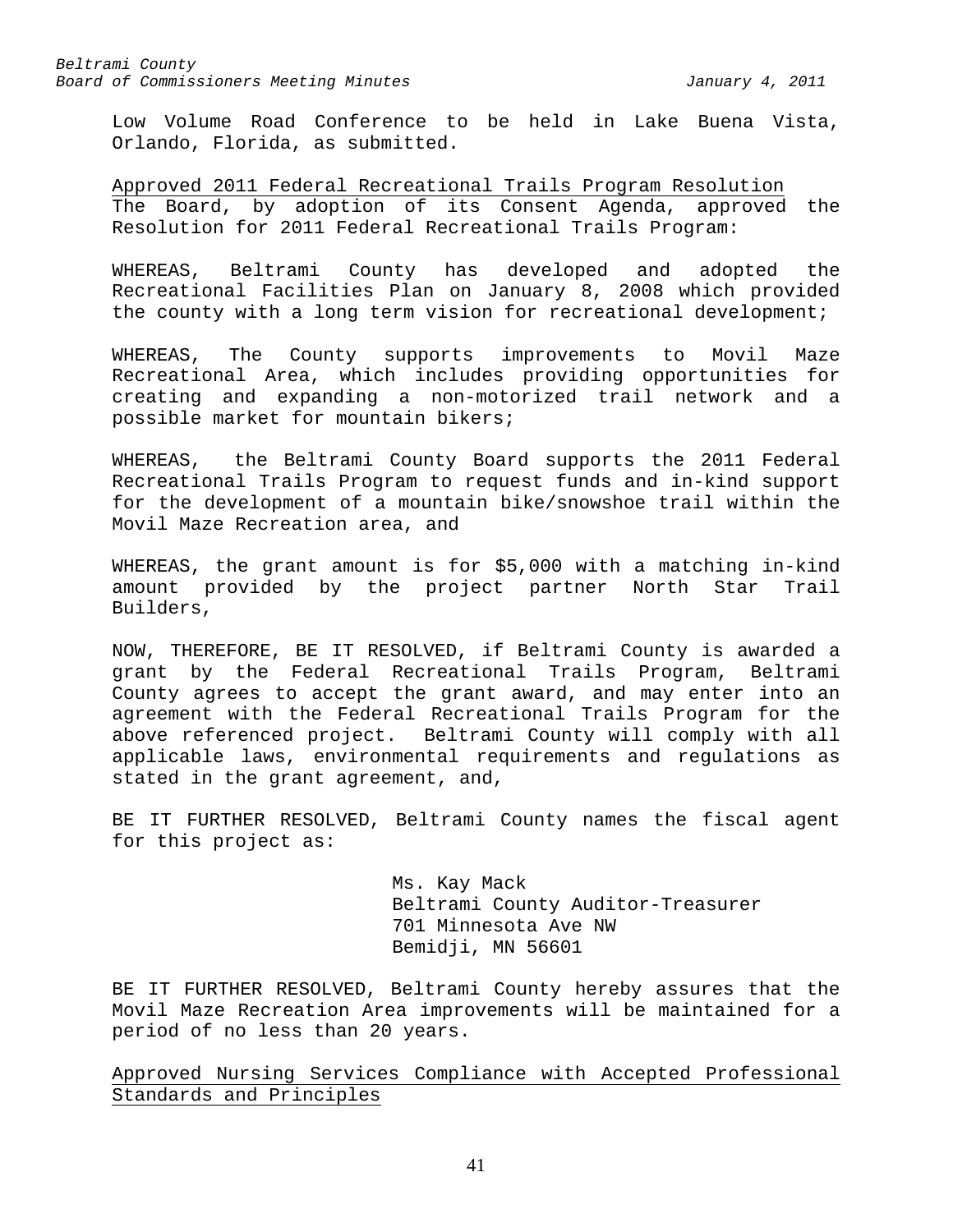Low Volume Road Conference to be held in Lake Buena Vista, Orlando, Florida, as submitted.

Approved 2011 Federal Recreational Trails Program Resolution

The Board, by adoption of its Consent Agenda, approved the Resolution for 2011 Federal Recreational Trails Program:

WHEREAS, Beltrami County has developed and adopted the Recreational Facilities Plan on January 8, 2008 which provided the county with a long term vision for recreational development;

WHEREAS, The County supports improvements to Movil Maze Recreational Area, which includes providing opportunities for creating and expanding a non-motorized trail network and a possible market for mountain bikers;

WHEREAS, the Beltrami County Board supports the 2011 Federal Recreational Trails Program to request funds and in-kind support for the development of a mountain bike/snowshoe trail within the Movil Maze Recreation area, and

WHEREAS, the grant amount is for $5,000 with a matching in-kind amount provided by the project partner North Star Trail Builders,

NOW, THEREFORE, BE IT RESOLVED, if Beltrami County is awarded a grant by the Federal Recreational Trails Program, Beltrami County agrees to accept the grant award, and may enter into an agreement with the Federal Recreational Trails Program for the above referenced project. Beltrami County will comply with all applicable laws, environmental requirements and regulations as stated in the grant agreement, and,

BE IT FURTHER RESOLVED, Beltrami County names the fiscal agent for this project as:

Ms. Kay Mack
Beltrami County Auditor-Treasurer
701 Minnesota Ave NW
Bemidji, MN 56601

BE IT FURTHER RESOLVED, Beltrami County hereby assures that the Movil Maze Recreation Area improvements will be maintained for a period of no less than 20 years.

Approved Nursing Services Compliance with Accepted Professional Standards and Principles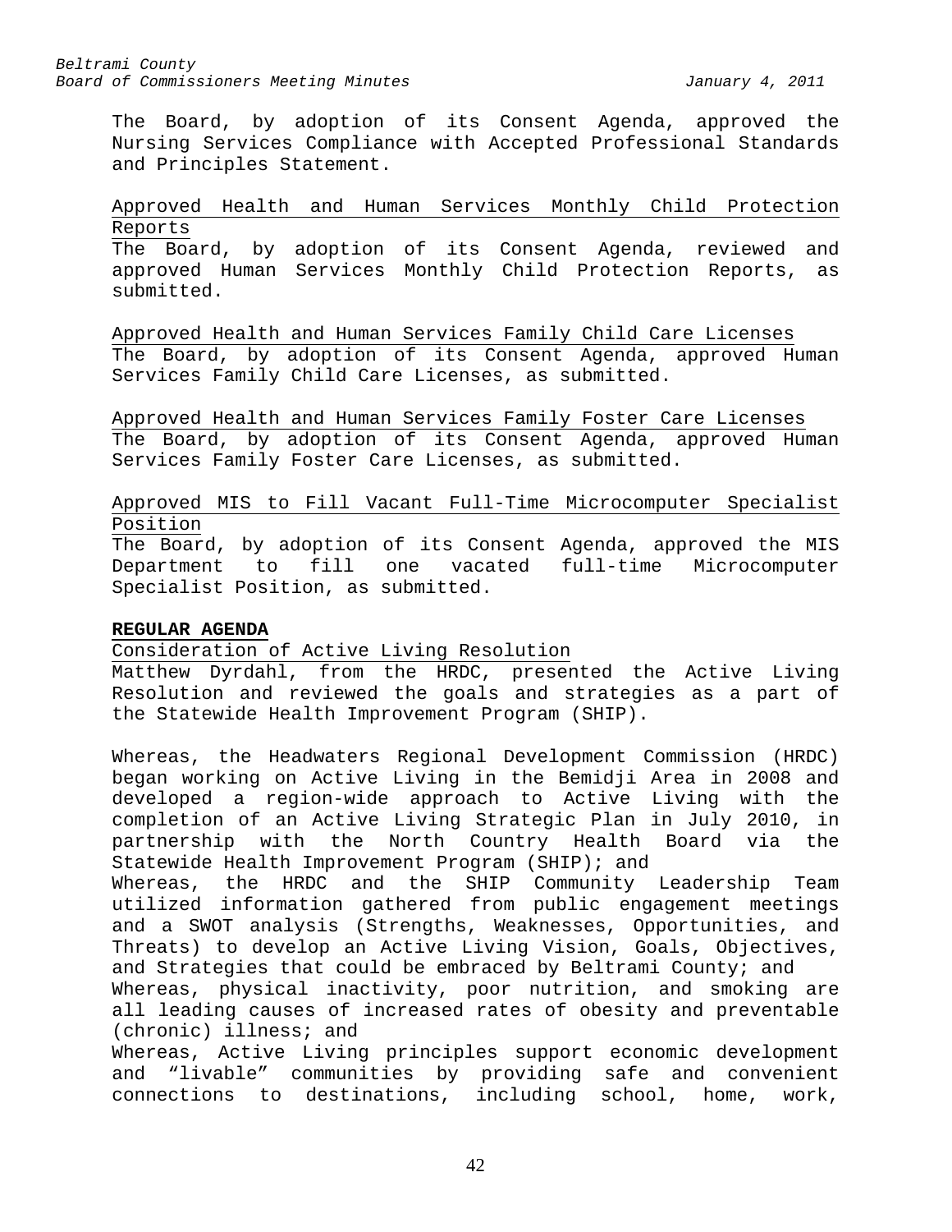The Board, by adoption of its Consent Agenda, approved the Nursing Services Compliance with Accepted Professional Standards and Principles Statement.

Approved Health and Human Services Monthly Child Protection Reports

The Board, by adoption of its Consent Agenda, reviewed and approved Human Services Monthly Child Protection Reports, as submitted.

Approved Health and Human Services Family Child Care Licenses

The Board, by adoption of its Consent Agenda, approved Human Services Family Child Care Licenses, as submitted.

Approved Health and Human Services Family Foster Care Licenses

The Board, by adoption of its Consent Agenda, approved Human Services Family Foster Care Licenses, as submitted.

Approved MIS to Fill Vacant Full-Time Microcomputer Specialist Position

The Board, by adoption of its Consent Agenda, approved the MIS Department to fill one vacated full-time Microcomputer Specialist Position, as submitted.

**REGULAR AGENDA**

Consideration of Active Living Resolution

Matthew Dyrdahl, from the HRDC, presented the Active Living Resolution and reviewed the goals and strategies as a part of the Statewide Health Improvement Program (SHIP).

Whereas, the Headwaters Regional Development Commission (HRDC) began working on Active Living in the Bemidji Area in 2008 and developed a region-wide approach to Active Living with the completion of an Active Living Strategic Plan in July 2010, in partnership with the North Country Health Board via the Statewide Health Improvement Program (SHIP); and

Whereas, the HRDC and the SHIP Community Leadership Team utilized information gathered from public engagement meetings and a SWOT analysis (Strengths, Weaknesses, Opportunities, and Threats) to develop an Active Living Vision, Goals, Objectives, and Strategies that could be embraced by Beltrami County; and

Whereas, physical inactivity, poor nutrition, and smoking are all leading causes of increased rates of obesity and preventable (chronic) illness; and

Whereas, Active Living principles support economic development and "livable" communities by providing safe and convenient connections to destinations, including school, home, work,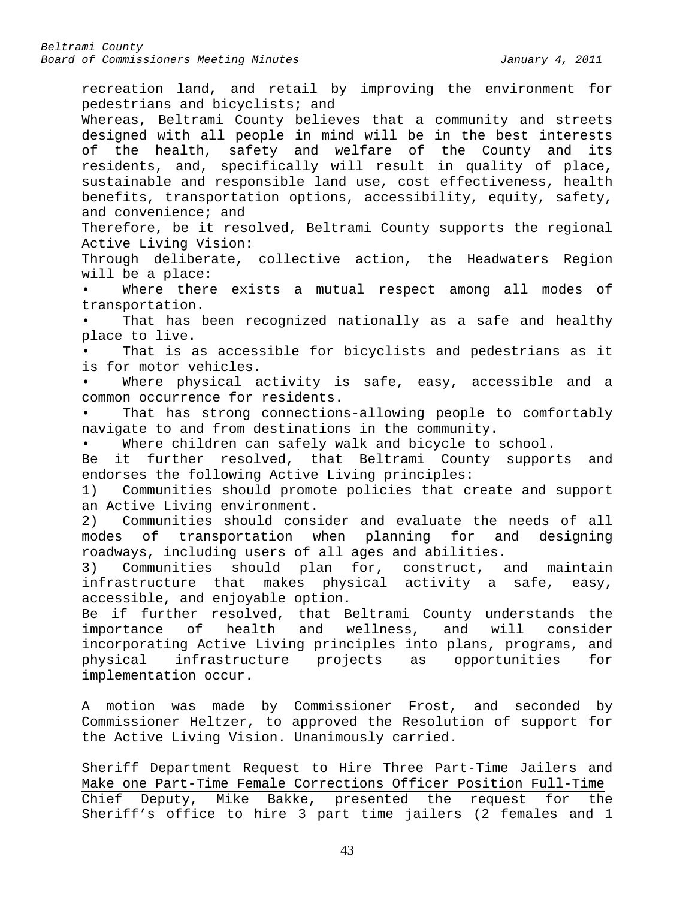recreation land, and retail by improving the environment for pedestrians and bicyclists; and

Whereas, Beltrami County believes that a community and streets designed with all people in mind will be in the best interests of the health, safety and welfare of the County and its residents, and, specifically will result in quality of place, sustainable and responsible land use, cost effectiveness, health benefits, transportation options, accessibility, equity, safety, and convenience; and

Therefore, be it resolved, Beltrami County supports the regional Active Living Vision:

Through deliberate, collective action, the Headwaters Region will be a place:

- Where there exists a mutual respect among all modes of transportation.
- That has been recognized nationally as a safe and healthy place to live.
- That is as accessible for bicyclists and pedestrians as it is for motor vehicles.
- Where physical activity is safe, easy, accessible and a common occurrence for residents.
- That has strong connections-allowing people to comfortably navigate to and from destinations in the community.
- Where children can safely walk and bicycle to school.

Be it further resolved, that Beltrami County supports and endorses the following Active Living principles:

1) Communities should promote policies that create and support an Active Living environment.
2) Communities should consider and evaluate the needs of all modes of transportation when planning for and designing roadways, including users of all ages and abilities.
3) Communities should plan for, construct, and maintain infrastructure that makes physical activity a safe, easy, accessible, and enjoyable option.

Be if further resolved, that Beltrami County understands the importance of health and wellness, and will consider incorporating Active Living principles into plans, programs, and physical infrastructure projects as opportunities for implementation occur.

A motion was made by Commissioner Frost, and seconded by Commissioner Heltzer, to approved the Resolution of support for the Active Living Vision. Unanimously carried.

<u>Sheriff Department Request to Hire Three Part-Time Jailers and Make one Part-Time Female Corrections Officer Position Full-Time</u>

Chief Deputy, Mike Bakke, presented the request for the Sheriff's office to hire 3 part time jailers (2 females and 1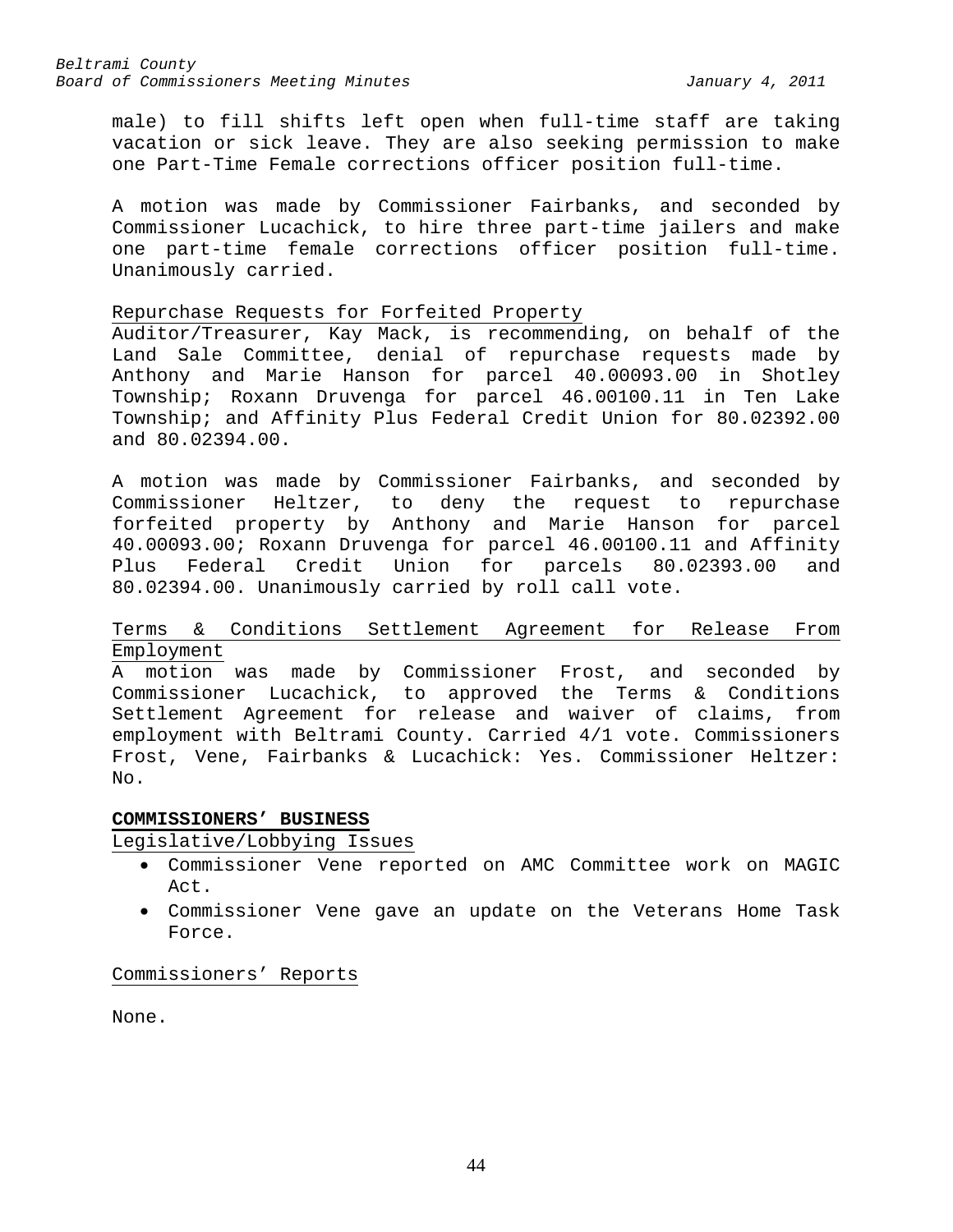male) to fill shifts left open when full-time staff are taking vacation or sick leave. They are also seeking permission to make one Part-Time Female corrections officer position full-time.

A motion was made by Commissioner Fairbanks, and seconded by Commissioner Lucachick, to hire three part-time jailers and make one part-time female corrections officer position full-time. Unanimously carried.

Repurchase Requests for Forfeited Property

Auditor/Treasurer, Kay Mack, is recommending, on behalf of the Land Sale Committee, denial of repurchase requests made by Anthony and Marie Hanson for parcel 40.00093.00 in Shotley Township; Roxann Druvenga for parcel 46.00100.11 in Ten Lake Township; and Affinity Plus Federal Credit Union for 80.02392.00 and 80.02394.00.

A motion was made by Commissioner Fairbanks, and seconded by Commissioner Heltzer, to deny the request to repurchase forfeited property by Anthony and Marie Hanson for parcel 40.00093.00; Roxann Druvenga for parcel 46.00100.11 and Affinity Plus Federal Credit Union for parcels 80.02393.00 and 80.02394.00. Unanimously carried by roll call vote.

Terms & Conditions Settlement Agreement for Release From Employment

A motion was made by Commissioner Frost, and seconded by Commissioner Lucachick, to approved the Terms & Conditions Settlement Agreement for release and waiver of claims, from employment with Beltrami County. Carried 4/1 vote. Commissioners Frost, Vene, Fairbanks & Lucachick: Yes. Commissioner Heltzer: No.

## COMMISSIONERS' BUSINESS

Legislative/Lobbying Issues

- Commissioner Vene reported on AMC Committee work on MAGIC Act.
- Commissioner Vene gave an update on the Veterans Home Task Force.

Commissioners' Reports

None.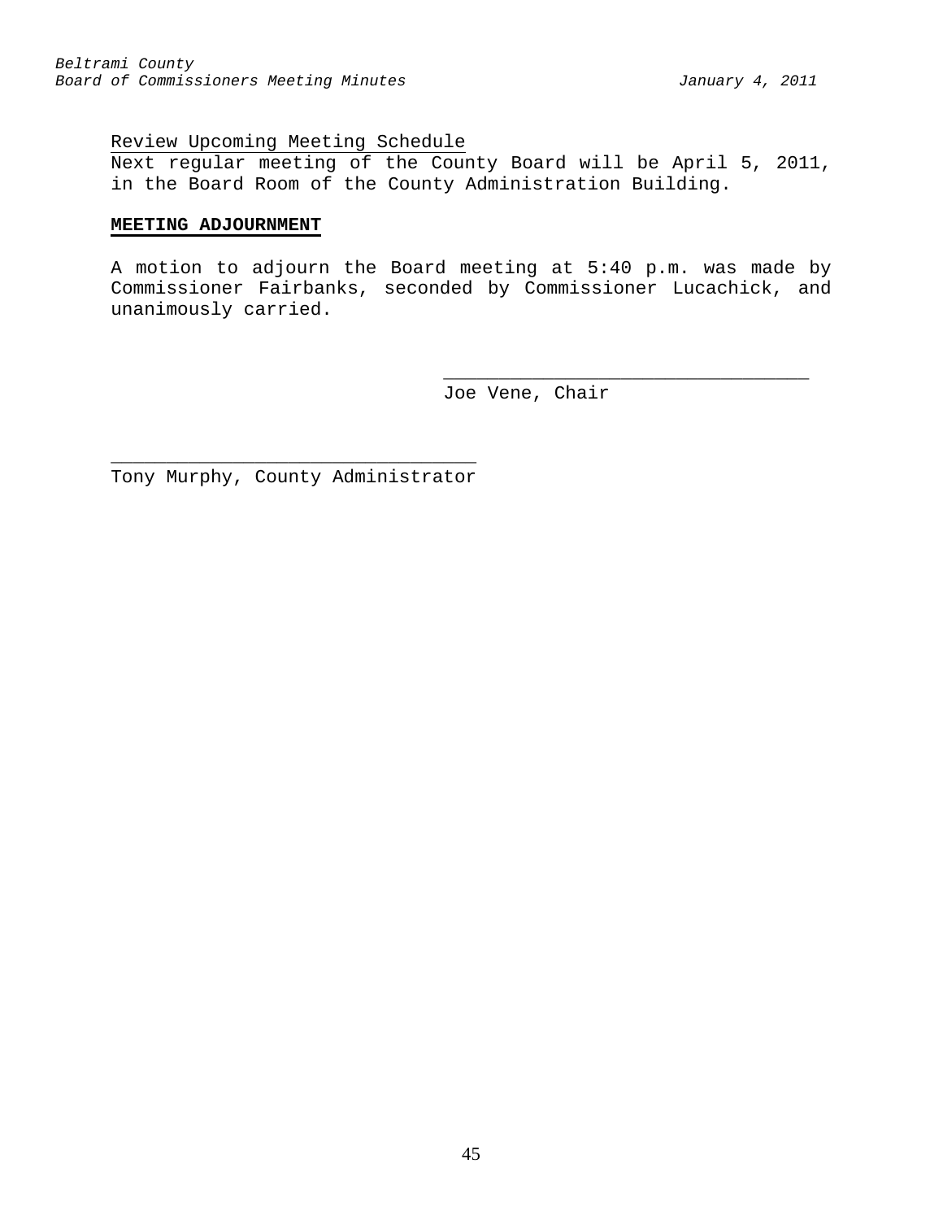Review Upcoming Meeting Schedule

Next regular meeting of the County Board will be April 5, 2011, in the Board Room of the County Administration Building.

**MEETING ADJOURNMENT**

A motion to adjourn the Board meeting at 5:40 p.m. was made by Commissioner Fairbanks, seconded by Commissioner Lucachick, and unanimously carried.

\_\_\_\_\_\_\_\_\_\_\_\_\_\_\_\_\_\_\_\_\_\_\_\_\_\_\_\_\_\_\_\_\_\_

Joe Vene, Chair

\_\_\_\_\_\_\_\_\_\_\_\_\_\_\_\_\_\_\_\_\_\_\_\_\_\_\_\_\_\_\_\_\_\_

Tony Murphy, County Administrator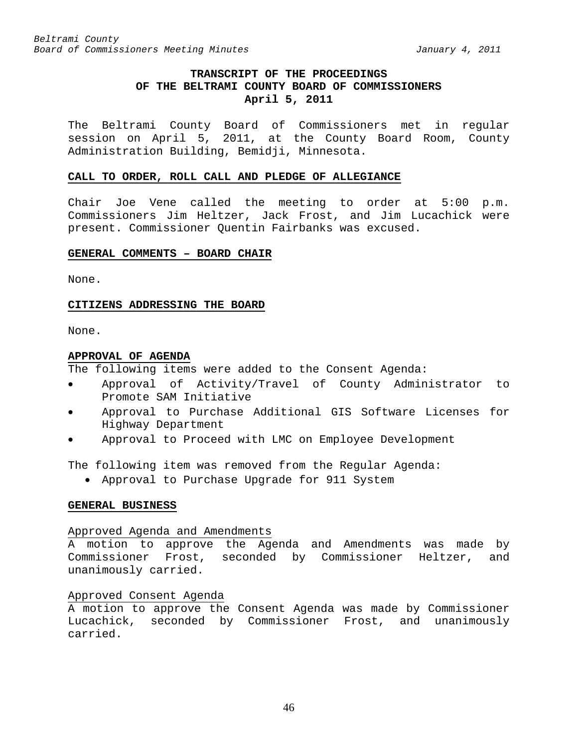**TRANSCRIPT OF THE PROCEEDINGS
OF THE BELTRAMI COUNTY BOARD OF COMMISSIONERS
April 5, 2011**

The Beltrami County Board of Commissioners met in regular session on April 5, 2011, at the County Board Room, County Administration Building, Bemidji, Minnesota.

**CALL TO ORDER, ROLL CALL AND PLEDGE OF ALLEGIANCE**

Chair Joe Vene called the meeting to order at 5:00 p.m. Commissioners Jim Heltzer, Jack Frost, and Jim Lucachick were present. Commissioner Quentin Fairbanks was excused.

**GENERAL COMMENTS – BOARD CHAIR**

None.

**CITIZENS ADDRESSING THE BOARD**

None.

**APPROVAL OF AGENDA**

The following items were added to the Consent Agenda:

- Approval of Activity/Travel of County Administrator to Promote SAM Initiative
- Approval to Purchase Additional GIS Software Licenses for Highway Department
- Approval to Proceed with LMC on Employee Development

The following item was removed from the Regular Agenda:

- Approval to Purchase Upgrade for 911 System

**GENERAL BUSINESS**

Approved Agenda and Amendments

A motion to approve the Agenda and Amendments was made by Commissioner Frost, seconded by Commissioner Heltzer, and unanimously carried.

Approved Consent Agenda

A motion to approve the Consent Agenda was made by Commissioner Lucachick, seconded by Commissioner Frost, and unanimously carried.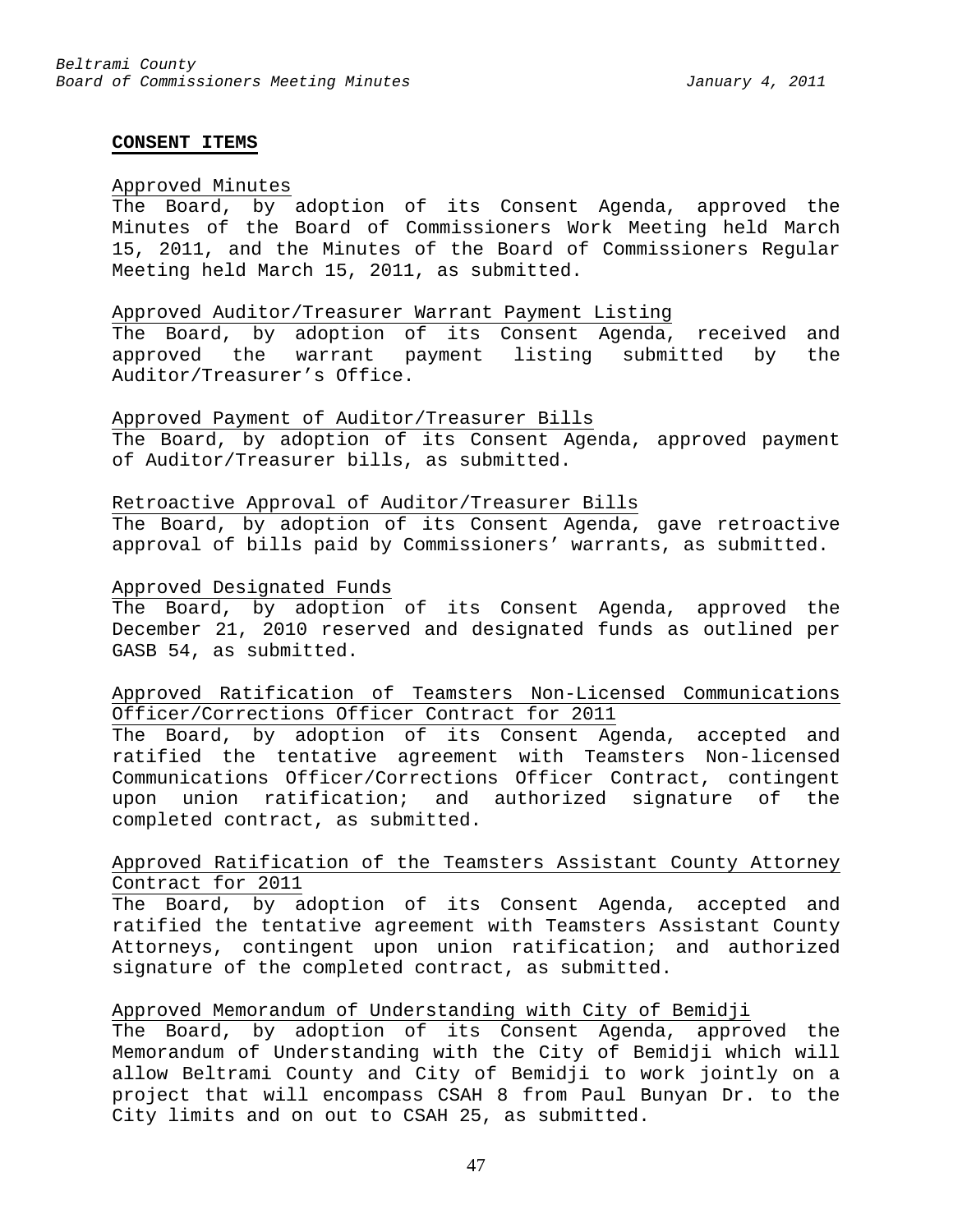## CONSENT ITEMS

Approved Minutes

The Board, by adoption of its Consent Agenda, approved the Minutes of the Board of Commissioners Work Meeting held March 15, 2011, and the Minutes of the Board of Commissioners Regular Meeting held March 15, 2011, as submitted.

Approved Auditor/Treasurer Warrant Payment Listing

The Board, by adoption of its Consent Agenda, received and approved the warrant payment listing submitted by the Auditor/Treasurer's Office.

Approved Payment of Auditor/Treasurer Bills

The Board, by adoption of its Consent Agenda, approved payment of Auditor/Treasurer bills, as submitted.

Retroactive Approval of Auditor/Treasurer Bills

The Board, by adoption of its Consent Agenda, gave retroactive approval of bills paid by Commissioners' warrants, as submitted.

Approved Designated Funds

The Board, by adoption of its Consent Agenda, approved the December 21, 2010 reserved and designated funds as outlined per GASB 54, as submitted.

Approved Ratification of Teamsters Non-Licensed Communications Officer/Corrections Officer Contract for 2011

The Board, by adoption of its Consent Agenda, accepted and ratified the tentative agreement with Teamsters Non-licensed Communications Officer/Corrections Officer Contract, contingent upon union ratification; and authorized signature of the completed contract, as submitted.

Approved Ratification of the Teamsters Assistant County Attorney Contract for 2011

The Board, by adoption of its Consent Agenda, accepted and ratified the tentative agreement with Teamsters Assistant County Attorneys, contingent upon union ratification; and authorized signature of the completed contract, as submitted.

Approved Memorandum of Understanding with City of Bemidji

The Board, by adoption of its Consent Agenda, approved the Memorandum of Understanding with the City of Bemidji which will allow Beltrami County and City of Bemidji to work jointly on a project that will encompass CSAH 8 from Paul Bunyan Dr. to the City limits and on out to CSAH 25, as submitted.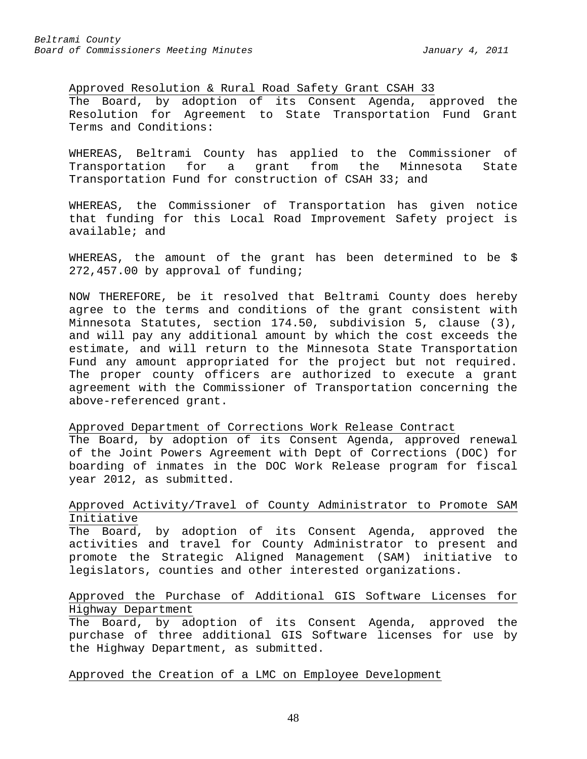Approved Resolution & Rural Road Safety Grant CSAH 33

The Board, by adoption of its Consent Agenda, approved the Resolution for Agreement to State Transportation Fund Grant Terms and Conditions:

WHEREAS, Beltrami County has applied to the Commissioner of Transportation for a grant from the Minnesota State Transportation Fund for construction of CSAH 33; and

WHEREAS, the Commissioner of Transportation has given notice that funding for this Local Road Improvement Safety project is available; and

WHEREAS, the amount of the grant has been determined to be $ 272,457.00 by approval of funding;

NOW THEREFORE, be it resolved that Beltrami County does hereby agree to the terms and conditions of the grant consistent with Minnesota Statutes, section 174.50, subdivision 5, clause (3), and will pay any additional amount by which the cost exceeds the estimate, and will return to the Minnesota State Transportation Fund any amount appropriated for the project but not required. The proper county officers are authorized to execute a grant agreement with the Commissioner of Transportation concerning the above-referenced grant.

Approved Department of Corrections Work Release Contract

The Board, by adoption of its Consent Agenda, approved renewal of the Joint Powers Agreement with Dept of Corrections (DOC) for boarding of inmates in the DOC Work Release program for fiscal year 2012, as submitted.

Approved Activity/Travel of County Administrator to Promote SAM Initiative

The Board, by adoption of its Consent Agenda, approved the activities and travel for County Administrator to present and promote the Strategic Aligned Management (SAM) initiative to legislators, counties and other interested organizations.

Approved the Purchase of Additional GIS Software Licenses for Highway Department

The Board, by adoption of its Consent Agenda, approved the purchase of three additional GIS Software licenses for use by the Highway Department, as submitted.

Approved the Creation of a LMC on Employee Development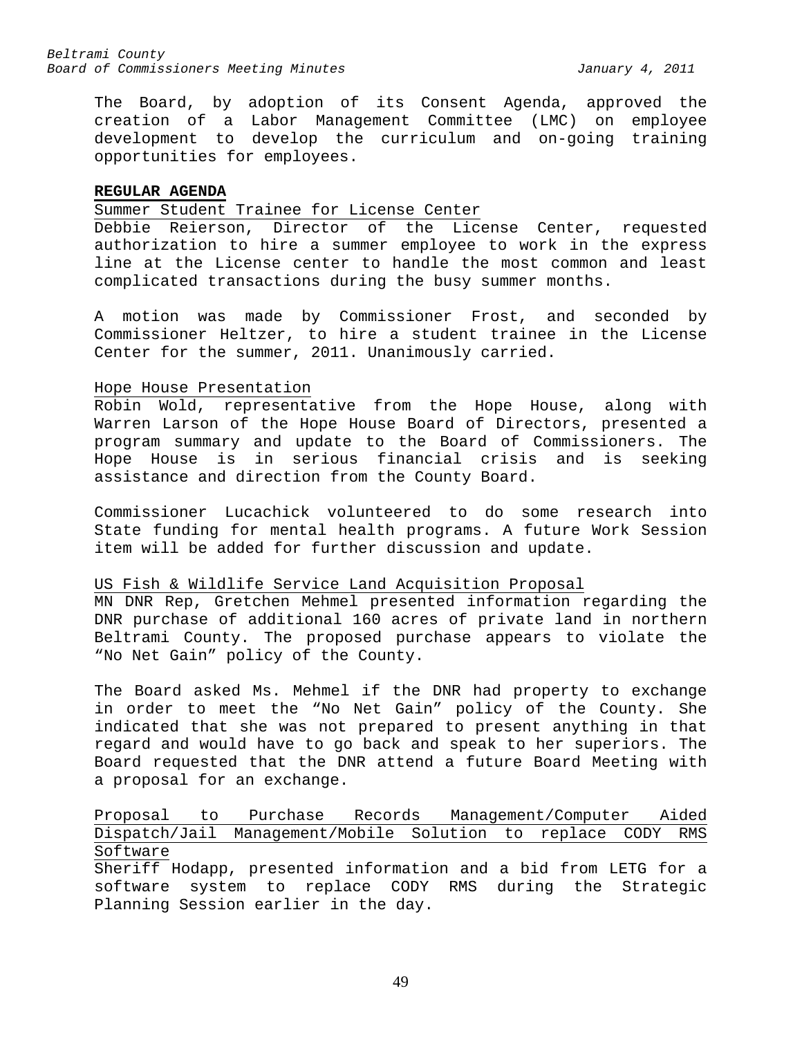The Board, by adoption of its Consent Agenda, approved the creation of a Labor Management Committee (LMC) on employee development to develop the curriculum and on-going training opportunities for employees.

**REGULAR AGENDA**

Summer Student Trainee for License Center

Debbie Reierson, Director of the License Center, requested authorization to hire a summer employee to work in the express line at the License center to handle the most common and least complicated transactions during the busy summer months.

A motion was made by Commissioner Frost, and seconded by Commissioner Heltzer, to hire a student trainee in the License Center for the summer, 2011. Unanimously carried.

Hope House Presentation

Robin Wold, representative from the Hope House, along with Warren Larson of the Hope House Board of Directors, presented a program summary and update to the Board of Commissioners. The Hope House is in serious financial crisis and is seeking assistance and direction from the County Board.

Commissioner Lucachick volunteered to do some research into State funding for mental health programs. A future Work Session item will be added for further discussion and update.

US Fish & Wildlife Service Land Acquisition Proposal

MN DNR Rep, Gretchen Mehmel presented information regarding the DNR purchase of additional 160 acres of private land in northern Beltrami County. The proposed purchase appears to violate the "No Net Gain" policy of the County.

The Board asked Ms. Mehmel if the DNR had property to exchange in order to meet the "No Net Gain" policy of the County. She indicated that she was not prepared to present anything in that regard and would have to go back and speak to her superiors. The Board requested that the DNR attend a future Board Meeting with a proposal for an exchange.

Proposal to Purchase Records Management/Computer Aided Dispatch/Jail Management/Mobile Solution to replace CODY RMS Software

Sheriff Hodapp, presented information and a bid from LETG for a software system to replace CODY RMS during the Strategic Planning Session earlier in the day.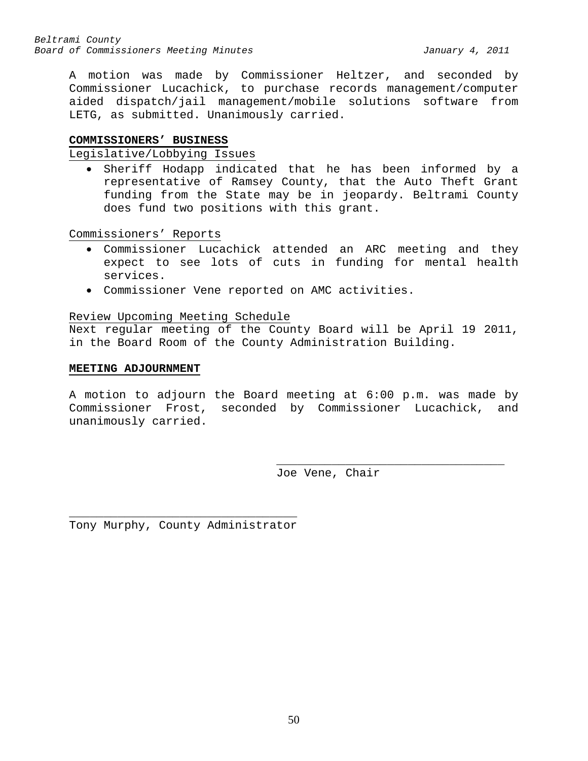A motion was made by Commissioner Heltzer, and seconded by Commissioner Lucachick, to purchase records management/computer aided dispatch/jail management/mobile solutions software from LETG, as submitted. Unanimously carried.

**COMMISSIONERS' BUSINESS**

Legislative/Lobbying Issues

- Sheriff Hodapp indicated that he has been informed by a representative of Ramsey County, that the Auto Theft Grant funding from the State may be in jeopardy. Beltrami County does fund two positions with this grant.

Commissioners' Reports

- Commissioner Lucachick attended an ARC meeting and they expect to see lots of cuts in funding for mental health services.
- Commissioner Vene reported on AMC activities.

Review Upcoming Meeting Schedule

Next regular meeting of the County Board will be April 19 2011, in the Board Room of the County Administration Building.

**MEETING ADJOURNMENT**

A motion to adjourn the Board meeting at 6:00 p.m. was made by Commissioner Frost, seconded by Commissioner Lucachick, and unanimously carried.

_________________________________
Joe Vene, Chair

_________________________________
Tony Murphy, County Administrator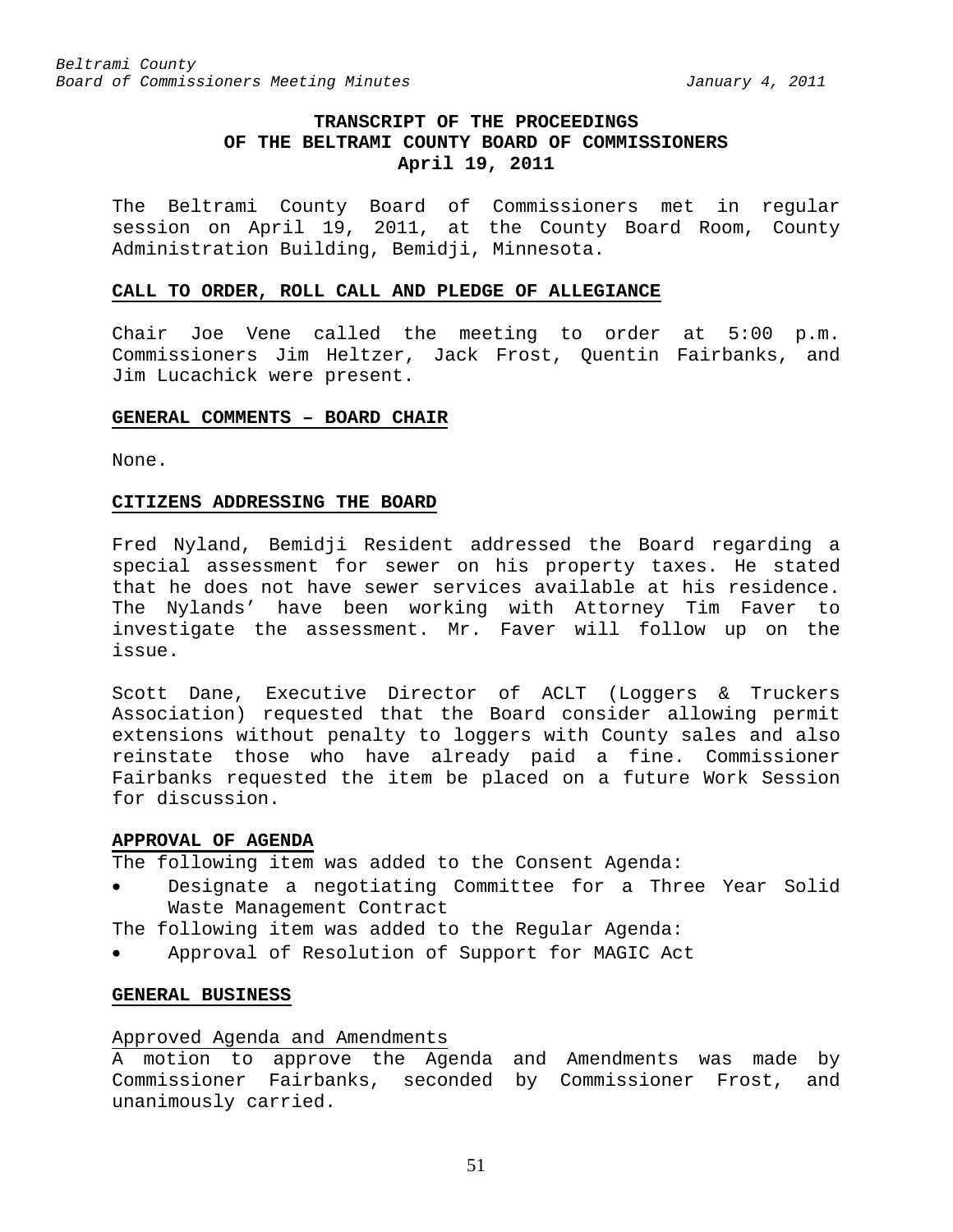**TRANSCRIPT OF THE PROCEEDINGS OF THE BELTRAMI COUNTY BOARD OF COMMISSIONERS April 19, 2011**

The Beltrami County Board of Commissioners met in regular session on April 19, 2011, at the County Board Room, County Administration Building, Bemidji, Minnesota.

**CALL TO ORDER, ROLL CALL AND PLEDGE OF ALLEGIANCE**

Chair Joe Vene called the meeting to order at 5:00 p.m. Commissioners Jim Heltzer, Jack Frost, Quentin Fairbanks, and Jim Lucachick were present.

**GENERAL COMMENTS – BOARD CHAIR**

None.

**CITIZENS ADDRESSING THE BOARD**

Fred Nyland, Bemidji Resident addressed the Board regarding a special assessment for sewer on his property taxes. He stated that he does not have sewer services available at his residence. The Nylands' have been working with Attorney Tim Faver to investigate the assessment. Mr. Faver will follow up on the issue.

Scott Dane, Executive Director of ACLT (Loggers & Truckers Association) requested that the Board consider allowing permit extensions without penalty to loggers with County sales and also reinstate those who have already paid a fine. Commissioner Fairbanks requested the item be placed on a future Work Session for discussion.

**APPROVAL OF AGENDA**

The following item was added to the Consent Agenda:

- Designate a negotiating Committee for a Three Year Solid Waste Management Contract

The following item was added to the Regular Agenda:

- Approval of Resolution of Support for MAGIC Act

**GENERAL BUSINESS**

Approved Agenda and Amendments

A motion to approve the Agenda and Amendments was made by Commissioner Fairbanks, seconded by Commissioner Frost, and unanimously carried.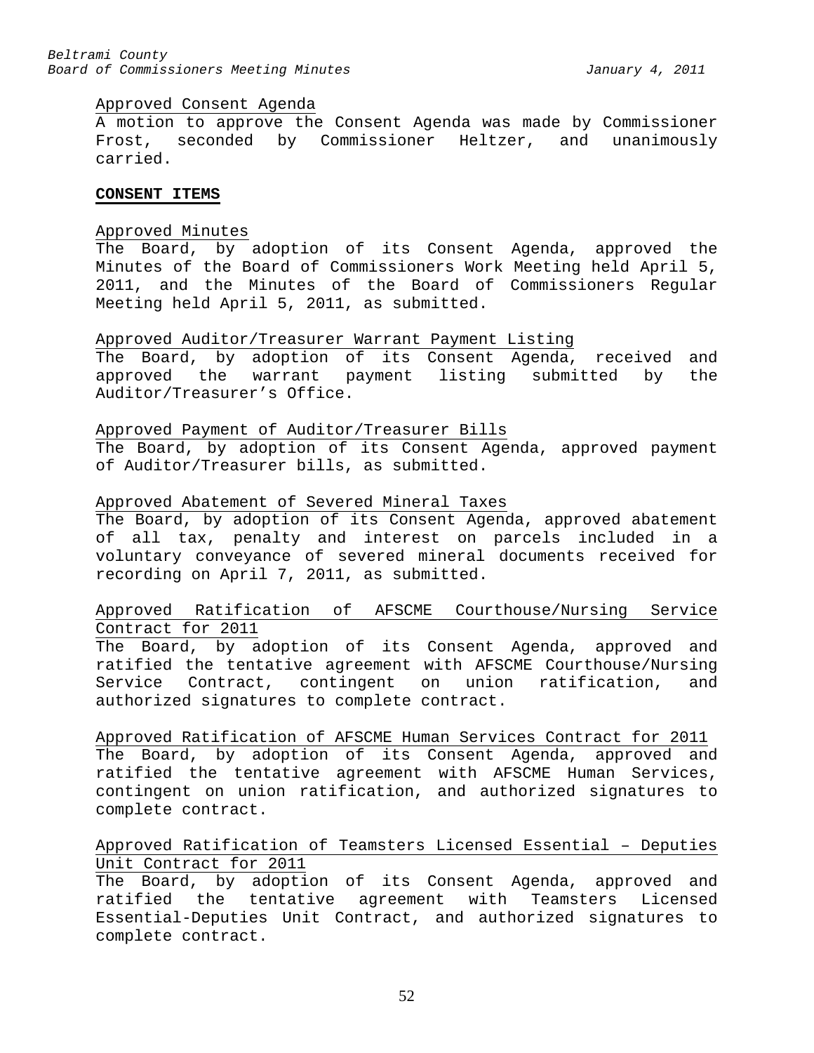Approved Consent Agenda

A motion to approve the Consent Agenda was made by Commissioner Frost, seconded by Commissioner Heltzer, and unanimously carried.

**CONSENT ITEMS**

Approved Minutes

The Board, by adoption of its Consent Agenda, approved the Minutes of the Board of Commissioners Work Meeting held April 5, 2011, and the Minutes of the Board of Commissioners Regular Meeting held April 5, 2011, as submitted.

Approved Auditor/Treasurer Warrant Payment Listing

The Board, by adoption of its Consent Agenda, received and approved the warrant payment listing submitted by the Auditor/Treasurer's Office.

Approved Payment of Auditor/Treasurer Bills

The Board, by adoption of its Consent Agenda, approved payment of Auditor/Treasurer bills, as submitted.

Approved Abatement of Severed Mineral Taxes

The Board, by adoption of its Consent Agenda, approved abatement of all tax, penalty and interest on parcels included in a voluntary conveyance of severed mineral documents received for recording on April 7, 2011, as submitted.

Approved Ratification of AFSCME Courthouse/Nursing Service Contract for 2011

The Board, by adoption of its Consent Agenda, approved and ratified the tentative agreement with AFSCME Courthouse/Nursing Service Contract, contingent on union ratification, and authorized signatures to complete contract.

Approved Ratification of AFSCME Human Services Contract for 2011

The Board, by adoption of its Consent Agenda, approved and ratified the tentative agreement with AFSCME Human Services, contingent on union ratification, and authorized signatures to complete contract.

Approved Ratification of Teamsters Licensed Essential – Deputies Unit Contract for 2011

The Board, by adoption of its Consent Agenda, approved and ratified the tentative agreement with Teamsters Licensed Essential-Deputies Unit Contract, and authorized signatures to complete contract.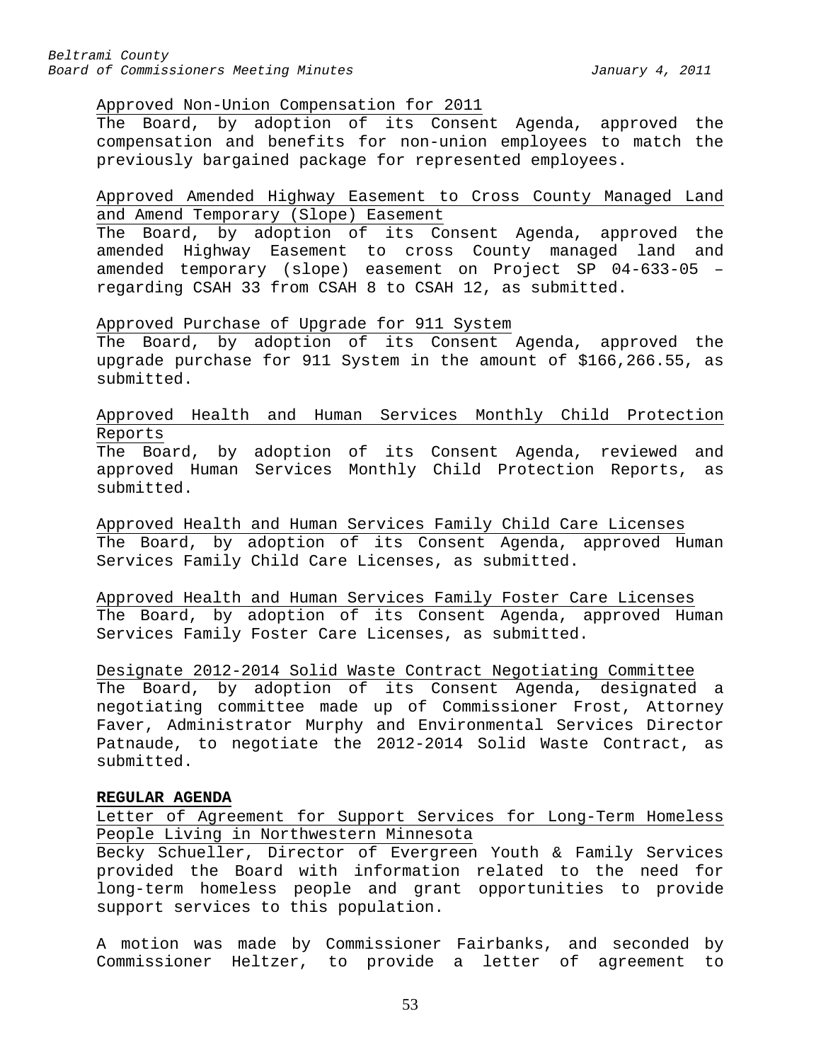Approved Non-Union Compensation for 2011

The Board, by adoption of its Consent Agenda, approved the compensation and benefits for non-union employees to match the previously bargained package for represented employees.

Approved Amended Highway Easement to Cross County Managed Land and Amend Temporary (Slope) Easement

The Board, by adoption of its Consent Agenda, approved the amended Highway Easement to cross County managed land and amended temporary (slope) easement on Project SP 04-633-05 – regarding CSAH 33 from CSAH 8 to CSAH 12, as submitted.

Approved Purchase of Upgrade for 911 System

The Board, by adoption of its Consent Agenda, approved the upgrade purchase for 911 System in the amount of $166,266.55, as submitted.

Approved Health and Human Services Monthly Child Protection Reports

The Board, by adoption of its Consent Agenda, reviewed and approved Human Services Monthly Child Protection Reports, as submitted.

Approved Health and Human Services Family Child Care Licenses

The Board, by adoption of its Consent Agenda, approved Human Services Family Child Care Licenses, as submitted.

Approved Health and Human Services Family Foster Care Licenses

The Board, by adoption of its Consent Agenda, approved Human Services Family Foster Care Licenses, as submitted.

Designate 2012-2014 Solid Waste Contract Negotiating Committee

The Board, by adoption of its Consent Agenda, designated a negotiating committee made up of Commissioner Frost, Attorney Faver, Administrator Murphy and Environmental Services Director Patnaude, to negotiate the 2012-2014 Solid Waste Contract, as submitted.

**REGULAR AGENDA**

Letter of Agreement for Support Services for Long-Term Homeless People Living in Northwestern Minnesota

Becky Schueller, Director of Evergreen Youth & Family Services provided the Board with information related to the need for long-term homeless people and grant opportunities to provide support services to this population.

A motion was made by Commissioner Fairbanks, and seconded by Commissioner Heltzer, to provide a letter of agreement to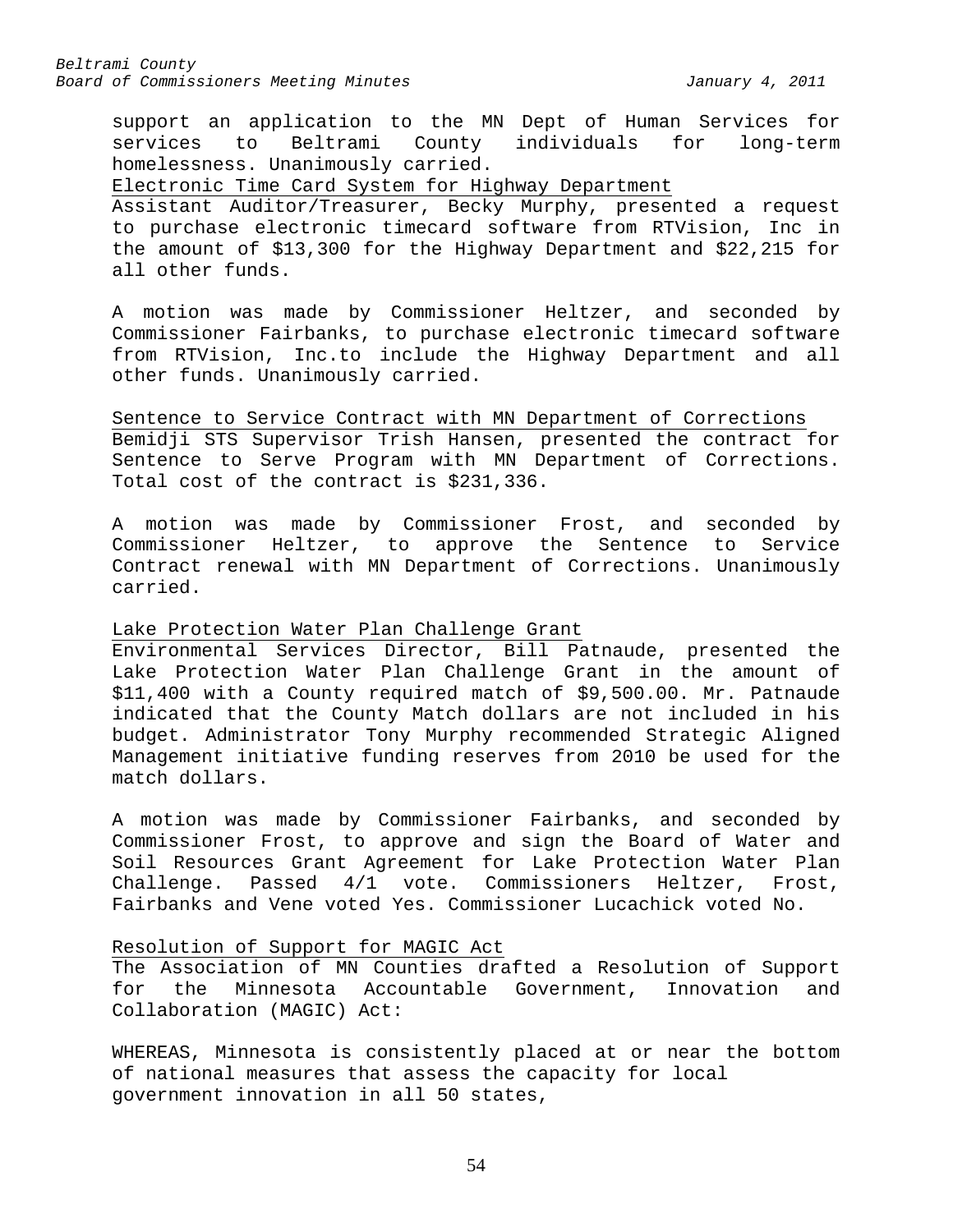support an application to the MN Dept of Human Services for services to Beltrami County individuals for long-term homelessness. Unanimously carried.

Electronic Time Card System for Highway Department

Assistant Auditor/Treasurer, Becky Murphy, presented a request to purchase electronic timecard software from RTVision, Inc in the amount of $13,300 for the Highway Department and $22,215 for all other funds.

A motion was made by Commissioner Heltzer, and seconded by Commissioner Fairbanks, to purchase electronic timecard software from RTVision, Inc.to include the Highway Department and all other funds. Unanimously carried.

Sentence to Service Contract with MN Department of Corrections

Bemidji STS Supervisor Trish Hansen, presented the contract for Sentence to Serve Program with MN Department of Corrections. Total cost of the contract is $231,336.

A motion was made by Commissioner Frost, and seconded by Commissioner Heltzer, to approve the Sentence to Service Contract renewal with MN Department of Corrections. Unanimously carried.

Lake Protection Water Plan Challenge Grant

Environmental Services Director, Bill Patnaude, presented the Lake Protection Water Plan Challenge Grant in the amount of $11,400 with a County required match of $9,500.00. Mr. Patnaude indicated that the County Match dollars are not included in his budget. Administrator Tony Murphy recommended Strategic Aligned Management initiative funding reserves from 2010 be used for the match dollars.

A motion was made by Commissioner Fairbanks, and seconded by Commissioner Frost, to approve and sign the Board of Water and Soil Resources Grant Agreement for Lake Protection Water Plan Challenge. Passed 4/1 vote. Commissioners Heltzer, Frost, Fairbanks and Vene voted Yes. Commissioner Lucachick voted No.

Resolution of Support for MAGIC Act

The Association of MN Counties drafted a Resolution of Support for the Minnesota Accountable Government, Innovation and Collaboration (MAGIC) Act:

WHEREAS, Minnesota is consistently placed at or near the bottom of national measures that assess the capacity for local government innovation in all 50 states,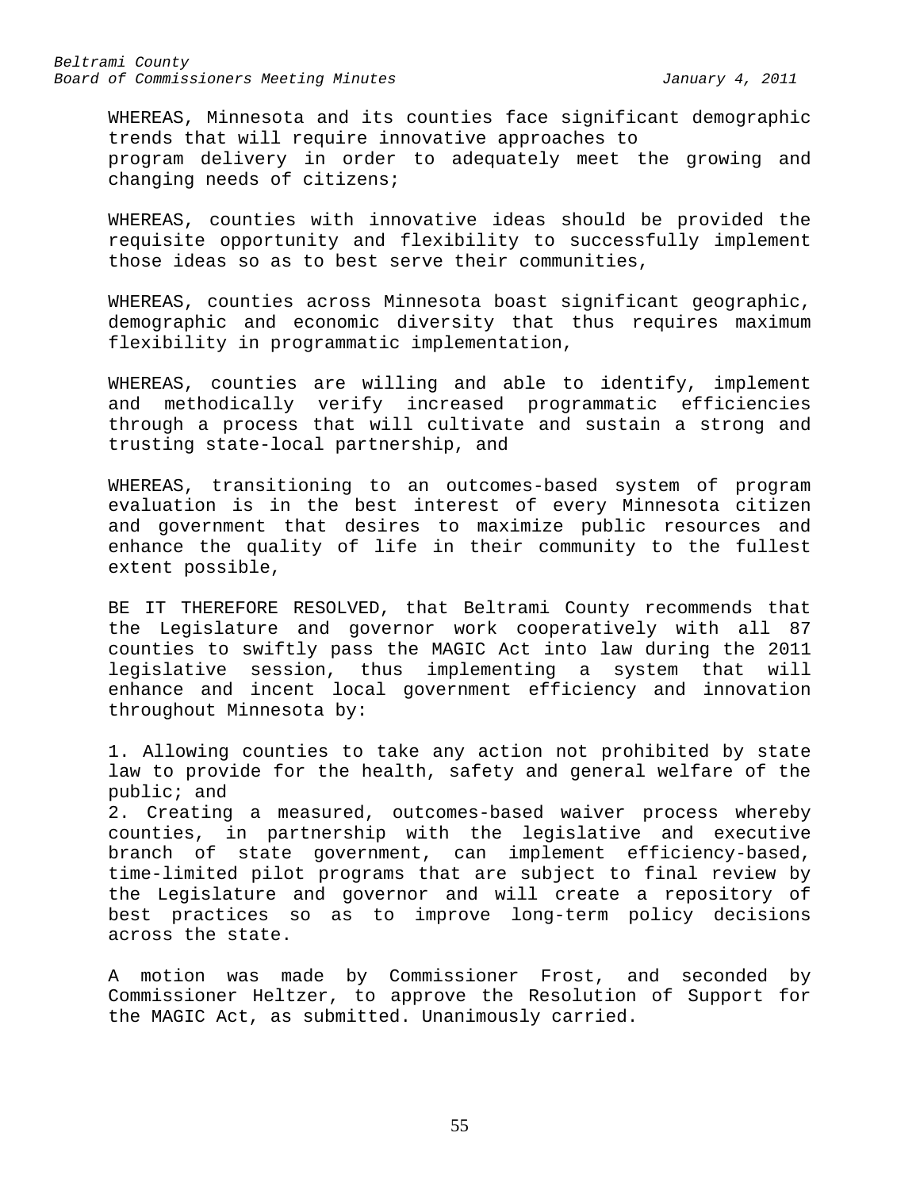WHEREAS, Minnesota and its counties face significant demographic trends that will require innovative approaches to program delivery in order to adequately meet the growing and changing needs of citizens;

WHEREAS, counties with innovative ideas should be provided the requisite opportunity and flexibility to successfully implement those ideas so as to best serve their communities,

WHEREAS, counties across Minnesota boast significant geographic, demographic and economic diversity that thus requires maximum flexibility in programmatic implementation,

WHEREAS, counties are willing and able to identify, implement and methodically verify increased programmatic efficiencies through a process that will cultivate and sustain a strong and trusting state-local partnership, and

WHEREAS, transitioning to an outcomes-based system of program evaluation is in the best interest of every Minnesota citizen and government that desires to maximize public resources and enhance the quality of life in their community to the fullest extent possible,

BE IT THEREFORE RESOLVED, that Beltrami County recommends that the Legislature and governor work cooperatively with all 87 counties to swiftly pass the MAGIC Act into law during the 2011 legislative session, thus implementing a system that will enhance and incent local government efficiency and innovation throughout Minnesota by:

1. Allowing counties to take any action not prohibited by state law to provide for the health, safety and general welfare of the public; and
2. Creating a measured, outcomes-based waiver process whereby counties, in partnership with the legislative and executive branch of state government, can implement efficiency-based, time-limited pilot programs that are subject to final review by the Legislature and governor and will create a repository of best practices so as to improve long-term policy decisions across the state.

A motion was made by Commissioner Frost, and seconded by Commissioner Heltzer, to approve the Resolution of Support for the MAGIC Act, as submitted. Unanimously carried.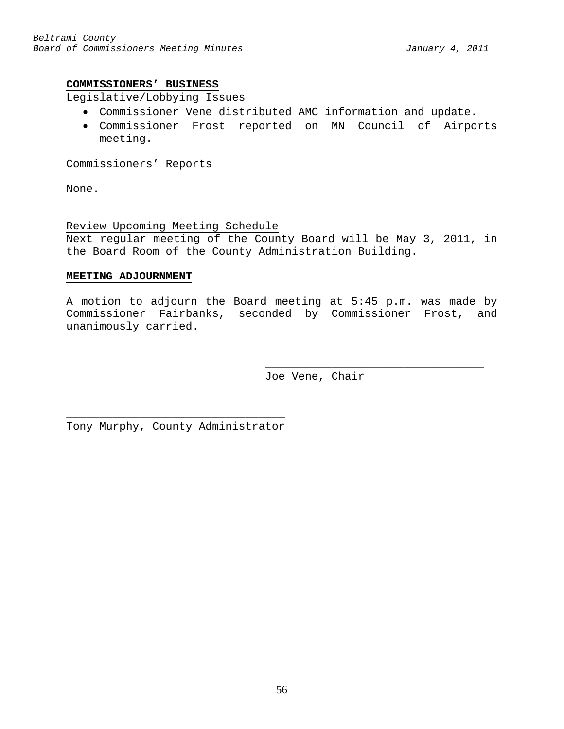**COMMISSIONERS' BUSINESS**

Legislative/Lobbying Issues

- Commissioner Vene distributed AMC information and update.
- Commissioner Frost reported on MN Council of Airports meeting.

Commissioners' Reports

None.

Review Upcoming Meeting Schedule

Next regular meeting of the County Board will be May 3, 2011, in the Board Room of the County Administration Building.

**MEETING ADJOURNMENT**

A motion to adjourn the Board meeting at 5:45 p.m. was made by Commissioner Fairbanks, seconded by Commissioner Frost, and unanimously carried.

\_\_\_\_\_\_\_\_\_\_\_\_\_\_\_\_\_\_\_\_\_\_\_\_\_\_\_\_\_\_\_\_\_

Joe Vene, Chair

\_\_\_\_\_\_\_\_\_\_\_\_\_\_\_\_\_\_\_\_\_\_\_\_\_\_\_\_\_\_\_\_\_

Tony Murphy, County Administrator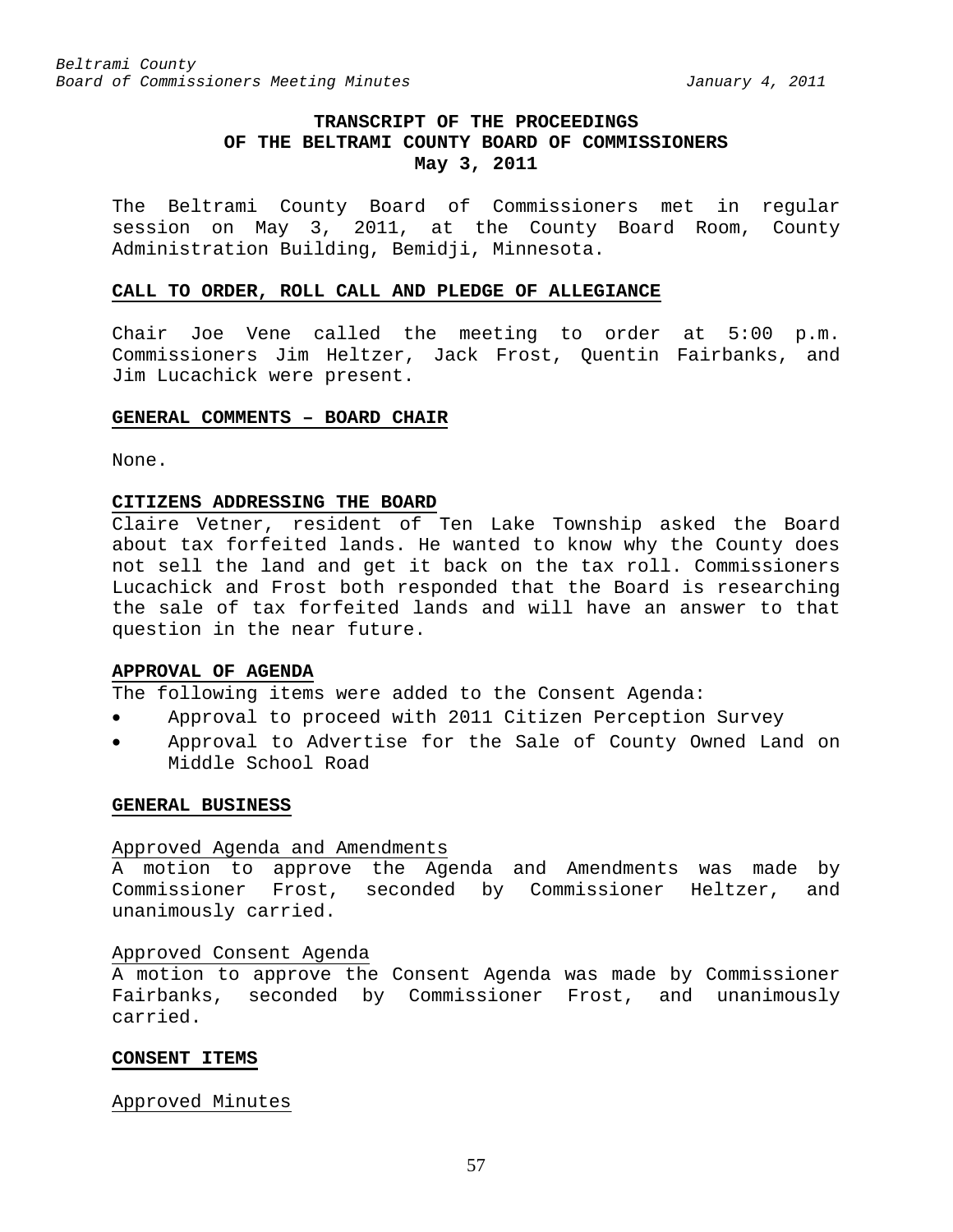## TRANSCRIPT OF THE PROCEEDINGS OF THE BELTRAMI COUNTY BOARD OF COMMISSIONERS May 3, 2011

The Beltrami County Board of Commissioners met in regular session on May 3, 2011, at the County Board Room, County Administration Building, Bemidji, Minnesota.

### CALL TO ORDER, ROLL CALL AND PLEDGE OF ALLEGIANCE

Chair Joe Vene called the meeting to order at 5:00 p.m. Commissioners Jim Heltzer, Jack Frost, Quentin Fairbanks, and Jim Lucachick were present.

### GENERAL COMMENTS – BOARD CHAIR

None.

### CITIZENS ADDRESSING THE BOARD

Claire Vetner, resident of Ten Lake Township asked the Board about tax forfeited lands. He wanted to know why the County does not sell the land and get it back on the tax roll. Commissioners Lucachick and Frost both responded that the Board is researching the sale of tax forfeited lands and will have an answer to that question in the near future.

### APPROVAL OF AGENDA

The following items were added to the Consent Agenda:

- Approval to proceed with 2011 Citizen Perception Survey
- Approval to Advertise for the Sale of County Owned Land on Middle School Road

### GENERAL BUSINESS

#### Approved Agenda and Amendments

A motion to approve the Agenda and Amendments was made by Commissioner Frost, seconded by Commissioner Heltzer, and unanimously carried.

#### Approved Consent Agenda

A motion to approve the Consent Agenda was made by Commissioner Fairbanks, seconded by Commissioner Frost, and unanimously carried.

### CONSENT ITEMS

#### Approved Minutes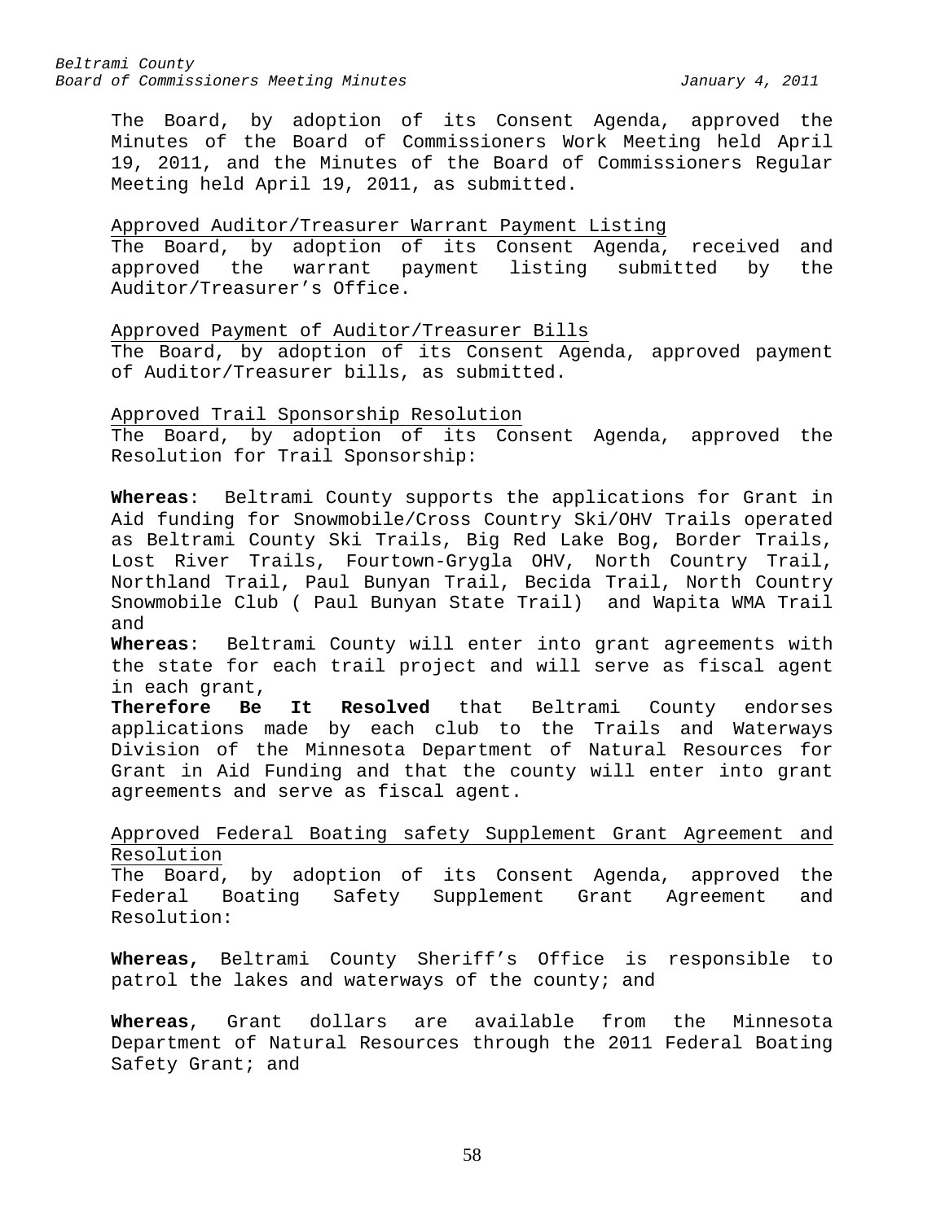The Board, by adoption of its Consent Agenda, approved the Minutes of the Board of Commissioners Work Meeting held April 19, 2011, and the Minutes of the Board of Commissioners Regular Meeting held April 19, 2011, as submitted.

Approved Auditor/Treasurer Warrant Payment Listing

The Board, by adoption of its Consent Agenda, received and approved the warrant payment listing submitted by the Auditor/Treasurer's Office.

Approved Payment of Auditor/Treasurer Bills

The Board, by adoption of its Consent Agenda, approved payment of Auditor/Treasurer bills, as submitted.

Approved Trail Sponsorship Resolution

The Board, by adoption of its Consent Agenda, approved the Resolution for Trail Sponsorship:

**Whereas**: Beltrami County supports the applications for Grant in Aid funding for Snowmobile/Cross Country Ski/OHV Trails operated as Beltrami County Ski Trails, Big Red Lake Bog, Border Trails, Lost River Trails, Fourtown-Grygla OHV, North Country Trail, Northland Trail, Paul Bunyan Trail, Becida Trail, North Country Snowmobile Club ( Paul Bunyan State Trail) and Wapita WMA Trail and

**Whereas**: Beltrami County will enter into grant agreements with the state for each trail project and will serve as fiscal agent in each grant,

**Therefore Be It Resolved** that Beltrami County endorses applications made by each club to the Trails and Waterways Division of the Minnesota Department of Natural Resources for Grant in Aid Funding and that the county will enter into grant agreements and serve as fiscal agent.

Approved Federal Boating safety Supplement Grant Agreement and Resolution

The Board, by adoption of its Consent Agenda, approved the Federal Boating Safety Supplement Grant Agreement and Resolution:

**Whereas,** Beltrami County Sheriff's Office is responsible to patrol the lakes and waterways of the county; and

**Whereas**, Grant dollars are available from the Minnesota Department of Natural Resources through the 2011 Federal Boating Safety Grant; and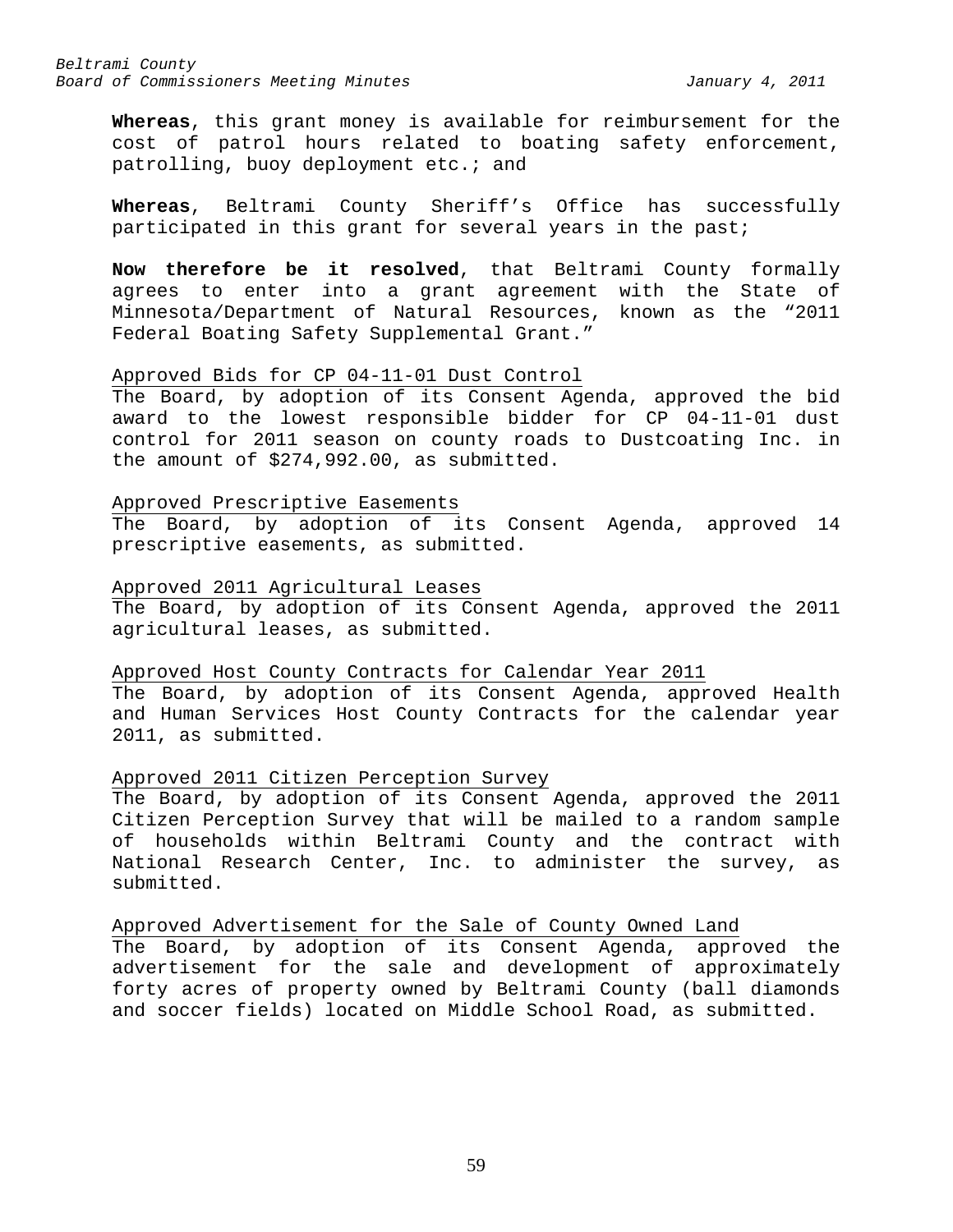**Whereas**, this grant money is available for reimbursement for the cost of patrol hours related to boating safety enforcement, patrolling, buoy deployment etc.; and

**Whereas**, Beltrami County Sheriff's Office has successfully participated in this grant for several years in the past;

**Now therefore be it resolved**, that Beltrami County formally agrees to enter into a grant agreement with the State of Minnesota/Department of Natural Resources, known as the "2011 Federal Boating Safety Supplemental Grant."

<u>Approved Bids for CP 04-11-01 Dust Control</u>
The Board, by adoption of its Consent Agenda, approved the bid award to the lowest responsible bidder for CP 04-11-01 dust control for 2011 season on county roads to Dustcoating Inc. in the amount of $274,992.00, as submitted.

<u>Approved Prescriptive Easements</u>
The Board, by adoption of its Consent Agenda, approved 14 prescriptive easements, as submitted.

<u>Approved 2011 Agricultural Leases</u>
The Board, by adoption of its Consent Agenda, approved the 2011 agricultural leases, as submitted.

<u>Approved Host County Contracts for Calendar Year 2011</u>
The Board, by adoption of its Consent Agenda, approved Health and Human Services Host County Contracts for the calendar year 2011, as submitted.

<u>Approved 2011 Citizen Perception Survey</u>
The Board, by adoption of its Consent Agenda, approved the 2011 Citizen Perception Survey that will be mailed to a random sample of households within Beltrami County and the contract with National Research Center, Inc. to administer the survey, as submitted.

<u>Approved Advertisement for the Sale of County Owned Land</u>
The Board, by adoption of its Consent Agenda, approved the advertisement for the sale and development of approximately forty acres of property owned by Beltrami County (ball diamonds and soccer fields) located on Middle School Road, as submitted.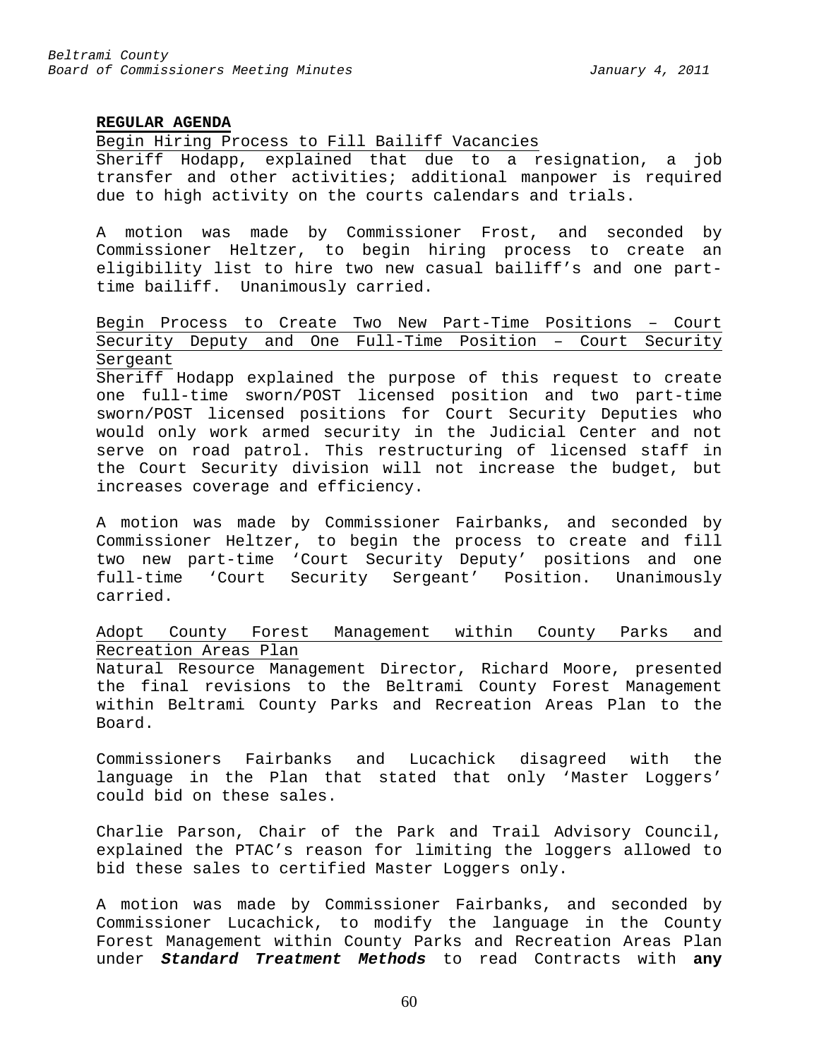**REGULAR AGENDA**

Begin Hiring Process to Fill Bailiff Vacancies

Sheriff Hodapp, explained that due to a resignation, a job transfer and other activities; additional manpower is required due to high activity on the courts calendars and trials.

A motion was made by Commissioner Frost, and seconded by Commissioner Heltzer, to begin hiring process to create an eligibility list to hire two new casual bailiff's and one part-time bailiff. Unanimously carried.

Begin Process to Create Two New Part-Time Positions – Court Security Deputy and One Full-Time Position – Court Security Sergeant

Sheriff Hodapp explained the purpose of this request to create one full-time sworn/POST licensed position and two part-time sworn/POST licensed positions for Court Security Deputies who would only work armed security in the Judicial Center and not serve on road patrol. This restructuring of licensed staff in the Court Security division will not increase the budget, but increases coverage and efficiency.

A motion was made by Commissioner Fairbanks, and seconded by Commissioner Heltzer, to begin the process to create and fill two new part-time 'Court Security Deputy' positions and one full-time 'Court Security Sergeant' Position. Unanimously carried.

Adopt County Forest Management within County Parks and Recreation Areas Plan

Natural Resource Management Director, Richard Moore, presented the final revisions to the Beltrami County Forest Management within Beltrami County Parks and Recreation Areas Plan to the Board.

Commissioners Fairbanks and Lucachick disagreed with the language in the Plan that stated that only 'Master Loggers' could bid on these sales.

Charlie Parson, Chair of the Park and Trail Advisory Council, explained the PTAC's reason for limiting the loggers allowed to bid these sales to certified Master Loggers only.

A motion was made by Commissioner Fairbanks, and seconded by Commissioner Lucachick, to modify the language in the County Forest Management within County Parks and Recreation Areas Plan under ***Standard Treatment Methods*** to read Contracts with **any**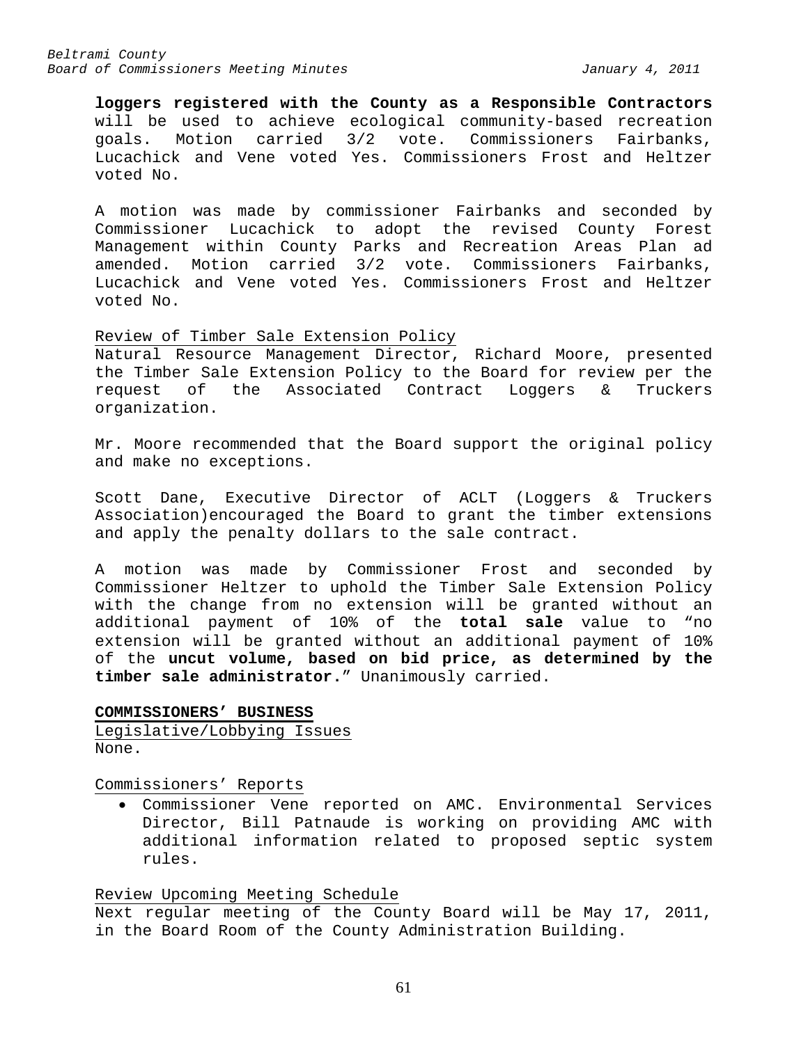**loggers registered with the County as a Responsible Contractors** will be used to achieve ecological community-based recreation goals. Motion carried 3/2 vote. Commissioners Fairbanks, Lucachick and Vene voted Yes. Commissioners Frost and Heltzer voted No.

A motion was made by commissioner Fairbanks and seconded by Commissioner Lucachick to adopt the revised County Forest Management within County Parks and Recreation Areas Plan ad amended. Motion carried 3/2 vote. Commissioners Fairbanks, Lucachick and Vene voted Yes. Commissioners Frost and Heltzer voted No.

<u>Review of Timber Sale Extension Policy</u>

Natural Resource Management Director, Richard Moore, presented the Timber Sale Extension Policy to the Board for review per the request of the Associated Contract Loggers & Truckers organization.

Mr. Moore recommended that the Board support the original policy and make no exceptions.

Scott Dane, Executive Director of ACLT (Loggers & Truckers Association)encouraged the Board to grant the timber extensions and apply the penalty dollars to the sale contract.

A motion was made by Commissioner Frost and seconded by Commissioner Heltzer to uphold the Timber Sale Extension Policy with the change from no extension will be granted without an additional payment of 10% of the **total sale** value to "no extension will be granted without an additional payment of 10% of the **uncut volume, based on bid price, as determined by the timber sale administrator.**" Unanimously carried.

**<u>COMMISSIONERS' BUSINESS</u>**

<u>Legislative/Lobbying Issues</u>

None.

<u>Commissioners' Reports</u>

- Commissioner Vene reported on AMC. Environmental Services Director, Bill Patnaude is working on providing AMC with additional information related to proposed septic system rules.

<u>Review Upcoming Meeting Schedule</u>

Next regular meeting of the County Board will be May 17, 2011, in the Board Room of the County Administration Building.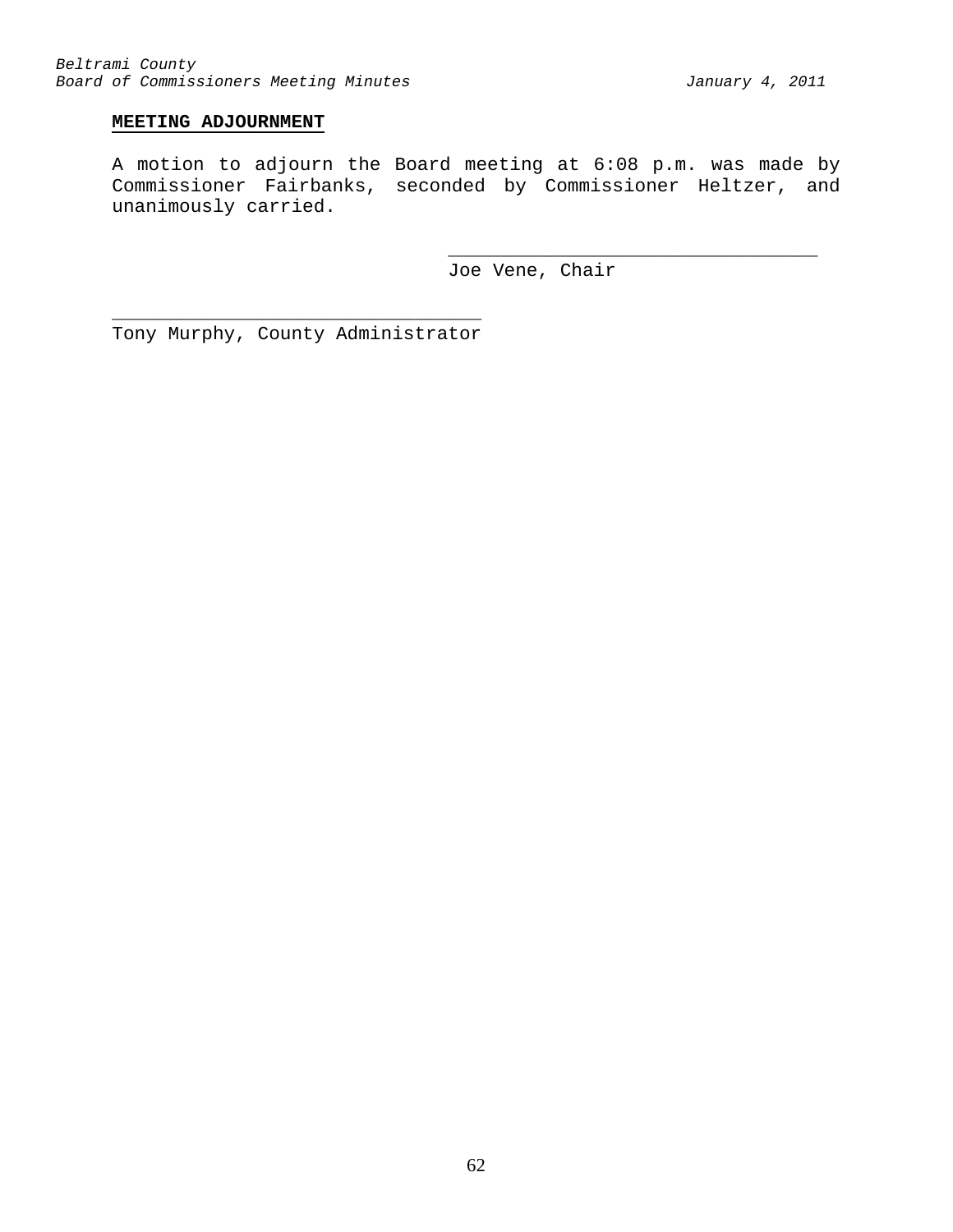**MEETING ADJOURNMENT**

A motion to adjourn the Board meeting at 6:08 p.m. was made by Commissioner Fairbanks, seconded by Commissioner Heltzer, and unanimously carried.

_________________________________
Joe Vene, Chair

_________________________________
Tony Murphy, County Administrator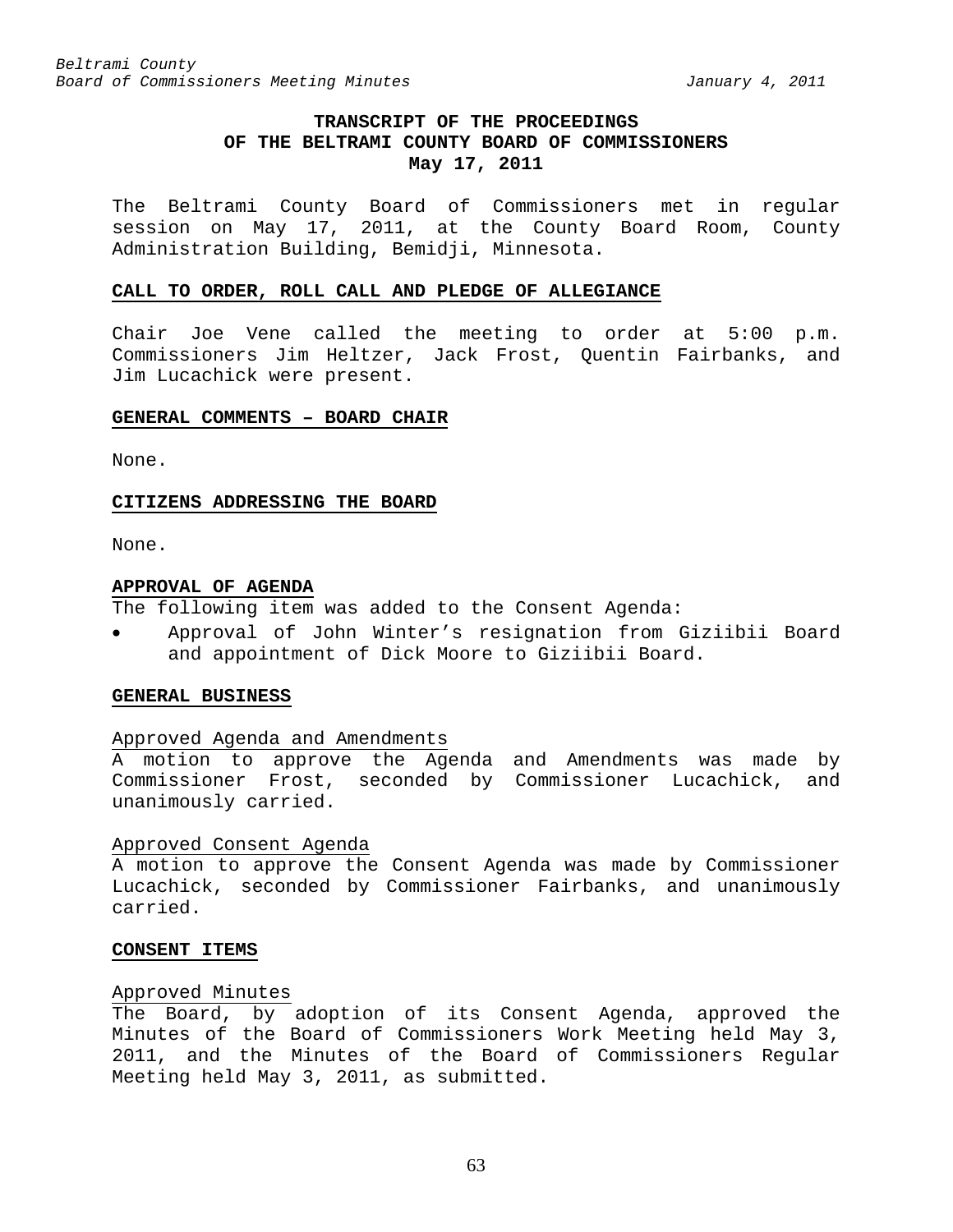**TRANSCRIPT OF THE PROCEEDINGS**
**OF THE BELTRAMI COUNTY BOARD OF COMMISSIONERS**
**May 17, 2011**

The Beltrami County Board of Commissioners met in regular session on May 17, 2011, at the County Board Room, County Administration Building, Bemidji, Minnesota.

## CALL TO ORDER, ROLL CALL AND PLEDGE OF ALLEGIANCE

Chair Joe Vene called the meeting to order at 5:00 p.m. Commissioners Jim Heltzer, Jack Frost, Quentin Fairbanks, and Jim Lucachick were present.

## GENERAL COMMENTS – BOARD CHAIR

None.

## CITIZENS ADDRESSING THE BOARD

None.

## APPROVAL OF AGENDA

The following item was added to the Consent Agenda:

- Approval of John Winter's resignation from Giziibii Board and appointment of Dick Moore to Giziibii Board.

## GENERAL BUSINESS

### Approved Agenda and Amendments

A motion to approve the Agenda and Amendments was made by Commissioner Frost, seconded by Commissioner Lucachick, and unanimously carried.

### Approved Consent Agenda

A motion to approve the Consent Agenda was made by Commissioner Lucachick, seconded by Commissioner Fairbanks, and unanimously carried.

## CONSENT ITEMS

### Approved Minutes

The Board, by adoption of its Consent Agenda, approved the Minutes of the Board of Commissioners Work Meeting held May 3, 2011, and the Minutes of the Board of Commissioners Regular Meeting held May 3, 2011, as submitted.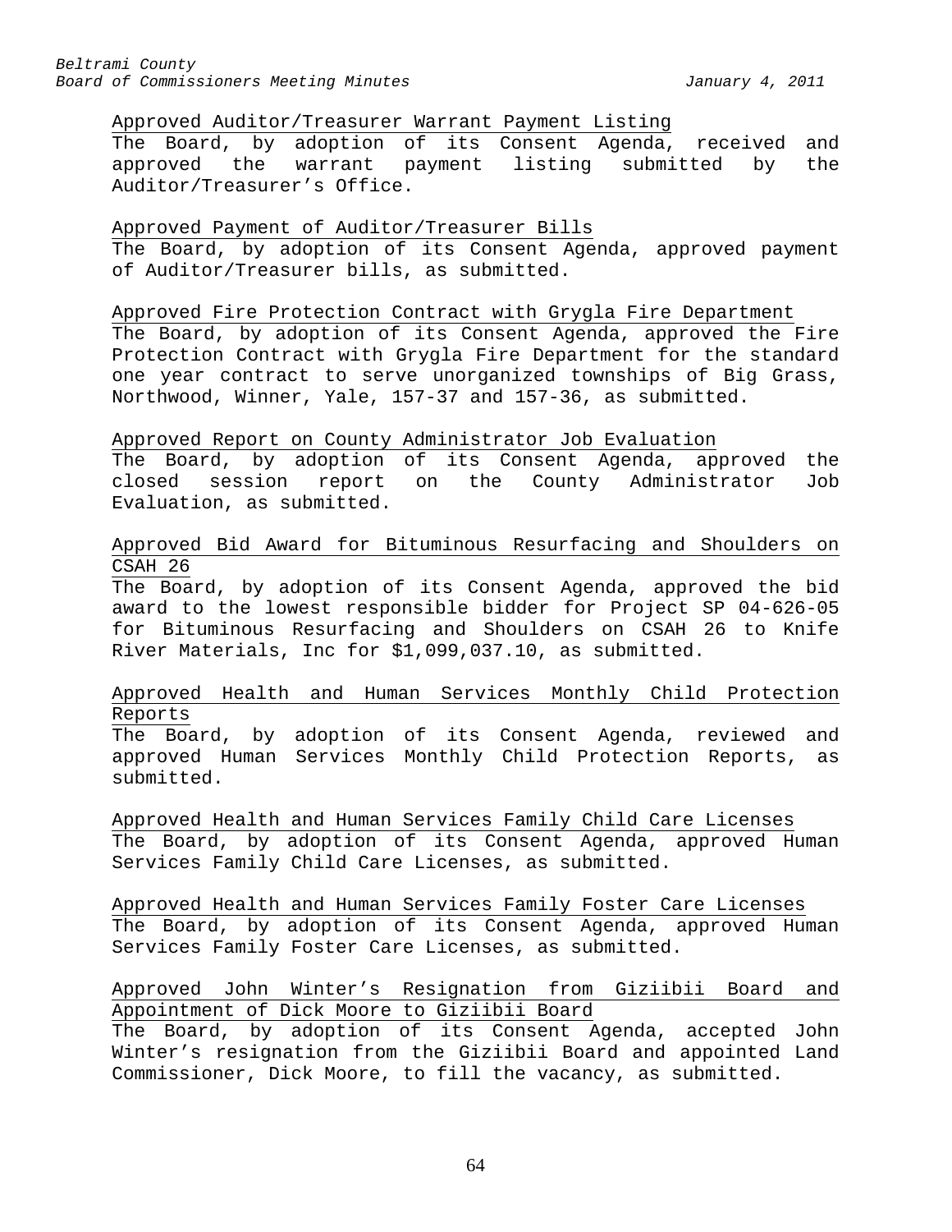Approved Auditor/Treasurer Warrant Payment Listing

The Board, by adoption of its Consent Agenda, received and approved the warrant payment listing submitted by the Auditor/Treasurer's Office.

Approved Payment of Auditor/Treasurer Bills

The Board, by adoption of its Consent Agenda, approved payment of Auditor/Treasurer bills, as submitted.

Approved Fire Protection Contract with Grygla Fire Department

The Board, by adoption of its Consent Agenda, approved the Fire Protection Contract with Grygla Fire Department for the standard one year contract to serve unorganized townships of Big Grass, Northwood, Winner, Yale, 157-37 and 157-36, as submitted.

Approved Report on County Administrator Job Evaluation

The Board, by adoption of its Consent Agenda, approved the closed session report on the County Administrator Job Evaluation, as submitted.

Approved Bid Award for Bituminous Resurfacing and Shoulders on CSAH 26

The Board, by adoption of its Consent Agenda, approved the bid award to the lowest responsible bidder for Project SP 04-626-05 for Bituminous Resurfacing and Shoulders on CSAH 26 to Knife River Materials, Inc for $1,099,037.10, as submitted.

Approved Health and Human Services Monthly Child Protection Reports

The Board, by adoption of its Consent Agenda, reviewed and approved Human Services Monthly Child Protection Reports, as submitted.

Approved Health and Human Services Family Child Care Licenses

The Board, by adoption of its Consent Agenda, approved Human Services Family Child Care Licenses, as submitted.

Approved Health and Human Services Family Foster Care Licenses

The Board, by adoption of its Consent Agenda, approved Human Services Family Foster Care Licenses, as submitted.

Approved John Winter's Resignation from Giziibii Board and Appointment of Dick Moore to Giziibii Board

The Board, by adoption of its Consent Agenda, accepted John Winter's resignation from the Giziibii Board and appointed Land Commissioner, Dick Moore, to fill the vacancy, as submitted.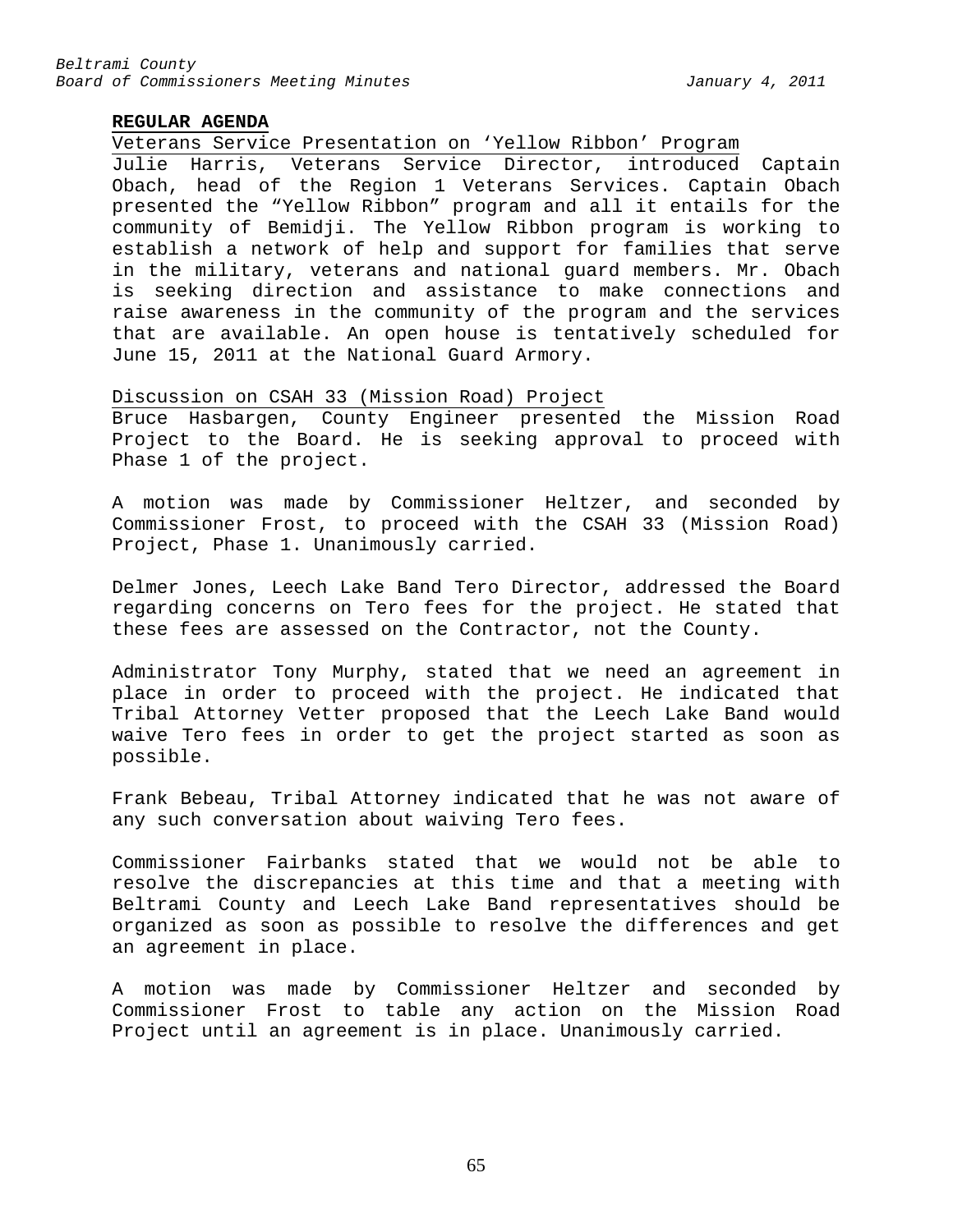**REGULAR AGENDA**

Veterans Service Presentation on 'Yellow Ribbon' Program

Julie Harris, Veterans Service Director, introduced Captain Obach, head of the Region 1 Veterans Services. Captain Obach presented the "Yellow Ribbon" program and all it entails for the community of Bemidji. The Yellow Ribbon program is working to establish a network of help and support for families that serve in the military, veterans and national guard members. Mr. Obach is seeking direction and assistance to make connections and raise awareness in the community of the program and the services that are available. An open house is tentatively scheduled for June 15, 2011 at the National Guard Armory.

Discussion on CSAH 33 (Mission Road) Project

Bruce Hasbargen, County Engineer presented the Mission Road Project to the Board. He is seeking approval to proceed with Phase 1 of the project.

A motion was made by Commissioner Heltzer, and seconded by Commissioner Frost, to proceed with the CSAH 33 (Mission Road) Project, Phase 1. Unanimously carried.

Delmer Jones, Leech Lake Band Tero Director, addressed the Board regarding concerns on Tero fees for the project. He stated that these fees are assessed on the Contractor, not the County.

Administrator Tony Murphy, stated that we need an agreement in place in order to proceed with the project. He indicated that Tribal Attorney Vetter proposed that the Leech Lake Band would waive Tero fees in order to get the project started as soon as possible.

Frank Bebeau, Tribal Attorney indicated that he was not aware of any such conversation about waiving Tero fees.

Commissioner Fairbanks stated that we would not be able to resolve the discrepancies at this time and that a meeting with Beltrami County and Leech Lake Band representatives should be organized as soon as possible to resolve the differences and get an agreement in place.

A motion was made by Commissioner Heltzer and seconded by Commissioner Frost to table any action on the Mission Road Project until an agreement is in place. Unanimously carried.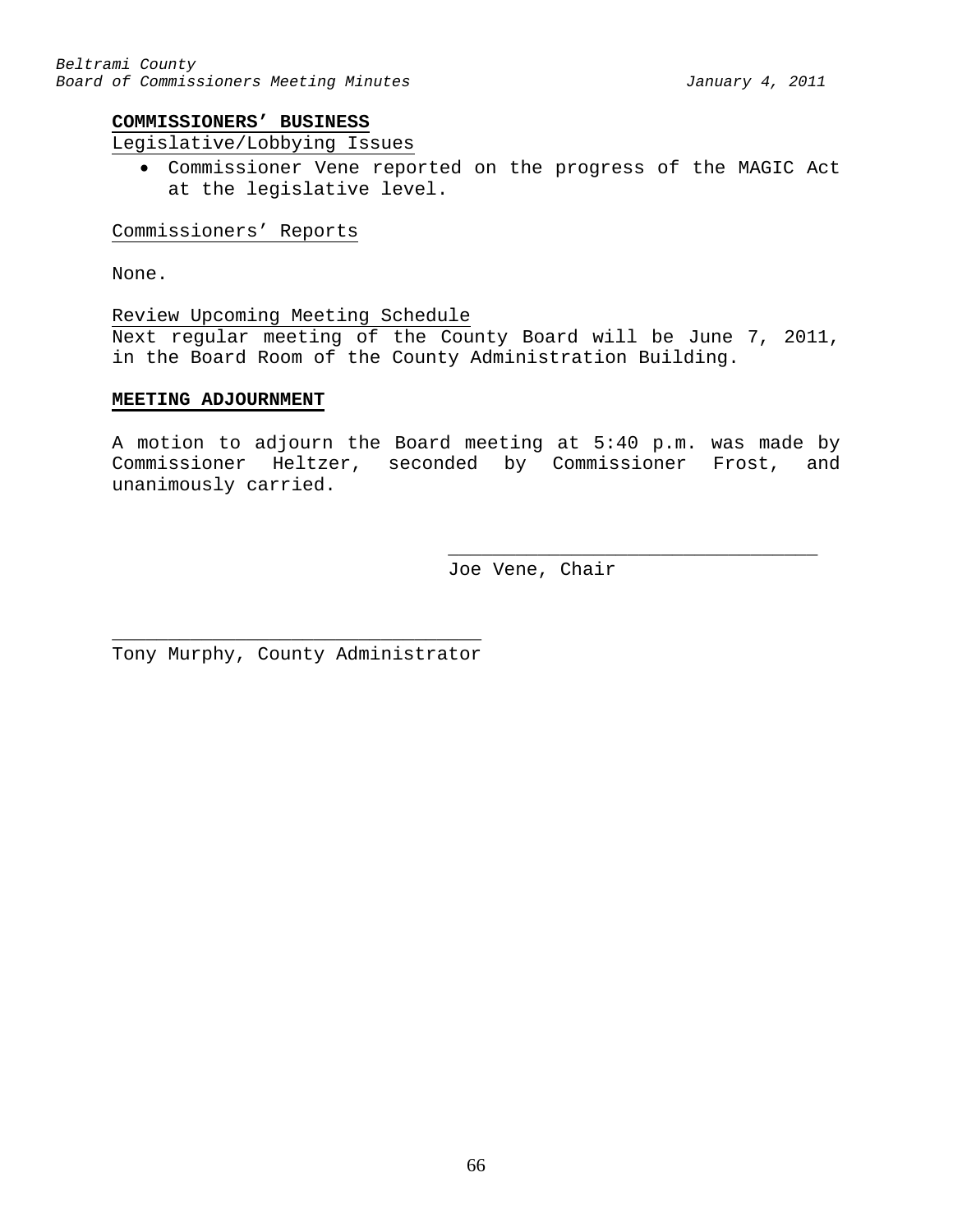**COMMISSIONERS' BUSINESS**

Legislative/Lobbying Issues

- Commissioner Vene reported on the progress of the MAGIC Act at the legislative level.

Commissioners' Reports

None.

Review Upcoming Meeting Schedule

Next regular meeting of the County Board will be June 7, 2011, in the Board Room of the County Administration Building.

**MEETING ADJOURNMENT**

A motion to adjourn the Board meeting at 5:40 p.m. was made by Commissioner Heltzer, seconded by Commissioner Frost, and unanimously carried.

\_\_\_\_\_\_\_\_\_\_\_\_\_\_\_\_\_\_\_\_\_\_\_\_\_\_\_\_\_\_\_\_\_\_
Joe Vene, Chair

\_\_\_\_\_\_\_\_\_\_\_\_\_\_\_\_\_\_\_\_\_\_\_\_\_\_\_\_\_\_\_\_\_\_
Tony Murphy, County Administrator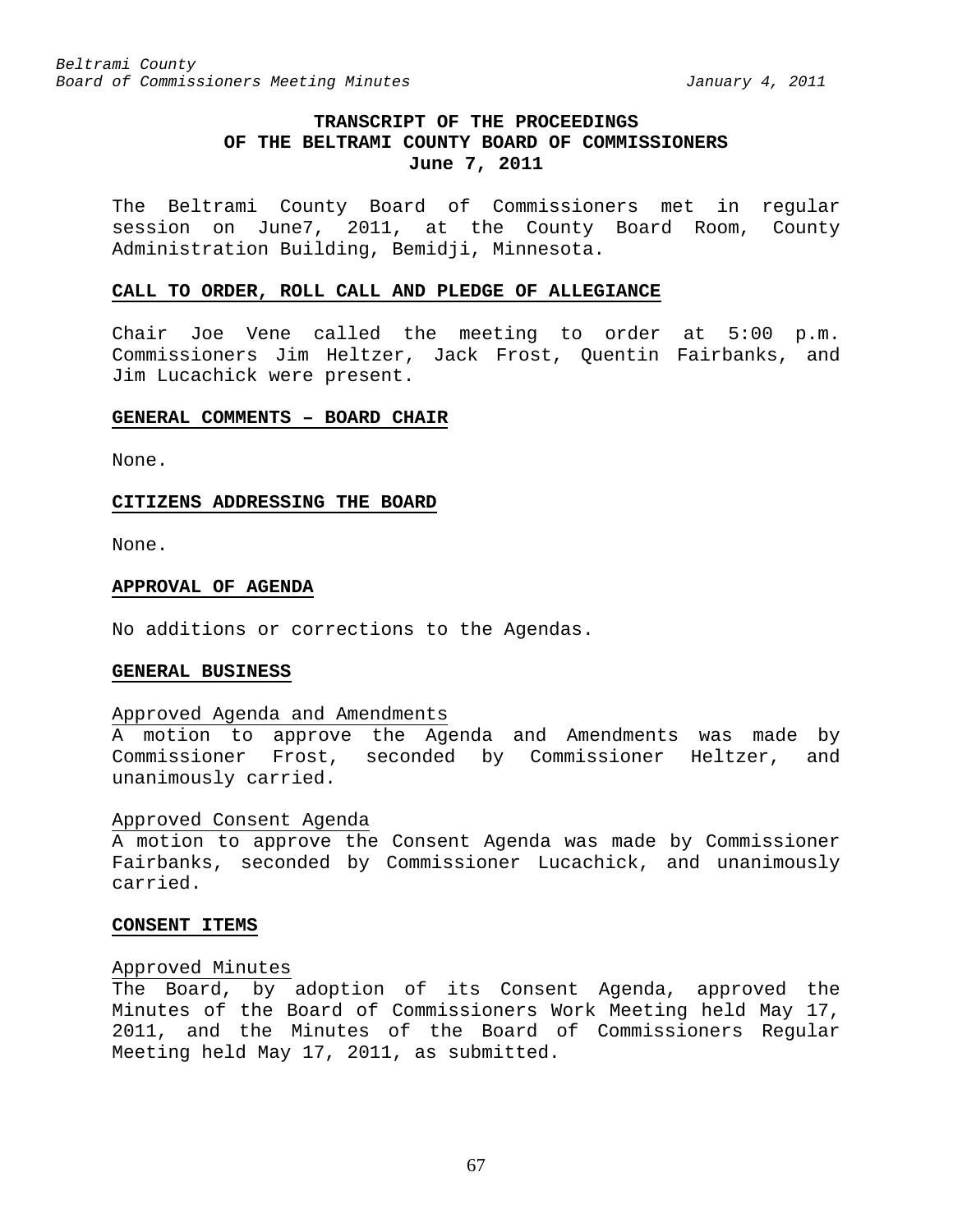# TRANSCRIPT OF THE PROCEEDINGS OF THE BELTRAMI COUNTY BOARD OF COMMISSIONERS
## June 7, 2011

The Beltrami County Board of Commissioners met in regular session on June7, 2011, at the County Board Room, County Administration Building, Bemidji, Minnesota.

### CALL TO ORDER, ROLL CALL AND PLEDGE OF ALLEGIANCE

Chair Joe Vene called the meeting to order at 5:00 p.m. Commissioners Jim Heltzer, Jack Frost, Quentin Fairbanks, and Jim Lucachick were present.

### GENERAL COMMENTS – BOARD CHAIR

None.

### CITIZENS ADDRESSING THE BOARD

None.

### APPROVAL OF AGENDA

No additions or corrections to the Agendas.

### GENERAL BUSINESS

Approved Agenda and Amendments
A motion to approve the Agenda and Amendments was made by Commissioner Frost, seconded by Commissioner Heltzer, and unanimously carried.

Approved Consent Agenda
A motion to approve the Consent Agenda was made by Commissioner Fairbanks, seconded by Commissioner Lucachick, and unanimously carried.

### CONSENT ITEMS

Approved Minutes
The Board, by adoption of its Consent Agenda, approved the Minutes of the Board of Commissioners Work Meeting held May 17, 2011, and the Minutes of the Board of Commissioners Regular Meeting held May 17, 2011, as submitted.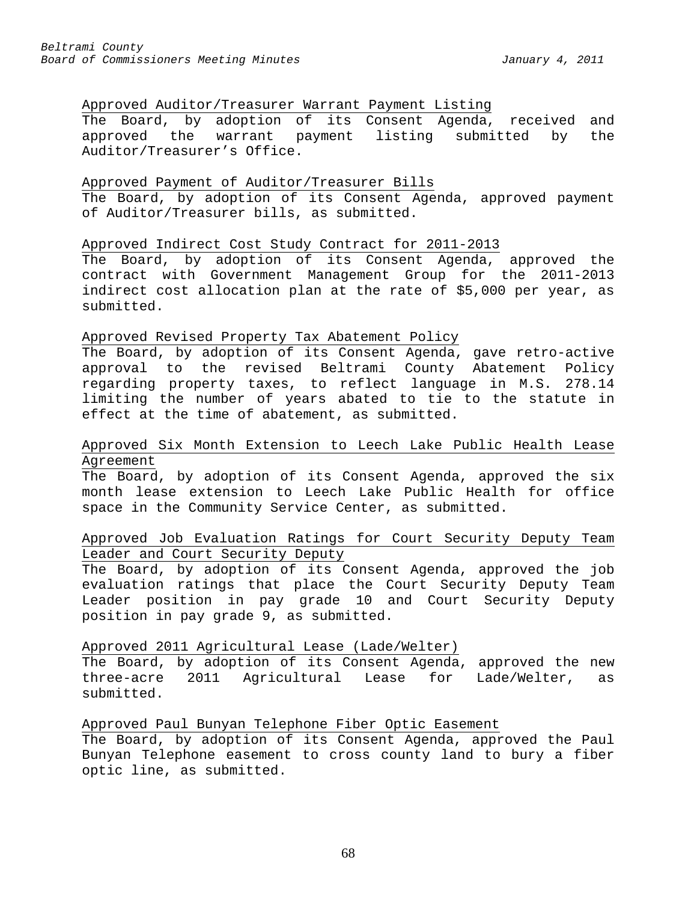Approved Auditor/Treasurer Warrant Payment Listing

The Board, by adoption of its Consent Agenda, received and approved the warrant payment listing submitted by the Auditor/Treasurer's Office.

Approved Payment of Auditor/Treasurer Bills

The Board, by adoption of its Consent Agenda, approved payment of Auditor/Treasurer bills, as submitted.

Approved Indirect Cost Study Contract for 2011-2013

The Board, by adoption of its Consent Agenda, approved the contract with Government Management Group for the 2011-2013 indirect cost allocation plan at the rate of $5,000 per year, as submitted.

Approved Revised Property Tax Abatement Policy

The Board, by adoption of its Consent Agenda, gave retro-active approval to the revised Beltrami County Abatement Policy regarding property taxes, to reflect language in M.S. 278.14 limiting the number of years abated to tie to the statute in effect at the time of abatement, as submitted.

Approved Six Month Extension to Leech Lake Public Health Lease Agreement

The Board, by adoption of its Consent Agenda, approved the six month lease extension to Leech Lake Public Health for office space in the Community Service Center, as submitted.

Approved Job Evaluation Ratings for Court Security Deputy Team Leader and Court Security Deputy

The Board, by adoption of its Consent Agenda, approved the job evaluation ratings that place the Court Security Deputy Team Leader position in pay grade 10 and Court Security Deputy position in pay grade 9, as submitted.

Approved 2011 Agricultural Lease (Lade/Welter)

The Board, by adoption of its Consent Agenda, approved the new three-acre 2011 Agricultural Lease for Lade/Welter, as submitted.

Approved Paul Bunyan Telephone Fiber Optic Easement

The Board, by adoption of its Consent Agenda, approved the Paul Bunyan Telephone easement to cross county land to bury a fiber optic line, as submitted.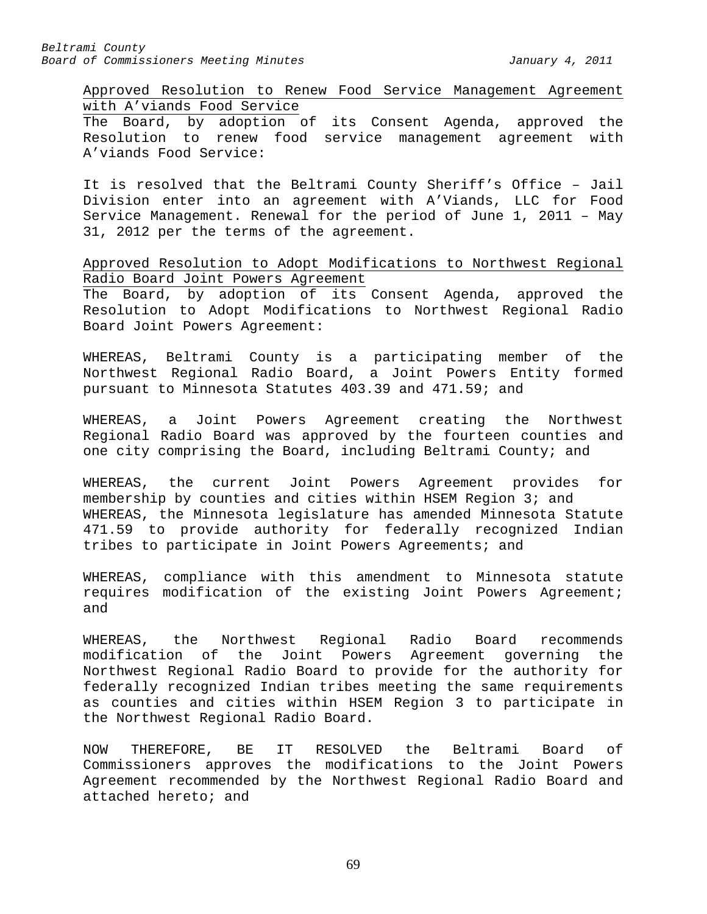Approved Resolution to Renew Food Service Management Agreement with A'viands Food Service

The Board, by adoption of its Consent Agenda, approved the Resolution to renew food service management agreement with A'viands Food Service:

It is resolved that the Beltrami County Sheriff's Office – Jail Division enter into an agreement with A'Viands, LLC for Food Service Management. Renewal for the period of June 1, 2011 – May 31, 2012 per the terms of the agreement.

Approved Resolution to Adopt Modifications to Northwest Regional Radio Board Joint Powers Agreement

The Board, by adoption of its Consent Agenda, approved the Resolution to Adopt Modifications to Northwest Regional Radio Board Joint Powers Agreement:

WHEREAS, Beltrami County is a participating member of the Northwest Regional Radio Board, a Joint Powers Entity formed pursuant to Minnesota Statutes 403.39 and 471.59; and

WHEREAS, a Joint Powers Agreement creating the Northwest Regional Radio Board was approved by the fourteen counties and one city comprising the Board, including Beltrami County; and

WHEREAS, the current Joint Powers Agreement provides for membership by counties and cities within HSEM Region 3; and
WHEREAS, the Minnesota legislature has amended Minnesota Statute 471.59 to provide authority for federally recognized Indian tribes to participate in Joint Powers Agreements; and

WHEREAS, compliance with this amendment to Minnesota statute requires modification of the existing Joint Powers Agreement; and

WHEREAS, the Northwest Regional Radio Board recommends modification of the Joint Powers Agreement governing the Northwest Regional Radio Board to provide for the authority for federally recognized Indian tribes meeting the same requirements as counties and cities within HSEM Region 3 to participate in the Northwest Regional Radio Board.

NOW THEREFORE, BE IT RESOLVED the Beltrami Board of Commissioners approves the modifications to the Joint Powers Agreement recommended by the Northwest Regional Radio Board and attached hereto; and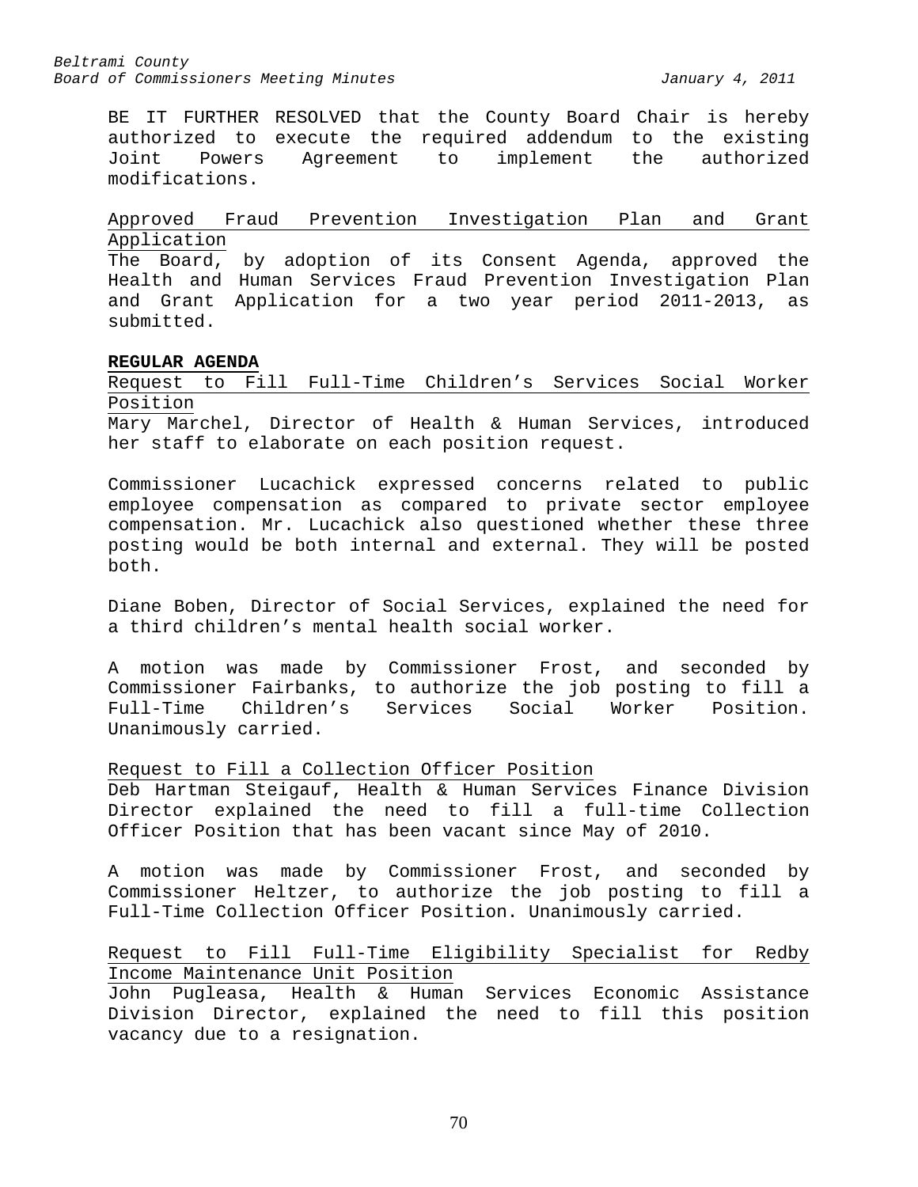BE IT FURTHER RESOLVED that the County Board Chair is hereby authorized to execute the required addendum to the existing Joint Powers Agreement to implement the authorized modifications.

Approved Fraud Prevention Investigation Plan and Grant Application

The Board, by adoption of its Consent Agenda, approved the Health and Human Services Fraud Prevention Investigation Plan and Grant Application for a two year period 2011-2013, as submitted.

**REGULAR AGENDA**

Request to Fill Full-Time Children's Services Social Worker Position

Mary Marchel, Director of Health & Human Services, introduced her staff to elaborate on each position request.

Commissioner Lucachick expressed concerns related to public employee compensation as compared to private sector employee compensation. Mr. Lucachick also questioned whether these three posting would be both internal and external. They will be posted both.

Diane Boben, Director of Social Services, explained the need for a third children's mental health social worker.

A motion was made by Commissioner Frost, and seconded by Commissioner Fairbanks, to authorize the job posting to fill a Full-Time Children's Services Social Worker Position. Unanimously carried.

Request to Fill a Collection Officer Position

Deb Hartman Steigauf, Health & Human Services Finance Division Director explained the need to fill a full-time Collection Officer Position that has been vacant since May of 2010.

A motion was made by Commissioner Frost, and seconded by Commissioner Heltzer, to authorize the job posting to fill a Full-Time Collection Officer Position. Unanimously carried.

Request to Fill Full-Time Eligibility Specialist for Redby Income Maintenance Unit Position

John Pugleasa, Health & Human Services Economic Assistance Division Director, explained the need to fill this position vacancy due to a resignation.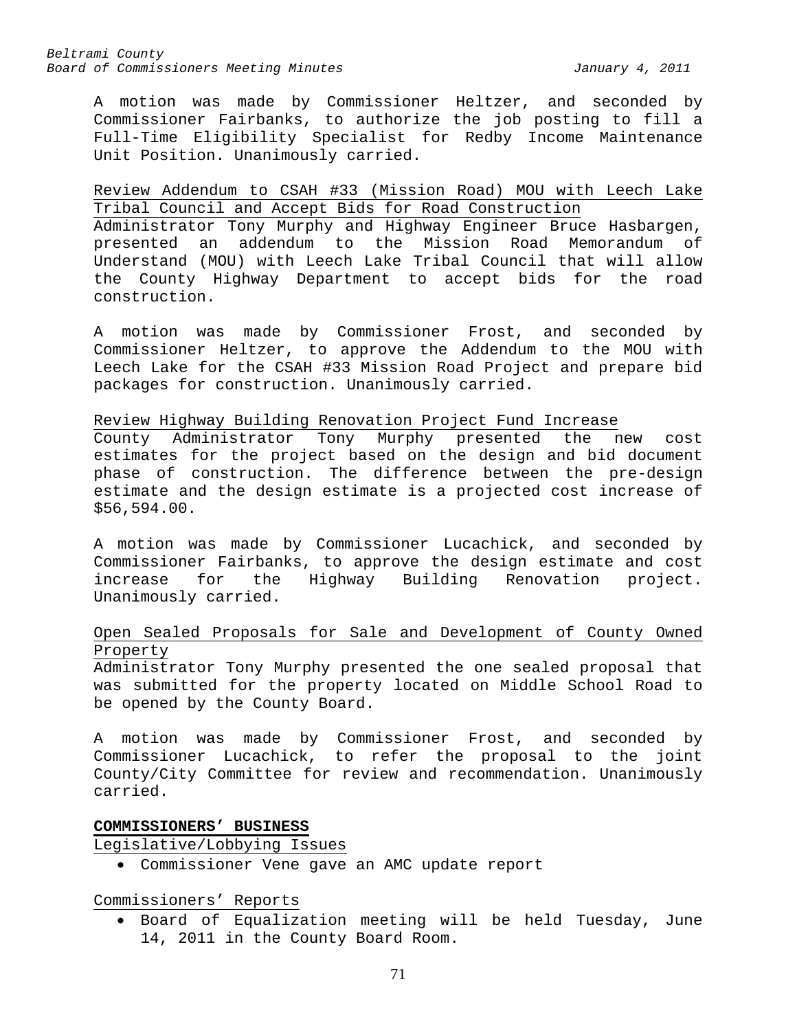A motion was made by Commissioner Heltzer, and seconded by Commissioner Fairbanks, to authorize the job posting to fill a Full-Time Eligibility Specialist for Redby Income Maintenance Unit Position. Unanimously carried.

Review Addendum to CSAH #33 (Mission Road) MOU with Leech Lake Tribal Council and Accept Bids for Road Construction

Administrator Tony Murphy and Highway Engineer Bruce Hasbargen, presented an addendum to the Mission Road Memorandum of Understand (MOU) with Leech Lake Tribal Council that will allow the County Highway Department to accept bids for the road construction.

A motion was made by Commissioner Frost, and seconded by Commissioner Heltzer, to approve the Addendum to the MOU with Leech Lake for the CSAH #33 Mission Road Project and prepare bid packages for construction. Unanimously carried.

Review Highway Building Renovation Project Fund Increase

County Administrator Tony Murphy presented the new cost estimates for the project based on the design and bid document phase of construction. The difference between the pre-design estimate and the design estimate is a projected cost increase of $56,594.00.

A motion was made by Commissioner Lucachick, and seconded by Commissioner Fairbanks, to approve the design estimate and cost increase for the Highway Building Renovation project. Unanimously carried.

Open Sealed Proposals for Sale and Development of County Owned Property

Administrator Tony Murphy presented the one sealed proposal that was submitted for the property located on Middle School Road to be opened by the County Board.

A motion was made by Commissioner Frost, and seconded by Commissioner Lucachick, to refer the proposal to the joint County/City Committee for review and recommendation. Unanimously carried.

**COMMISSIONERS' BUSINESS**

Legislative/Lobbying Issues

- Commissioner Vene gave an AMC update report

Commissioners' Reports

- Board of Equalization meeting will be held Tuesday, June 14, 2011 in the County Board Room.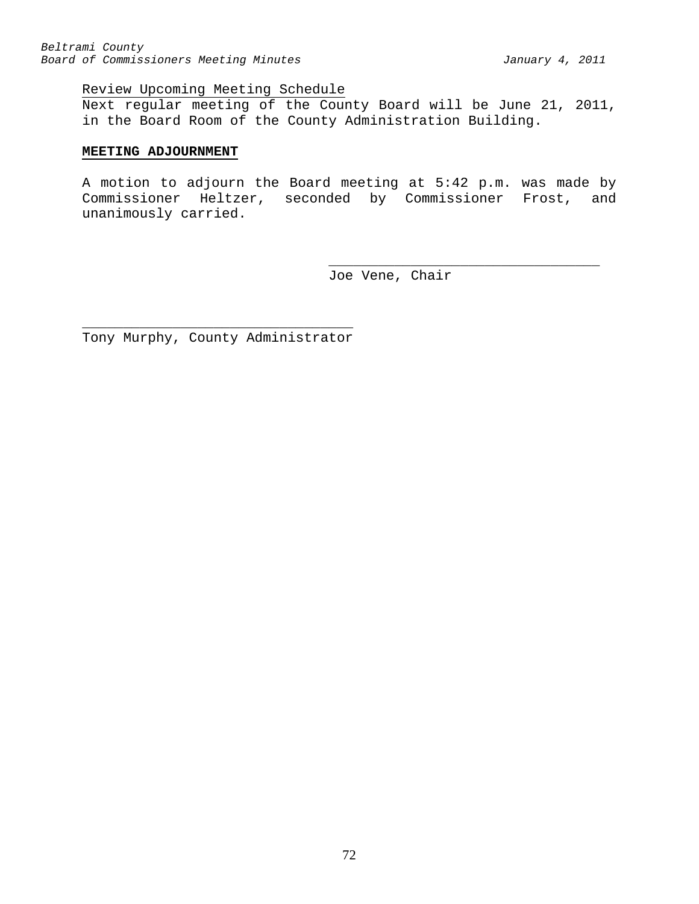Review Upcoming Meeting Schedule

Next regular meeting of the County Board will be June 21, 2011, in the Board Room of the County Administration Building.

**MEETING ADJOURNMENT**

A motion to adjourn the Board meeting at 5:42 p.m. was made by Commissioner Heltzer, seconded by Commissioner Frost, and unanimously carried.

\_\_\_\_\_\_\_\_\_\_\_\_\_\_\_\_\_\_\_\_\_\_\_\_\_\_\_\_\_\_\_\_\_\_\_\_

Joe Vene, Chair

\_\_\_\_\_\_\_\_\_\_\_\_\_\_\_\_\_\_\_\_\_\_\_\_\_\_\_\_\_\_\_\_\_\_\_\_

Tony Murphy, County Administrator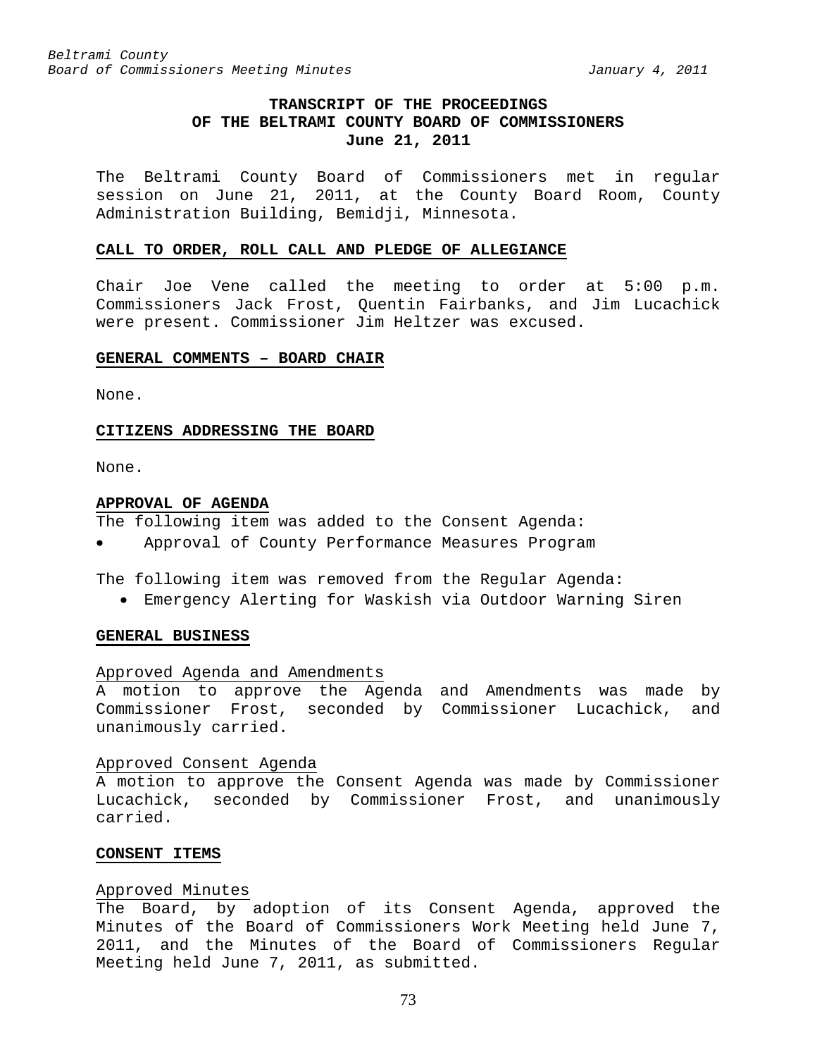**TRANSCRIPT OF THE PROCEEDINGS**
**OF THE BELTRAMI COUNTY BOARD OF COMMISSIONERS**
**June 21, 2011**

The Beltrami County Board of Commissioners met in regular session on June 21, 2011, at the County Board Room, County Administration Building, Bemidji, Minnesota.

## CALL TO ORDER, ROLL CALL AND PLEDGE OF ALLEGIANCE

Chair Joe Vene called the meeting to order at 5:00 p.m. Commissioners Jack Frost, Quentin Fairbanks, and Jim Lucachick were present. Commissioner Jim Heltzer was excused.

## GENERAL COMMENTS – BOARD CHAIR

None.

## CITIZENS ADDRESSING THE BOARD

None.

## APPROVAL OF AGENDA

The following item was added to the Consent Agenda:

- Approval of County Performance Measures Program

The following item was removed from the Regular Agenda:

- Emergency Alerting for Waskish via Outdoor Warning Siren

## GENERAL BUSINESS

### Approved Agenda and Amendments

A motion to approve the Agenda and Amendments was made by Commissioner Frost, seconded by Commissioner Lucachick, and unanimously carried.

### Approved Consent Agenda

A motion to approve the Consent Agenda was made by Commissioner Lucachick, seconded by Commissioner Frost, and unanimously carried.

## CONSENT ITEMS

### Approved Minutes

The Board, by adoption of its Consent Agenda, approved the Minutes of the Board of Commissioners Work Meeting held June 7, 2011, and the Minutes of the Board of Commissioners Regular Meeting held June 7, 2011, as submitted.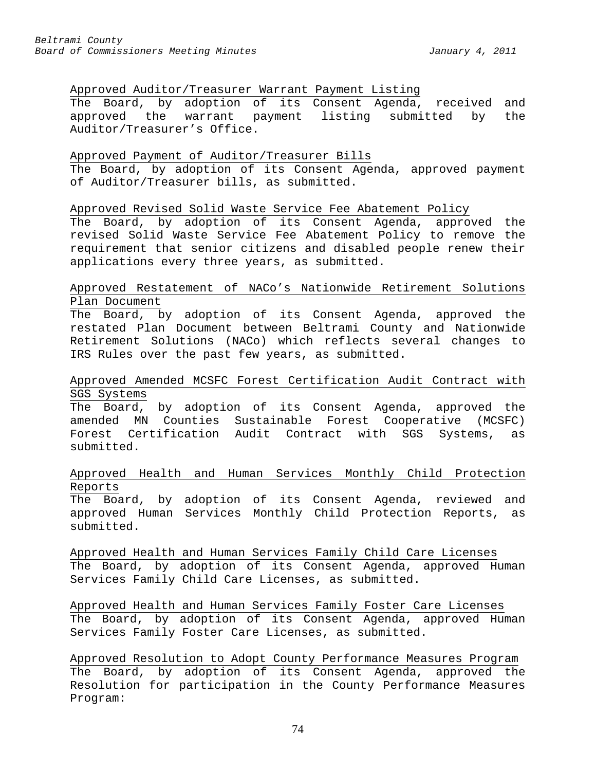Approved Auditor/Treasurer Warrant Payment Listing

The Board, by adoption of its Consent Agenda, received and approved the warrant payment listing submitted by the Auditor/Treasurer's Office.

Approved Payment of Auditor/Treasurer Bills

The Board, by adoption of its Consent Agenda, approved payment of Auditor/Treasurer bills, as submitted.

Approved Revised Solid Waste Service Fee Abatement Policy

The Board, by adoption of its Consent Agenda, approved the revised Solid Waste Service Fee Abatement Policy to remove the requirement that senior citizens and disabled people renew their applications every three years, as submitted.

Approved Restatement of NACo's Nationwide Retirement Solutions Plan Document

The Board, by adoption of its Consent Agenda, approved the restated Plan Document between Beltrami County and Nationwide Retirement Solutions (NACo) which reflects several changes to IRS Rules over the past few years, as submitted.

Approved Amended MCSFC Forest Certification Audit Contract with SGS Systems

The Board, by adoption of its Consent Agenda, approved the amended MN Counties Sustainable Forest Cooperative (MCSFC) Forest Certification Audit Contract with SGS Systems, as submitted.

Approved Health and Human Services Monthly Child Protection Reports

The Board, by adoption of its Consent Agenda, reviewed and approved Human Services Monthly Child Protection Reports, as submitted.

Approved Health and Human Services Family Child Care Licenses

The Board, by adoption of its Consent Agenda, approved Human Services Family Child Care Licenses, as submitted.

Approved Health and Human Services Family Foster Care Licenses

The Board, by adoption of its Consent Agenda, approved Human Services Family Foster Care Licenses, as submitted.

Approved Resolution to Adopt County Performance Measures Program

The Board, by adoption of its Consent Agenda, approved the Resolution for participation in the County Performance Measures Program: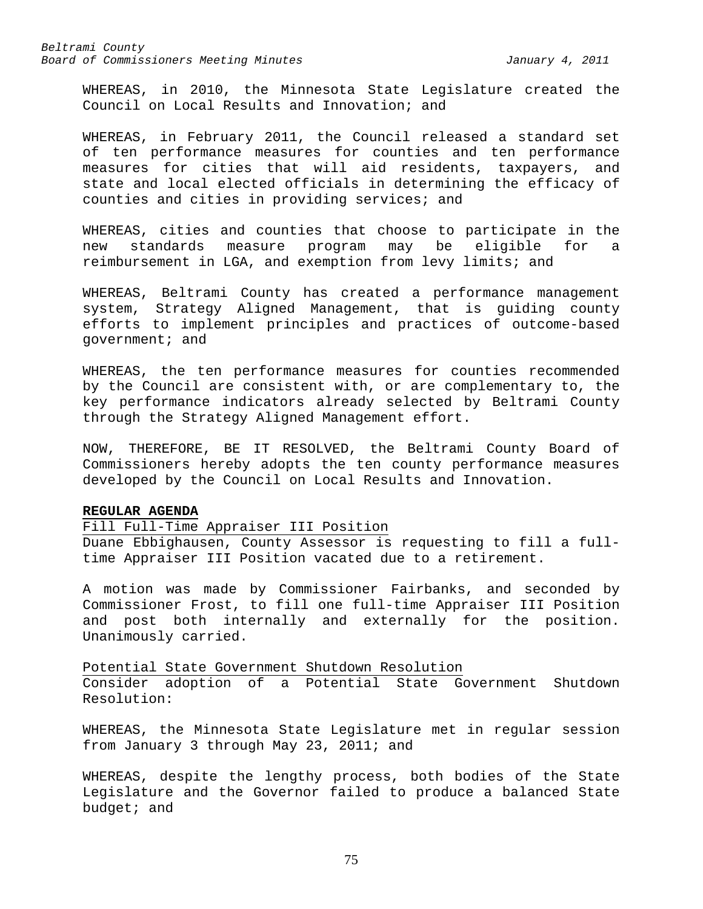WHEREAS, in 2010, the Minnesota State Legislature created the Council on Local Results and Innovation; and

WHEREAS, in February 2011, the Council released a standard set of ten performance measures for counties and ten performance measures for cities that will aid residents, taxpayers, and state and local elected officials in determining the efficacy of counties and cities in providing services; and

WHEREAS, cities and counties that choose to participate in the new standards measure program may be eligible for a reimbursement in LGA, and exemption from levy limits; and

WHEREAS, Beltrami County has created a performance management system, Strategy Aligned Management, that is guiding county efforts to implement principles and practices of outcome-based government; and

WHEREAS, the ten performance measures for counties recommended by the Council are consistent with, or are complementary to, the key performance indicators already selected by Beltrami County through the Strategy Aligned Management effort.

NOW, THEREFORE, BE IT RESOLVED, the Beltrami County Board of Commissioners hereby adopts the ten county performance measures developed by the Council on Local Results and Innovation.

**REGULAR AGENDA**

Fill Full-Time Appraiser III Position

Duane Ebbighausen, County Assessor is requesting to fill a full-time Appraiser III Position vacated due to a retirement.

A motion was made by Commissioner Fairbanks, and seconded by Commissioner Frost, to fill one full-time Appraiser III Position and post both internally and externally for the position. Unanimously carried.

Potential State Government Shutdown Resolution

Consider adoption of a Potential State Government Shutdown Resolution:

WHEREAS, the Minnesota State Legislature met in regular session from January 3 through May 23, 2011; and

WHEREAS, despite the lengthy process, both bodies of the State Legislature and the Governor failed to produce a balanced State budget; and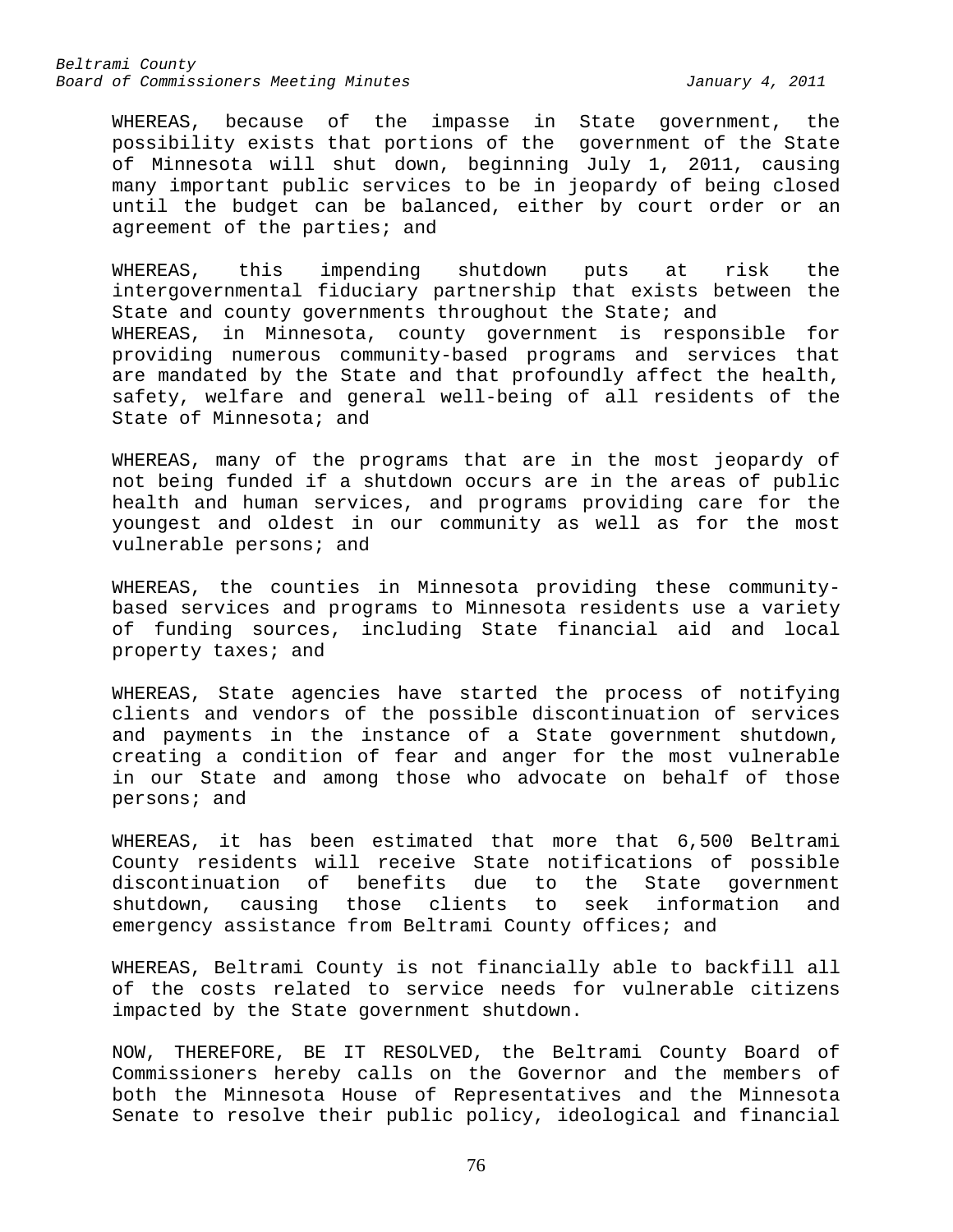WHEREAS, because of the impasse in State government, the possibility exists that portions of the government of the State of Minnesota will shut down, beginning July 1, 2011, causing many important public services to be in jeopardy of being closed until the budget can be balanced, either by court order or an agreement of the parties; and

WHEREAS, this impending shutdown puts at risk the intergovernmental fiduciary partnership that exists between the State and county governments throughout the State; and

WHEREAS, in Minnesota, county government is responsible for providing numerous community-based programs and services that are mandated by the State and that profoundly affect the health, safety, welfare and general well-being of all residents of the State of Minnesota; and

WHEREAS, many of the programs that are in the most jeopardy of not being funded if a shutdown occurs are in the areas of public health and human services, and programs providing care for the youngest and oldest in our community as well as for the most vulnerable persons; and

WHEREAS, the counties in Minnesota providing these community-based services and programs to Minnesota residents use a variety of funding sources, including State financial aid and local property taxes; and

WHEREAS, State agencies have started the process of notifying clients and vendors of the possible discontinuation of services and payments in the instance of a State government shutdown, creating a condition of fear and anger for the most vulnerable in our State and among those who advocate on behalf of those persons; and

WHEREAS, it has been estimated that more that 6,500 Beltrami County residents will receive State notifications of possible discontinuation of benefits due to the State government shutdown, causing those clients to seek information and emergency assistance from Beltrami County offices; and

WHEREAS, Beltrami County is not financially able to backfill all of the costs related to service needs for vulnerable citizens impacted by the State government shutdown.

NOW, THEREFORE, BE IT RESOLVED, the Beltrami County Board of Commissioners hereby calls on the Governor and the members of both the Minnesota House of Representatives and the Minnesota Senate to resolve their public policy, ideological and financial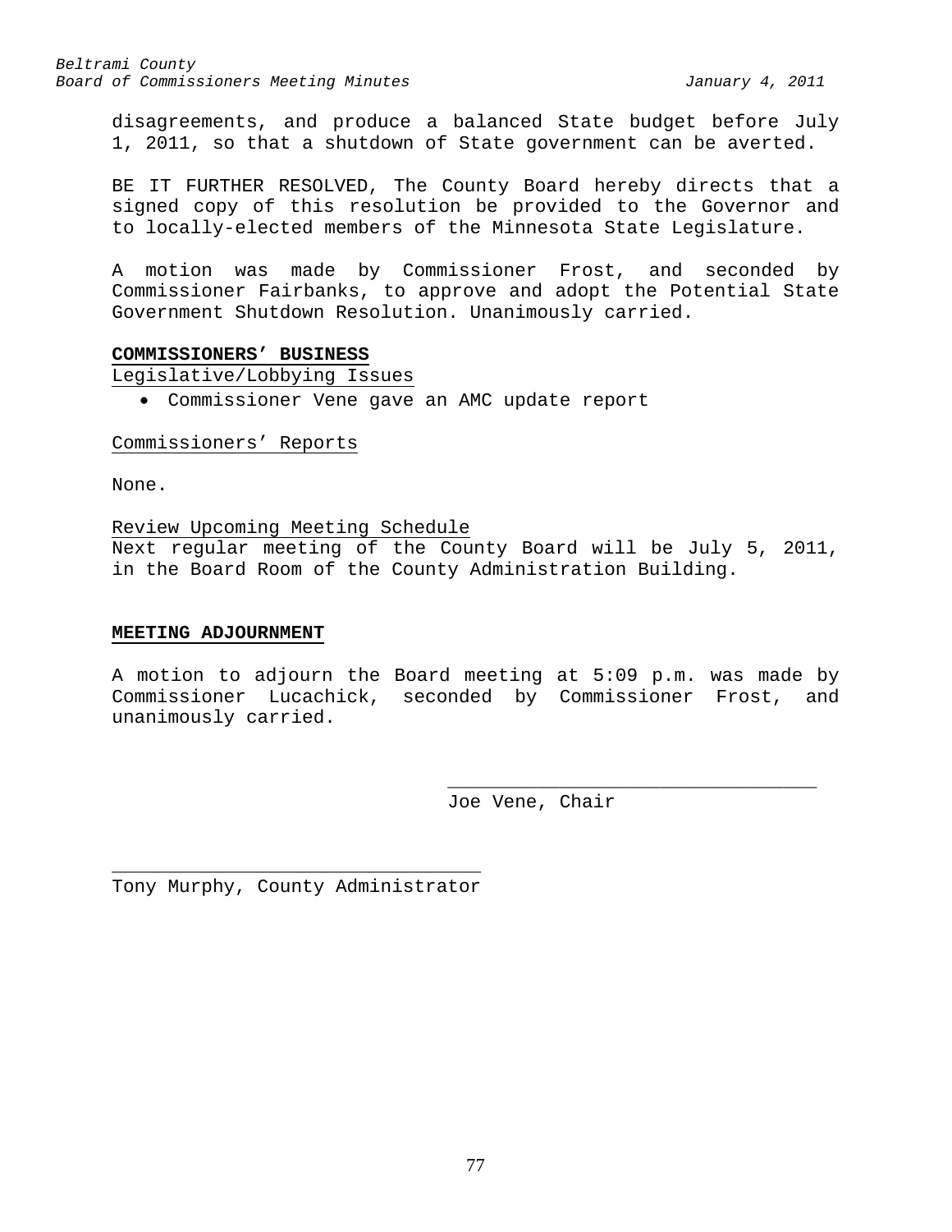disagreements, and produce a balanced State budget before July 1, 2011, so that a shutdown of State government can be averted.

BE IT FURTHER RESOLVED, The County Board hereby directs that a signed copy of this resolution be provided to the Governor and to locally-elected members of the Minnesota State Legislature.

A motion was made by Commissioner Frost, and seconded by Commissioner Fairbanks, to approve and adopt the Potential State Government Shutdown Resolution. Unanimously carried.

**COMMISSIONERS' BUSINESS**

Legislative/Lobbying Issues

- Commissioner Vene gave an AMC update report

Commissioners' Reports

None.

Review Upcoming Meeting Schedule

Next regular meeting of the County Board will be July 5, 2011, in the Board Room of the County Administration Building.

**MEETING ADJOURNMENT**

A motion to adjourn the Board meeting at 5:09 p.m. was made by Commissioner Lucachick, seconded by Commissioner Frost, and unanimously carried.

\_\_\_\_\_\_\_\_\_\_\_\_\_\_\_\_\_\_\_\_\_\_\_\_\_\_\_\_\_\_\_\_\_\_

Joe Vene, Chair

\_\_\_\_\_\_\_\_\_\_\_\_\_\_\_\_\_\_\_\_\_\_\_\_\_\_\_\_\_\_\_\_\_\_

Tony Murphy, County Administrator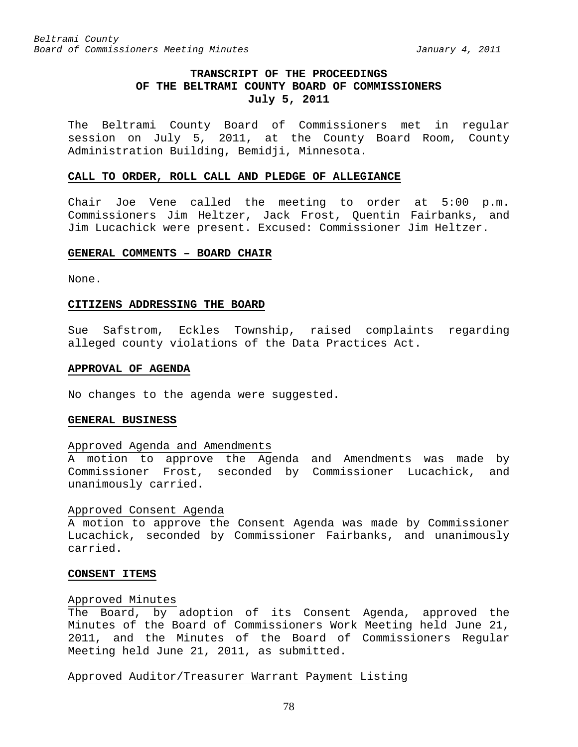# TRANSCRIPT OF THE PROCEEDINGS OF THE BELTRAMI COUNTY BOARD OF COMMISSIONERS
## July 5, 2011

The Beltrami County Board of Commissioners met in regular session on July 5, 2011, at the County Board Room, County Administration Building, Bemidji, Minnesota.

### CALL TO ORDER, ROLL CALL AND PLEDGE OF ALLEGIANCE

Chair Joe Vene called the meeting to order at 5:00 p.m. Commissioners Jim Heltzer, Jack Frost, Quentin Fairbanks, and Jim Lucachick were present. Excused: Commissioner Jim Heltzer.

### GENERAL COMMENTS – BOARD CHAIR

None.

### CITIZENS ADDRESSING THE BOARD

Sue Safstrom, Eckles Township, raised complaints regarding alleged county violations of the Data Practices Act.

### APPROVAL OF AGENDA

No changes to the agenda were suggested.

### GENERAL BUSINESS

Approved Agenda and Amendments

A motion to approve the Agenda and Amendments was made by Commissioner Frost, seconded by Commissioner Lucachick, and unanimously carried.

Approved Consent Agenda

A motion to approve the Consent Agenda was made by Commissioner Lucachick, seconded by Commissioner Fairbanks, and unanimously carried.

### CONSENT ITEMS

Approved Minutes

The Board, by adoption of its Consent Agenda, approved the Minutes of the Board of Commissioners Work Meeting held June 21, 2011, and the Minutes of the Board of Commissioners Regular Meeting held June 21, 2011, as submitted.

Approved Auditor/Treasurer Warrant Payment Listing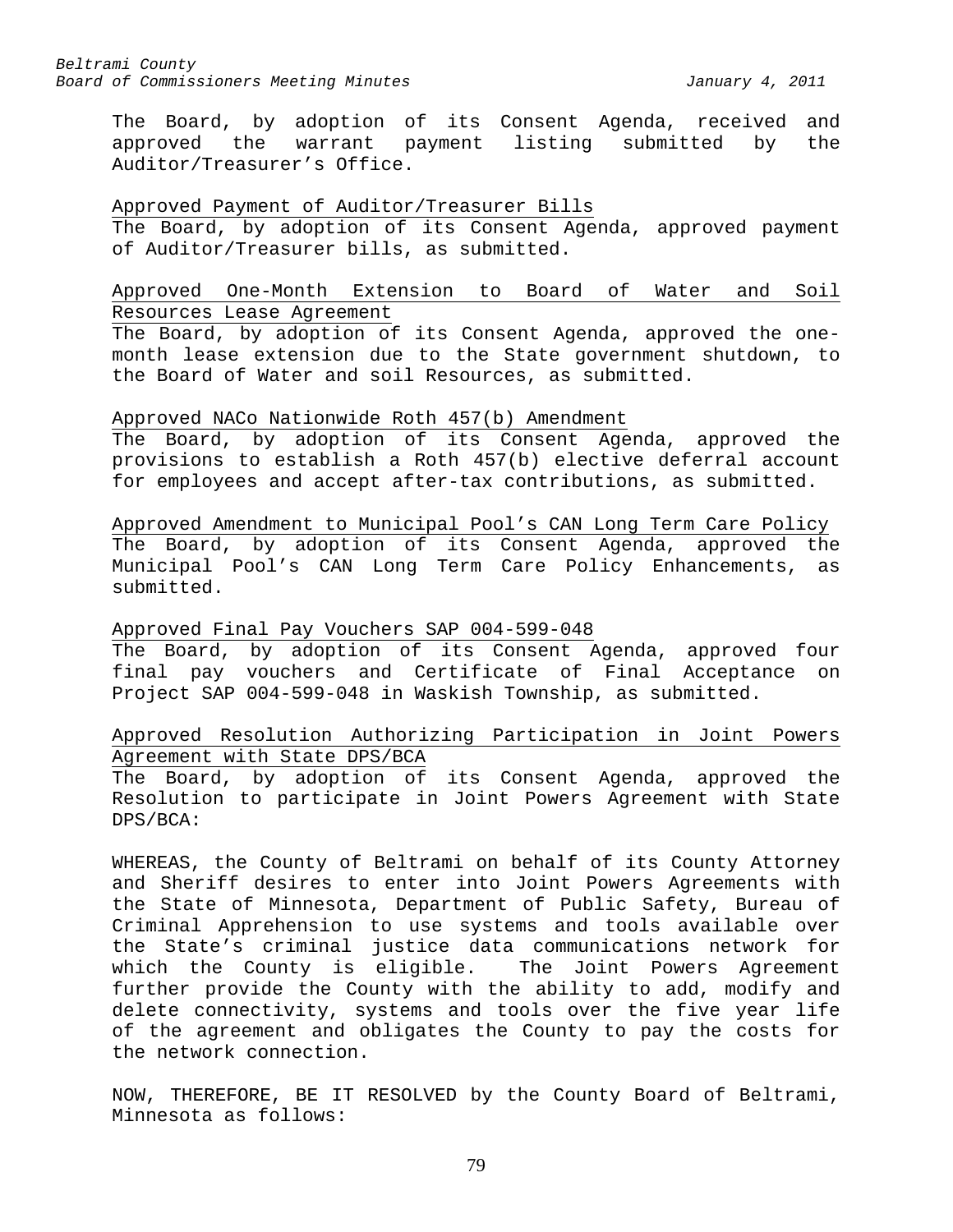The Board, by adoption of its Consent Agenda, received and approved the warrant payment listing submitted by the Auditor/Treasurer's Office.

<u>Approved Payment of Auditor/Treasurer Bills</u>

The Board, by adoption of its Consent Agenda, approved payment of Auditor/Treasurer bills, as submitted.

<u>Approved One-Month Extension to Board of Water and Soil Resources Lease Agreement</u>

The Board, by adoption of its Consent Agenda, approved the one-month lease extension due to the State government shutdown, to the Board of Water and soil Resources, as submitted.

<u>Approved NACo Nationwide Roth 457(b) Amendment</u>

The Board, by adoption of its Consent Agenda, approved the provisions to establish a Roth 457(b) elective deferral account for employees and accept after-tax contributions, as submitted.

<u>Approved Amendment to Municipal Pool's CAN Long Term Care Policy</u>

The Board, by adoption of its Consent Agenda, approved the Municipal Pool's CAN Long Term Care Policy Enhancements, as submitted.

<u>Approved Final Pay Vouchers SAP 004-599-048</u>

The Board, by adoption of its Consent Agenda, approved four final pay vouchers and Certificate of Final Acceptance on Project SAP 004-599-048 in Waskish Township, as submitted.

<u>Approved Resolution Authorizing Participation in Joint Powers Agreement with State DPS/BCA</u>

The Board, by adoption of its Consent Agenda, approved the Resolution to participate in Joint Powers Agreement with State DPS/BCA:

WHEREAS, the County of Beltrami on behalf of its County Attorney and Sheriff desires to enter into Joint Powers Agreements with the State of Minnesota, Department of Public Safety, Bureau of Criminal Apprehension to use systems and tools available over the State's criminal justice data communications network for which the County is eligible. The Joint Powers Agreement further provide the County with the ability to add, modify and delete connectivity, systems and tools over the five year life of the agreement and obligates the County to pay the costs for the network connection.

NOW, THEREFORE, BE IT RESOLVED by the County Board of Beltrami, Minnesota as follows: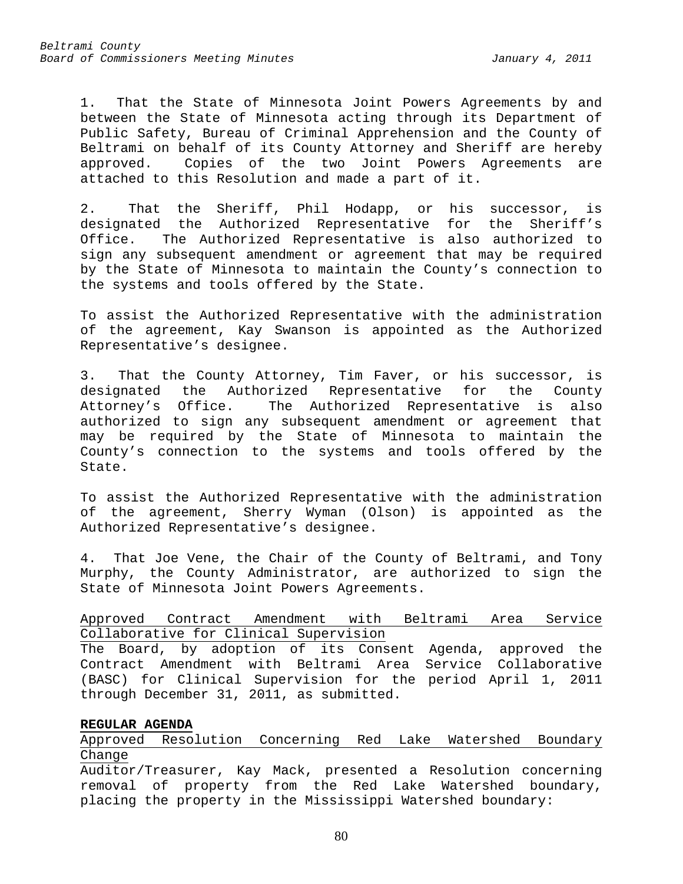1. That the State of Minnesota Joint Powers Agreements by and between the State of Minnesota acting through its Department of Public Safety, Bureau of Criminal Apprehension and the County of Beltrami on behalf of its County Attorney and Sheriff are hereby approved. Copies of the two Joint Powers Agreements are attached to this Resolution and made a part of it.

2. That the Sheriff, Phil Hodapp, or his successor, is designated the Authorized Representative for the Sheriff's Office. The Authorized Representative is also authorized to sign any subsequent amendment or agreement that may be required by the State of Minnesota to maintain the County's connection to the systems and tools offered by the State.

To assist the Authorized Representative with the administration of the agreement, Kay Swanson is appointed as the Authorized Representative's designee.

3. That the County Attorney, Tim Faver, or his successor, is designated the Authorized Representative for the County Attorney's Office. The Authorized Representative is also authorized to sign any subsequent amendment or agreement that may be required by the State of Minnesota to maintain the County's connection to the systems and tools offered by the State.

To assist the Authorized Representative with the administration of the agreement, Sherry Wyman (Olson) is appointed as the Authorized Representative's designee.

4. That Joe Vene, the Chair of the County of Beltrami, and Tony Murphy, the County Administrator, are authorized to sign the State of Minnesota Joint Powers Agreements.

<u>Approved Contract Amendment with Beltrami Area Service Collaborative for Clinical Supervision</u>

The Board, by adoption of its Consent Agenda, approved the Contract Amendment with Beltrami Area Service Collaborative (BASC) for Clinical Supervision for the period April 1, 2011 through December 31, 2011, as submitted.

**REGULAR AGENDA**

<u>Approved Resolution Concerning Red Lake Watershed Boundary Change</u>

Auditor/Treasurer, Kay Mack, presented a Resolution concerning removal of property from the Red Lake Watershed boundary, placing the property in the Mississippi Watershed boundary: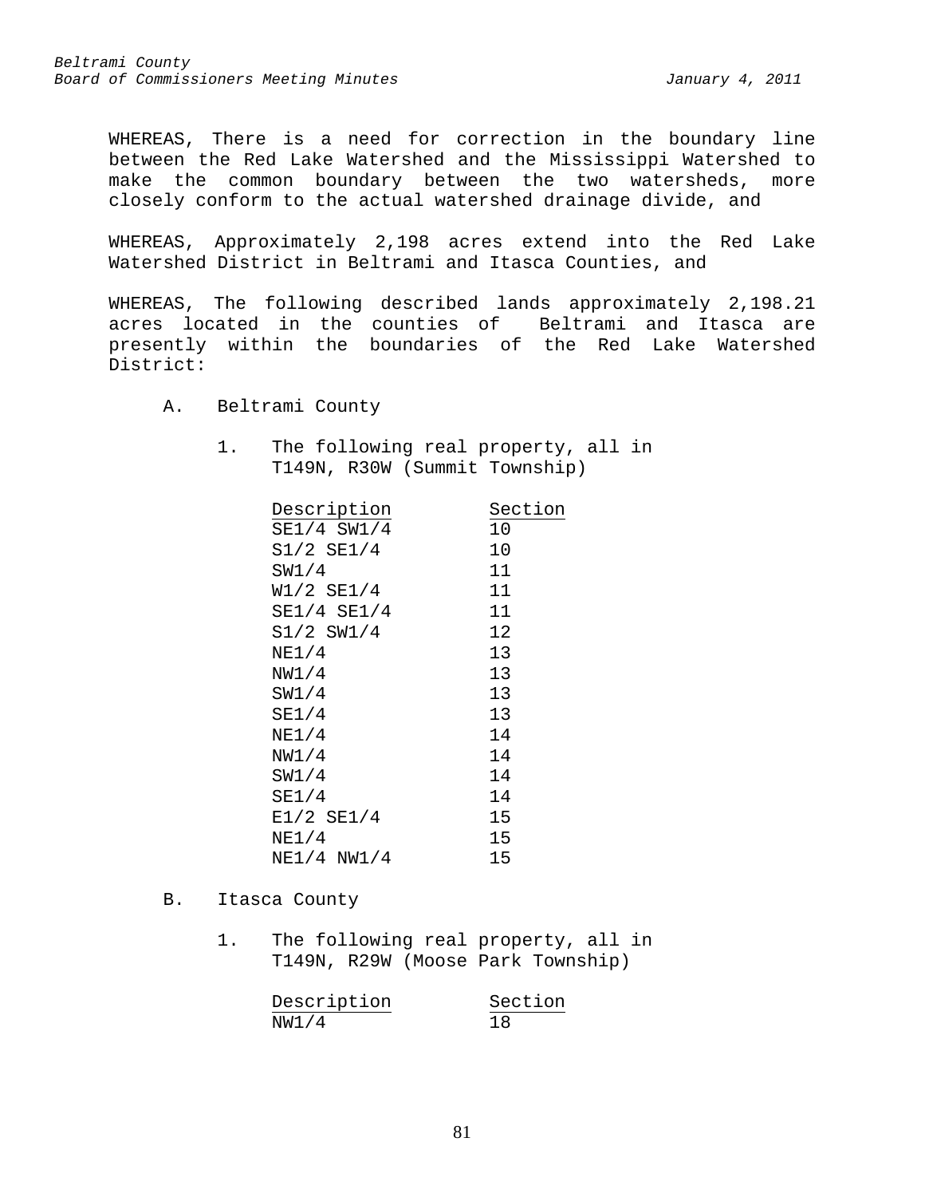WHEREAS, There is a need for correction in the boundary line between the Red Lake Watershed and the Mississippi Watershed to make the common boundary between the two watersheds, more closely conform to the actual watershed drainage divide, and

WHEREAS, Approximately 2,198 acres extend into the Red Lake Watershed District in Beltrami and Itasca Counties, and

WHEREAS, The following described lands approximately 2,198.21 acres located in the counties of Beltrami and Itasca are presently within the boundaries of the Red Lake Watershed District:

A. Beltrami County

1. The following real property, all in T149N, R30W (Summit Township)

| Description | Section |
|---|---|
| SE1/4 SW1/4 | 10 |
| S1/2 SE1/4 | 10 |
| SW1/4 | 11 |
| W1/2 SE1/4 | 11 |
| SE1/4 SE1/4 | 11 |
| S1/2 SW1/4 | 12 |
| NE1/4 | 13 |
| NW1/4 | 13 |
| SW1/4 | 13 |
| SE1/4 | 13 |
| NE1/4 | 14 |
| NW1/4 | 14 |
| SW1/4 | 14 |
| SE1/4 | 14 |
| E1/2 SE1/4 | 15 |
| NE1/4 | 15 |
| NE1/4 NW1/4 | 15 |

B. Itasca County

1. The following real property, all in T149N, R29W (Moose Park Township)

| Description | Section |
|---|---|
| NW1/4 | 18 |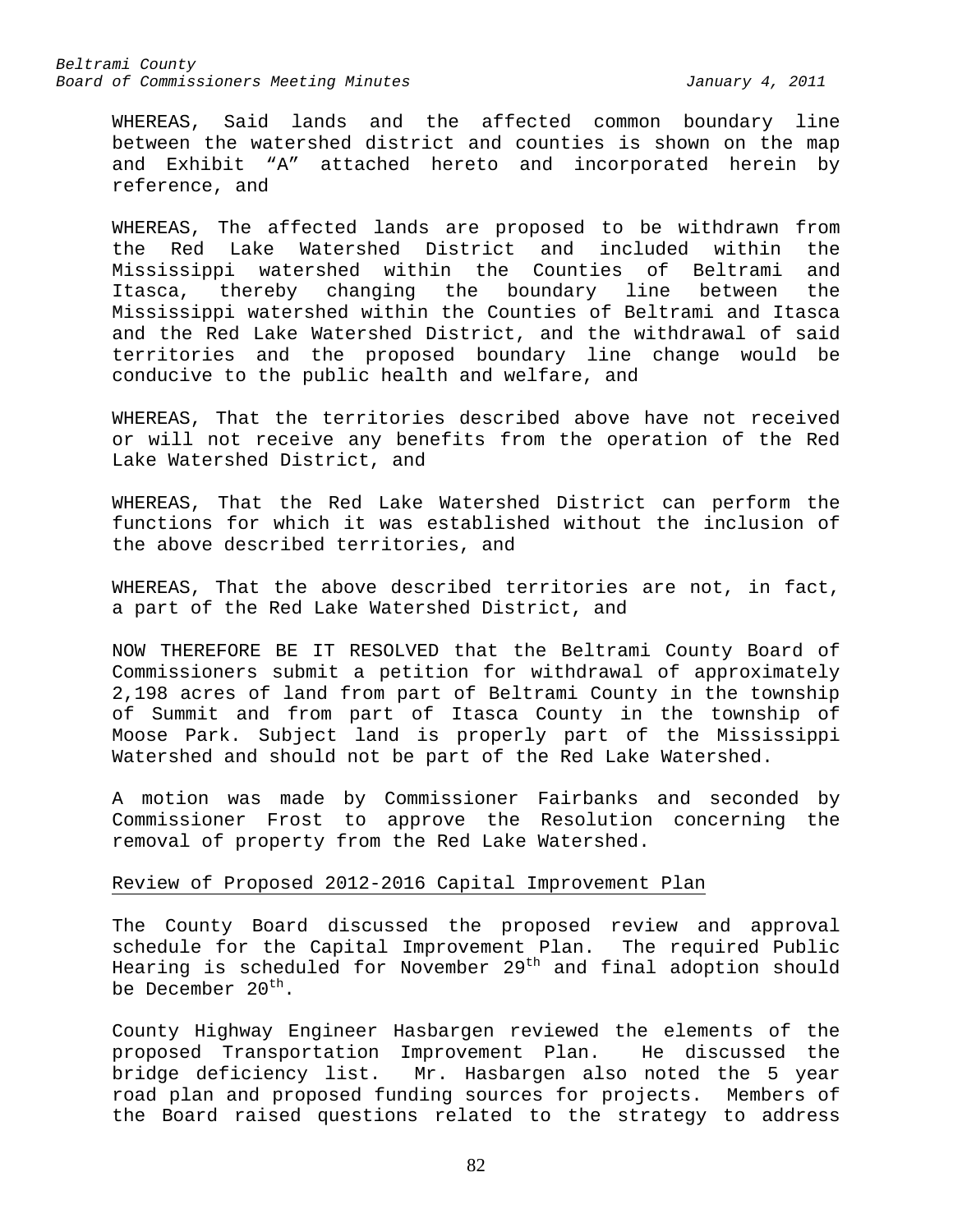WHEREAS, Said lands and the affected common boundary line between the watershed district and counties is shown on the map and Exhibit "A" attached hereto and incorporated herein by reference, and

WHEREAS, The affected lands are proposed to be withdrawn from the Red Lake Watershed District and included within the Mississippi watershed within the Counties of Beltrami and Itasca, thereby changing the boundary line between the Mississippi watershed within the Counties of Beltrami and Itasca and the Red Lake Watershed District, and the withdrawal of said territories and the proposed boundary line change would be conducive to the public health and welfare, and

WHEREAS, That the territories described above have not received or will not receive any benefits from the operation of the Red Lake Watershed District, and

WHEREAS, That the Red Lake Watershed District can perform the functions for which it was established without the inclusion of the above described territories, and

WHEREAS, That the above described territories are not, in fact, a part of the Red Lake Watershed District, and

NOW THEREFORE BE IT RESOLVED that the Beltrami County Board of Commissioners submit a petition for withdrawal of approximately 2,198 acres of land from part of Beltrami County in the township of Summit and from part of Itasca County in the township of Moose Park. Subject land is properly part of the Mississippi Watershed and should not be part of the Red Lake Watershed.

A motion was made by Commissioner Fairbanks and seconded by Commissioner Frost to approve the Resolution concerning the removal of property from the Red Lake Watershed.

Review of Proposed 2012-2016 Capital Improvement Plan

The County Board discussed the proposed review and approval schedule for the Capital Improvement Plan. The required Public Hearing is scheduled for November 29th and final adoption should be December 20th.

County Highway Engineer Hasbargen reviewed the elements of the proposed Transportation Improvement Plan. He discussed the bridge deficiency list. Mr. Hasbargen also noted the 5 year road plan and proposed funding sources for projects. Members of the Board raised questions related to the strategy to address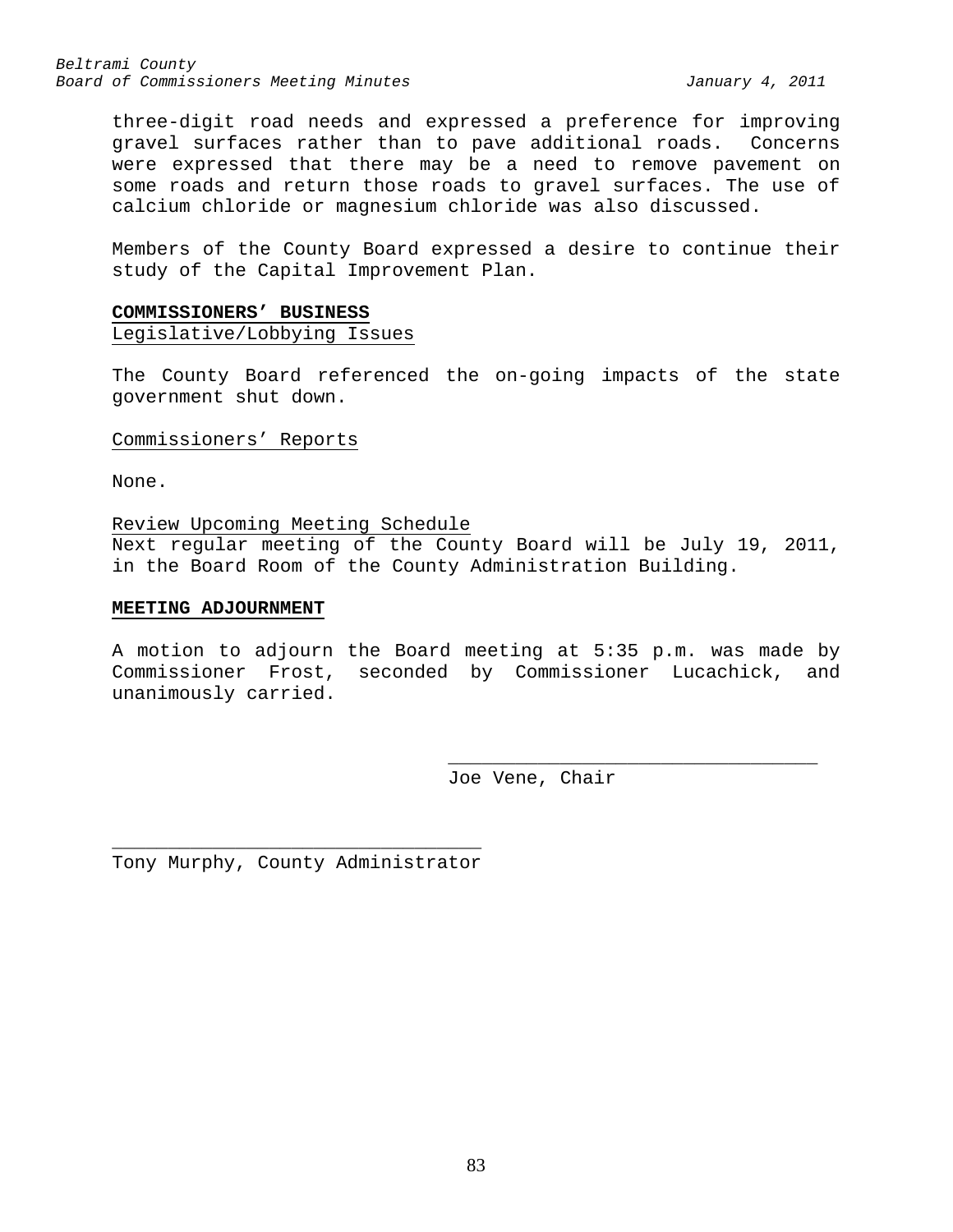three-digit road needs and expressed a preference for improving gravel surfaces rather than to pave additional roads. Concerns were expressed that there may be a need to remove pavement on some roads and return those roads to gravel surfaces. The use of calcium chloride or magnesium chloride was also discussed.

Members of the County Board expressed a desire to continue their study of the Capital Improvement Plan.

**COMMISSIONERS' BUSINESS**

Legislative/Lobbying Issues

The County Board referenced the on-going impacts of the state government shut down.

Commissioners' Reports

None.

Review Upcoming Meeting Schedule

Next regular meeting of the County Board will be July 19, 2011, in the Board Room of the County Administration Building.

**MEETING ADJOURNMENT**

A motion to adjourn the Board meeting at 5:35 p.m. was made by Commissioner Frost, seconded by Commissioner Lucachick, and unanimously carried.

_________________________________

Joe Vene, Chair

_________________________________

Tony Murphy, County Administrator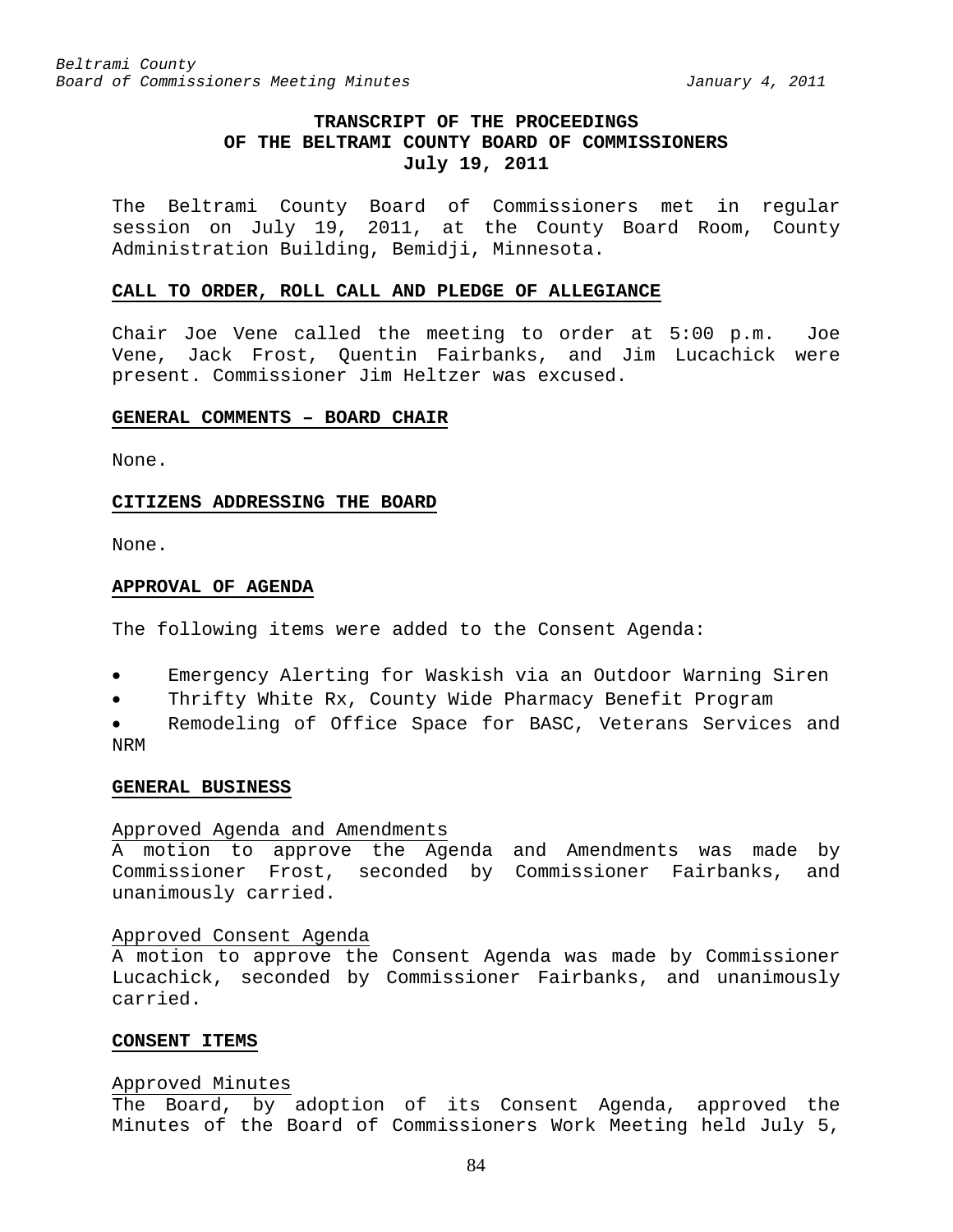**TRANSCRIPT OF THE PROCEEDINGS**
**OF THE BELTRAMI COUNTY BOARD OF COMMISSIONERS**
**July 19, 2011**

The Beltrami County Board of Commissioners met in regular session on July 19, 2011, at the County Board Room, County Administration Building, Bemidji, Minnesota.

## CALL TO ORDER, ROLL CALL AND PLEDGE OF ALLEGIANCE

Chair Joe Vene called the meeting to order at 5:00 p.m. Joe Vene, Jack Frost, Quentin Fairbanks, and Jim Lucachick were present. Commissioner Jim Heltzer was excused.

## GENERAL COMMENTS – BOARD CHAIR

None.

## CITIZENS ADDRESSING THE BOARD

None.

## APPROVAL OF AGENDA

The following items were added to the Consent Agenda:

- Emergency Alerting for Waskish via an Outdoor Warning Siren
- Thrifty White Rx, County Wide Pharmacy Benefit Program
- Remodeling of Office Space for BASC, Veterans Services and NRM

## GENERAL BUSINESS

Approved Agenda and Amendments
A motion to approve the Agenda and Amendments was made by Commissioner Frost, seconded by Commissioner Fairbanks, and unanimously carried.

Approved Consent Agenda
A motion to approve the Consent Agenda was made by Commissioner Lucachick, seconded by Commissioner Fairbanks, and unanimously carried.

## CONSENT ITEMS

Approved Minutes
The Board, by adoption of its Consent Agenda, approved the Minutes of the Board of Commissioners Work Meeting held July 5,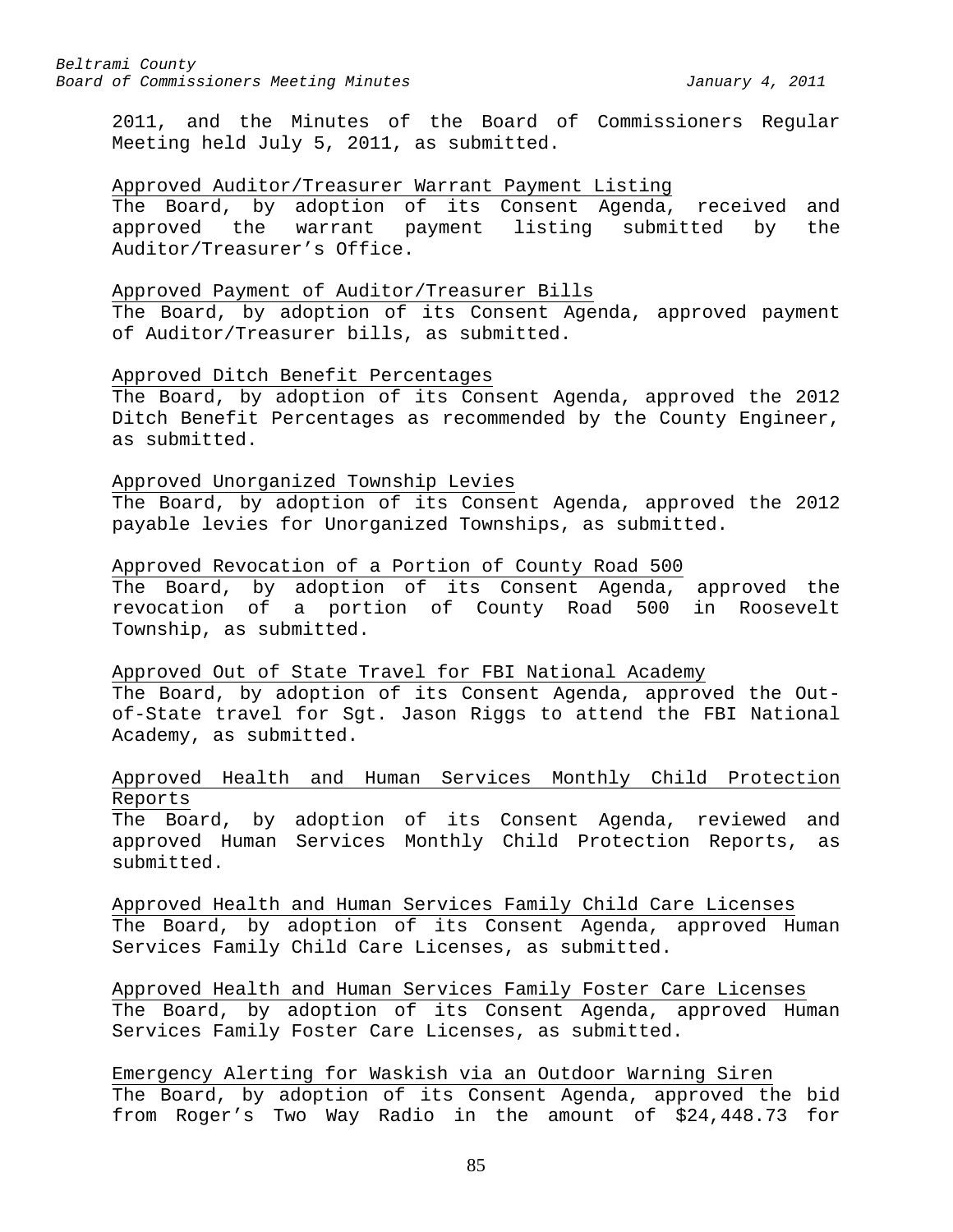2011, and the Minutes of the Board of Commissioners Regular Meeting held July 5, 2011, as submitted.

Approved Auditor/Treasurer Warrant Payment Listing

The Board, by adoption of its Consent Agenda, received and approved the warrant payment listing submitted by the Auditor/Treasurer's Office.

Approved Payment of Auditor/Treasurer Bills

The Board, by adoption of its Consent Agenda, approved payment of Auditor/Treasurer bills, as submitted.

Approved Ditch Benefit Percentages

The Board, by adoption of its Consent Agenda, approved the 2012 Ditch Benefit Percentages as recommended by the County Engineer, as submitted.

Approved Unorganized Township Levies

The Board, by adoption of its Consent Agenda, approved the 2012 payable levies for Unorganized Townships, as submitted.

Approved Revocation of a Portion of County Road 500

The Board, by adoption of its Consent Agenda, approved the revocation of a portion of County Road 500 in Roosevelt Township, as submitted.

Approved Out of State Travel for FBI National Academy

The Board, by adoption of its Consent Agenda, approved the Out-of-State travel for Sgt. Jason Riggs to attend the FBI National Academy, as submitted.

Approved Health and Human Services Monthly Child Protection Reports

The Board, by adoption of its Consent Agenda, reviewed and approved Human Services Monthly Child Protection Reports, as submitted.

Approved Health and Human Services Family Child Care Licenses

The Board, by adoption of its Consent Agenda, approved Human Services Family Child Care Licenses, as submitted.

Approved Health and Human Services Family Foster Care Licenses

The Board, by adoption of its Consent Agenda, approved Human Services Family Foster Care Licenses, as submitted.

Emergency Alerting for Waskish via an Outdoor Warning Siren

The Board, by adoption of its Consent Agenda, approved the bid from Roger's Two Way Radio in the amount of $24,448.73 for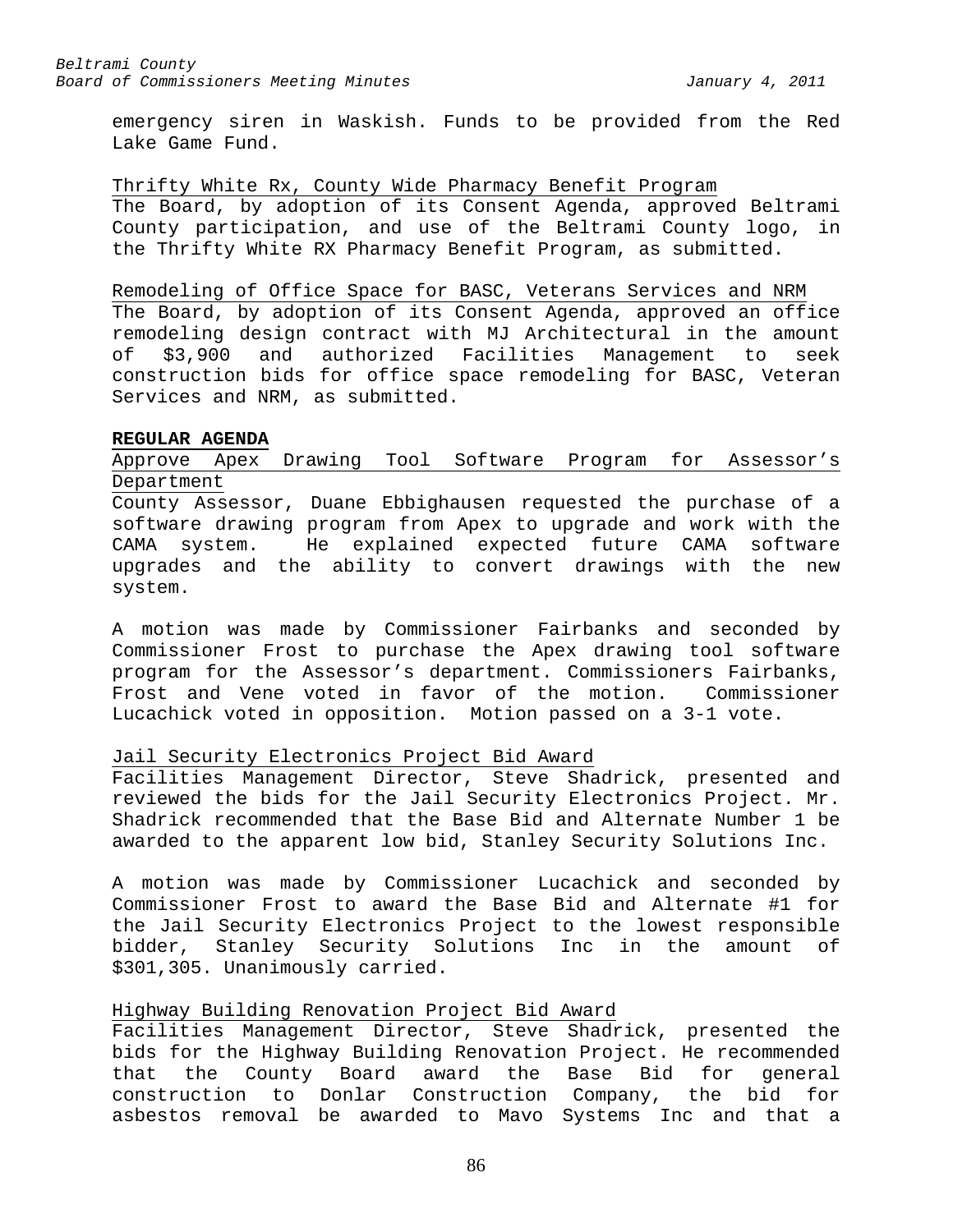emergency siren in Waskish. Funds to be provided from the Red Lake Game Fund.

Thrifty White Rx, County Wide Pharmacy Benefit Program

The Board, by adoption of its Consent Agenda, approved Beltrami County participation, and use of the Beltrami County logo, in the Thrifty White RX Pharmacy Benefit Program, as submitted.

Remodeling of Office Space for BASC, Veterans Services and NRM

The Board, by adoption of its Consent Agenda, approved an office remodeling design contract with MJ Architectural in the amount of $3,900 and authorized Facilities Management to seek construction bids for office space remodeling for BASC, Veteran Services and NRM, as submitted.

**REGULAR AGENDA**

Approve Apex Drawing Tool Software Program for Assessor's Department

County Assessor, Duane Ebbighausen requested the purchase of a software drawing program from Apex to upgrade and work with the CAMA system. He explained expected future CAMA software upgrades and the ability to convert drawings with the new system.

A motion was made by Commissioner Fairbanks and seconded by Commissioner Frost to purchase the Apex drawing tool software program for the Assessor's department. Commissioners Fairbanks, Frost and Vene voted in favor of the motion. Commissioner Lucachick voted in opposition. Motion passed on a 3-1 vote.

Jail Security Electronics Project Bid Award

Facilities Management Director, Steve Shadrick, presented and reviewed the bids for the Jail Security Electronics Project. Mr. Shadrick recommended that the Base Bid and Alternate Number 1 be awarded to the apparent low bid, Stanley Security Solutions Inc.

A motion was made by Commissioner Lucachick and seconded by Commissioner Frost to award the Base Bid and Alternate #1 for the Jail Security Electronics Project to the lowest responsible bidder, Stanley Security Solutions Inc in the amount of $301,305. Unanimously carried.

Highway Building Renovation Project Bid Award

Facilities Management Director, Steve Shadrick, presented the bids for the Highway Building Renovation Project. He recommended that the County Board award the Base Bid for general construction to Donlar Construction Company, the bid for asbestos removal be awarded to Mavo Systems Inc and that a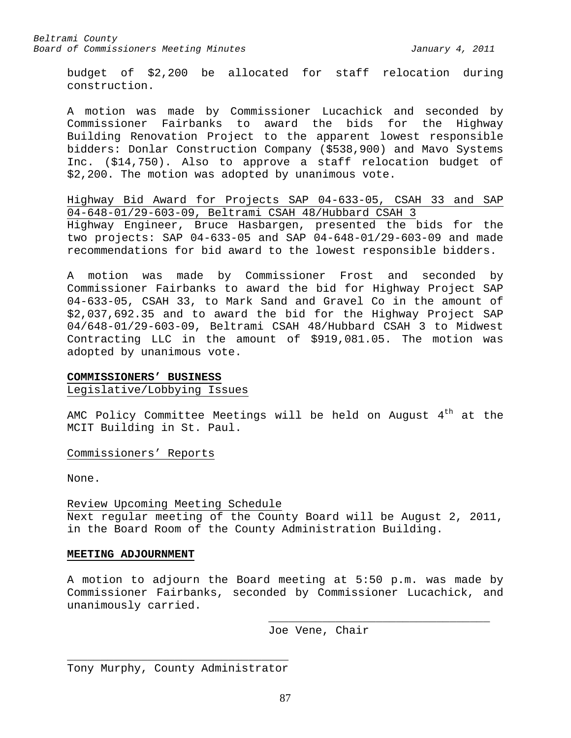budget of $2,200 be allocated for staff relocation during construction.

A motion was made by Commissioner Lucachick and seconded by Commissioner Fairbanks to award the bids for the Highway Building Renovation Project to the apparent lowest responsible bidders: Donlar Construction Company ($538,900) and Mavo Systems Inc. ($14,750). Also to approve a staff relocation budget of $2,200. The motion was adopted by unanimous vote.

Highway Bid Award for Projects SAP 04-633-05, CSAH 33 and SAP 04-648-01/29-603-09, Beltrami CSAH 48/Hubbard CSAH 3

Highway Engineer, Bruce Hasbargen, presented the bids for the two projects: SAP 04-633-05 and SAP 04-648-01/29-603-09 and made recommendations for bid award to the lowest responsible bidders.

A motion was made by Commissioner Frost and seconded by Commissioner Fairbanks to award the bid for Highway Project SAP 04-633-05, CSAH 33, to Mark Sand and Gravel Co in the amount of $2,037,692.35 and to award the bid for the Highway Project SAP 04/648-01/29-603-09, Beltrami CSAH 48/Hubbard CSAH 3 to Midwest Contracting LLC in the amount of $919,081.05. The motion was adopted by unanimous vote.

**COMMISSIONERS' BUSINESS**

Legislative/Lobbying Issues

AMC Policy Committee Meetings will be held on August 4th at the MCIT Building in St. Paul.

Commissioners' Reports

None.

Review Upcoming Meeting Schedule

Next regular meeting of the County Board will be August 2, 2011, in the Board Room of the County Administration Building.

**MEETING ADJOURNMENT**

A motion to adjourn the Board meeting at 5:50 p.m. was made by Commissioner Fairbanks, seconded by Commissioner Lucachick, and unanimously carried.

\_\_\_\_\_\_\_\_\_\_\_\_\_\_\_\_\_\_\_\_\_\_\_\_\_\_\_\_\_\_\_\_\_\_

Joe Vene, Chair

\_\_\_\_\_\_\_\_\_\_\_\_\_\_\_\_\_\_\_\_\_\_\_\_\_\_\_\_\_\_\_\_\_\_

Tony Murphy, County Administrator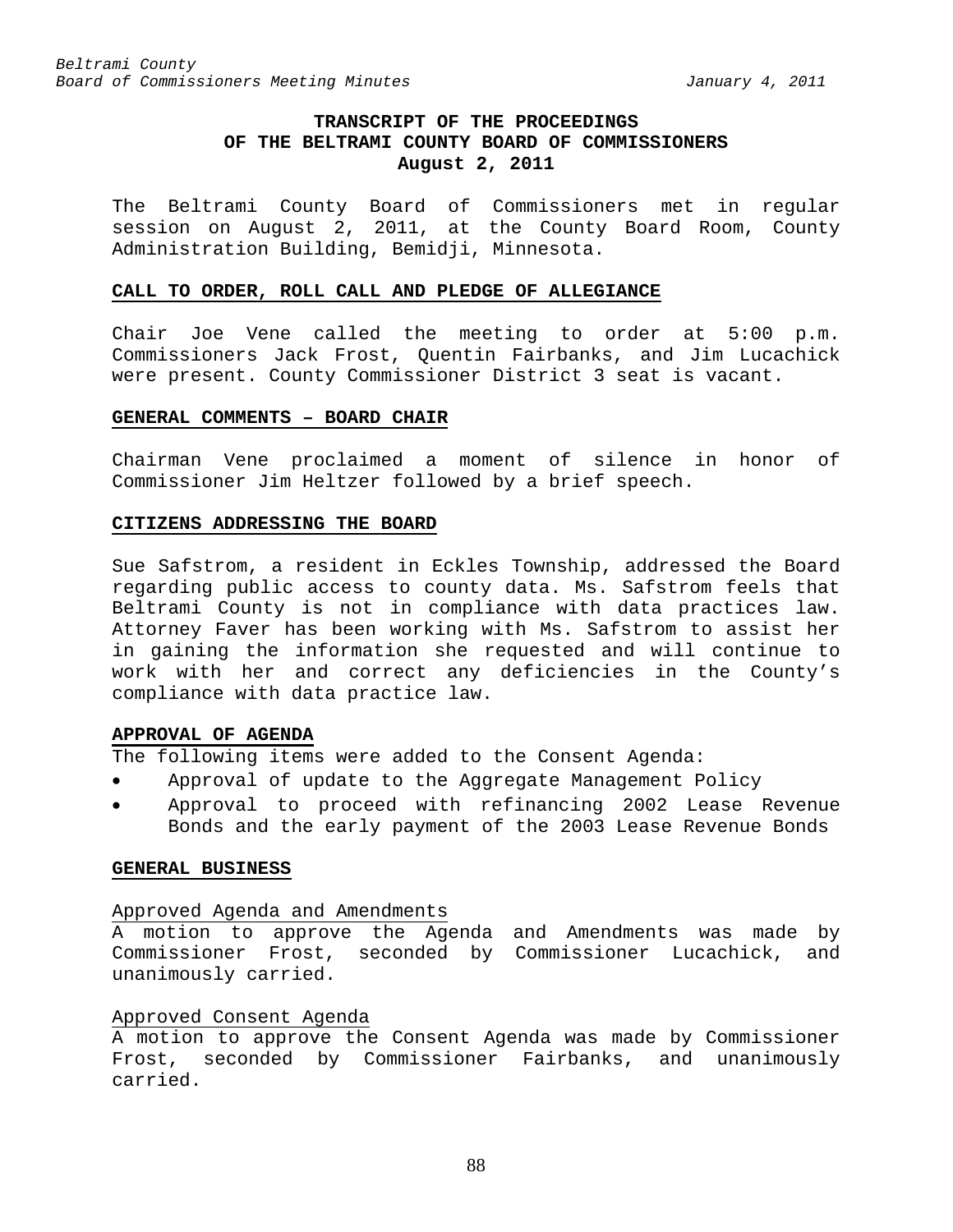**TRANSCRIPT OF THE PROCEEDINGS OF THE BELTRAMI COUNTY BOARD OF COMMISSIONERS August 2, 2011**

The Beltrami County Board of Commissioners met in regular session on August 2, 2011, at the County Board Room, County Administration Building, Bemidji, Minnesota.

**CALL TO ORDER, ROLL CALL AND PLEDGE OF ALLEGIANCE**

Chair Joe Vene called the meeting to order at 5:00 p.m. Commissioners Jack Frost, Quentin Fairbanks, and Jim Lucachick were present. County Commissioner District 3 seat is vacant.

**GENERAL COMMENTS – BOARD CHAIR**

Chairman Vene proclaimed a moment of silence in honor of Commissioner Jim Heltzer followed by a brief speech.

**CITIZENS ADDRESSING THE BOARD**

Sue Safstrom, a resident in Eckles Township, addressed the Board regarding public access to county data. Ms. Safstrom feels that Beltrami County is not in compliance with data practices law. Attorney Faver has been working with Ms. Safstrom to assist her in gaining the information she requested and will continue to work with her and correct any deficiencies in the County's compliance with data practice law.

**APPROVAL OF AGENDA**

The following items were added to the Consent Agenda:

- Approval of update to the Aggregate Management Policy
- Approval to proceed with refinancing 2002 Lease Revenue Bonds and the early payment of the 2003 Lease Revenue Bonds

**GENERAL BUSINESS**

Approved Agenda and Amendments

A motion to approve the Agenda and Amendments was made by Commissioner Frost, seconded by Commissioner Lucachick, and unanimously carried.

Approved Consent Agenda

A motion to approve the Consent Agenda was made by Commissioner Frost, seconded by Commissioner Fairbanks, and unanimously carried.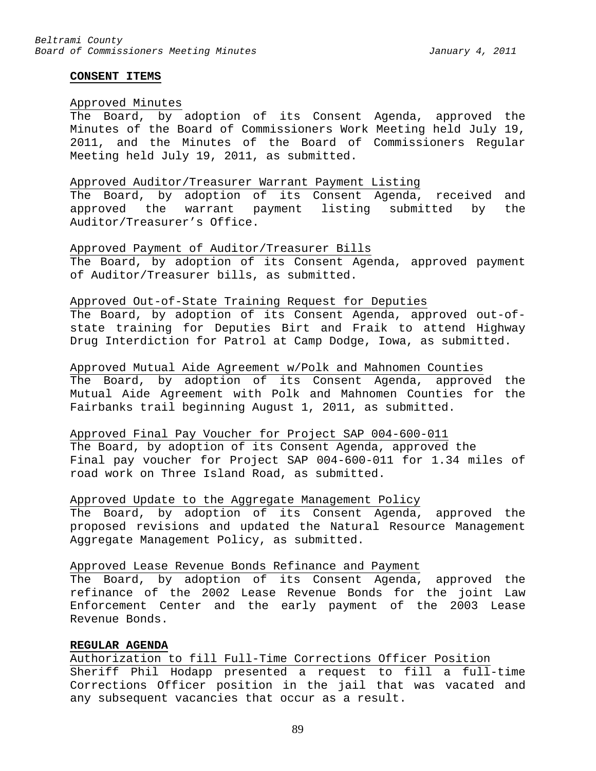## CONSENT ITEMS

Approved Minutes

The Board, by adoption of its Consent Agenda, approved the Minutes of the Board of Commissioners Work Meeting held July 19, 2011, and the Minutes of the Board of Commissioners Regular Meeting held July 19, 2011, as submitted.

Approved Auditor/Treasurer Warrant Payment Listing

The Board, by adoption of its Consent Agenda, received and approved the warrant payment listing submitted by the Auditor/Treasurer's Office.

Approved Payment of Auditor/Treasurer Bills

The Board, by adoption of its Consent Agenda, approved payment of Auditor/Treasurer bills, as submitted.

Approved Out-of-State Training Request for Deputies

The Board, by adoption of its Consent Agenda, approved out-of-state training for Deputies Birt and Fraik to attend Highway Drug Interdiction for Patrol at Camp Dodge, Iowa, as submitted.

Approved Mutual Aide Agreement w/Polk and Mahnomen Counties

The Board, by adoption of its Consent Agenda, approved the Mutual Aide Agreement with Polk and Mahnomen Counties for the Fairbanks trail beginning August 1, 2011, as submitted.

Approved Final Pay Voucher for Project SAP 004-600-011

The Board, by adoption of its Consent Agenda, approved the Final pay voucher for Project SAP 004-600-011 for 1.34 miles of road work on Three Island Road, as submitted.

Approved Update to the Aggregate Management Policy

The Board, by adoption of its Consent Agenda, approved the proposed revisions and updated the Natural Resource Management Aggregate Management Policy, as submitted.

Approved Lease Revenue Bonds Refinance and Payment

The Board, by adoption of its Consent Agenda, approved the refinance of the 2002 Lease Revenue Bonds for the joint Law Enforcement Center and the early payment of the 2003 Lease Revenue Bonds.

## REGULAR AGENDA

Authorization to fill Full-Time Corrections Officer Position

Sheriff Phil Hodapp presented a request to fill a full-time Corrections Officer position in the jail that was vacated and any subsequent vacancies that occur as a result.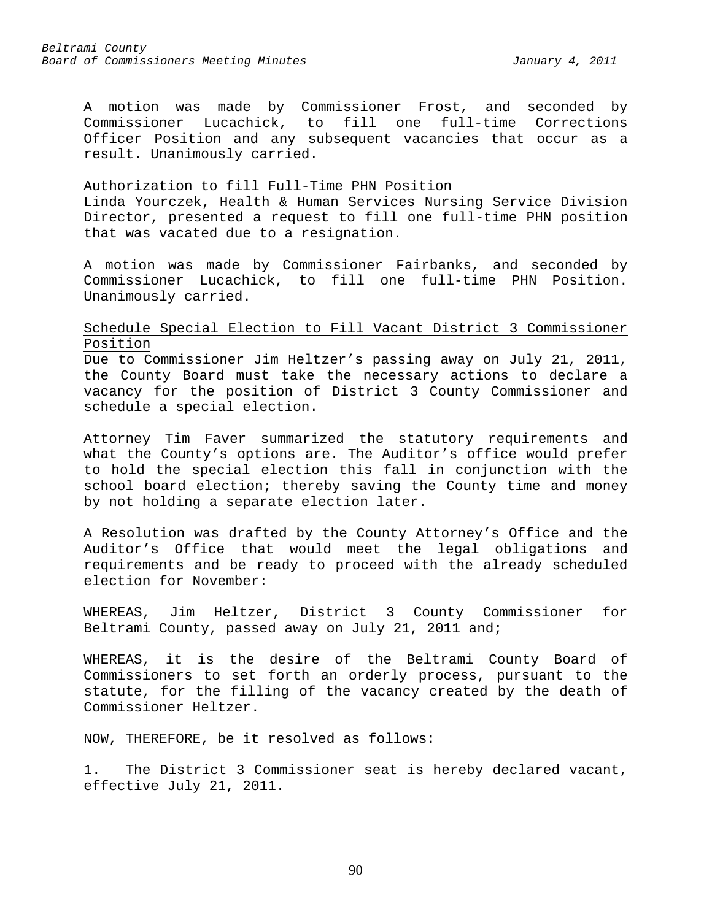A motion was made by Commissioner Frost, and seconded by Commissioner Lucachick, to fill one full-time Corrections Officer Position and any subsequent vacancies that occur as a result. Unanimously carried.

Authorization to fill Full-Time PHN Position

Linda Yourczek, Health & Human Services Nursing Service Division Director, presented a request to fill one full-time PHN position that was vacated due to a resignation.

A motion was made by Commissioner Fairbanks, and seconded by Commissioner Lucachick, to fill one full-time PHN Position. Unanimously carried.

Schedule Special Election to Fill Vacant District 3 Commissioner Position

Due to Commissioner Jim Heltzer's passing away on July 21, 2011, the County Board must take the necessary actions to declare a vacancy for the position of District 3 County Commissioner and schedule a special election.

Attorney Tim Faver summarized the statutory requirements and what the County's options are. The Auditor's office would prefer to hold the special election this fall in conjunction with the school board election; thereby saving the County time and money by not holding a separate election later.

A Resolution was drafted by the County Attorney's Office and the Auditor's Office that would meet the legal obligations and requirements and be ready to proceed with the already scheduled election for November:

WHEREAS, Jim Heltzer, District 3 County Commissioner for Beltrami County, passed away on July 21, 2011 and;

WHEREAS, it is the desire of the Beltrami County Board of Commissioners to set forth an orderly process, pursuant to the statute, for the filling of the vacancy created by the death of Commissioner Heltzer.

NOW, THEREFORE, be it resolved as follows:

1. The District 3 Commissioner seat is hereby declared vacant, effective July 21, 2011.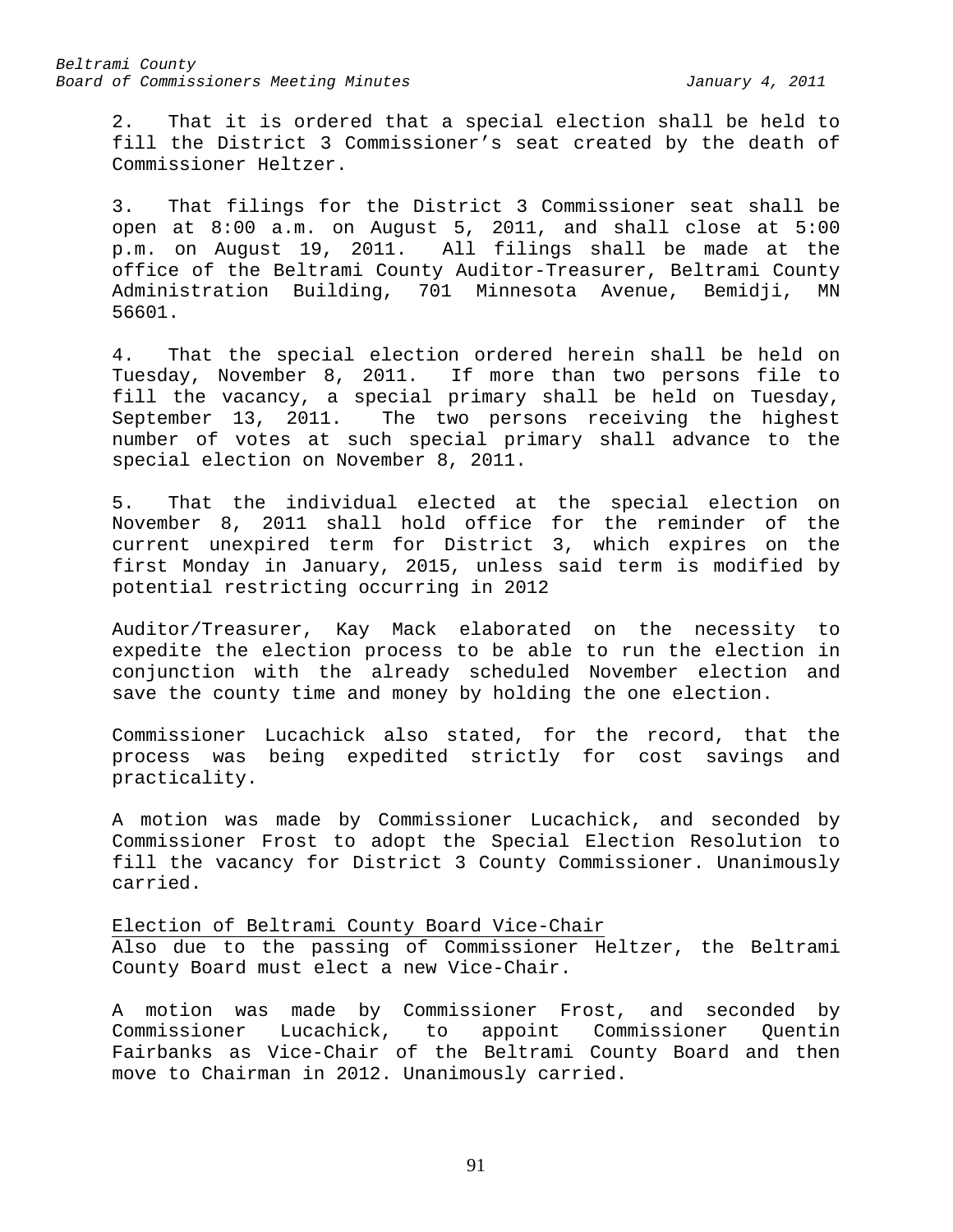2. That it is ordered that a special election shall be held to fill the District 3 Commissioner's seat created by the death of Commissioner Heltzer.

3. That filings for the District 3 Commissioner seat shall be open at 8:00 a.m. on August 5, 2011, and shall close at 5:00 p.m. on August 19, 2011. All filings shall be made at the office of the Beltrami County Auditor-Treasurer, Beltrami County Administration Building, 701 Minnesota Avenue, Bemidji, MN 56601.

4. That the special election ordered herein shall be held on Tuesday, November 8, 2011. If more than two persons file to fill the vacancy, a special primary shall be held on Tuesday, September 13, 2011. The two persons receiving the highest number of votes at such special primary shall advance to the special election on November 8, 2011.

5. That the individual elected at the special election on November 8, 2011 shall hold office for the reminder of the current unexpired term for District 3, which expires on the first Monday in January, 2015, unless said term is modified by potential restricting occurring in 2012

Auditor/Treasurer, Kay Mack elaborated on the necessity to expedite the election process to be able to run the election in conjunction with the already scheduled November election and save the county time and money by holding the one election.

Commissioner Lucachick also stated, for the record, that the process was being expedited strictly for cost savings and practicality.

A motion was made by Commissioner Lucachick, and seconded by Commissioner Frost to adopt the Special Election Resolution to fill the vacancy for District 3 County Commissioner. Unanimously carried.

Election of Beltrami County Board Vice-Chair

Also due to the passing of Commissioner Heltzer, the Beltrami County Board must elect a new Vice-Chair.

A motion was made by Commissioner Frost, and seconded by Commissioner Lucachick, to appoint Commissioner Quentin Fairbanks as Vice-Chair of the Beltrami County Board and then move to Chairman in 2012. Unanimously carried.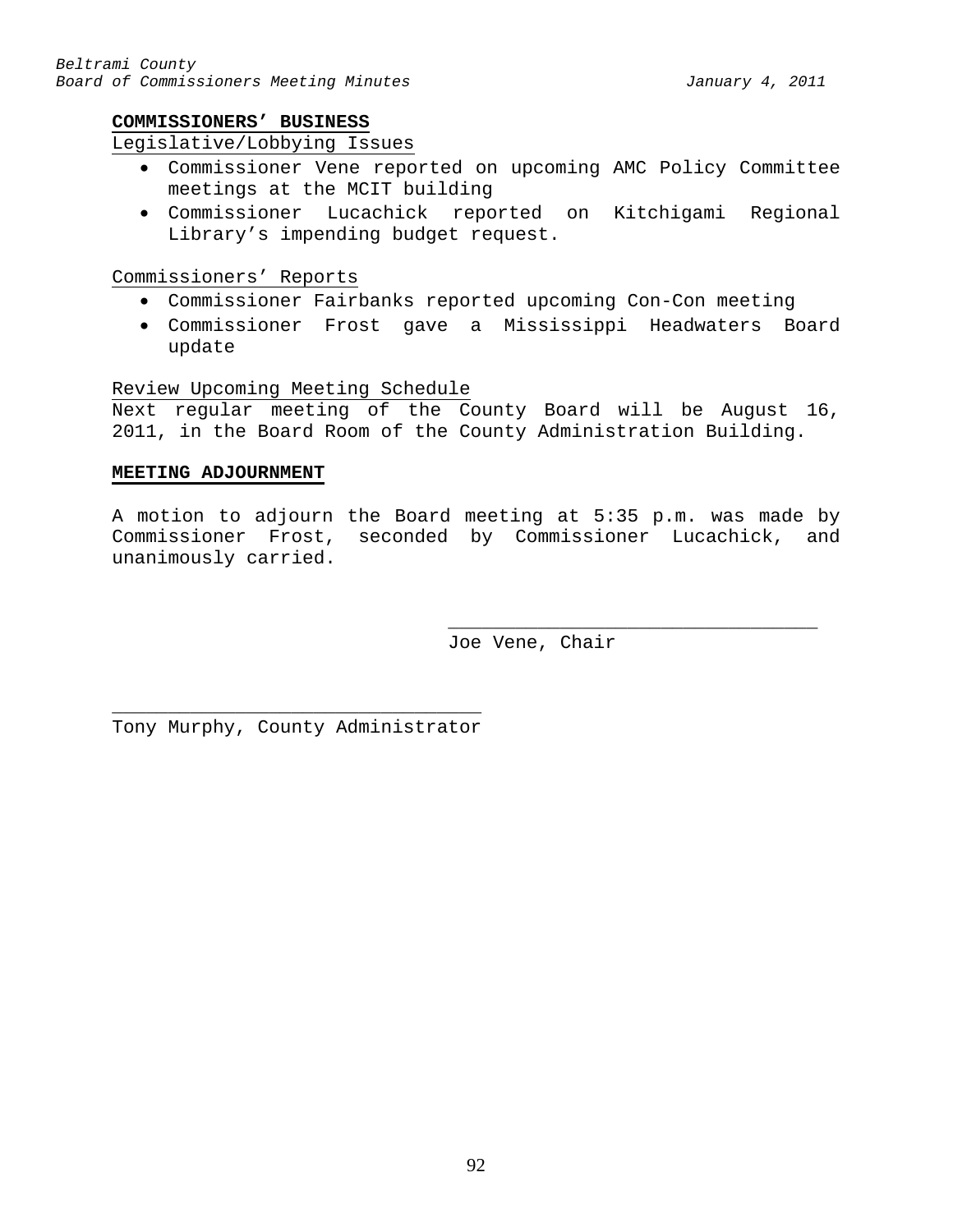**COMMISSIONERS' BUSINESS**

Legislative/Lobbying Issues

- Commissioner Vene reported on upcoming AMC Policy Committee meetings at the MCIT building
- Commissioner Lucachick reported on Kitchigami Regional Library's impending budget request.

Commissioners' Reports

- Commissioner Fairbanks reported upcoming Con-Con meeting
- Commissioner Frost gave a Mississippi Headwaters Board update

Review Upcoming Meeting Schedule

Next regular meeting of the County Board will be August 16, 2011, in the Board Room of the County Administration Building.

**MEETING ADJOURNMENT**

A motion to adjourn the Board meeting at 5:35 p.m. was made by Commissioner Frost, seconded by Commissioner Lucachick, and unanimously carried.

\_\_\_\_\_\_\_\_\_\_\_\_\_\_\_\_\_\_\_\_\_\_\_\_\_\_\_\_\_\_\_\_\_\_

Joe Vene, Chair

\_\_\_\_\_\_\_\_\_\_\_\_\_\_\_\_\_\_\_\_\_\_\_\_\_\_\_\_\_\_\_\_\_\_

Tony Murphy, County Administrator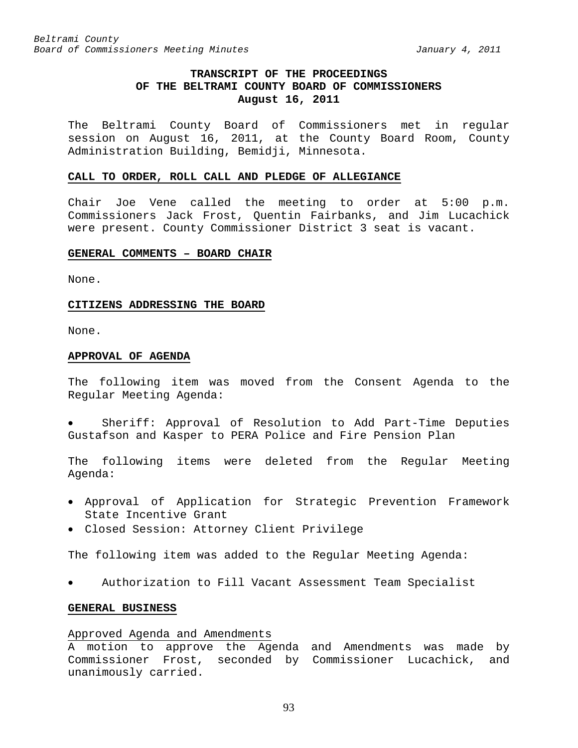# TRANSCRIPT OF THE PROCEEDINGS OF THE BELTRAMI COUNTY BOARD OF COMMISSIONERS

## August 16, 2011

The Beltrami County Board of Commissioners met in regular session on August 16, 2011, at the County Board Room, County Administration Building, Bemidji, Minnesota.

### CALL TO ORDER, ROLL CALL AND PLEDGE OF ALLEGIANCE

Chair Joe Vene called the meeting to order at 5:00 p.m. Commissioners Jack Frost, Quentin Fairbanks, and Jim Lucachick were present. County Commissioner District 3 seat is vacant.

### GENERAL COMMENTS – BOARD CHAIR

None.

### CITIZENS ADDRESSING THE BOARD

None.

### APPROVAL OF AGENDA

The following item was moved from the Consent Agenda to the Regular Meeting Agenda:

- Sheriff: Approval of Resolution to Add Part-Time Deputies Gustafson and Kasper to PERA Police and Fire Pension Plan

The following items were deleted from the Regular Meeting Agenda:

- Approval of Application for Strategic Prevention Framework State Incentive Grant
- Closed Session: Attorney Client Privilege

The following item was added to the Regular Meeting Agenda:

- Authorization to Fill Vacant Assessment Team Specialist

### GENERAL BUSINESS

Approved Agenda and Amendments

A motion to approve the Agenda and Amendments was made by Commissioner Frost, seconded by Commissioner Lucachick, and unanimously carried.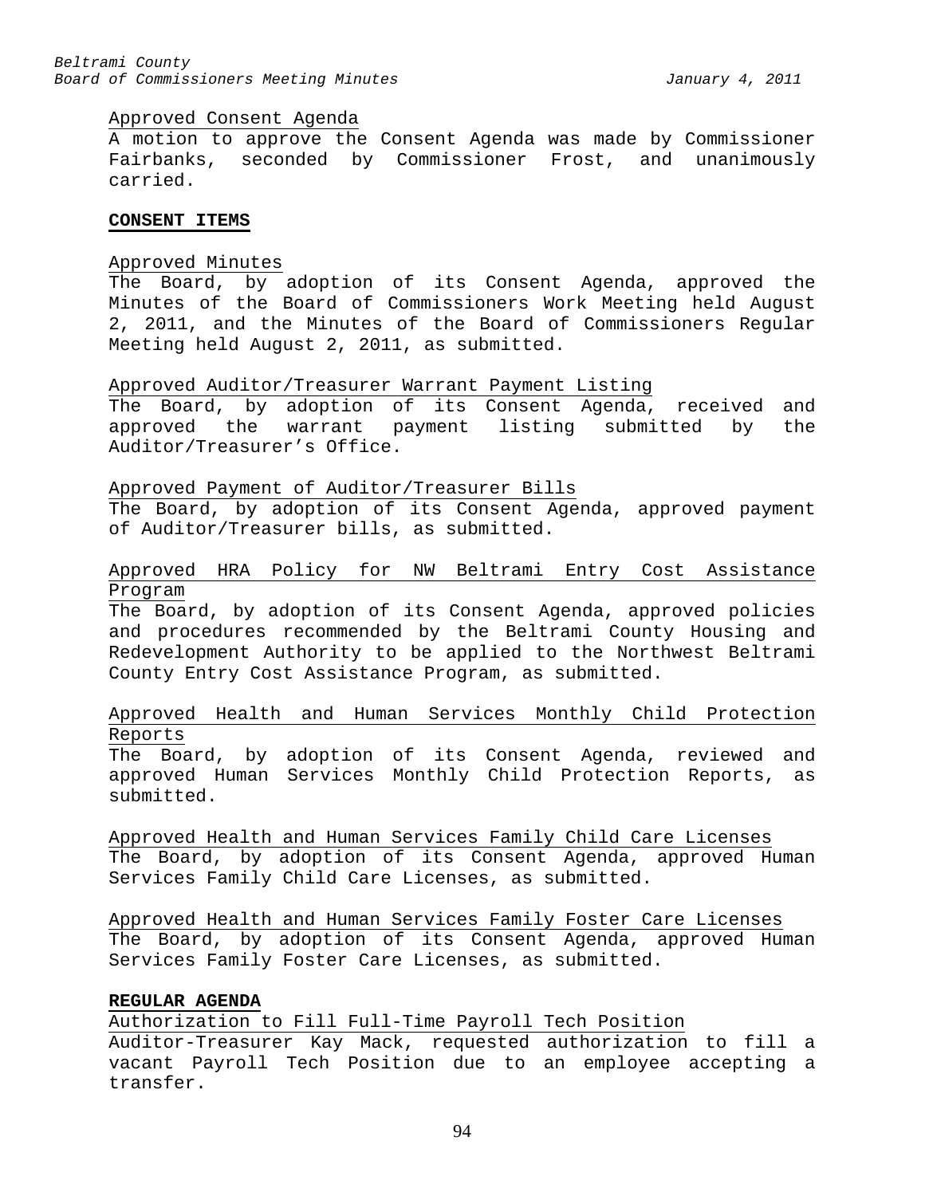Approved Consent Agenda

A motion to approve the Consent Agenda was made by Commissioner Fairbanks, seconded by Commissioner Frost, and unanimously carried.

**CONSENT ITEMS**

Approved Minutes

The Board, by adoption of its Consent Agenda, approved the Minutes of the Board of Commissioners Work Meeting held August 2, 2011, and the Minutes of the Board of Commissioners Regular Meeting held August 2, 2011, as submitted.

Approved Auditor/Treasurer Warrant Payment Listing

The Board, by adoption of its Consent Agenda, received and approved the warrant payment listing submitted by the Auditor/Treasurer's Office.

Approved Payment of Auditor/Treasurer Bills

The Board, by adoption of its Consent Agenda, approved payment of Auditor/Treasurer bills, as submitted.

Approved HRA Policy for NW Beltrami Entry Cost Assistance Program

The Board, by adoption of its Consent Agenda, approved policies and procedures recommended by the Beltrami County Housing and Redevelopment Authority to be applied to the Northwest Beltrami County Entry Cost Assistance Program, as submitted.

Approved Health and Human Services Monthly Child Protection Reports

The Board, by adoption of its Consent Agenda, reviewed and approved Human Services Monthly Child Protection Reports, as submitted.

Approved Health and Human Services Family Child Care Licenses

The Board, by adoption of its Consent Agenda, approved Human Services Family Child Care Licenses, as submitted.

Approved Health and Human Services Family Foster Care Licenses

The Board, by adoption of its Consent Agenda, approved Human Services Family Foster Care Licenses, as submitted.

**REGULAR AGENDA**

Authorization to Fill Full-Time Payroll Tech Position

Auditor-Treasurer Kay Mack, requested authorization to fill a vacant Payroll Tech Position due to an employee accepting a transfer.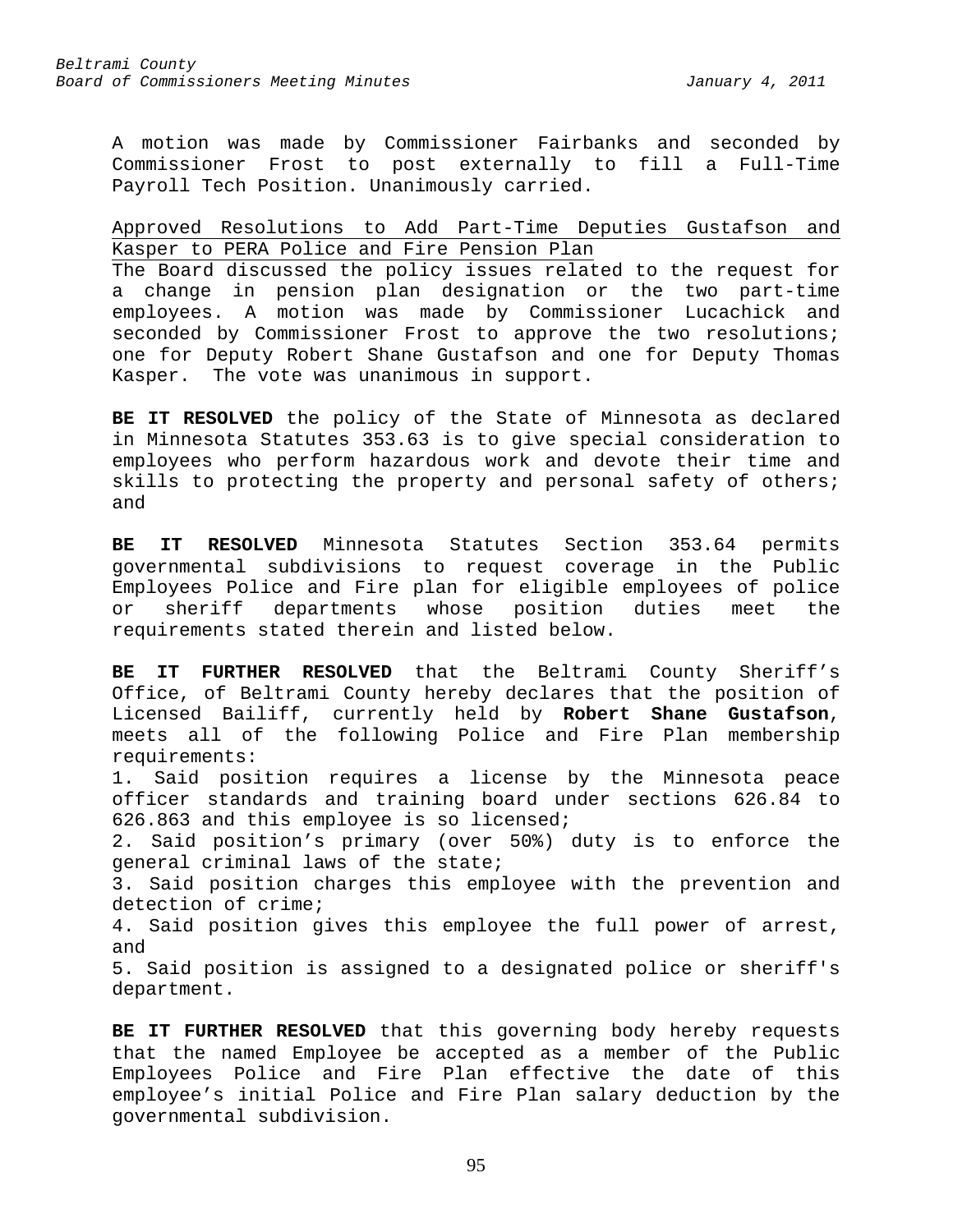A motion was made by Commissioner Fairbanks and seconded by Commissioner Frost to post externally to fill a Full-Time Payroll Tech Position. Unanimously carried.

<u>Approved Resolutions to Add Part-Time Deputies Gustafson and Kasper to PERA Police and Fire Pension Plan</u>

The Board discussed the policy issues related to the request for a change in pension plan designation or the two part-time employees. A motion was made by Commissioner Lucachick and seconded by Commissioner Frost to approve the two resolutions; one for Deputy Robert Shane Gustafson and one for Deputy Thomas Kasper. The vote was unanimous in support.

**BE IT RESOLVED** the policy of the State of Minnesota as declared in Minnesota Statutes 353.63 is to give special consideration to employees who perform hazardous work and devote their time and skills to protecting the property and personal safety of others; and

**BE IT RESOLVED** Minnesota Statutes Section 353.64 permits governmental subdivisions to request coverage in the Public Employees Police and Fire plan for eligible employees of police or sheriff departments whose position duties meet the requirements stated therein and listed below.

**BE IT FURTHER RESOLVED** that the Beltrami County Sheriff's Office, of Beltrami County hereby declares that the position of Licensed Bailiff, currently held by **Robert Shane Gustafson**, meets all of the following Police and Fire Plan membership requirements:

1. Said position requires a license by the Minnesota peace officer standards and training board under sections 626.84 to 626.863 and this employee is so licensed;
2. Said position's primary (over 50%) duty is to enforce the general criminal laws of the state;
3. Said position charges this employee with the prevention and detection of crime;
4. Said position gives this employee the full power of arrest, and
5. Said position is assigned to a designated police or sheriff's department.

**BE IT FURTHER RESOLVED** that this governing body hereby requests that the named Employee be accepted as a member of the Public Employees Police and Fire Plan effective the date of this employee's initial Police and Fire Plan salary deduction by the governmental subdivision.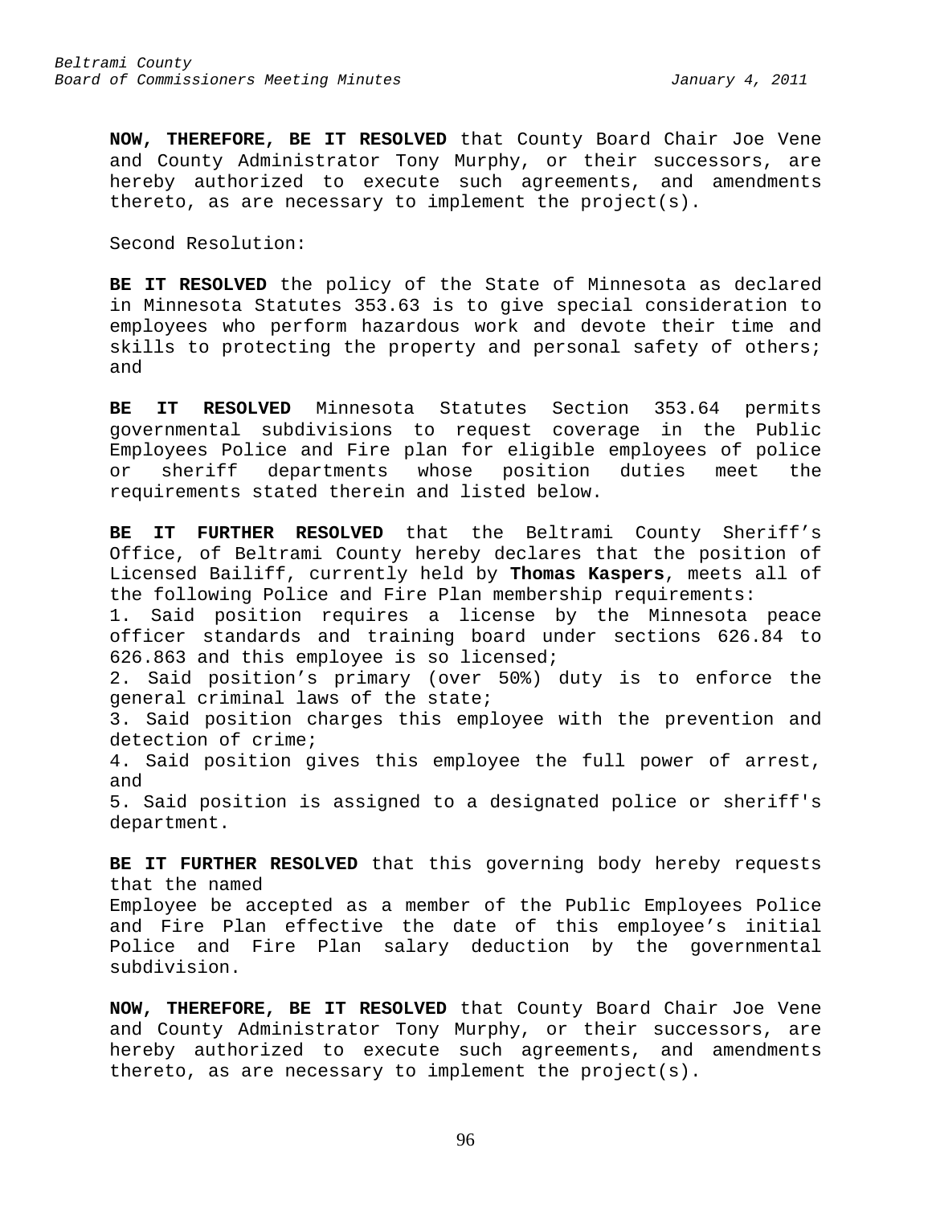**NOW, THEREFORE, BE IT RESOLVED** that County Board Chair Joe Vene and County Administrator Tony Murphy, or their successors, are hereby authorized to execute such agreements, and amendments thereto, as are necessary to implement the project(s).

Second Resolution:

**BE IT RESOLVED** the policy of the State of Minnesota as declared in Minnesota Statutes 353.63 is to give special consideration to employees who perform hazardous work and devote their time and skills to protecting the property and personal safety of others; and

**BE IT RESOLVED** Minnesota Statutes Section 353.64 permits governmental subdivisions to request coverage in the Public Employees Police and Fire plan for eligible employees of police or sheriff departments whose position duties meet the requirements stated therein and listed below.

**BE IT FURTHER RESOLVED** that the Beltrami County Sheriff's Office, of Beltrami County hereby declares that the position of Licensed Bailiff, currently held by **Thomas Kaspers**, meets all of the following Police and Fire Plan membership requirements:

1. Said position requires a license by the Minnesota peace officer standards and training board under sections 626.84 to 626.863 and this employee is so licensed;
2. Said position's primary (over 50%) duty is to enforce the general criminal laws of the state;
3. Said position charges this employee with the prevention and detection of crime;
4. Said position gives this employee the full power of arrest, and
5. Said position is assigned to a designated police or sheriff's department.

**BE IT FURTHER RESOLVED** that this governing body hereby requests that the named Employee be accepted as a member of the Public Employees Police and Fire Plan effective the date of this employee's initial Police and Fire Plan salary deduction by the governmental subdivision.

**NOW, THEREFORE, BE IT RESOLVED** that County Board Chair Joe Vene and County Administrator Tony Murphy, or their successors, are hereby authorized to execute such agreements, and amendments thereto, as are necessary to implement the project(s).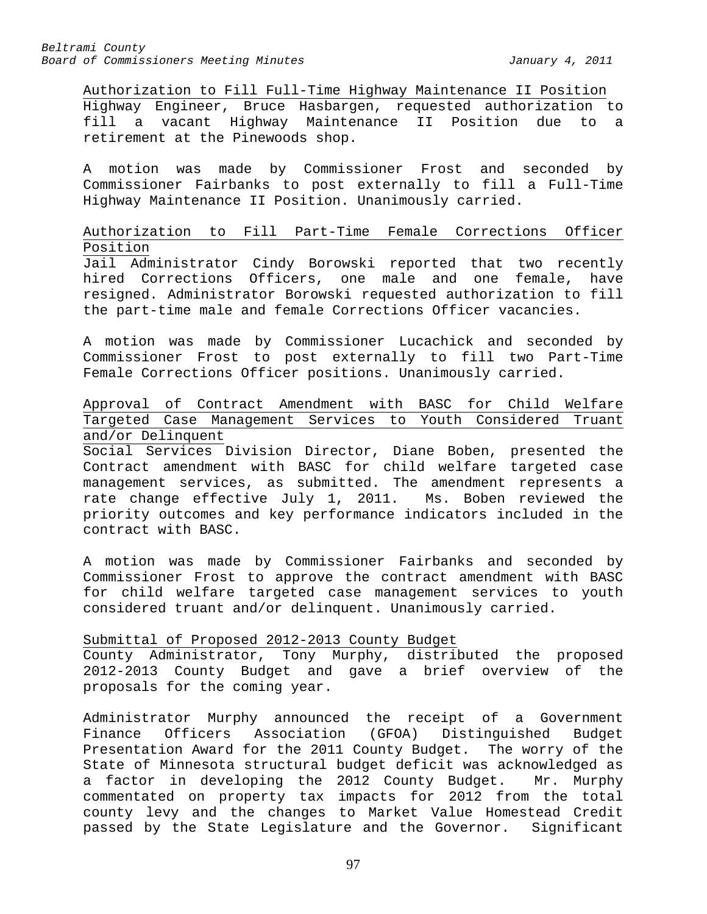Authorization to Fill Full-Time Highway Maintenance II Position

Highway Engineer, Bruce Hasbargen, requested authorization to fill a vacant Highway Maintenance II Position due to a retirement at the Pinewoods shop.

A motion was made by Commissioner Frost and seconded by Commissioner Fairbanks to post externally to fill a Full-Time Highway Maintenance II Position. Unanimously carried.

Authorization to Fill Part-Time Female Corrections Officer Position

Jail Administrator Cindy Borowski reported that two recently hired Corrections Officers, one male and one female, have resigned. Administrator Borowski requested authorization to fill the part-time male and female Corrections Officer vacancies.

A motion was made by Commissioner Lucachick and seconded by Commissioner Frost to post externally to fill two Part-Time Female Corrections Officer positions. Unanimously carried.

Approval of Contract Amendment with BASC for Child Welfare Targeted Case Management Services to Youth Considered Truant and/or Delinquent

Social Services Division Director, Diane Boben, presented the Contract amendment with BASC for child welfare targeted case management services, as submitted. The amendment represents a rate change effective July 1, 2011. Ms. Boben reviewed the priority outcomes and key performance indicators included in the contract with BASC.

A motion was made by Commissioner Fairbanks and seconded by Commissioner Frost to approve the contract amendment with BASC for child welfare targeted case management services to youth considered truant and/or delinquent. Unanimously carried.

Submittal of Proposed 2012-2013 County Budget

County Administrator, Tony Murphy, distributed the proposed 2012-2013 County Budget and gave a brief overview of the proposals for the coming year.

Administrator Murphy announced the receipt of a Government Finance Officers Association (GFOA) Distinguished Budget Presentation Award for the 2011 County Budget. The worry of the State of Minnesota structural budget deficit was acknowledged as a factor in developing the 2012 County Budget. Mr. Murphy commentated on property tax impacts for 2012 from the total county levy and the changes to Market Value Homestead Credit passed by the State Legislature and the Governor. Significant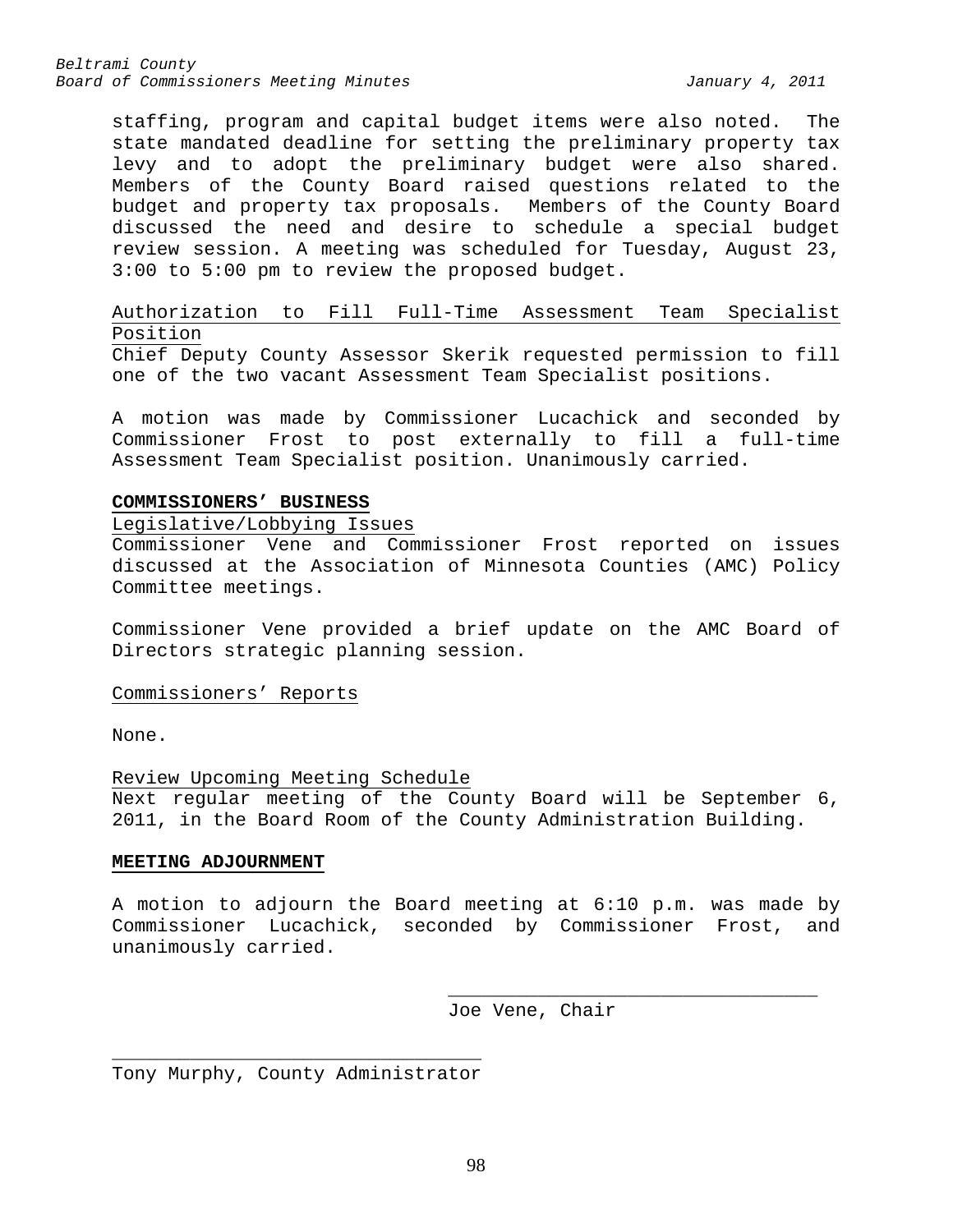staffing, program and capital budget items were also noted. The state mandated deadline for setting the preliminary property tax levy and to adopt the preliminary budget were also shared. Members of the County Board raised questions related to the budget and property tax proposals. Members of the County Board discussed the need and desire to schedule a special budget review session. A meeting was scheduled for Tuesday, August 23, 3:00 to 5:00 pm to review the proposed budget.

Authorization to Fill Full-Time Assessment Team Specialist Position

Chief Deputy County Assessor Skerik requested permission to fill one of the two vacant Assessment Team Specialist positions.

A motion was made by Commissioner Lucachick and seconded by Commissioner Frost to post externally to fill a full-time Assessment Team Specialist position. Unanimously carried.

**COMMISSIONERS' BUSINESS**

Legislative/Lobbying Issues

Commissioner Vene and Commissioner Frost reported on issues discussed at the Association of Minnesota Counties (AMC) Policy Committee meetings.

Commissioner Vene provided a brief update on the AMC Board of Directors strategic planning session.

Commissioners' Reports

None.

Review Upcoming Meeting Schedule

Next regular meeting of the County Board will be September 6, 2011, in the Board Room of the County Administration Building.

**MEETING ADJOURNMENT**

A motion to adjourn the Board meeting at 6:10 p.m. was made by Commissioner Lucachick, seconded by Commissioner Frost, and unanimously carried.

\_\_\_\_\_\_\_\_\_\_\_\_\_\_\_\_\_\_\_\_\_\_\_\_\_\_\_\_\_\_\_\_\_\_

Joe Vene, Chair

\_\_\_\_\_\_\_\_\_\_\_\_\_\_\_\_\_\_\_\_\_\_\_\_\_\_\_\_\_\_\_\_\_\_

Tony Murphy, County Administrator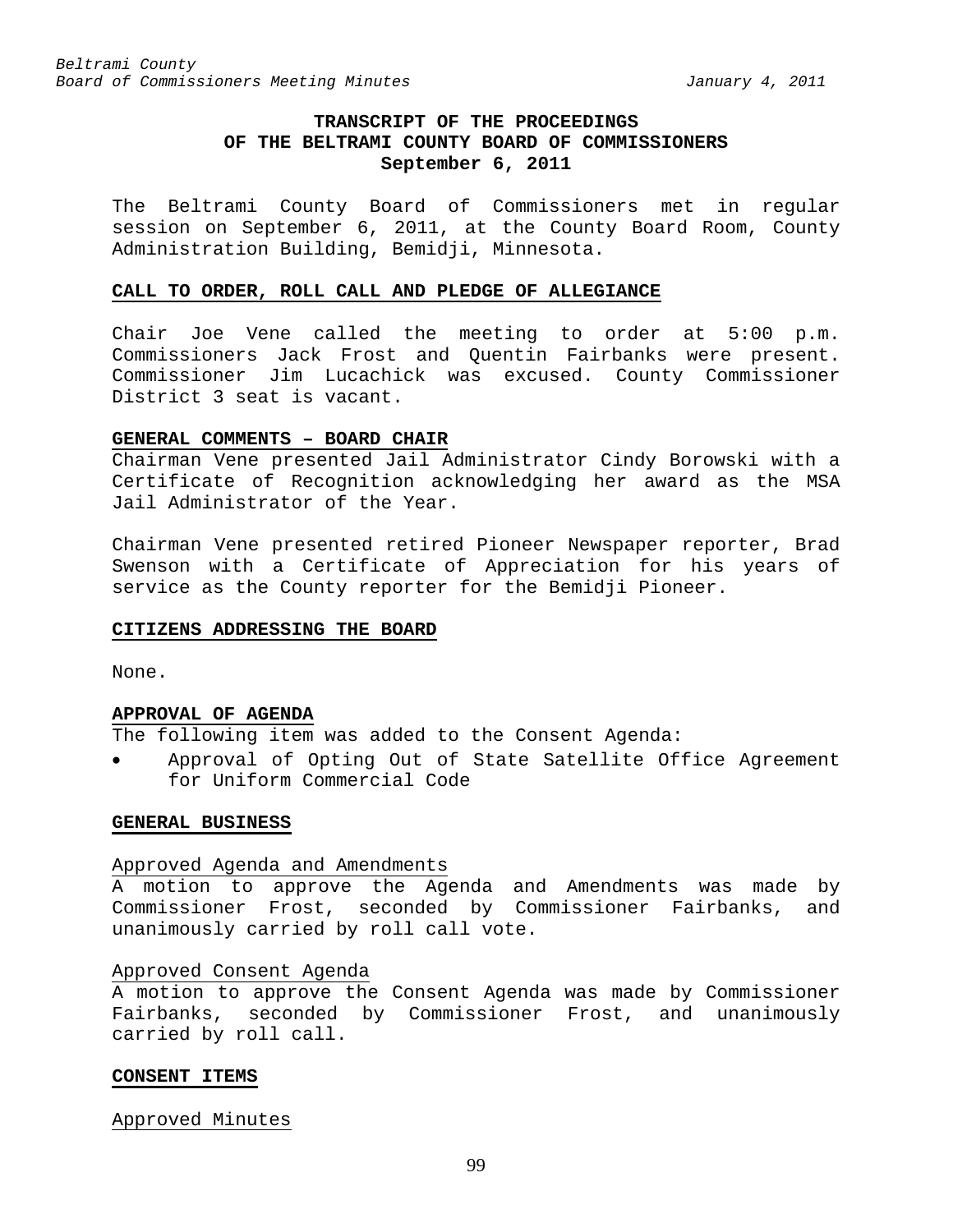# TRANSCRIPT OF THE PROCEEDINGS OF THE BELTRAMI COUNTY BOARD OF COMMISSIONERS September 6, 2011

The Beltrami County Board of Commissioners met in regular session on September 6, 2011, at the County Board Room, County Administration Building, Bemidji, Minnesota.

## CALL TO ORDER, ROLL CALL AND PLEDGE OF ALLEGIANCE

Chair Joe Vene called the meeting to order at 5:00 p.m. Commissioners Jack Frost and Quentin Fairbanks were present. Commissioner Jim Lucachick was excused. County Commissioner District 3 seat is vacant.

## GENERAL COMMENTS – BOARD CHAIR

Chairman Vene presented Jail Administrator Cindy Borowski with a Certificate of Recognition acknowledging her award as the MSA Jail Administrator of the Year.

Chairman Vene presented retired Pioneer Newspaper reporter, Brad Swenson with a Certificate of Appreciation for his years of service as the County reporter for the Bemidji Pioneer.

## CITIZENS ADDRESSING THE BOARD

None.

## APPROVAL OF AGENDA

The following item was added to the Consent Agenda:

- Approval of Opting Out of State Satellite Office Agreement for Uniform Commercial Code

## GENERAL BUSINESS

### Approved Agenda and Amendments

A motion to approve the Agenda and Amendments was made by Commissioner Frost, seconded by Commissioner Fairbanks, and unanimously carried by roll call vote.

### Approved Consent Agenda

A motion to approve the Consent Agenda was made by Commissioner Fairbanks, seconded by Commissioner Frost, and unanimously carried by roll call.

## CONSENT ITEMS

### Approved Minutes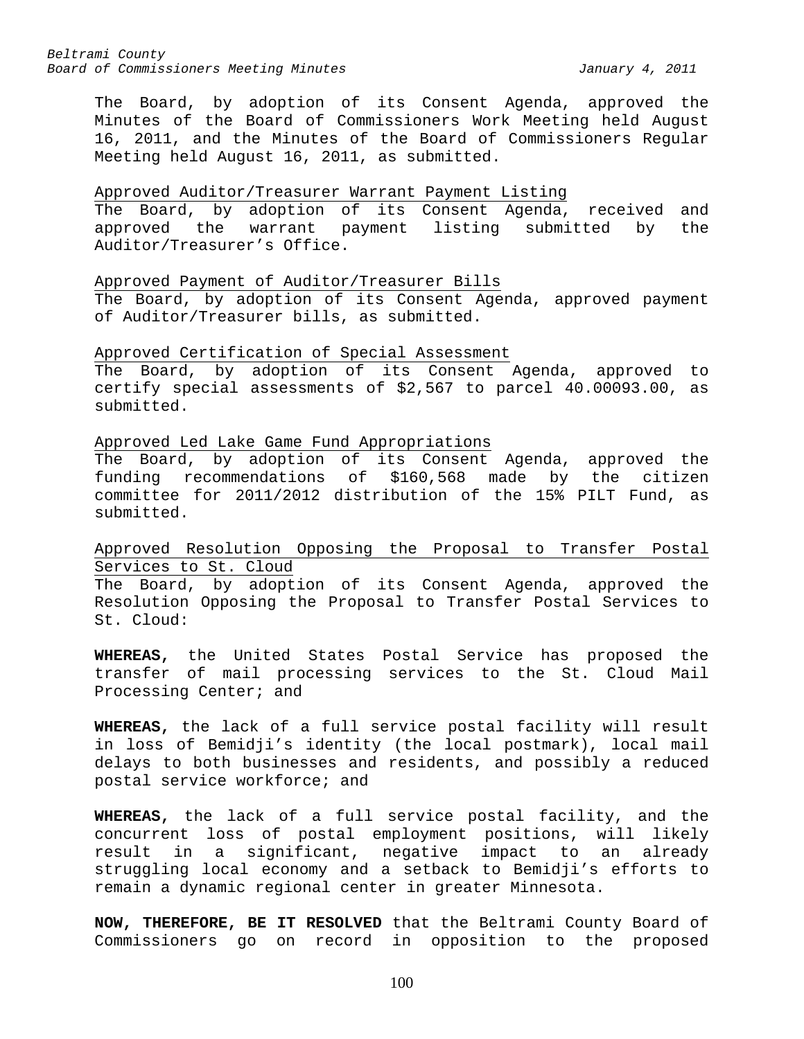The Board, by adoption of its Consent Agenda, approved the Minutes of the Board of Commissioners Work Meeting held August 16, 2011, and the Minutes of the Board of Commissioners Regular Meeting held August 16, 2011, as submitted.

Approved Auditor/Treasurer Warrant Payment Listing

The Board, by adoption of its Consent Agenda, received and approved the warrant payment listing submitted by the Auditor/Treasurer's Office.

Approved Payment of Auditor/Treasurer Bills

The Board, by adoption of its Consent Agenda, approved payment of Auditor/Treasurer bills, as submitted.

Approved Certification of Special Assessment

The Board, by adoption of its Consent Agenda, approved to certify special assessments of $2,567 to parcel 40.00093.00, as submitted.

Approved Led Lake Game Fund Appropriations

The Board, by adoption of its Consent Agenda, approved the funding recommendations of $160,568 made by the citizen committee for 2011/2012 distribution of the 15% PILT Fund, as submitted.

Approved Resolution Opposing the Proposal to Transfer Postal Services to St. Cloud

The Board, by adoption of its Consent Agenda, approved the Resolution Opposing the Proposal to Transfer Postal Services to St. Cloud:

**WHEREAS,** the United States Postal Service has proposed the transfer of mail processing services to the St. Cloud Mail Processing Center; and

**WHEREAS,** the lack of a full service postal facility will result in loss of Bemidji's identity (the local postmark), local mail delays to both businesses and residents, and possibly a reduced postal service workforce; and

**WHEREAS,** the lack of a full service postal facility, and the concurrent loss of postal employment positions, will likely result in a significant, negative impact to an already struggling local economy and a setback to Bemidji's efforts to remain a dynamic regional center in greater Minnesota.

**NOW, THEREFORE, BE IT RESOLVED** that the Beltrami County Board of Commissioners go on record in opposition to the proposed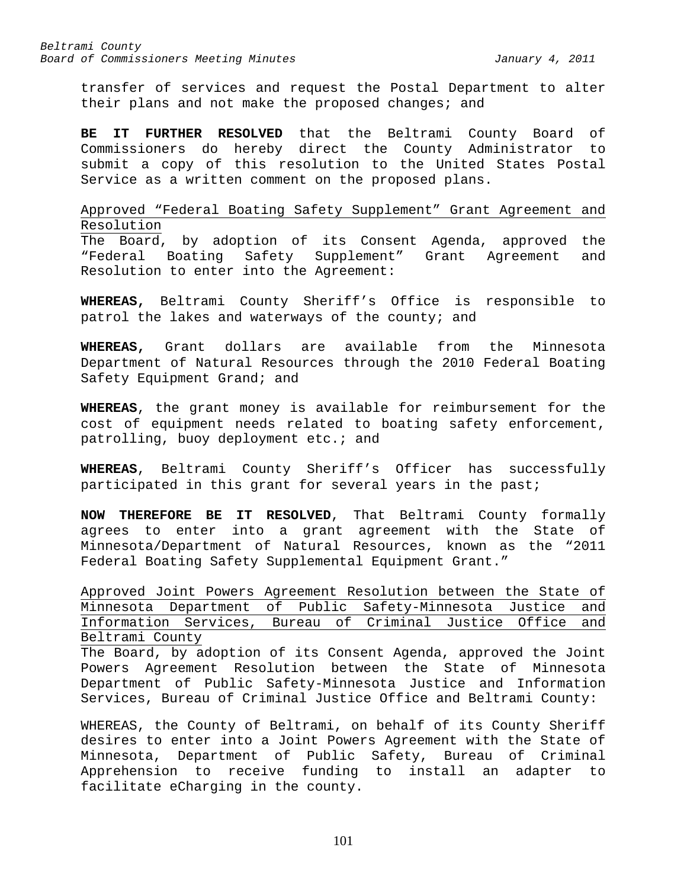transfer of services and request the Postal Department to alter their plans and not make the proposed changes; and

**BE IT FURTHER RESOLVED** that the Beltrami County Board of Commissioners do hereby direct the County Administrator to submit a copy of this resolution to the United States Postal Service as a written comment on the proposed plans.

<u>Approved "Federal Boating Safety Supplement" Grant Agreement and Resolution</u>

The Board, by adoption of its Consent Agenda, approved the "Federal Boating Safety Supplement" Grant Agreement and Resolution to enter into the Agreement:

**WHEREAS,** Beltrami County Sheriff's Office is responsible to patrol the lakes and waterways of the county; and

**WHEREAS,** Grant dollars are available from the Minnesota Department of Natural Resources through the 2010 Federal Boating Safety Equipment Grand; and

**WHEREAS**, the grant money is available for reimbursement for the cost of equipment needs related to boating safety enforcement, patrolling, buoy deployment etc.; and

**WHEREAS**, Beltrami County Sheriff's Officer has successfully participated in this grant for several years in the past;

**NOW THEREFORE BE IT RESOLVED**, That Beltrami County formally agrees to enter into a grant agreement with the State of Minnesota/Department of Natural Resources, known as the "2011 Federal Boating Safety Supplemental Equipment Grant."

<u>Approved Joint Powers Agreement Resolution between the State of Minnesota Department of Public Safety-Minnesota Justice and Information Services, Bureau of Criminal Justice Office and Beltrami County</u>

The Board, by adoption of its Consent Agenda, approved the Joint Powers Agreement Resolution between the State of Minnesota Department of Public Safety-Minnesota Justice and Information Services, Bureau of Criminal Justice Office and Beltrami County:

WHEREAS, the County of Beltrami, on behalf of its County Sheriff desires to enter into a Joint Powers Agreement with the State of Minnesota, Department of Public Safety, Bureau of Criminal Apprehension to receive funding to install an adapter to facilitate eCharging in the county.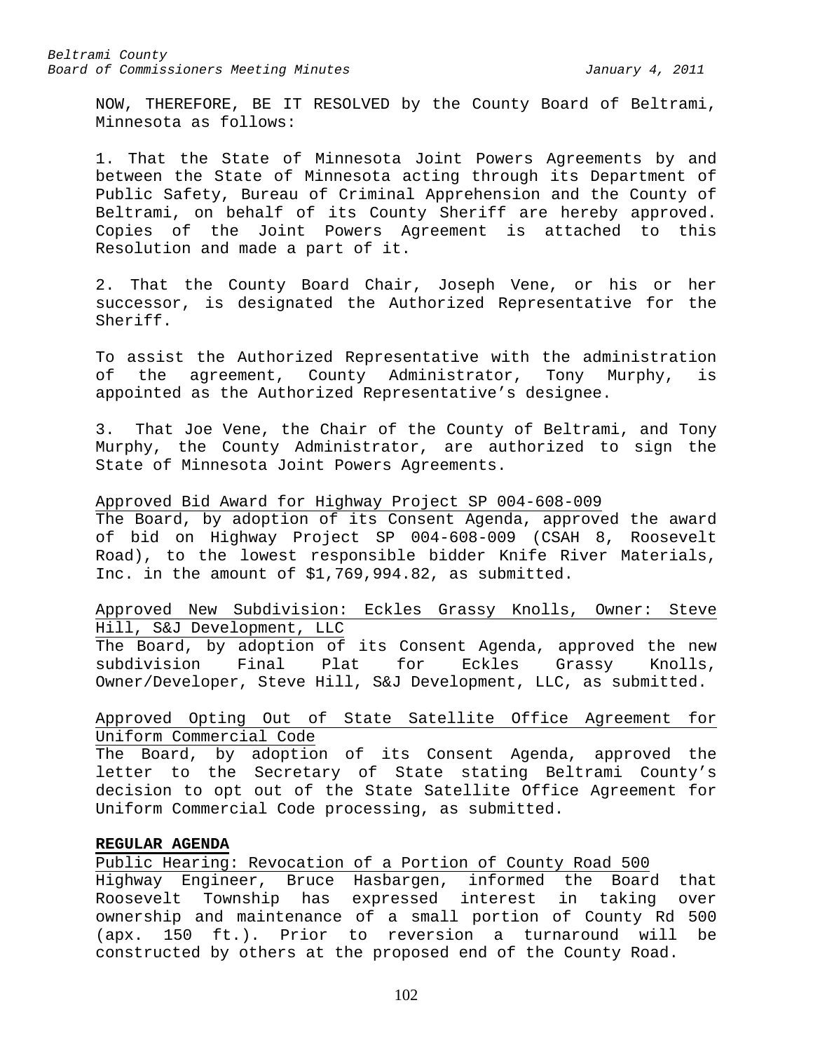NOW, THEREFORE, BE IT RESOLVED by the County Board of Beltrami, Minnesota as follows:

1. That the State of Minnesota Joint Powers Agreements by and between the State of Minnesota acting through its Department of Public Safety, Bureau of Criminal Apprehension and the County of Beltrami, on behalf of its County Sheriff are hereby approved. Copies of the Joint Powers Agreement is attached to this Resolution and made a part of it.

2. That the County Board Chair, Joseph Vene, or his or her successor, is designated the Authorized Representative for the Sheriff.

To assist the Authorized Representative with the administration of the agreement, County Administrator, Tony Murphy, is appointed as the Authorized Representative's designee.

3. That Joe Vene, the Chair of the County of Beltrami, and Tony Murphy, the County Administrator, are authorized to sign the State of Minnesota Joint Powers Agreements.

<u>Approved Bid Award for Highway Project SP 004-608-009</u>
The Board, by adoption of its Consent Agenda, approved the award of bid on Highway Project SP 004-608-009 (CSAH 8, Roosevelt Road), to the lowest responsible bidder Knife River Materials, Inc. in the amount of $1,769,994.82, as submitted.

<u>Approved New Subdivision: Eckles Grassy Knolls, Owner: Steve Hill, S&J Development, LLC</u>
The Board, by adoption of its Consent Agenda, approved the new subdivision Final Plat for Eckles Grassy Knolls, Owner/Developer, Steve Hill, S&J Development, LLC, as submitted.

<u>Approved Opting Out of State Satellite Office Agreement for Uniform Commercial Code</u>
The Board, by adoption of its Consent Agenda, approved the letter to the Secretary of State stating Beltrami County's decision to opt out of the State Satellite Office Agreement for Uniform Commercial Code processing, as submitted.

**REGULAR AGENDA**

<u>Public Hearing: Revocation of a Portion of County Road 500</u>
Highway Engineer, Bruce Hasbargen, informed the Board that Roosevelt Township has expressed interest in taking over ownership and maintenance of a small portion of County Rd 500 (apx. 150 ft.). Prior to reversion a turnaround will be constructed by others at the proposed end of the County Road.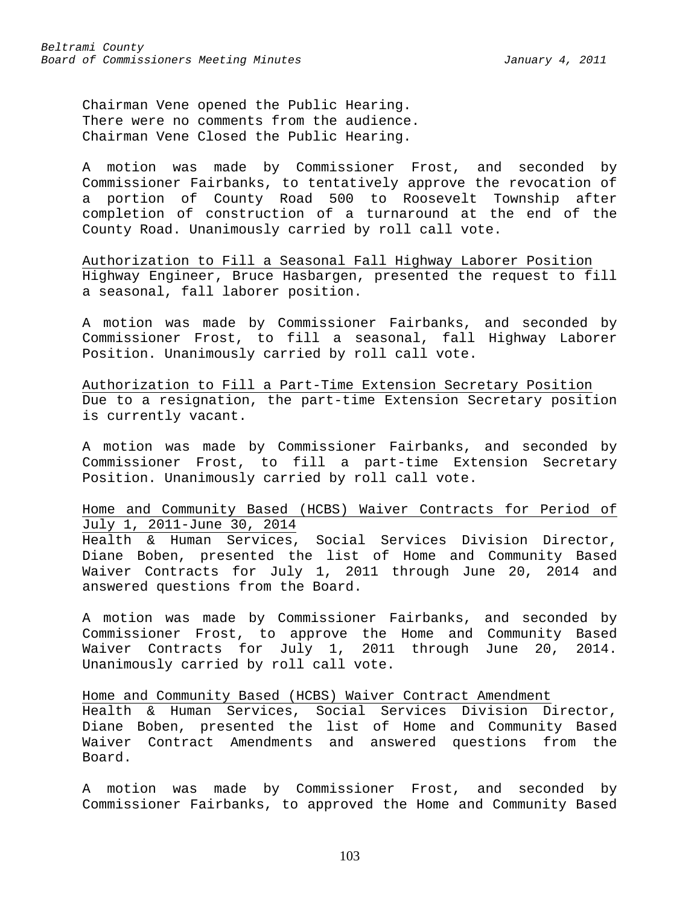Chairman Vene opened the Public Hearing.
There were no comments from the audience.
Chairman Vene Closed the Public Hearing.

A motion was made by Commissioner Frost, and seconded by Commissioner Fairbanks, to tentatively approve the revocation of a portion of County Road 500 to Roosevelt Township after completion of construction of a turnaround at the end of the County Road. Unanimously carried by roll call vote.

<u>Authorization to Fill a Seasonal Fall Highway Laborer Position</u>
Highway Engineer, Bruce Hasbargen, presented the request to fill a seasonal, fall laborer position.

A motion was made by Commissioner Fairbanks, and seconded by Commissioner Frost, to fill a seasonal, fall Highway Laborer Position. Unanimously carried by roll call vote.

<u>Authorization to Fill a Part-Time Extension Secretary Position</u>
Due to a resignation, the part-time Extension Secretary position is currently vacant.

A motion was made by Commissioner Fairbanks, and seconded by Commissioner Frost, to fill a part-time Extension Secretary Position. Unanimously carried by roll call vote.

<u>Home and Community Based (HCBS) Waiver Contracts for Period of July 1, 2011-June 30, 2014</u>
Health & Human Services, Social Services Division Director, Diane Boben, presented the list of Home and Community Based Waiver Contracts for July 1, 2011 through June 20, 2014 and answered questions from the Board.

A motion was made by Commissioner Fairbanks, and seconded by Commissioner Frost, to approve the Home and Community Based Waiver Contracts for July 1, 2011 through June 20, 2014. Unanimously carried by roll call vote.

<u>Home and Community Based (HCBS) Waiver Contract Amendment</u>
Health & Human Services, Social Services Division Director, Diane Boben, presented the list of Home and Community Based Waiver Contract Amendments and answered questions from the Board.

A motion was made by Commissioner Frost, and seconded by Commissioner Fairbanks, to approved the Home and Community Based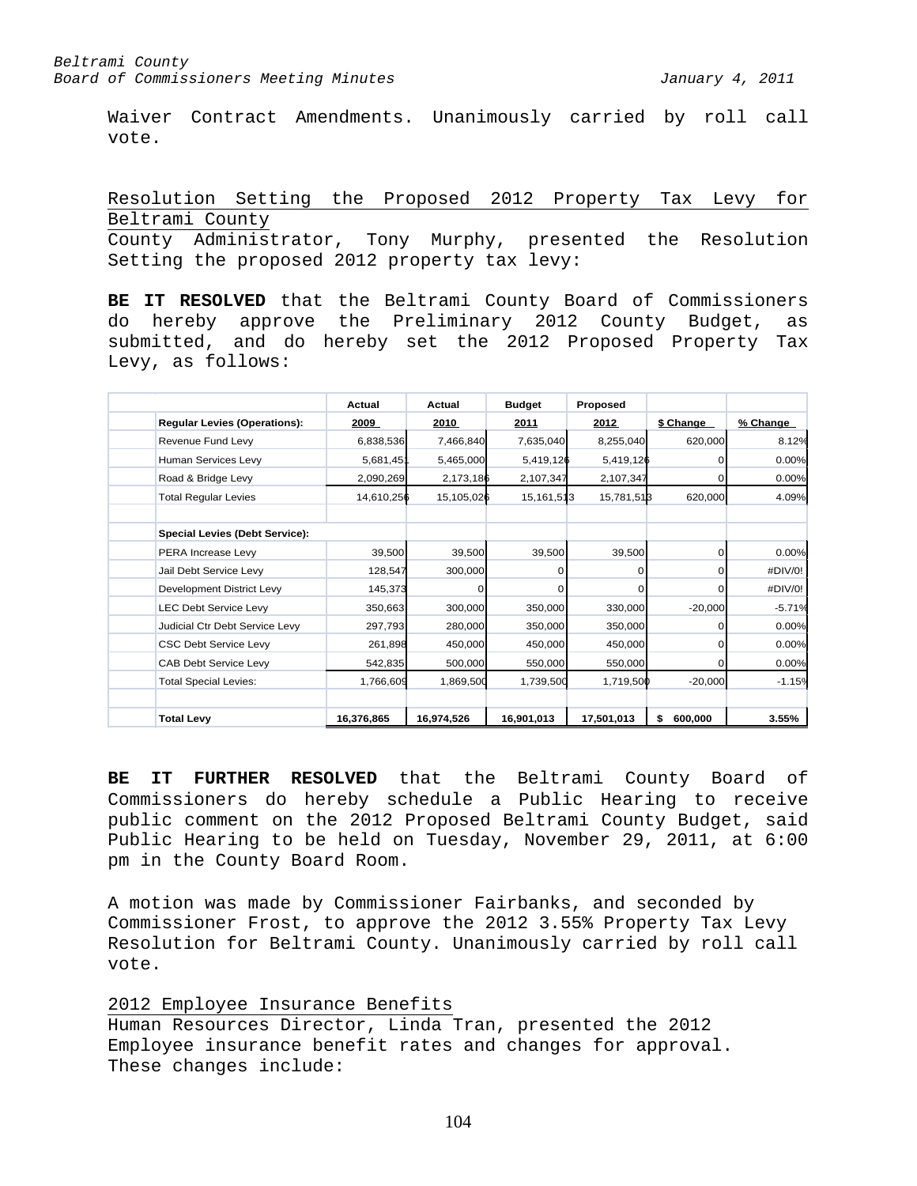Waiver Contract Amendments. Unanimously carried by roll call vote.

Resolution Setting the Proposed 2012 Property Tax Levy for Beltrami County

County Administrator, Tony Murphy, presented the Resolution Setting the proposed 2012 property tax levy:

**BE IT RESOLVED** that the Beltrami County Board of Commissioners do hereby approve the Preliminary 2012 County Budget, as submitted, and do hereby set the 2012 Proposed Property Tax Levy, as follows:

| | Actual | Actual | Budget | Proposed | | |
|---|---|---|---|---|---|---|
| **Regular Levies (Operations):** | 2009 | 2010 | 2011 | 2012 | $ Change | % Change |
| Revenue Fund Levy | 6,838,536 | 7,466,840 | 7,635,040 | 8,255,040 | 620,000 | 8.12% |
| Human Services Levy | 5,681,451 | 5,465,000 | 5,419,126 | 5,419,126 | 0 | 0.00% |
| Road & Bridge Levy | 2,090,269 | 2,173,186 | 2,107,347 | 2,107,347 | 0 | 0.00% |
| Total Regular Levies | 14,610,256 | 15,105,026 | 15,161,513 | 15,781,513 | 620,000 | 4.09% |
| | | | | | | |
| **Special Levies (Debt Service):** | | | | | | |
| PERA Increase Levy | 39,500 | 39,500 | 39,500 | 39,500 | 0 | 0.00% |
| Jail Debt Service Levy | 128,547 | 300,000 | 0 | 0 | 0 | #DIV/0! |
| Development District Levy | 145,373 | 0 | 0 | 0 | 0 | #DIV/0! |
| LEC Debt Service Levy | 350,663 | 300,000 | 350,000 | 330,000 | -20,000 | -5.71% |
| Judicial Ctr Debt Service Levy | 297,793 | 280,000 | 350,000 | 350,000 | 0 | 0.00% |
| CSC Debt Service Levy | 261,898 | 450,000 | 450,000 | 450,000 | 0 | 0.00% |
| CAB Debt Service Levy | 542,835 | 500,000 | 550,000 | 550,000 | 0 | 0.00% |
| Total Special Levies: | 1,766,609 | 1,869,500 | 1,739,500 | 1,719,500 | -20,000 | -1.15% |
| | | | | | | |
| **Total Levy** | **16,376,865** | **16,974,526** | **16,901,013** | **17,501,013** | **$ 600,000** | **3.55%** |

**BE IT FURTHER RESOLVED** that the Beltrami County Board of Commissioners do hereby schedule a Public Hearing to receive public comment on the 2012 Proposed Beltrami County Budget, said Public Hearing to be held on Tuesday, November 29, 2011, at 6:00 pm in the County Board Room.

A motion was made by Commissioner Fairbanks, and seconded by Commissioner Frost, to approve the 2012 3.55% Property Tax Levy Resolution for Beltrami County. Unanimously carried by roll call vote.

2012 Employee Insurance Benefits

Human Resources Director, Linda Tran, presented the 2012 Employee insurance benefit rates and changes for approval. These changes include: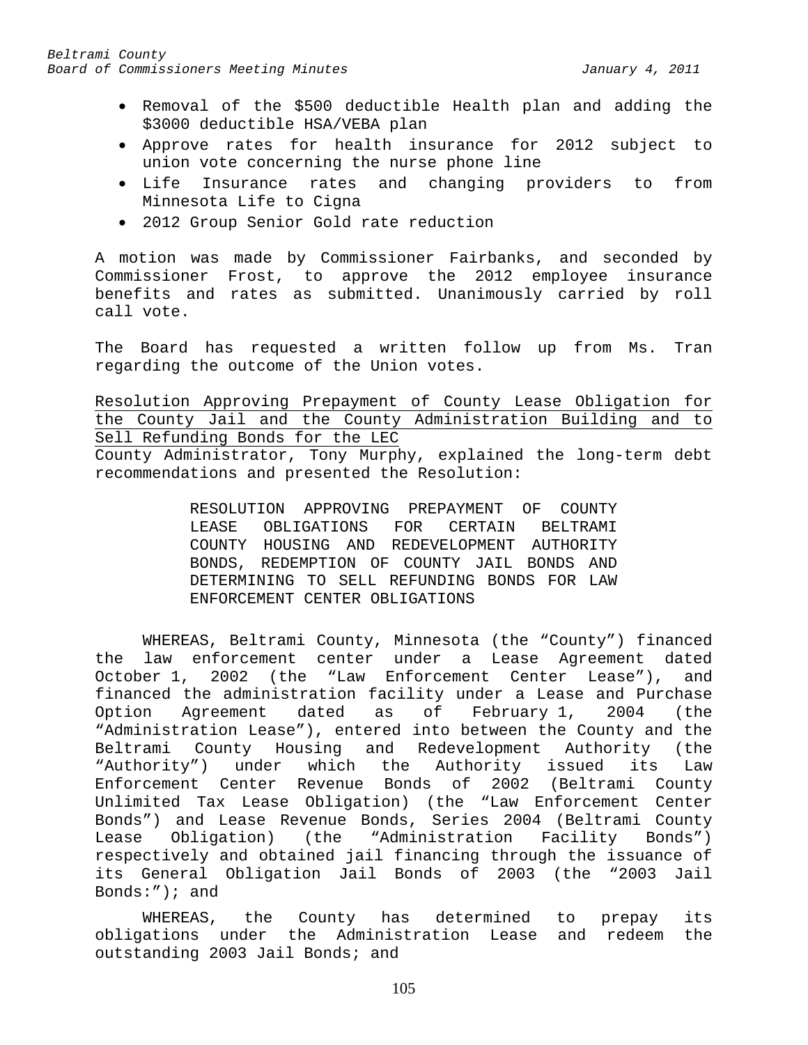- Removal of the \$500 deductible Health plan and adding the \$3000 deductible HSA/VEBA plan
- Approve rates for health insurance for 2012 subject to union vote concerning the nurse phone line
- Life Insurance rates and changing providers to from Minnesota Life to Cigna
- 2012 Group Senior Gold rate reduction

A motion was made by Commissioner Fairbanks, and seconded by Commissioner Frost, to approve the 2012 employee insurance benefits and rates as submitted. Unanimously carried by roll call vote.

The Board has requested a written follow up from Ms. Tran regarding the outcome of the Union votes.

<u>Resolution Approving Prepayment of County Lease Obligation for the County Jail and the County Administration Building and to Sell Refunding Bonds for the LEC</u>

County Administrator, Tony Murphy, explained the long-term debt recommendations and presented the Resolution:

RESOLUTION APPROVING PREPAYMENT OF COUNTY LEASE OBLIGATIONS FOR CERTAIN BELTRAMI COUNTY HOUSING AND REDEVELOPMENT AUTHORITY BONDS, REDEMPTION OF COUNTY JAIL BONDS AND DETERMINING TO SELL REFUNDING BONDS FOR LAW ENFORCEMENT CENTER OBLIGATIONS

WHEREAS, Beltrami County, Minnesota (the “County”) financed the law enforcement center under a Lease Agreement dated October 1, 2002 (the “Law Enforcement Center Lease”), and financed the administration facility under a Lease and Purchase Option Agreement dated as of February 1, 2004 (the “Administration Lease”), entered into between the County and the Beltrami County Housing and Redevelopment Authority (the “Authority”) under which the Authority issued its Law Enforcement Center Revenue Bonds of 2002 (Beltrami County Unlimited Tax Lease Obligation) (the “Law Enforcement Center Bonds”) and Lease Revenue Bonds, Series 2004 (Beltrami County Lease Obligation) (the “Administration Facility Bonds”) respectively and obtained jail financing through the issuance of its General Obligation Jail Bonds of 2003 (the “2003 Jail Bonds:”); and

WHEREAS, the County has determined to prepay its obligations under the Administration Lease and redeem the outstanding 2003 Jail Bonds; and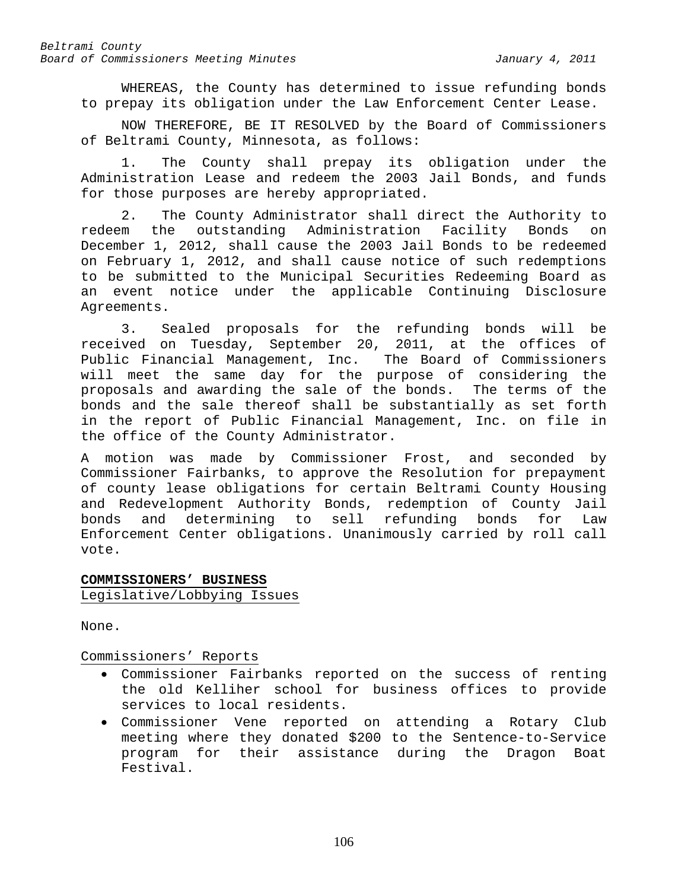WHEREAS, the County has determined to issue refunding bonds to prepay its obligation under the Law Enforcement Center Lease.

NOW THEREFORE, BE IT RESOLVED by the Board of Commissioners of Beltrami County, Minnesota, as follows:

1. The County shall prepay its obligation under the Administration Lease and redeem the 2003 Jail Bonds, and funds for those purposes are hereby appropriated.

2. The County Administrator shall direct the Authority to redeem the outstanding Administration Facility Bonds on December 1, 2012, shall cause the 2003 Jail Bonds to be redeemed on February 1, 2012, and shall cause notice of such redemptions to be submitted to the Municipal Securities Redeeming Board as an event notice under the applicable Continuing Disclosure Agreements.

3. Sealed proposals for the refunding bonds will be received on Tuesday, September 20, 2011, at the offices of Public Financial Management, Inc. The Board of Commissioners will meet the same day for the purpose of considering the proposals and awarding the sale of the bonds. The terms of the bonds and the sale thereof shall be substantially as set forth in the report of Public Financial Management, Inc. on file in the office of the County Administrator.

A motion was made by Commissioner Frost, and seconded by Commissioner Fairbanks, to approve the Resolution for prepayment of county lease obligations for certain Beltrami County Housing and Redevelopment Authority Bonds, redemption of County Jail bonds and determining to sell refunding bonds for Law Enforcement Center obligations. Unanimously carried by roll call vote.

## COMMISSIONERS' BUSINESS

Legislative/Lobbying Issues

None.

Commissioners' Reports

- Commissioner Fairbanks reported on the success of renting the old Kelliher school for business offices to provide services to local residents.
- Commissioner Vene reported on attending a Rotary Club meeting where they donated $200 to the Sentence-to-Service program for their assistance during the Dragon Boat Festival.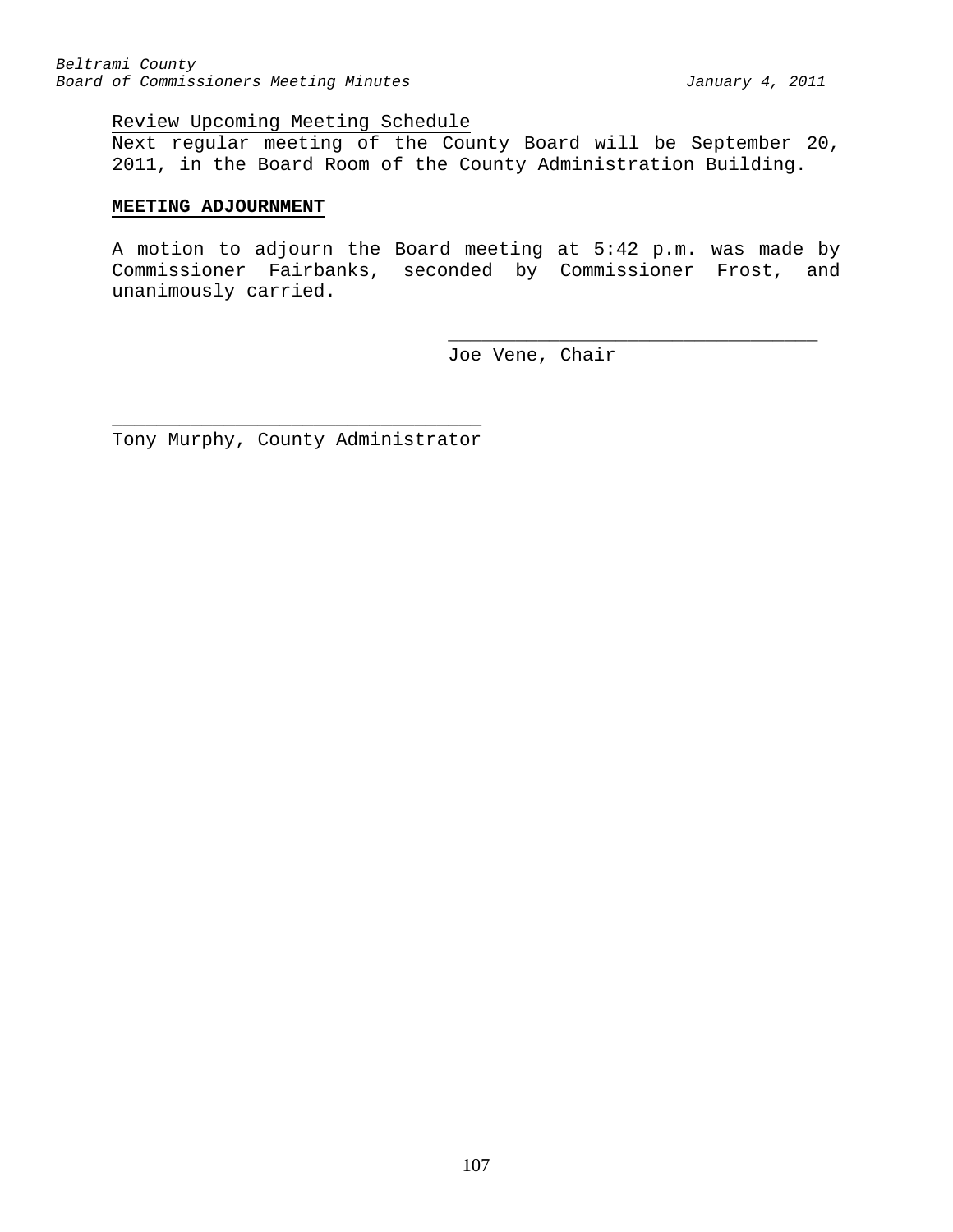Review Upcoming Meeting Schedule

Next regular meeting of the County Board will be September 20, 2011, in the Board Room of the County Administration Building.

**MEETING ADJOURNMENT**

A motion to adjourn the Board meeting at 5:42 p.m. was made by Commissioner Fairbanks, seconded by Commissioner Frost, and unanimously carried.

\_\_\_\_\_\_\_\_\_\_\_\_\_\_\_\_\_\_\_\_\_\_\_\_\_\_\_\_\_\_\_\_\_\_
Joe Vene, Chair

\_\_\_\_\_\_\_\_\_\_\_\_\_\_\_\_\_\_\_\_\_\_\_\_\_\_\_\_\_\_\_\_\_\_
Tony Murphy, County Administrator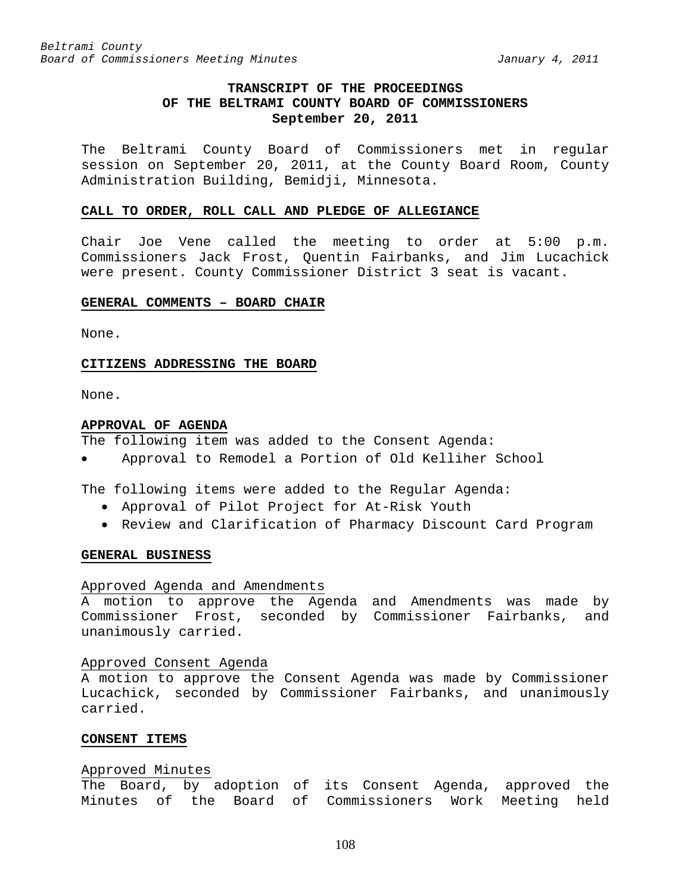**TRANSCRIPT OF THE PROCEEDINGS**
**OF THE BELTRAMI COUNTY BOARD OF COMMISSIONERS**
**September 20, 2011**

The Beltrami County Board of Commissioners met in regular session on September 20, 2011, at the County Board Room, County Administration Building, Bemidji, Minnesota.

**CALL TO ORDER, ROLL CALL AND PLEDGE OF ALLEGIANCE**

Chair Joe Vene called the meeting to order at 5:00 p.m. Commissioners Jack Frost, Quentin Fairbanks, and Jim Lucachick were present. County Commissioner District 3 seat is vacant.

**GENERAL COMMENTS – BOARD CHAIR**

None.

**CITIZENS ADDRESSING THE BOARD**

None.

**APPROVAL OF AGENDA**

The following item was added to the Consent Agenda:

- Approval to Remodel a Portion of Old Kelliher School

The following items were added to the Regular Agenda:

- Approval of Pilot Project for At-Risk Youth
- Review and Clarification of Pharmacy Discount Card Program

**GENERAL BUSINESS**

Approved Agenda and Amendments

A motion to approve the Agenda and Amendments was made by Commissioner Frost, seconded by Commissioner Fairbanks, and unanimously carried.

Approved Consent Agenda

A motion to approve the Consent Agenda was made by Commissioner Lucachick, seconded by Commissioner Fairbanks, and unanimously carried.

**CONSENT ITEMS**

Approved Minutes

The Board, by adoption of its Consent Agenda, approved the Minutes of the Board of Commissioners Work Meeting held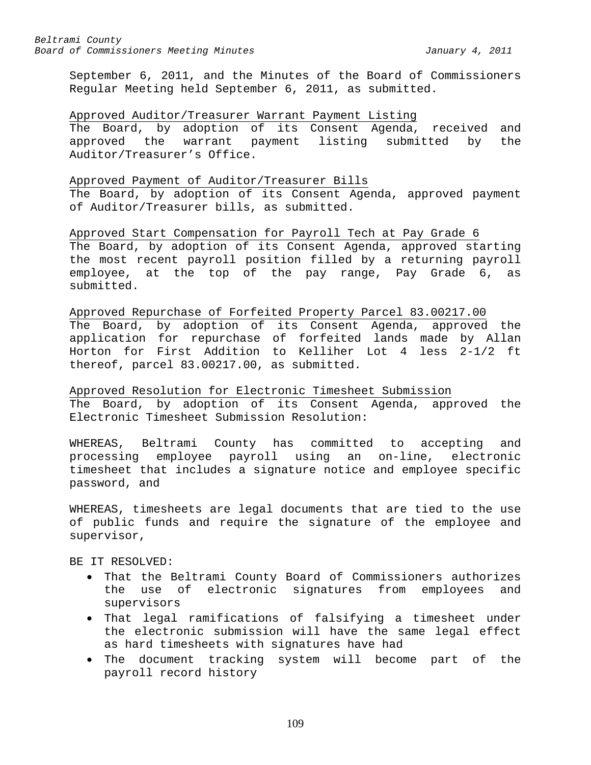September 6, 2011, and the Minutes of the Board of Commissioners Regular Meeting held September 6, 2011, as submitted.

<u>Approved Auditor/Treasurer Warrant Payment Listing</u>

The Board, by adoption of its Consent Agenda, received and approved the warrant payment listing submitted by the Auditor/Treasurer's Office.

<u>Approved Payment of Auditor/Treasurer Bills</u>

The Board, by adoption of its Consent Agenda, approved payment of Auditor/Treasurer bills, as submitted.

<u>Approved Start Compensation for Payroll Tech at Pay Grade 6</u>

The Board, by adoption of its Consent Agenda, approved starting the most recent payroll position filled by a returning payroll employee, at the top of the pay range, Pay Grade 6, as submitted.

<u>Approved Repurchase of Forfeited Property Parcel 83.00217.00</u>

The Board, by adoption of its Consent Agenda, approved the application for repurchase of forfeited lands made by Allan Horton for First Addition to Kelliher Lot 4 less 2-1/2 ft thereof, parcel 83.00217.00, as submitted.

<u>Approved Resolution for Electronic Timesheet Submission</u>

The Board, by adoption of its Consent Agenda, approved the Electronic Timesheet Submission Resolution:

WHEREAS, Beltrami County has committed to accepting and processing employee payroll using an on-line, electronic timesheet that includes a signature notice and employee specific password, and

WHEREAS, timesheets are legal documents that are tied to the use of public funds and require the signature of the employee and supervisor,

BE IT RESOLVED:

- That the Beltrami County Board of Commissioners authorizes the use of electronic signatures from employees and supervisors
- That legal ramifications of falsifying a timesheet under the electronic submission will have the same legal effect as hard timesheets with signatures have had
- The document tracking system will become part of the payroll record history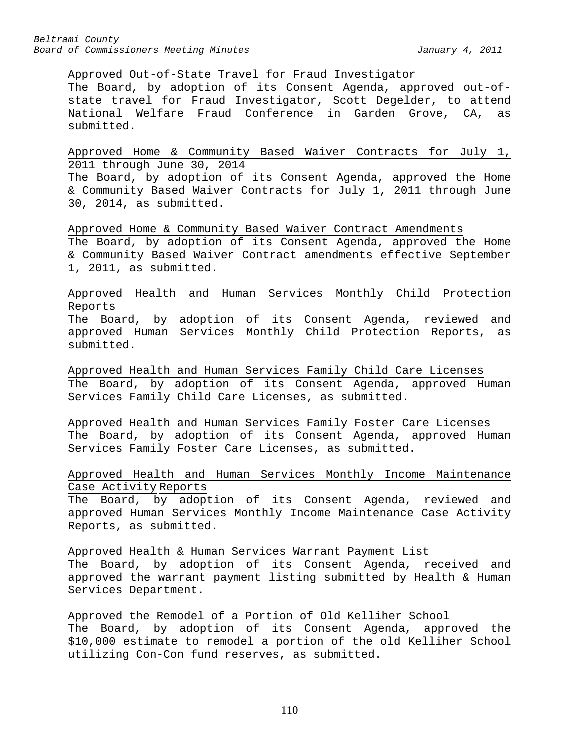Approved Out-of-State Travel for Fraud Investigator

The Board, by adoption of its Consent Agenda, approved out-of-state travel for Fraud Investigator, Scott Degelder, to attend National Welfare Fraud Conference in Garden Grove, CA, as submitted.

Approved Home & Community Based Waiver Contracts for July 1, 2011 through June 30, 2014

The Board, by adoption of its Consent Agenda, approved the Home & Community Based Waiver Contracts for July 1, 2011 through June 30, 2014, as submitted.

Approved Home & Community Based Waiver Contract Amendments

The Board, by adoption of its Consent Agenda, approved the Home & Community Based Waiver Contract amendments effective September 1, 2011, as submitted.

Approved Health and Human Services Monthly Child Protection Reports

The Board, by adoption of its Consent Agenda, reviewed and approved Human Services Monthly Child Protection Reports, as submitted.

Approved Health and Human Services Family Child Care Licenses

The Board, by adoption of its Consent Agenda, approved Human Services Family Child Care Licenses, as submitted.

Approved Health and Human Services Family Foster Care Licenses

The Board, by adoption of its Consent Agenda, approved Human Services Family Foster Care Licenses, as submitted.

Approved Health and Human Services Monthly Income Maintenance Case Activity Reports

The Board, by adoption of its Consent Agenda, reviewed and approved Human Services Monthly Income Maintenance Case Activity Reports, as submitted.

Approved Health & Human Services Warrant Payment List

The Board, by adoption of its Consent Agenda, received and approved the warrant payment listing submitted by Health & Human Services Department.

Approved the Remodel of a Portion of Old Kelliher School

The Board, by adoption of its Consent Agenda, approved the $10,000 estimate to remodel a portion of the old Kelliher School utilizing Con-Con fund reserves, as submitted.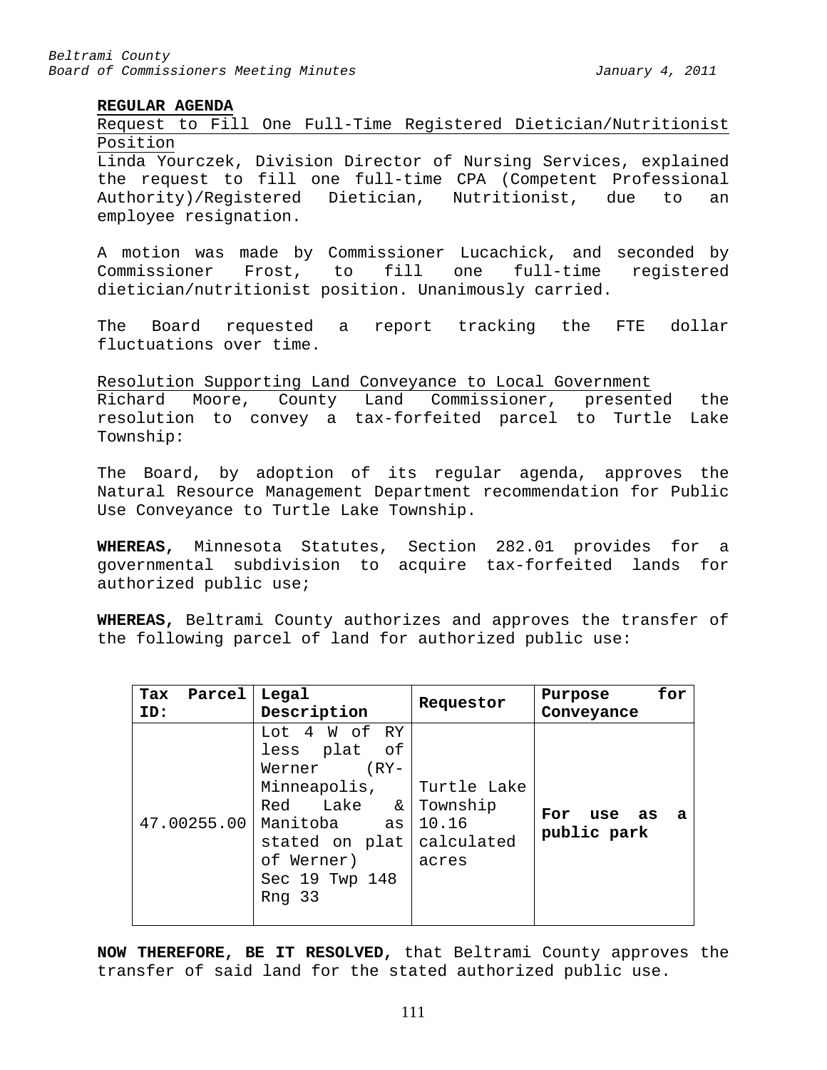**REGULAR AGENDA**

Request to Fill One Full-Time Registered Dietician/Nutritionist Position

Linda Yourczek, Division Director of Nursing Services, explained the request to fill one full-time CPA (Competent Professional Authority)/Registered Dietician, Nutritionist, due to an employee resignation.

A motion was made by Commissioner Lucachick, and seconded by Commissioner Frost, to fill one full-time registered dietician/nutritionist position. Unanimously carried.

The Board requested a report tracking the FTE dollar fluctuations over time.

Resolution Supporting Land Conveyance to Local Government

Richard Moore, County Land Commissioner, presented the resolution to convey a tax-forfeited parcel to Turtle Lake Township:

The Board, by adoption of its regular agenda, approves the Natural Resource Management Department recommendation for Public Use Conveyance to Turtle Lake Township.

**WHEREAS,** Minnesota Statutes, Section 282.01 provides for a governmental subdivision to acquire tax-forfeited lands for authorized public use;

**WHEREAS,** Beltrami County authorizes and approves the transfer of the following parcel of land for authorized public use:

| **Tax Parcel ID:** | **Legal Description** | **Requestor** | **Purpose for Conveyance** |
|---|---|---|---|
| 47.00255.00 | Lot 4 W of RY less plat of Werner (RY-Minneapolis, Red Lake & Manitoba as stated on plat of Werner) Sec 19 Twp 148 Rng 33 | Turtle Lake Township 10.16 calculated acres | **For use as a public park** |

**NOW THEREFORE, BE IT RESOLVED,** that Beltrami County approves the transfer of said land for the stated authorized public use.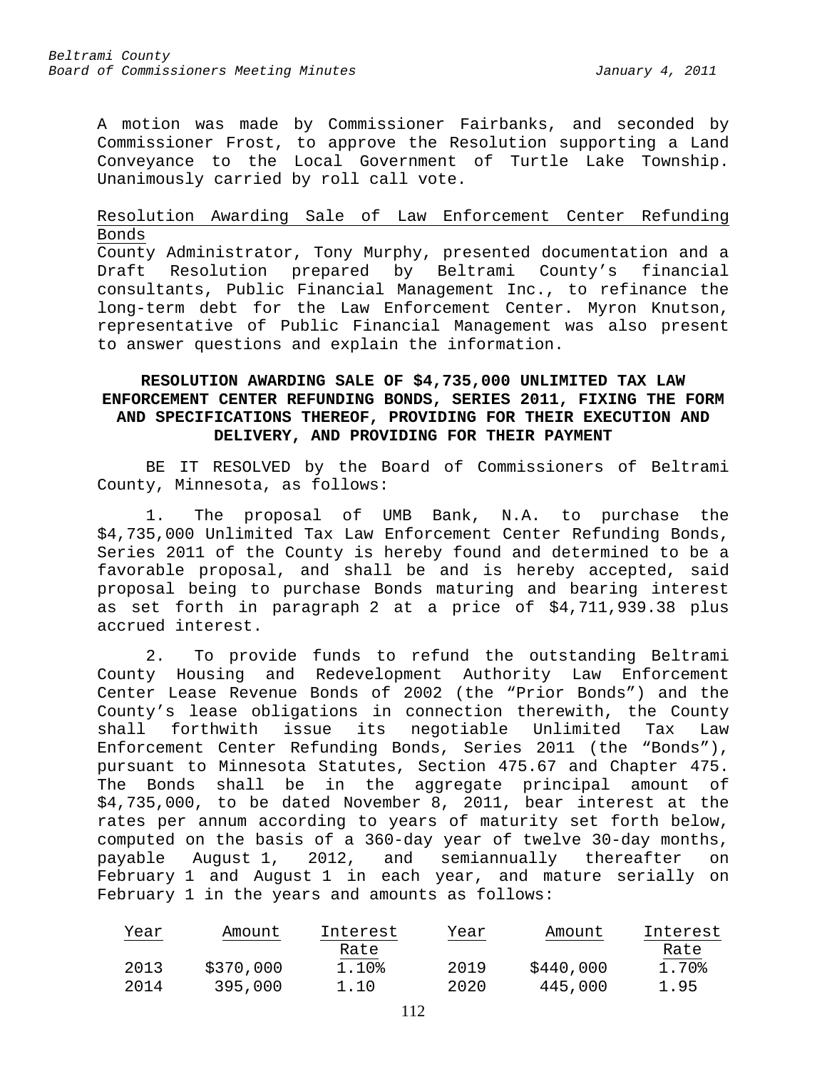A motion was made by Commissioner Fairbanks, and seconded by Commissioner Frost, to approve the Resolution supporting a Land Conveyance to the Local Government of Turtle Lake Township. Unanimously carried by roll call vote.

Resolution Awarding Sale of Law Enforcement Center Refunding Bonds

County Administrator, Tony Murphy, presented documentation and a Draft Resolution prepared by Beltrami County's financial consultants, Public Financial Management Inc., to refinance the long-term debt for the Law Enforcement Center. Myron Knutson, representative of Public Financial Management was also present to answer questions and explain the information.

**RESOLUTION AWARDING SALE OF $4,735,000 UNLIMITED TAX LAW ENFORCEMENT CENTER REFUNDING BONDS, SERIES 2011, FIXING THE FORM AND SPECIFICATIONS THEREOF, PROVIDING FOR THEIR EXECUTION AND DELIVERY, AND PROVIDING FOR THEIR PAYMENT**

BE IT RESOLVED by the Board of Commissioners of Beltrami County, Minnesota, as follows:

1. The proposal of UMB Bank, N.A. to purchase the $4,735,000 Unlimited Tax Law Enforcement Center Refunding Bonds, Series 2011 of the County is hereby found and determined to be a favorable proposal, and shall be and is hereby accepted, said proposal being to purchase Bonds maturing and bearing interest as set forth in paragraph 2 at a price of $4,711,939.38 plus accrued interest.

2. To provide funds to refund the outstanding Beltrami County Housing and Redevelopment Authority Law Enforcement Center Lease Revenue Bonds of 2002 (the "Prior Bonds") and the County's lease obligations in connection therewith, the County shall forthwith issue its negotiable Unlimited Tax Law Enforcement Center Refunding Bonds, Series 2011 (the "Bonds"), pursuant to Minnesota Statutes, Section 475.67 and Chapter 475. The Bonds shall be in the aggregate principal amount of $4,735,000, to be dated November 8, 2011, bear interest at the rates per annum according to years of maturity set forth below, computed on the basis of a 360-day year of twelve 30-day months, payable August 1, 2012, and semiannually thereafter on February 1 and August 1 in each year, and mature serially on February 1 in the years and amounts as follows:

| Year | Amount | Interest Rate | Year | Amount | Interest Rate |
|---|---|---|---|---|---|
| 2013 | $370,000 | 1.10% | 2019 | $440,000 | 1.70% |
| 2014 | 395,000 | 1.10 | 2020 | 445,000 | 1.95 |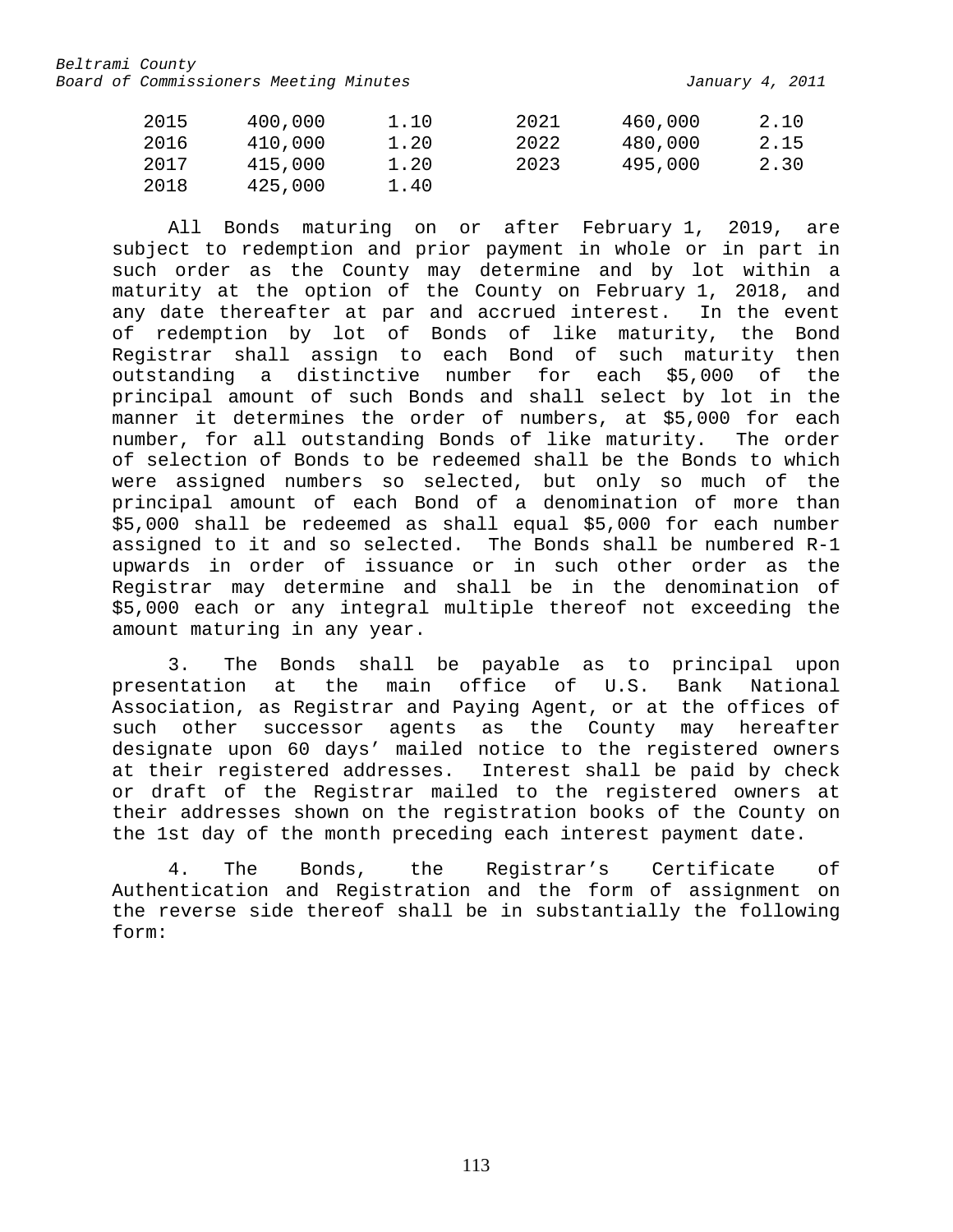| | | | | | |
|---|---|---|---|---|---|
| 2015 | 400,000 | 1.10 | 2021 | 460,000 | 2.10 |
| 2016 | 410,000 | 1.20 | 2022 | 480,000 | 2.15 |
| 2017 | 415,000 | 1.20 | 2023 | 495,000 | 2.30 |
| 2018 | 425,000 | 1.40 | | | |

All Bonds maturing on or after February 1, 2019, are subject to redemption and prior payment in whole or in part in such order as the County may determine and by lot within a maturity at the option of the County on February 1, 2018, and any date thereafter at par and accrued interest. In the event of redemption by lot of Bonds of like maturity, the Bond Registrar shall assign to each Bond of such maturity then outstanding a distinctive number for each $5,000 of the principal amount of such Bonds and shall select by lot in the manner it determines the order of numbers, at $5,000 for each number, for all outstanding Bonds of like maturity. The order of selection of Bonds to be redeemed shall be the Bonds to which were assigned numbers so selected, but only so much of the principal amount of each Bond of a denomination of more than $5,000 shall be redeemed as shall equal $5,000 for each number assigned to it and so selected. The Bonds shall be numbered R-1 upwards in order of issuance or in such other order as the Registrar may determine and shall be in the denomination of $5,000 each or any integral multiple thereof not exceeding the amount maturing in any year.

3. The Bonds shall be payable as to principal upon presentation at the main office of U.S. Bank National Association, as Registrar and Paying Agent, or at the offices of such other successor agents as the County may hereafter designate upon 60 days' mailed notice to the registered owners at their registered addresses. Interest shall be paid by check or draft of the Registrar mailed to the registered owners at their addresses shown on the registration books of the County on the 1st day of the month preceding each interest payment date.

4. The Bonds, the Registrar's Certificate of Authentication and Registration and the form of assignment on the reverse side thereof shall be in substantially the following form: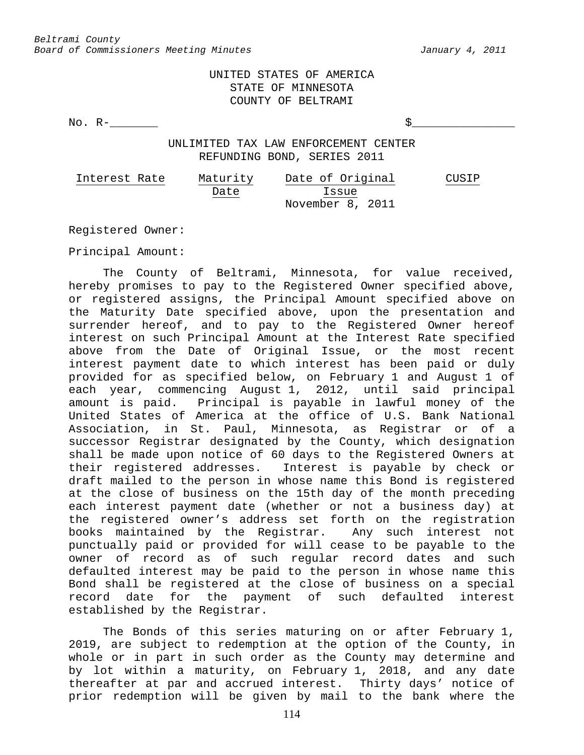UNITED STATES OF AMERICA
STATE OF MINNESOTA
COUNTY OF BELTRAMI

No. R-_______ $______________

UNLIMITED TAX LAW ENFORCEMENT CENTER
REFUNDING BOND, SERIES 2011

| Interest Rate | Maturity Date | Date of Original Issue | CUSIP |
|---|---|---|---|
| | | November 8, 2011 | |

Registered Owner:

Principal Amount:

The County of Beltrami, Minnesota, for value received, hereby promises to pay to the Registered Owner specified above, or registered assigns, the Principal Amount specified above on the Maturity Date specified above, upon the presentation and surrender hereof, and to pay to the Registered Owner hereof interest on such Principal Amount at the Interest Rate specified above from the Date of Original Issue, or the most recent interest payment date to which interest has been paid or duly provided for as specified below, on February 1 and August 1 of each year, commencing August 1, 2012, until said principal amount is paid. Principal is payable in lawful money of the United States of America at the office of U.S. Bank National Association, in St. Paul, Minnesota, as Registrar or of a successor Registrar designated by the County, which designation shall be made upon notice of 60 days to the Registered Owners at their registered addresses. Interest is payable by check or draft mailed to the person in whose name this Bond is registered at the close of business on the 15th day of the month preceding each interest payment date (whether or not a business day) at the registered owner's address set forth on the registration books maintained by the Registrar. Any such interest not punctually paid or provided for will cease to be payable to the owner of record as of such regular record dates and such defaulted interest may be paid to the person in whose name this Bond shall be registered at the close of business on a special record date for the payment of such defaulted interest established by the Registrar.

The Bonds of this series maturing on or after February 1, 2019, are subject to redemption at the option of the County, in whole or in part in such order as the County may determine and by lot within a maturity, on February 1, 2018, and any date thereafter at par and accrued interest. Thirty days' notice of prior redemption will be given by mail to the bank where the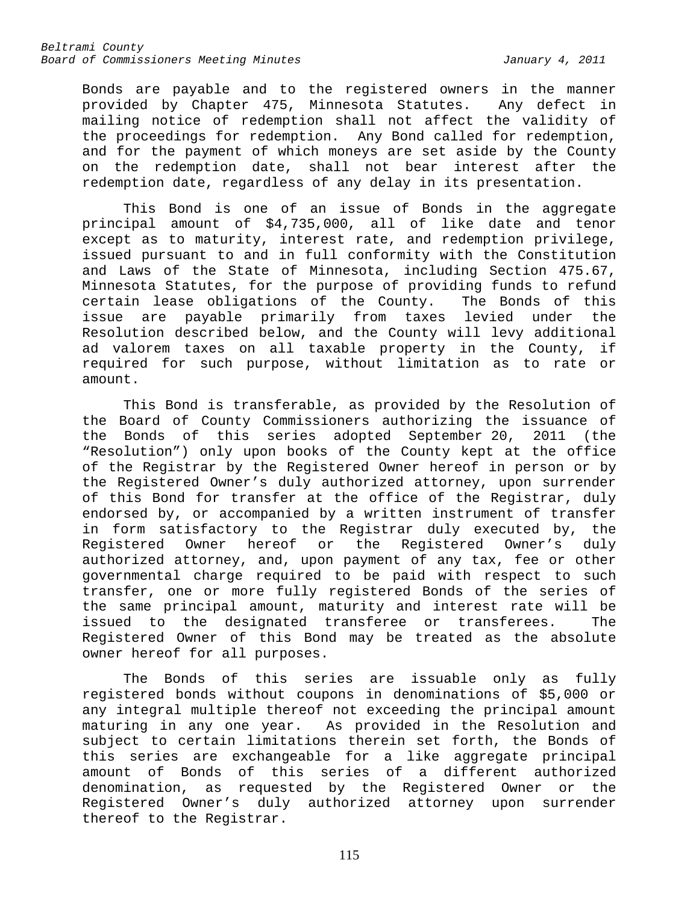Bonds are payable and to the registered owners in the manner provided by Chapter 475, Minnesota Statutes. Any defect in mailing notice of redemption shall not affect the validity of the proceedings for redemption. Any Bond called for redemption, and for the payment of which moneys are set aside by the County on the redemption date, shall not bear interest after the redemption date, regardless of any delay in its presentation.

This Bond is one of an issue of Bonds in the aggregate principal amount of $4,735,000, all of like date and tenor except as to maturity, interest rate, and redemption privilege, issued pursuant to and in full conformity with the Constitution and Laws of the State of Minnesota, including Section 475.67, Minnesota Statutes, for the purpose of providing funds to refund certain lease obligations of the County. The Bonds of this issue are payable primarily from taxes levied under the Resolution described below, and the County will levy additional ad valorem taxes on all taxable property in the County, if required for such purpose, without limitation as to rate or amount.

This Bond is transferable, as provided by the Resolution of the Board of County Commissioners authorizing the issuance of the Bonds of this series adopted September 20, 2011 (the "Resolution") only upon books of the County kept at the office of the Registrar by the Registered Owner hereof in person or by the Registered Owner's duly authorized attorney, upon surrender of this Bond for transfer at the office of the Registrar, duly endorsed by, or accompanied by a written instrument of transfer in form satisfactory to the Registrar duly executed by, the Registered Owner hereof or the Registered Owner's duly authorized attorney, and, upon payment of any tax, fee or other governmental charge required to be paid with respect to such transfer, one or more fully registered Bonds of the series of the same principal amount, maturity and interest rate will be issued to the designated transferee or transferees. The Registered Owner of this Bond may be treated as the absolute owner hereof for all purposes.

The Bonds of this series are issuable only as fully registered bonds without coupons in denominations of $5,000 or any integral multiple thereof not exceeding the principal amount maturing in any one year. As provided in the Resolution and subject to certain limitations therein set forth, the Bonds of this series are exchangeable for a like aggregate principal amount of Bonds of this series of a different authorized denomination, as requested by the Registered Owner or the Registered Owner's duly authorized attorney upon surrender thereof to the Registrar.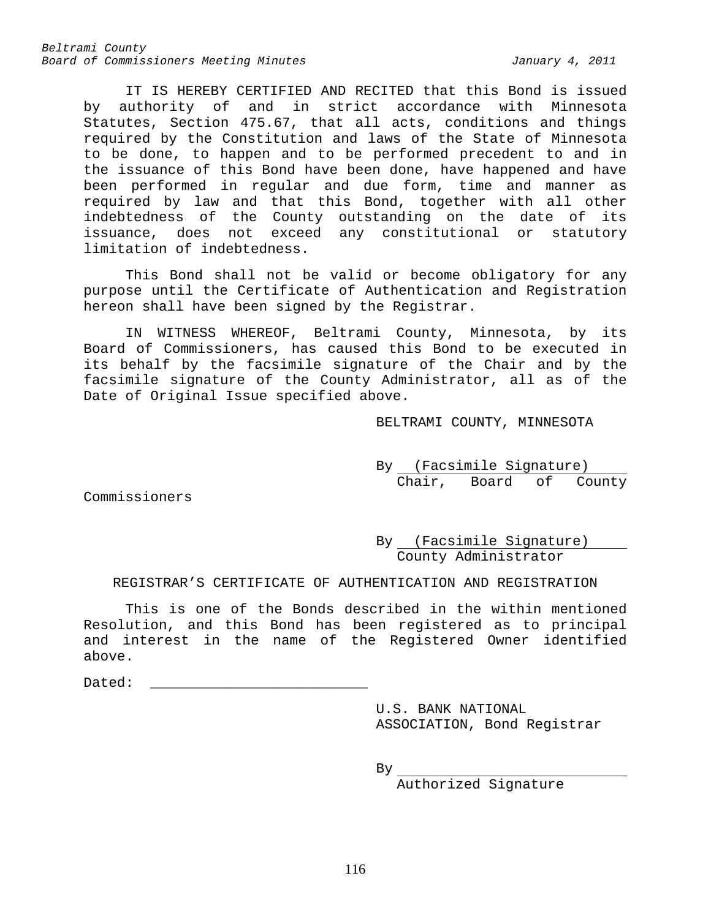IT IS HEREBY CERTIFIED AND RECITED that this Bond is issued by authority of and in strict accordance with Minnesota Statutes, Section 475.67, that all acts, conditions and things required by the Constitution and laws of the State of Minnesota to be done, to happen and to be performed precedent to and in the issuance of this Bond have been done, have happened and have been performed in regular and due form, time and manner as required by law and that this Bond, together with all other indebtedness of the County outstanding on the date of its issuance, does not exceed any constitutional or statutory limitation of indebtedness.

This Bond shall not be valid or become obligatory for any purpose until the Certificate of Authentication and Registration hereon shall have been signed by the Registrar.

IN WITNESS WHEREOF, Beltrami County, Minnesota, by its Board of Commissioners, has caused this Bond to be executed in its behalf by the facsimile signature of the Chair and by the facsimile signature of the County Administrator, all as of the Date of Original Issue specified above.

BELTRAMI COUNTY, MINNESOTA

By (Facsimile Signature)
Chair, Board of County Commissioners

By (Facsimile Signature)
County Administrator

REGISTRAR'S CERTIFICATE OF AUTHENTICATION AND REGISTRATION

This is one of the Bonds described in the within mentioned Resolution, and this Bond has been registered as to principal and interest in the name of the Registered Owner identified above.

Dated: ___________________________

U.S. BANK NATIONAL ASSOCIATION, Bond Registrar

By ___________________________
Authorized Signature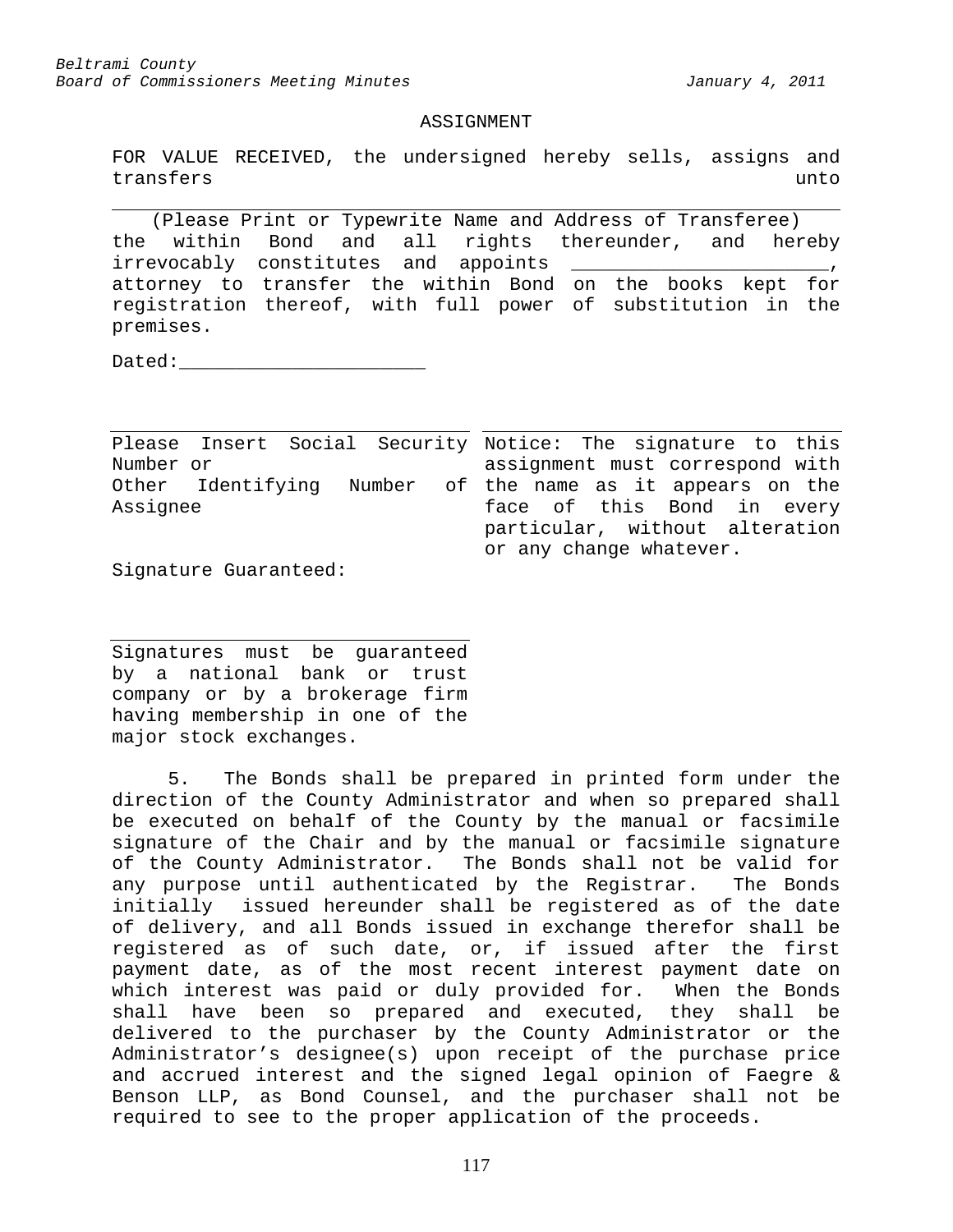ASSIGNMENT

FOR VALUE RECEIVED, the undersigned hereby sells, assigns and transfers unto

_______________________________________________________________

(Please Print or Typewrite Name and Address of Transferee)

the within Bond and all rights thereunder, and hereby irrevocably constitutes and appoints _______________________, attorney to transfer the within Bond on the books kept for registration thereof, with full power of substitution in the premises.

Dated:______________________

| _______________________________ | _______________________________ |
|---|---|
| Please Insert Social Security Number or Other Identifying Number of Assignee | Notice: The signature to this assignment must correspond with the name as it appears on the face of this Bond in every particular, without alteration or any change whatever. |

Signature Guaranteed:

_______________________________

Signatures must be guaranteed by a national bank or trust company or by a brokerage firm having membership in one of the major stock exchanges.

5. The Bonds shall be prepared in printed form under the direction of the County Administrator and when so prepared shall be executed on behalf of the County by the manual or facsimile signature of the Chair and by the manual or facsimile signature of the County Administrator. The Bonds shall not be valid for any purpose until authenticated by the Registrar. The Bonds initially issued hereunder shall be registered as of the date of delivery, and all Bonds issued in exchange therefor shall be registered as of such date, or, if issued after the first payment date, as of the most recent interest payment date on which interest was paid or duly provided for. When the Bonds shall have been so prepared and executed, they shall be delivered to the purchaser by the County Administrator or the Administrator's designee(s) upon receipt of the purchase price and accrued interest and the signed legal opinion of Faegre & Benson LLP, as Bond Counsel, and the purchaser shall not be required to see to the proper application of the proceeds.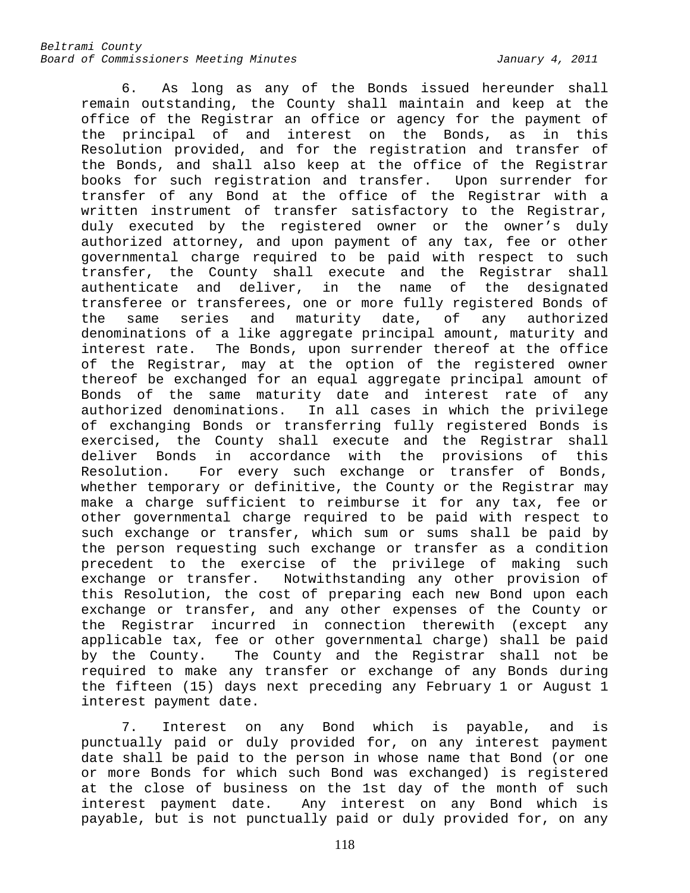6. As long as any of the Bonds issued hereunder shall remain outstanding, the County shall maintain and keep at the office of the Registrar an office or agency for the payment of the principal of and interest on the Bonds, as in this Resolution provided, and for the registration and transfer of the Bonds, and shall also keep at the office of the Registrar books for such registration and transfer. Upon surrender for transfer of any Bond at the office of the Registrar with a written instrument of transfer satisfactory to the Registrar, duly executed by the registered owner or the owner's duly authorized attorney, and upon payment of any tax, fee or other governmental charge required to be paid with respect to such transfer, the County shall execute and the Registrar shall authenticate and deliver, in the name of the designated transferee or transferees, one or more fully registered Bonds of the same series and maturity date, of any authorized denominations of a like aggregate principal amount, maturity and interest rate. The Bonds, upon surrender thereof at the office of the Registrar, may at the option of the registered owner thereof be exchanged for an equal aggregate principal amount of Bonds of the same maturity date and interest rate of any authorized denominations. In all cases in which the privilege of exchanging Bonds or transferring fully registered Bonds is exercised, the County shall execute and the Registrar shall deliver Bonds in accordance with the provisions of this Resolution. For every such exchange or transfer of Bonds, whether temporary or definitive, the County or the Registrar may make a charge sufficient to reimburse it for any tax, fee or other governmental charge required to be paid with respect to such exchange or transfer, which sum or sums shall be paid by the person requesting such exchange or transfer as a condition precedent to the exercise of the privilege of making such exchange or transfer. Notwithstanding any other provision of this Resolution, the cost of preparing each new Bond upon each exchange or transfer, and any other expenses of the County or the Registrar incurred in connection therewith (except any applicable tax, fee or other governmental charge) shall be paid by the County. The County and the Registrar shall not be required to make any transfer or exchange of any Bonds during the fifteen (15) days next preceding any February 1 or August 1 interest payment date.

7. Interest on any Bond which is payable, and is punctually paid or duly provided for, on any interest payment date shall be paid to the person in whose name that Bond (or one or more Bonds for which such Bond was exchanged) is registered at the close of business on the 1st day of the month of such interest payment date. Any interest on any Bond which is payable, but is not punctually paid or duly provided for, on any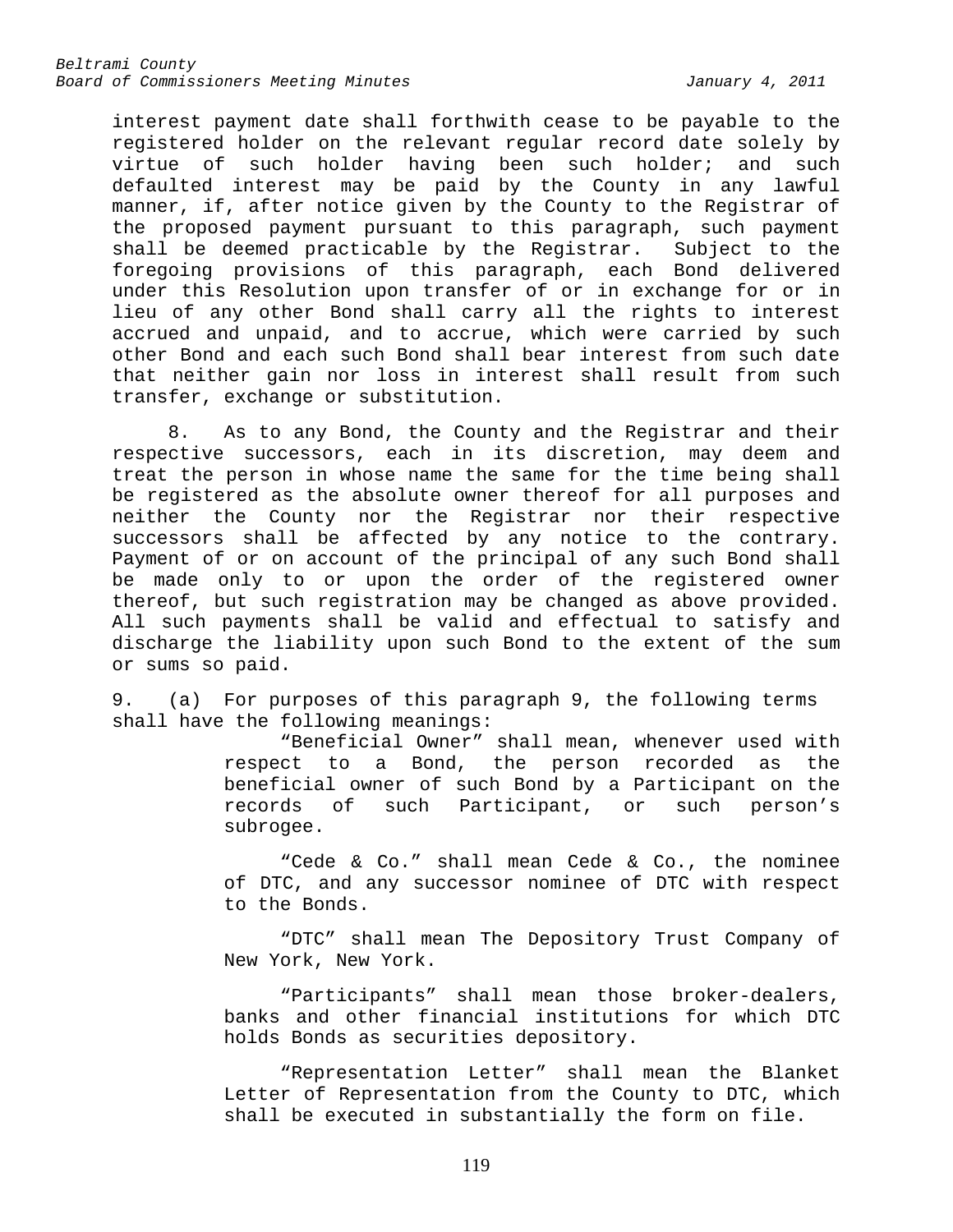interest payment date shall forthwith cease to be payable to the registered holder on the relevant regular record date solely by virtue of such holder having been such holder; and such defaulted interest may be paid by the County in any lawful manner, if, after notice given by the County to the Registrar of the proposed payment pursuant to this paragraph, such payment shall be deemed practicable by the Registrar. Subject to the foregoing provisions of this paragraph, each Bond delivered under this Resolution upon transfer of or in exchange for or in lieu of any other Bond shall carry all the rights to interest accrued and unpaid, and to accrue, which were carried by such other Bond and each such Bond shall bear interest from such date that neither gain nor loss in interest shall result from such transfer, exchange or substitution.

8. As to any Bond, the County and the Registrar and their respective successors, each in its discretion, may deem and treat the person in whose name the same for the time being shall be registered as the absolute owner thereof for all purposes and neither the County nor the Registrar nor their respective successors shall be affected by any notice to the contrary. Payment of or on account of the principal of any such Bond shall be made only to or upon the order of the registered owner thereof, but such registration may be changed as above provided. All such payments shall be valid and effectual to satisfy and discharge the liability upon such Bond to the extent of the sum or sums so paid.

9. (a) For purposes of this paragraph 9, the following terms shall have the following meanings:

"Beneficial Owner" shall mean, whenever used with respect to a Bond, the person recorded as the beneficial owner of such Bond by a Participant on the records of such Participant, or such person's subrogee.

"Cede & Co." shall mean Cede & Co., the nominee of DTC, and any successor nominee of DTC with respect to the Bonds.

"DTC" shall mean The Depository Trust Company of New York, New York.

"Participants" shall mean those broker-dealers, banks and other financial institutions for which DTC holds Bonds as securities depository.

"Representation Letter" shall mean the Blanket Letter of Representation from the County to DTC, which shall be executed in substantially the form on file.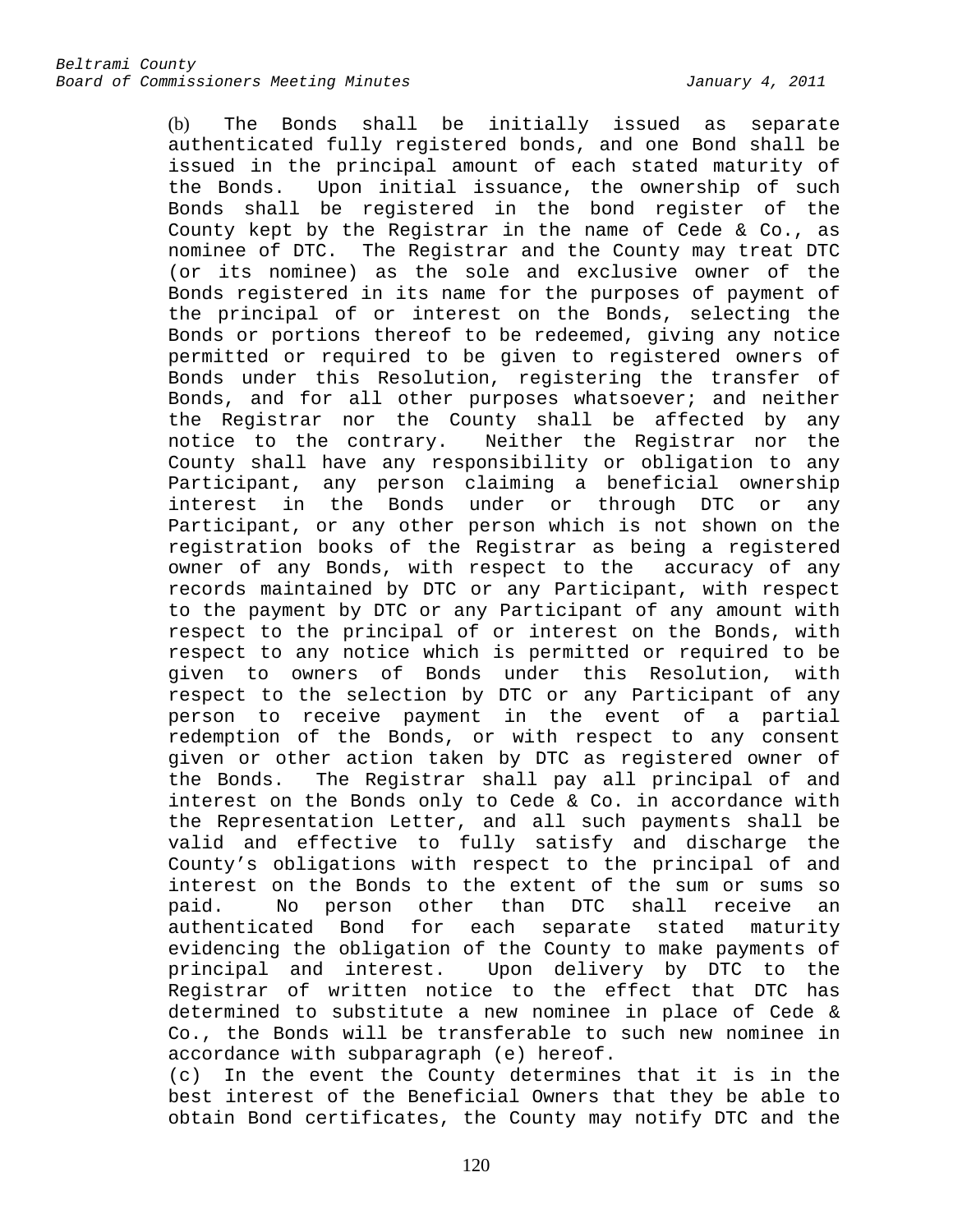(b) The Bonds shall be initially issued as separate authenticated fully registered bonds, and one Bond shall be issued in the principal amount of each stated maturity of the Bonds. Upon initial issuance, the ownership of such Bonds shall be registered in the bond register of the County kept by the Registrar in the name of Cede & Co., as nominee of DTC. The Registrar and the County may treat DTC (or its nominee) as the sole and exclusive owner of the Bonds registered in its name for the purposes of payment of the principal of or interest on the Bonds, selecting the Bonds or portions thereof to be redeemed, giving any notice permitted or required to be given to registered owners of Bonds under this Resolution, registering the transfer of Bonds, and for all other purposes whatsoever; and neither the Registrar nor the County shall be affected by any notice to the contrary. Neither the Registrar nor the County shall have any responsibility or obligation to any Participant, any person claiming a beneficial ownership interest in the Bonds under or through DTC or any Participant, or any other person which is not shown on the registration books of the Registrar as being a registered owner of any Bonds, with respect to the accuracy of any records maintained by DTC or any Participant, with respect to the payment by DTC or any Participant of any amount with respect to the principal of or interest on the Bonds, with respect to any notice which is permitted or required to be given to owners of Bonds under this Resolution, with respect to the selection by DTC or any Participant of any person to receive payment in the event of a partial redemption of the Bonds, or with respect to any consent given or other action taken by DTC as registered owner of the Bonds. The Registrar shall pay all principal of and interest on the Bonds only to Cede & Co. in accordance with the Representation Letter, and all such payments shall be valid and effective to fully satisfy and discharge the County's obligations with respect to the principal of and interest on the Bonds to the extent of the sum or sums so paid. No person other than DTC shall receive an authenticated Bond for each separate stated maturity evidencing the obligation of the County to make payments of principal and interest. Upon delivery by DTC to the Registrar of written notice to the effect that DTC has determined to substitute a new nominee in place of Cede & Co., the Bonds will be transferable to such new nominee in accordance with subparagraph (e) hereof.

(c) In the event the County determines that it is in the best interest of the Beneficial Owners that they be able to obtain Bond certificates, the County may notify DTC and the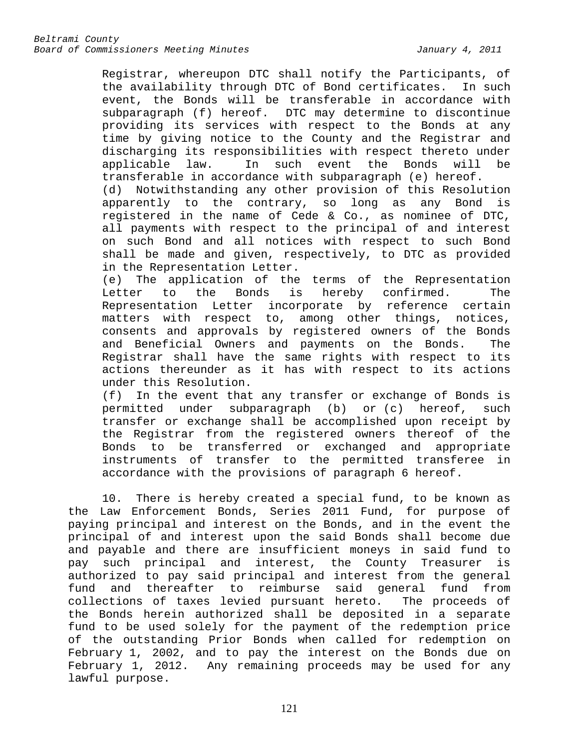Registrar, whereupon DTC shall notify the Participants, of the availability through DTC of Bond certificates. In such event, the Bonds will be transferable in accordance with subparagraph (f) hereof. DTC may determine to discontinue providing its services with respect to the Bonds at any time by giving notice to the County and the Registrar and discharging its responsibilities with respect thereto under applicable law. In such event the Bonds will be transferable in accordance with subparagraph (e) hereof.

(d) Notwithstanding any other provision of this Resolution apparently to the contrary, so long as any Bond is registered in the name of Cede & Co., as nominee of DTC, all payments with respect to the principal of and interest on such Bond and all notices with respect to such Bond shall be made and given, respectively, to DTC as provided in the Representation Letter.

(e) The application of the terms of the Representation Letter to the Bonds is hereby confirmed. The Representation Letter incorporate by reference certain matters with respect to, among other things, notices, consents and approvals by registered owners of the Bonds and Beneficial Owners and payments on the Bonds. The Registrar shall have the same rights with respect to its actions thereunder as it has with respect to its actions under this Resolution.

(f) In the event that any transfer or exchange of Bonds is permitted under subparagraph (b) or (c) hereof, such transfer or exchange shall be accomplished upon receipt by the Registrar from the registered owners thereof of the Bonds to be transferred or exchanged and appropriate instruments of transfer to the permitted transferee in accordance with the provisions of paragraph 6 hereof.

10. There is hereby created a special fund, to be known as the Law Enforcement Bonds, Series 2011 Fund, for purpose of paying principal and interest on the Bonds, and in the event the principal of and interest upon the said Bonds shall become due and payable and there are insufficient moneys in said fund to pay such principal and interest, the County Treasurer is authorized to pay said principal and interest from the general fund and thereafter to reimburse said general fund from collections of taxes levied pursuant hereto. The proceeds of the Bonds herein authorized shall be deposited in a separate fund to be used solely for the payment of the redemption price of the outstanding Prior Bonds when called for redemption on February 1, 2002, and to pay the interest on the Bonds due on February 1, 2012. Any remaining proceeds may be used for any lawful purpose.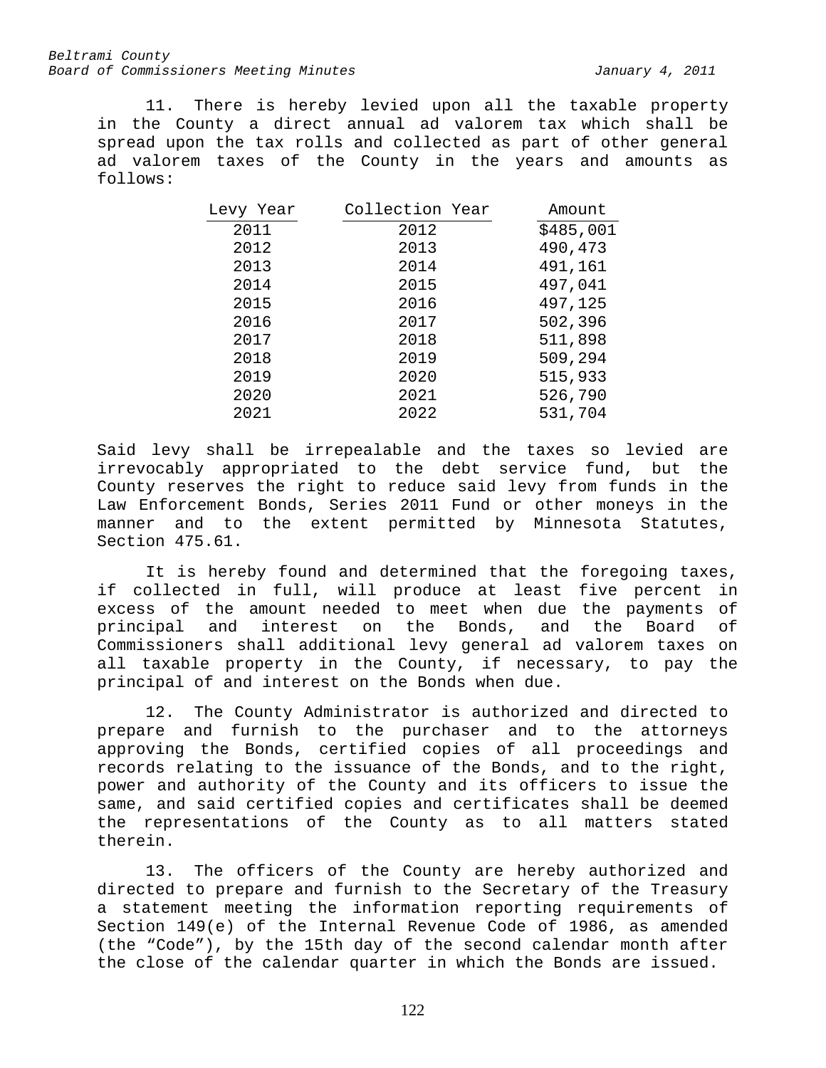11. There is hereby levied upon all the taxable property in the County a direct annual ad valorem tax which shall be spread upon the tax rolls and collected as part of other general ad valorem taxes of the County in the years and amounts as follows:

| Levy Year | Collection Year | Amount |
|---|---|---|
| 2011 | 2012 | $485,001 |
| 2012 | 2013 | 490,473 |
| 2013 | 2014 | 491,161 |
| 2014 | 2015 | 497,041 |
| 2015 | 2016 | 497,125 |
| 2016 | 2017 | 502,396 |
| 2017 | 2018 | 511,898 |
| 2018 | 2019 | 509,294 |
| 2019 | 2020 | 515,933 |
| 2020 | 2021 | 526,790 |
| 2021 | 2022 | 531,704 |

Said levy shall be irrepealable and the taxes so levied are irrevocably appropriated to the debt service fund, but the County reserves the right to reduce said levy from funds in the Law Enforcement Bonds, Series 2011 Fund or other moneys in the manner and to the extent permitted by Minnesota Statutes, Section 475.61.

It is hereby found and determined that the foregoing taxes, if collected in full, will produce at least five percent in excess of the amount needed to meet when due the payments of principal and interest on the Bonds, and the Board of Commissioners shall additional levy general ad valorem taxes on all taxable property in the County, if necessary, to pay the principal of and interest on the Bonds when due.

12. The County Administrator is authorized and directed to prepare and furnish to the purchaser and to the attorneys approving the Bonds, certified copies of all proceedings and records relating to the issuance of the Bonds, and to the right, power and authority of the County and its officers to issue the same, and said certified copies and certificates shall be deemed the representations of the County as to all matters stated therein.

13. The officers of the County are hereby authorized and directed to prepare and furnish to the Secretary of the Treasury a statement meeting the information reporting requirements of Section 149(e) of the Internal Revenue Code of 1986, as amended (the "Code"), by the 15th day of the second calendar month after the close of the calendar quarter in which the Bonds are issued.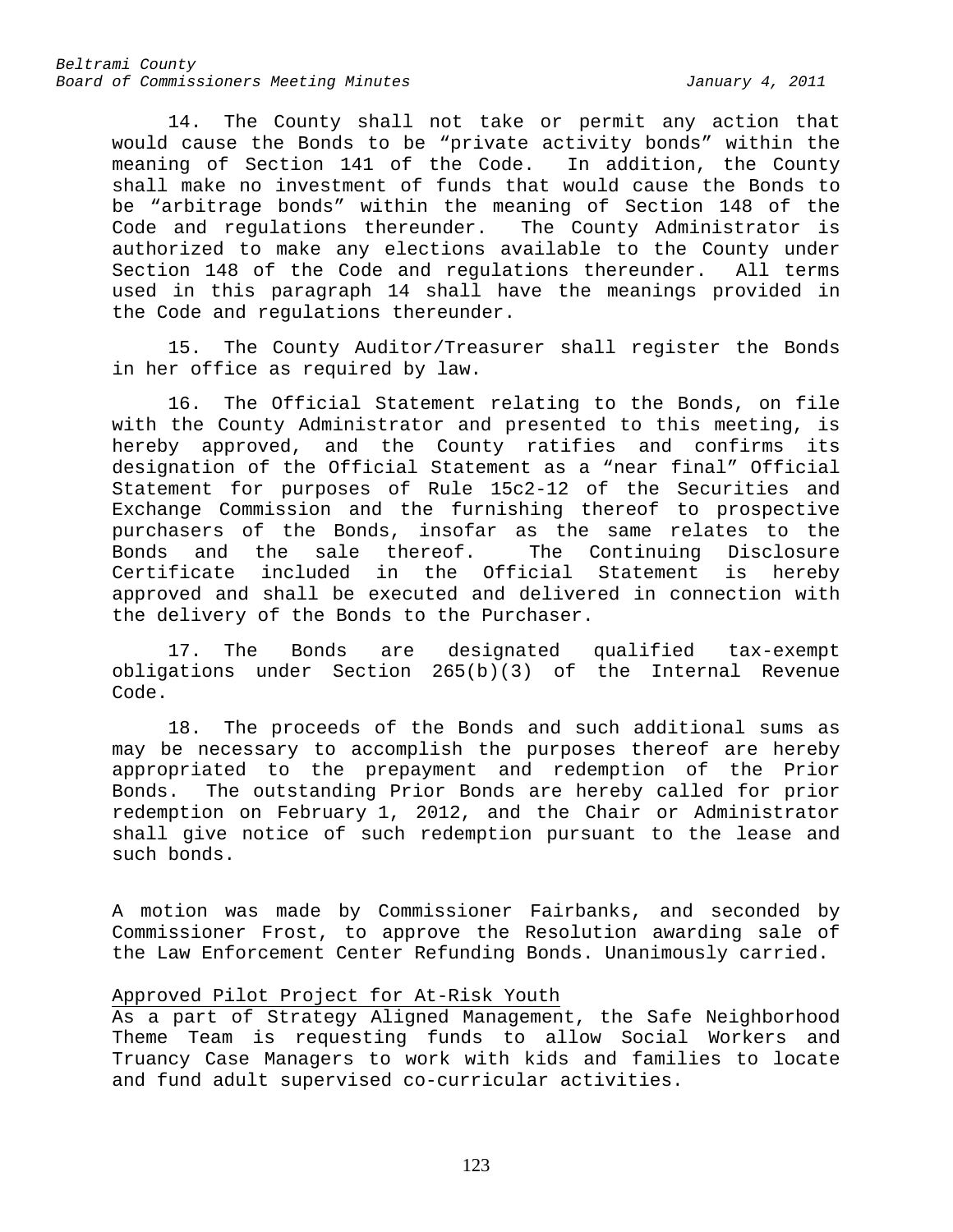14. The County shall not take or permit any action that would cause the Bonds to be "private activity bonds" within the meaning of Section 141 of the Code. In addition, the County shall make no investment of funds that would cause the Bonds to be "arbitrage bonds" within the meaning of Section 148 of the Code and regulations thereunder. The County Administrator is authorized to make any elections available to the County under Section 148 of the Code and regulations thereunder. All terms used in this paragraph 14 shall have the meanings provided in the Code and regulations thereunder.

15. The County Auditor/Treasurer shall register the Bonds in her office as required by law.

16. The Official Statement relating to the Bonds, on file with the County Administrator and presented to this meeting, is hereby approved, and the County ratifies and confirms its designation of the Official Statement as a "near final" Official Statement for purposes of Rule 15c2-12 of the Securities and Exchange Commission and the furnishing thereof to prospective purchasers of the Bonds, insofar as the same relates to the Bonds and the sale thereof. The Continuing Disclosure Certificate included in the Official Statement is hereby approved and shall be executed and delivered in connection with the delivery of the Bonds to the Purchaser.

17. The Bonds are designated qualified tax-exempt obligations under Section 265(b)(3) of the Internal Revenue Code.

18. The proceeds of the Bonds and such additional sums as may be necessary to accomplish the purposes thereof are hereby appropriated to the prepayment and redemption of the Prior Bonds. The outstanding Prior Bonds are hereby called for prior redemption on February 1, 2012, and the Chair or Administrator shall give notice of such redemption pursuant to the lease and such bonds.

A motion was made by Commissioner Fairbanks, and seconded by Commissioner Frost, to approve the Resolution awarding sale of the Law Enforcement Center Refunding Bonds. Unanimously carried.

Approved Pilot Project for At-Risk Youth

As a part of Strategy Aligned Management, the Safe Neighborhood Theme Team is requesting funds to allow Social Workers and Truancy Case Managers to work with kids and families to locate and fund adult supervised co-curricular activities.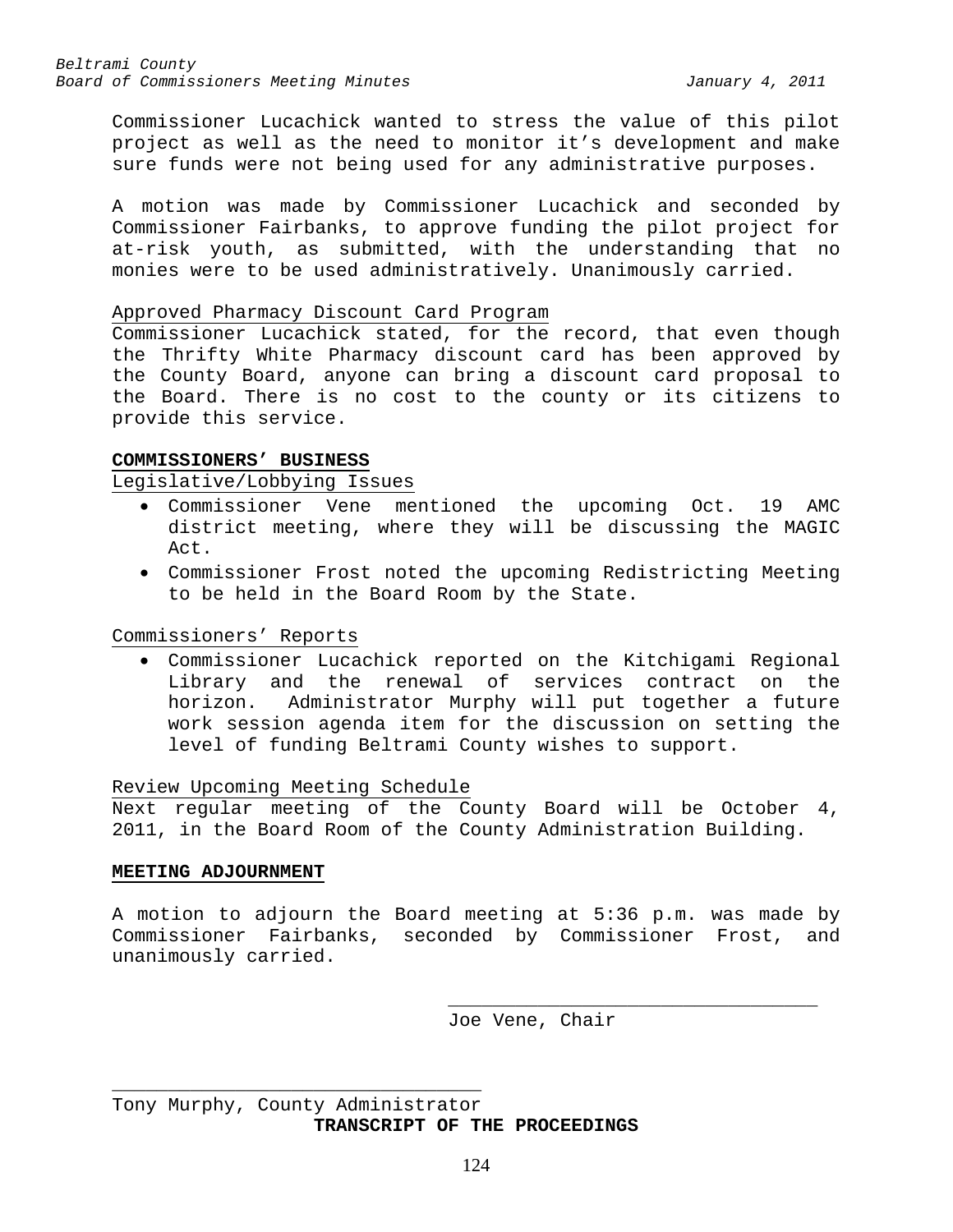Commissioner Lucachick wanted to stress the value of this pilot project as well as the need to monitor it's development and make sure funds were not being used for any administrative purposes.

A motion was made by Commissioner Lucachick and seconded by Commissioner Fairbanks, to approve funding the pilot project for at-risk youth, as submitted, with the understanding that no monies were to be used administratively. Unanimously carried.

Approved Pharmacy Discount Card Program

Commissioner Lucachick stated, for the record, that even though the Thrifty White Pharmacy discount card has been approved by the County Board, anyone can bring a discount card proposal to the Board. There is no cost to the county or its citizens to provide this service.

**COMMISSIONERS' BUSINESS**

Legislative/Lobbying Issues

- Commissioner Vene mentioned the upcoming Oct. 19 AMC district meeting, where they will be discussing the MAGIC Act.
- Commissioner Frost noted the upcoming Redistricting Meeting to be held in the Board Room by the State.

Commissioners' Reports

- Commissioner Lucachick reported on the Kitchigami Regional Library and the renewal of services contract on the horizon. Administrator Murphy will put together a future work session agenda item for the discussion on setting the level of funding Beltrami County wishes to support.

Review Upcoming Meeting Schedule

Next regular meeting of the County Board will be October 4, 2011, in the Board Room of the County Administration Building.

**MEETING ADJOURNMENT**

A motion to adjourn the Board meeting at 5:36 p.m. was made by Commissioner Fairbanks, seconded by Commissioner Frost, and unanimously carried.

\_\_\_\_\_\_\_\_\_\_\_\_\_\_\_\_\_\_\_\_\_\_\_\_\_\_\_\_\_\_\_\_\_\_\_
Joe Vene, Chair

\_\_\_\_\_\_\_\_\_\_\_\_\_\_\_\_\_\_\_\_\_\_\_\_\_\_\_\_\_\_\_\_\_\_\_
Tony Murphy, County Administrator

**TRANSCRIPT OF THE PROCEEDINGS**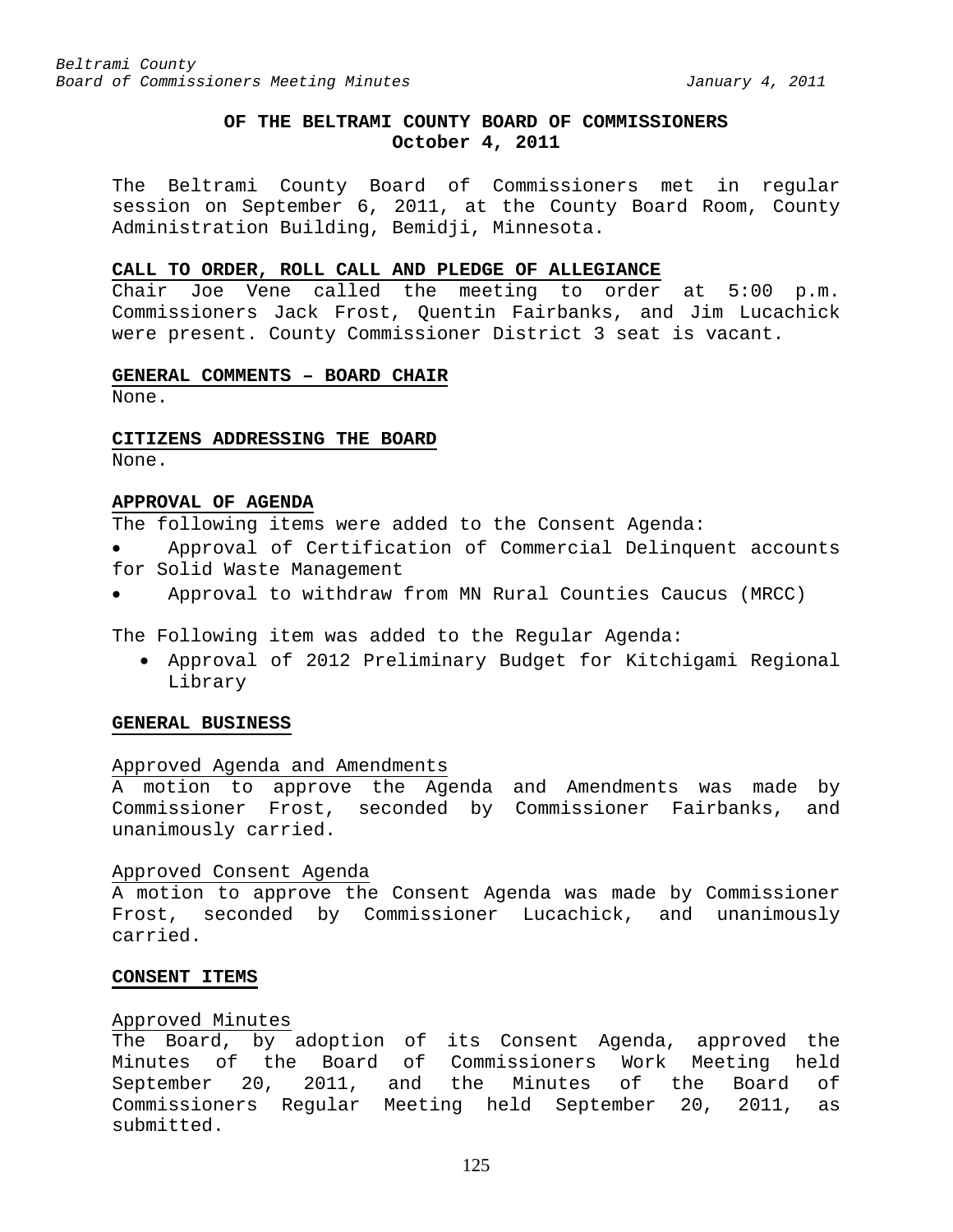**OF THE BELTRAMI COUNTY BOARD OF COMMISSIONERS**
**October 4, 2011**

The Beltrami County Board of Commissioners met in regular session on September 6, 2011, at the County Board Room, County Administration Building, Bemidji, Minnesota.

## CALL TO ORDER, ROLL CALL AND PLEDGE OF ALLEGIANCE

Chair Joe Vene called the meeting to order at 5:00 p.m. Commissioners Jack Frost, Quentin Fairbanks, and Jim Lucachick were present. County Commissioner District 3 seat is vacant.

## GENERAL COMMENTS – BOARD CHAIR

None.

## CITIZENS ADDRESSING THE BOARD

None.

## APPROVAL OF AGENDA

The following items were added to the Consent Agenda:

- Approval of Certification of Commercial Delinquent accounts for Solid Waste Management
- Approval to withdraw from MN Rural Counties Caucus (MRCC)

The Following item was added to the Regular Agenda:

- Approval of 2012 Preliminary Budget for Kitchigami Regional Library

## GENERAL BUSINESS

### Approved Agenda and Amendments

A motion to approve the Agenda and Amendments was made by Commissioner Frost, seconded by Commissioner Fairbanks, and unanimously carried.

### Approved Consent Agenda

A motion to approve the Consent Agenda was made by Commissioner Frost, seconded by Commissioner Lucachick, and unanimously carried.

## CONSENT ITEMS

### Approved Minutes

The Board, by adoption of its Consent Agenda, approved the Minutes of the Board of Commissioners Work Meeting held September 20, 2011, and the Minutes of the Board of Commissioners Regular Meeting held September 20, 2011, as submitted.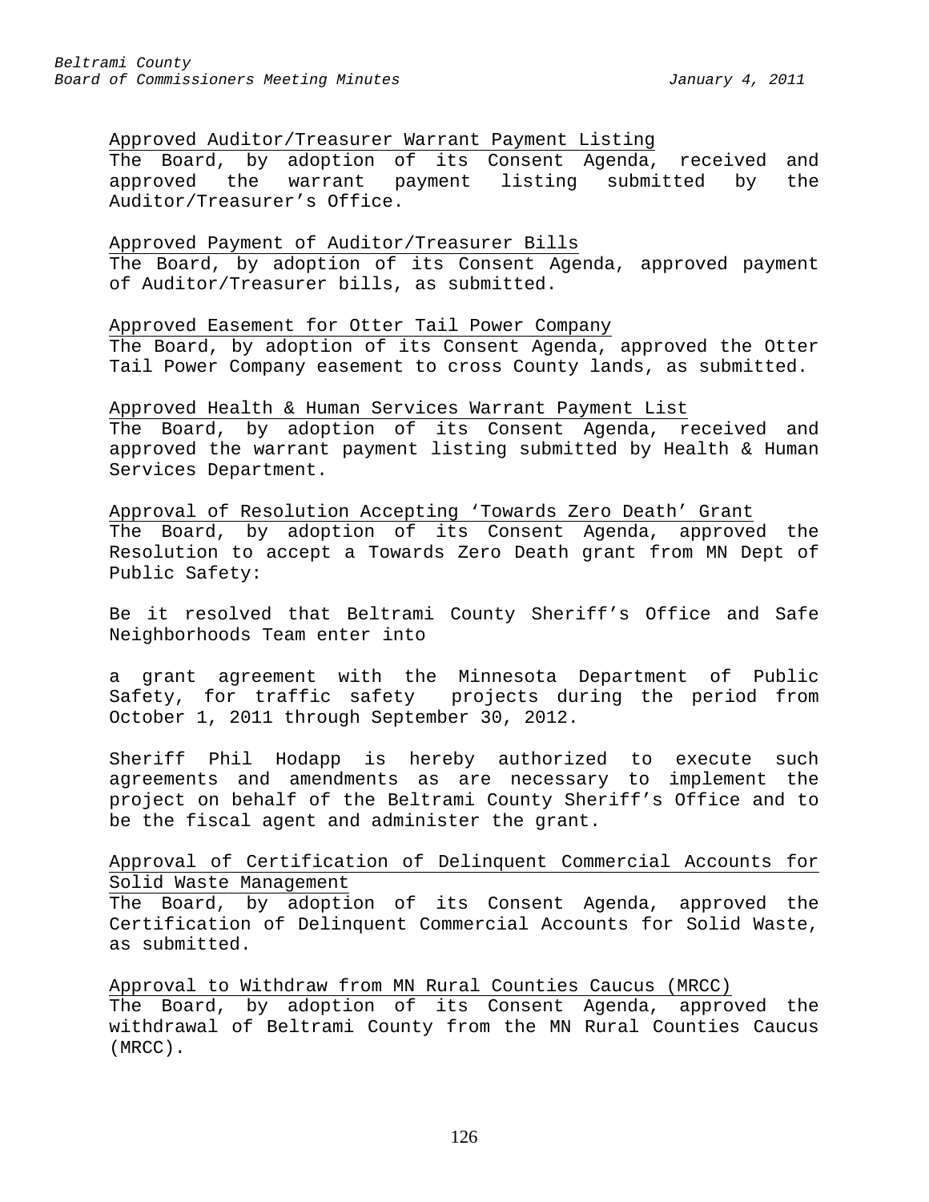Approved Auditor/Treasurer Warrant Payment Listing

The Board, by adoption of its Consent Agenda, received and approved the warrant payment listing submitted by the Auditor/Treasurer's Office.

Approved Payment of Auditor/Treasurer Bills

The Board, by adoption of its Consent Agenda, approved payment of Auditor/Treasurer bills, as submitted.

Approved Easement for Otter Tail Power Company

The Board, by adoption of its Consent Agenda, approved the Otter Tail Power Company easement to cross County lands, as submitted.

Approved Health & Human Services Warrant Payment List

The Board, by adoption of its Consent Agenda, received and approved the warrant payment listing submitted by Health & Human Services Department.

Approval of Resolution Accepting 'Towards Zero Death' Grant

The Board, by adoption of its Consent Agenda, approved the Resolution to accept a Towards Zero Death grant from MN Dept of Public Safety:

Be it resolved that Beltrami County Sheriff's Office and Safe Neighborhoods Team enter into

a grant agreement with the Minnesota Department of Public Safety, for traffic safety projects during the period from October 1, 2011 through September 30, 2012.

Sheriff Phil Hodapp is hereby authorized to execute such agreements and amendments as are necessary to implement the project on behalf of the Beltrami County Sheriff's Office and to be the fiscal agent and administer the grant.

Approval of Certification of Delinquent Commercial Accounts for Solid Waste Management

The Board, by adoption of its Consent Agenda, approved the Certification of Delinquent Commercial Accounts for Solid Waste, as submitted.

Approval to Withdraw from MN Rural Counties Caucus (MRCC)

The Board, by adoption of its Consent Agenda, approved the withdrawal of Beltrami County from the MN Rural Counties Caucus (MRCC).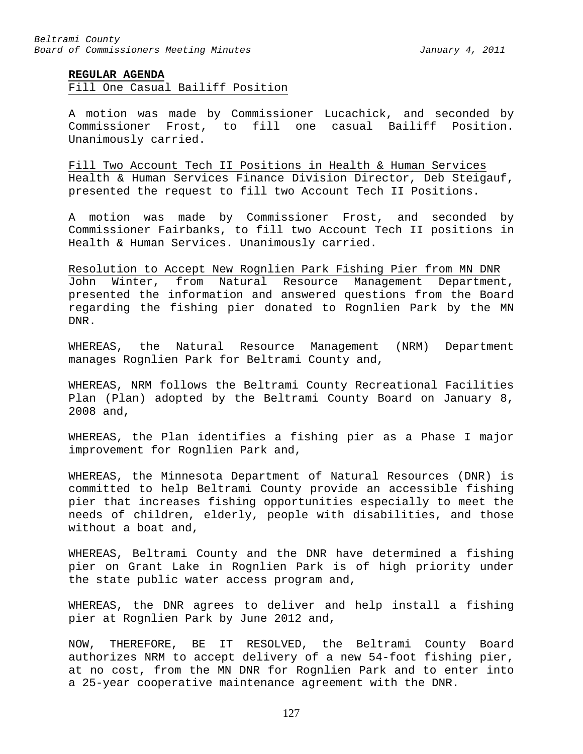**REGULAR AGENDA**

Fill One Casual Bailiff Position

A motion was made by Commissioner Lucachick, and seconded by Commissioner Frost, to fill one casual Bailiff Position. Unanimously carried.

Fill Two Account Tech II Positions in Health & Human Services

Health & Human Services Finance Division Director, Deb Steigauf, presented the request to fill two Account Tech II Positions.

A motion was made by Commissioner Frost, and seconded by Commissioner Fairbanks, to fill two Account Tech II positions in Health & Human Services. Unanimously carried.

Resolution to Accept New Rognlien Park Fishing Pier from MN DNR

John Winter, from Natural Resource Management Department, presented the information and answered questions from the Board regarding the fishing pier donated to Rognlien Park by the MN DNR.

WHEREAS, the Natural Resource Management (NRM) Department manages Rognlien Park for Beltrami County and,

WHEREAS, NRM follows the Beltrami County Recreational Facilities Plan (Plan) adopted by the Beltrami County Board on January 8, 2008 and,

WHEREAS, the Plan identifies a fishing pier as a Phase I major improvement for Rognlien Park and,

WHEREAS, the Minnesota Department of Natural Resources (DNR) is committed to help Beltrami County provide an accessible fishing pier that increases fishing opportunities especially to meet the needs of children, elderly, people with disabilities, and those without a boat and,

WHEREAS, Beltrami County and the DNR have determined a fishing pier on Grant Lake in Rognlien Park is of high priority under the state public water access program and,

WHEREAS, the DNR agrees to deliver and help install a fishing pier at Rognlien Park by June 2012 and,

NOW, THEREFORE, BE IT RESOLVED, the Beltrami County Board authorizes NRM to accept delivery of a new 54-foot fishing pier, at no cost, from the MN DNR for Rognlien Park and to enter into a 25-year cooperative maintenance agreement with the DNR.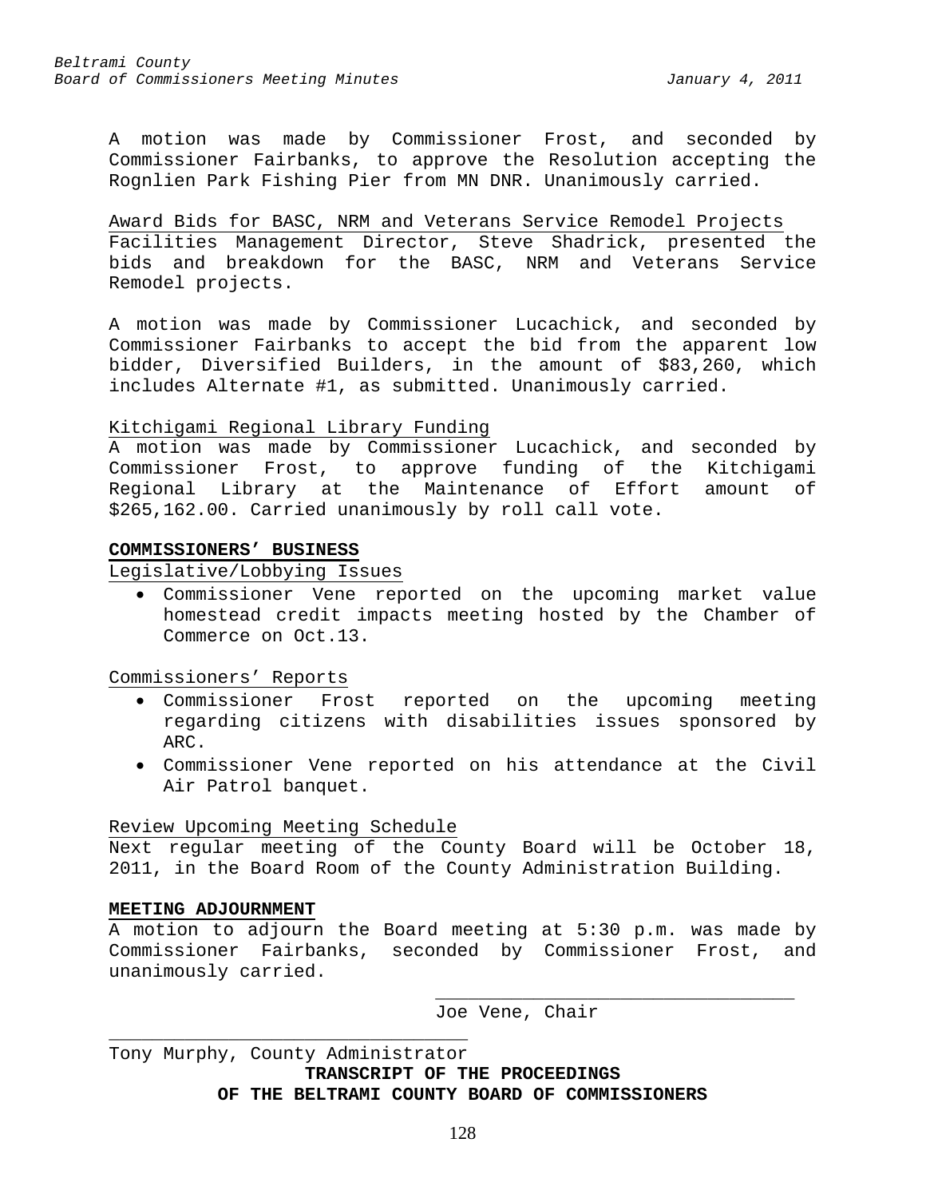A motion was made by Commissioner Frost, and seconded by Commissioner Fairbanks, to approve the Resolution accepting the Rognlien Park Fishing Pier from MN DNR. Unanimously carried.

Award Bids for BASC, NRM and Veterans Service Remodel Projects

Facilities Management Director, Steve Shadrick, presented the bids and breakdown for the BASC, NRM and Veterans Service Remodel projects.

A motion was made by Commissioner Lucachick, and seconded by Commissioner Fairbanks to accept the bid from the apparent low bidder, Diversified Builders, in the amount of $83,260, which includes Alternate #1, as submitted. Unanimously carried.

Kitchigami Regional Library Funding

A motion was made by Commissioner Lucachick, and seconded by Commissioner Frost, to approve funding of the Kitchigami Regional Library at the Maintenance of Effort amount of $265,162.00. Carried unanimously by roll call vote.

**COMMISSIONERS' BUSINESS**

Legislative/Lobbying Issues

- Commissioner Vene reported on the upcoming market value homestead credit impacts meeting hosted by the Chamber of Commerce on Oct.13.

Commissioners' Reports

- Commissioner Frost reported on the upcoming meeting regarding citizens with disabilities issues sponsored by ARC.
- Commissioner Vene reported on his attendance at the Civil Air Patrol banquet.

Review Upcoming Meeting Schedule

Next regular meeting of the County Board will be October 18, 2011, in the Board Room of the County Administration Building.

**MEETING ADJOURNMENT**

A motion to adjourn the Board meeting at 5:30 p.m. was made by Commissioner Fairbanks, seconded by Commissioner Frost, and unanimously carried.

\_\_\_\_\_\_\_\_\_\_\_\_\_\_\_\_\_\_\_\_\_\_\_\_\_\_\_\_\_\_\_\_\_\_

Joe Vene, Chair

\_\_\_\_\_\_\_\_\_\_\_\_\_\_\_\_\_\_\_\_\_\_\_\_\_\_\_\_\_\_\_\_\_\_

Tony Murphy, County Administrator

**TRANSCRIPT OF THE PROCEEDINGS OF THE BELTRAMI COUNTY BOARD OF COMMISSIONERS**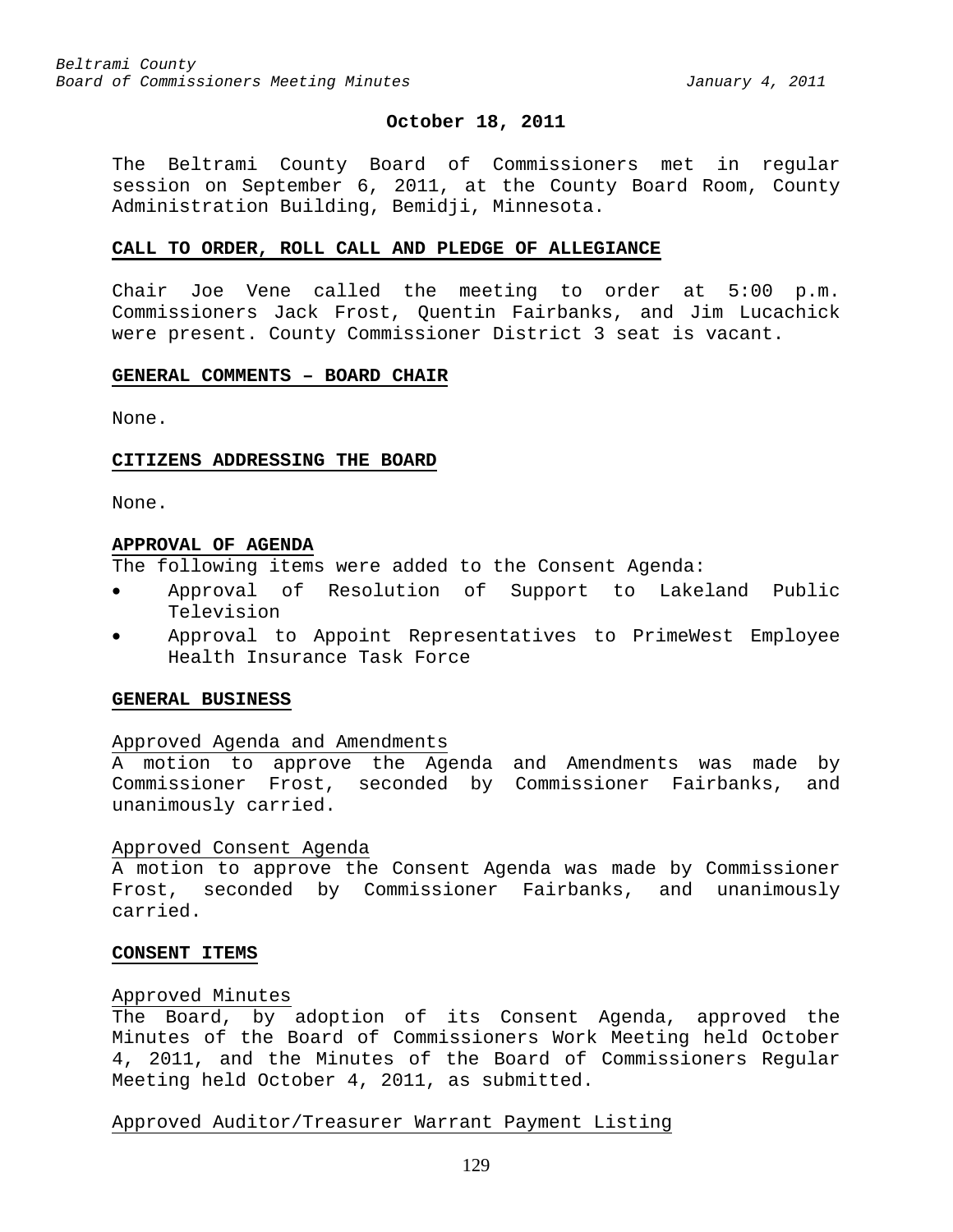**October 18, 2011**

The Beltrami County Board of Commissioners met in regular session on September 6, 2011, at the County Board Room, County Administration Building, Bemidji, Minnesota.

**CALL TO ORDER, ROLL CALL AND PLEDGE OF ALLEGIANCE**

Chair Joe Vene called the meeting to order at 5:00 p.m. Commissioners Jack Frost, Quentin Fairbanks, and Jim Lucachick were present. County Commissioner District 3 seat is vacant.

**GENERAL COMMENTS – BOARD CHAIR**

None.

**CITIZENS ADDRESSING THE BOARD**

None.

**APPROVAL OF AGENDA**

The following items were added to the Consent Agenda:

- Approval of Resolution of Support to Lakeland Public Television
- Approval to Appoint Representatives to PrimeWest Employee Health Insurance Task Force

**GENERAL BUSINESS**

Approved Agenda and Amendments

A motion to approve the Agenda and Amendments was made by Commissioner Frost, seconded by Commissioner Fairbanks, and unanimously carried.

Approved Consent Agenda

A motion to approve the Consent Agenda was made by Commissioner Frost, seconded by Commissioner Fairbanks, and unanimously carried.

**CONSENT ITEMS**

Approved Minutes

The Board, by adoption of its Consent Agenda, approved the Minutes of the Board of Commissioners Work Meeting held October 4, 2011, and the Minutes of the Board of Commissioners Regular Meeting held October 4, 2011, as submitted.

Approved Auditor/Treasurer Warrant Payment Listing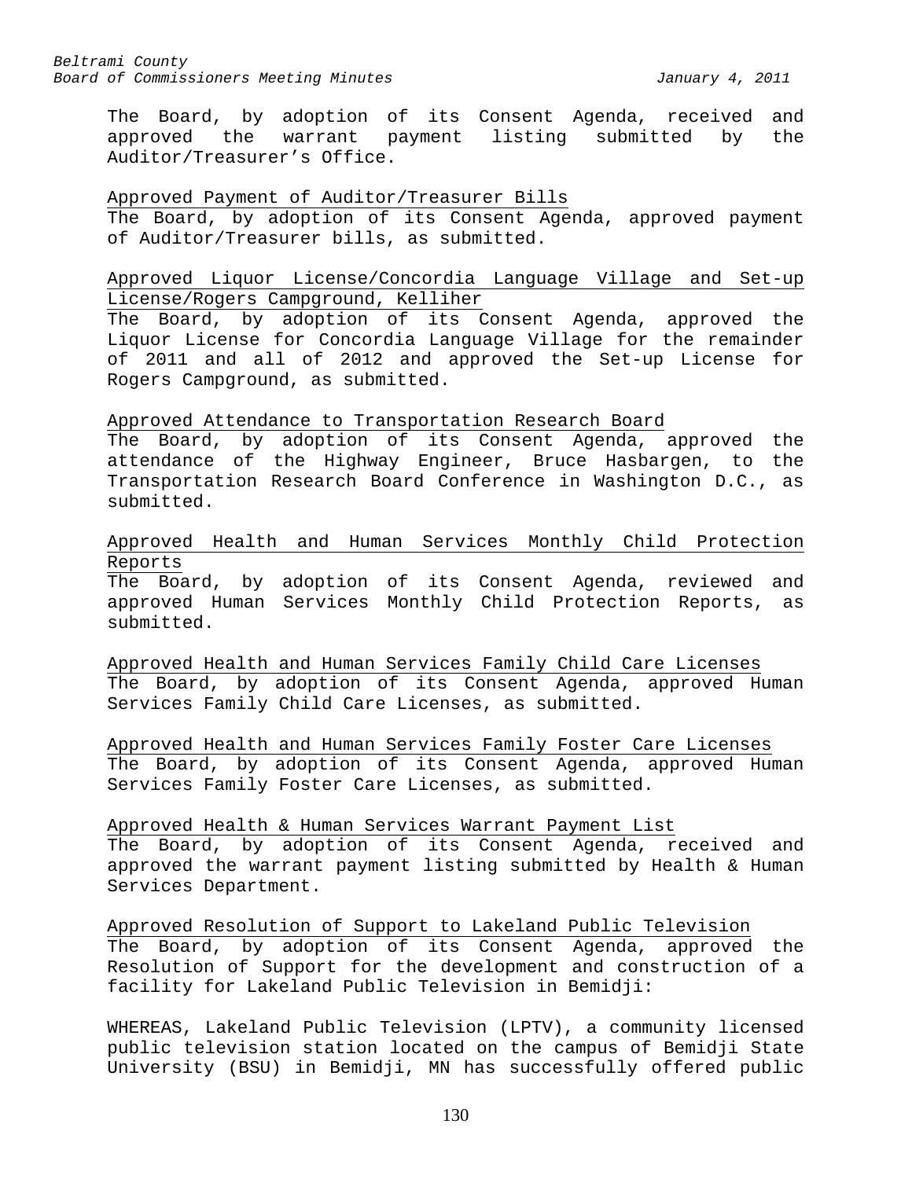The Board, by adoption of its Consent Agenda, received and approved the warrant payment listing submitted by the Auditor/Treasurer's Office.

Approved Payment of Auditor/Treasurer Bills

The Board, by adoption of its Consent Agenda, approved payment of Auditor/Treasurer bills, as submitted.

Approved Liquor License/Concordia Language Village and Set-up License/Rogers Campground, Kelliher

The Board, by adoption of its Consent Agenda, approved the Liquor License for Concordia Language Village for the remainder of 2011 and all of 2012 and approved the Set-up License for Rogers Campground, as submitted.

Approved Attendance to Transportation Research Board

The Board, by adoption of its Consent Agenda, approved the attendance of the Highway Engineer, Bruce Hasbargen, to the Transportation Research Board Conference in Washington D.C., as submitted.

Approved Health and Human Services Monthly Child Protection Reports

The Board, by adoption of its Consent Agenda, reviewed and approved Human Services Monthly Child Protection Reports, as submitted.

Approved Health and Human Services Family Child Care Licenses

The Board, by adoption of its Consent Agenda, approved Human Services Family Child Care Licenses, as submitted.

Approved Health and Human Services Family Foster Care Licenses

The Board, by adoption of its Consent Agenda, approved Human Services Family Foster Care Licenses, as submitted.

Approved Health & Human Services Warrant Payment List

The Board, by adoption of its Consent Agenda, received and approved the warrant payment listing submitted by Health & Human Services Department.

Approved Resolution of Support to Lakeland Public Television

The Board, by adoption of its Consent Agenda, approved the Resolution of Support for the development and construction of a facility for Lakeland Public Television in Bemidji:

WHEREAS, Lakeland Public Television (LPTV), a community licensed public television station located on the campus of Bemidji State University (BSU) in Bemidji, MN has successfully offered public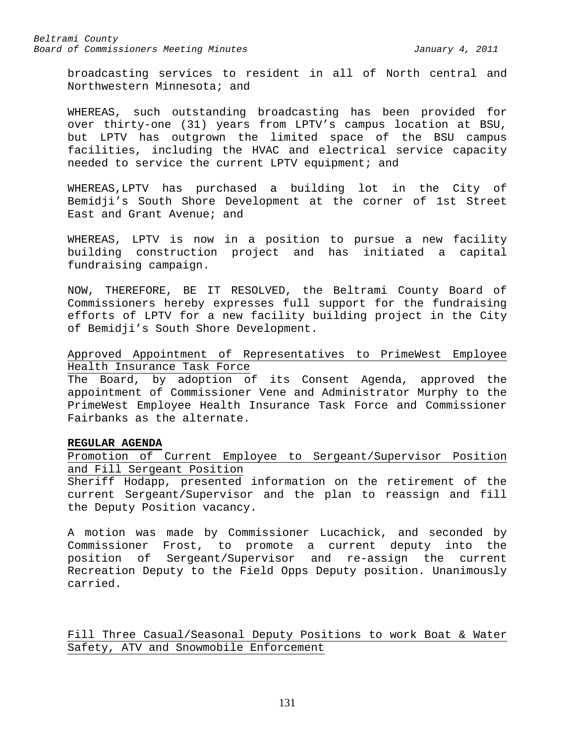broadcasting services to resident in all of North central and Northwestern Minnesota; and

WHEREAS, such outstanding broadcasting has been provided for over thirty-one (31) years from LPTV's campus location at BSU, but LPTV has outgrown the limited space of the BSU campus facilities, including the HVAC and electrical service capacity needed to service the current LPTV equipment; and

WHEREAS,LPTV has purchased a building lot in the City of Bemidji's South Shore Development at the corner of 1st Street East and Grant Avenue; and

WHEREAS, LPTV is now in a position to pursue a new facility building construction project and has initiated a capital fundraising campaign.

NOW, THEREFORE, BE IT RESOLVED, the Beltrami County Board of Commissioners hereby expresses full support for the fundraising efforts of LPTV for a new facility building project in the City of Bemidji's South Shore Development.

Approved Appointment of Representatives to PrimeWest Employee Health Insurance Task Force

The Board, by adoption of its Consent Agenda, approved the appointment of Commissioner Vene and Administrator Murphy to the PrimeWest Employee Health Insurance Task Force and Commissioner Fairbanks as the alternate.

**REGULAR AGENDA**

Promotion of Current Employee to Sergeant/Supervisor Position and Fill Sergeant Position

Sheriff Hodapp, presented information on the retirement of the current Sergeant/Supervisor and the plan to reassign and fill the Deputy Position vacancy.

A motion was made by Commissioner Lucachick, and seconded by Commissioner Frost, to promote a current deputy into the position of Sergeant/Supervisor and re-assign the current Recreation Deputy to the Field Opps Deputy position. Unanimously carried.

Fill Three Casual/Seasonal Deputy Positions to work Boat & Water Safety, ATV and Snowmobile Enforcement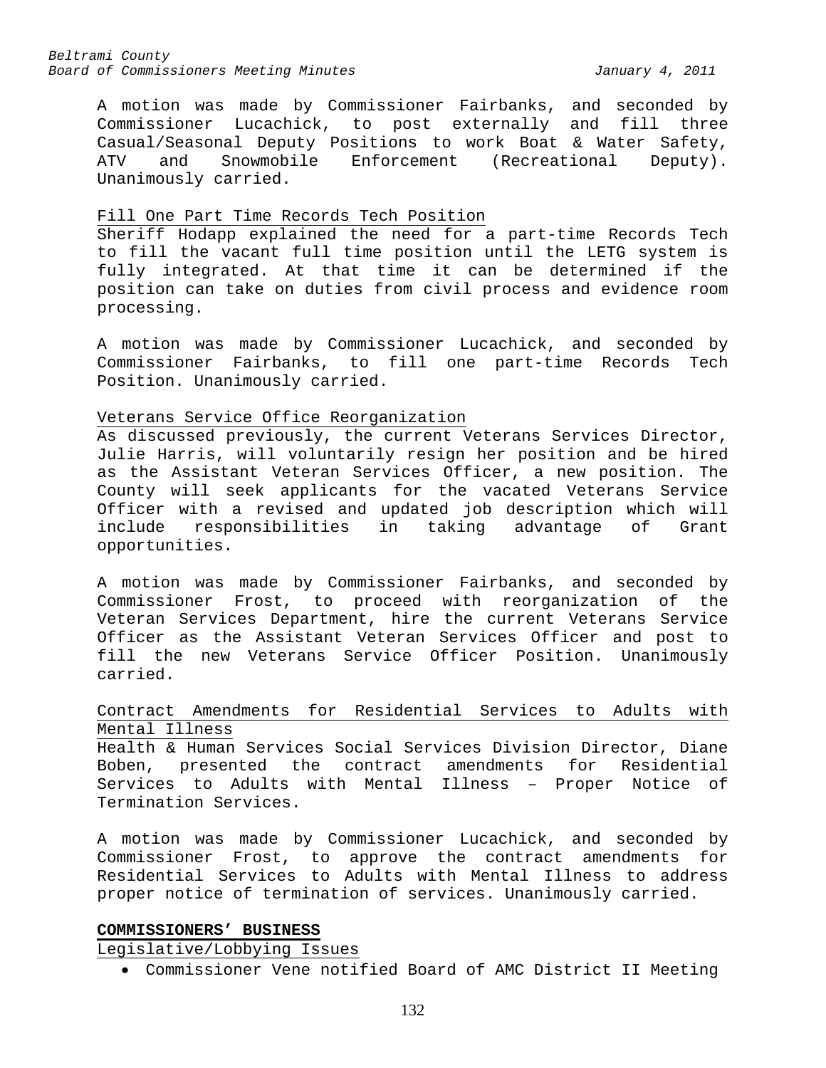A motion was made by Commissioner Fairbanks, and seconded by Commissioner Lucachick, to post externally and fill three Casual/Seasonal Deputy Positions to work Boat & Water Safety, ATV and Snowmobile Enforcement (Recreational Deputy). Unanimously carried.

Fill One Part Time Records Tech Position

Sheriff Hodapp explained the need for a part-time Records Tech to fill the vacant full time position until the LETG system is fully integrated. At that time it can be determined if the position can take on duties from civil process and evidence room processing.

A motion was made by Commissioner Lucachick, and seconded by Commissioner Fairbanks, to fill one part-time Records Tech Position. Unanimously carried.

Veterans Service Office Reorganization

As discussed previously, the current Veterans Services Director, Julie Harris, will voluntarily resign her position and be hired as the Assistant Veteran Services Officer, a new position. The County will seek applicants for the vacated Veterans Service Officer with a revised and updated job description which will include responsibilities in taking advantage of Grant opportunities.

A motion was made by Commissioner Fairbanks, and seconded by Commissioner Frost, to proceed with reorganization of the Veteran Services Department, hire the current Veterans Service Officer as the Assistant Veteran Services Officer and post to fill the new Veterans Service Officer Position. Unanimously carried.

Contract Amendments for Residential Services to Adults with Mental Illness

Health & Human Services Social Services Division Director, Diane Boben, presented the contract amendments for Residential Services to Adults with Mental Illness – Proper Notice of Termination Services.

A motion was made by Commissioner Lucachick, and seconded by Commissioner Frost, to approve the contract amendments for Residential Services to Adults with Mental Illness to address proper notice of termination of services. Unanimously carried.

**COMMISSIONERS' BUSINESS**

Legislative/Lobbying Issues

- Commissioner Vene notified Board of AMC District II Meeting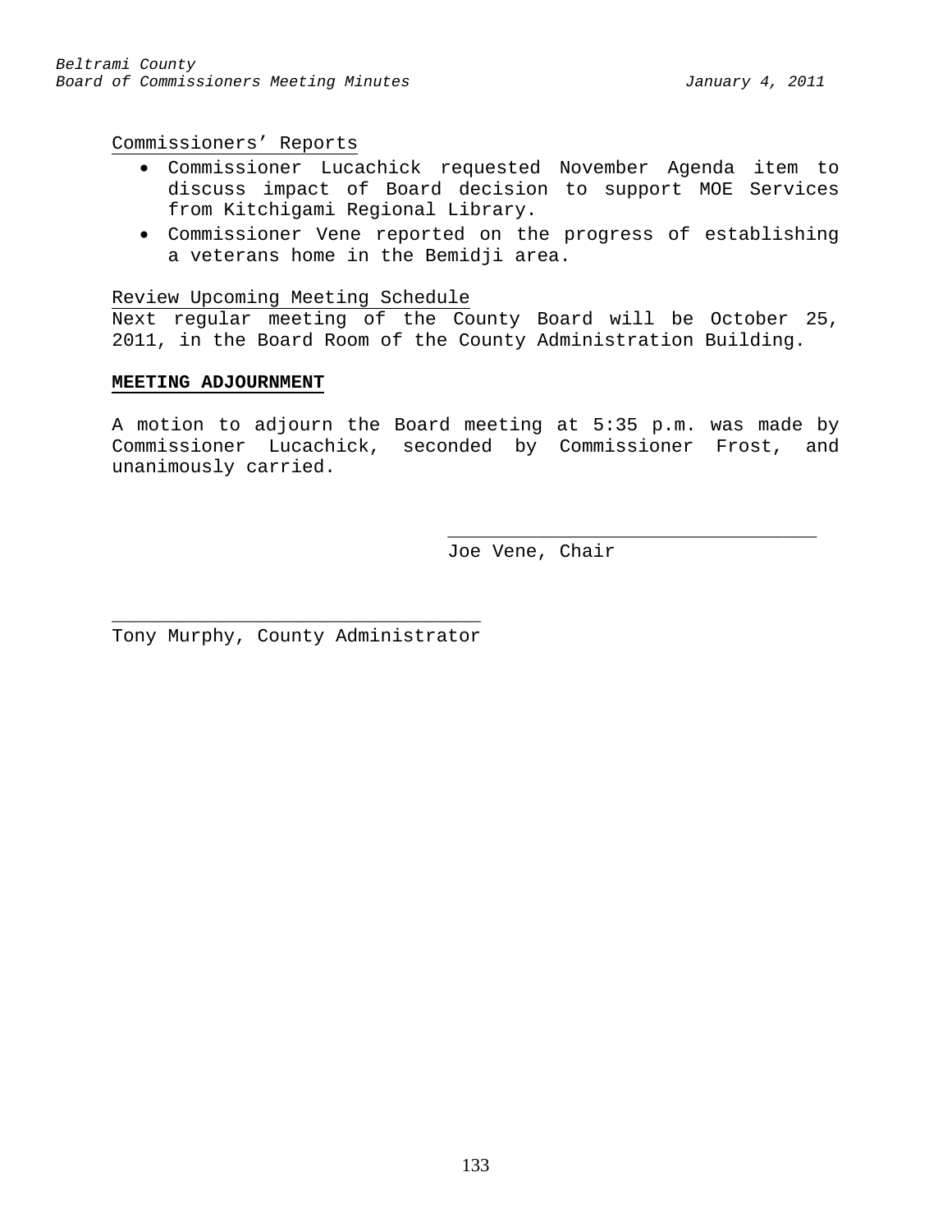Commissioners' Reports

- Commissioner Lucachick requested November Agenda item to discuss impact of Board decision to support MOE Services from Kitchigami Regional Library.
- Commissioner Vene reported on the progress of establishing a veterans home in the Bemidji area.

Review Upcoming Meeting Schedule

Next regular meeting of the County Board will be October 25, 2011, in the Board Room of the County Administration Building.

**MEETING ADJOURNMENT**

A motion to adjourn the Board meeting at 5:35 p.m. was made by Commissioner Lucachick, seconded by Commissioner Frost, and unanimously carried.

\_\_\_\_\_\_\_\_\_\_\_\_\_\_\_\_\_\_\_\_\_\_\_\_\_\_\_\_\_\_\_\_\_
Joe Vene, Chair

\_\_\_\_\_\_\_\_\_\_\_\_\_\_\_\_\_\_\_\_\_\_\_\_\_\_\_\_\_\_\_\_\_
Tony Murphy, County Administrator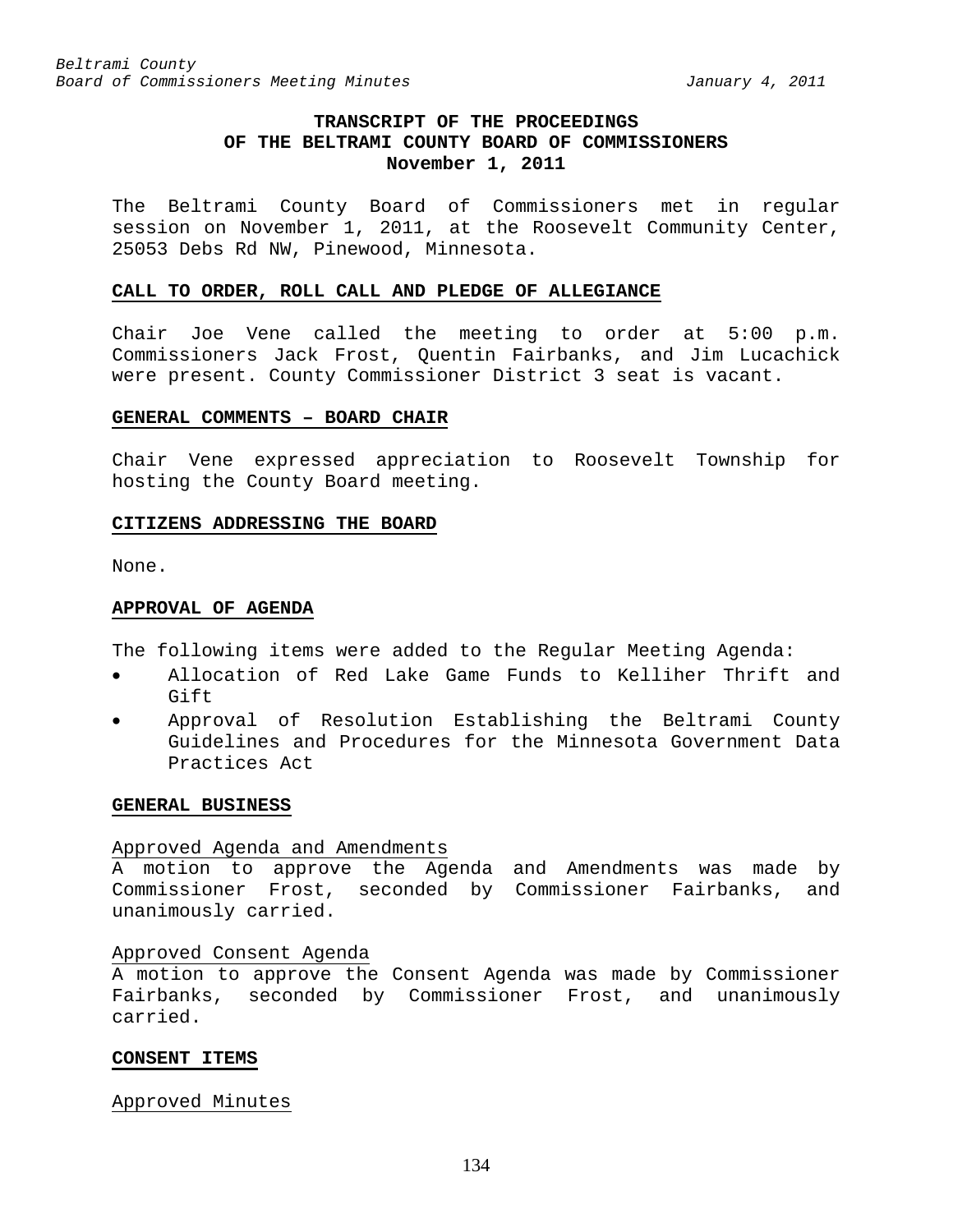# TRANSCRIPT OF THE PROCEEDINGS OF THE BELTRAMI COUNTY BOARD OF COMMISSIONERS November 1, 2011

The Beltrami County Board of Commissioners met in regular session on November 1, 2011, at the Roosevelt Community Center, 25053 Debs Rd NW, Pinewood, Minnesota.

## CALL TO ORDER, ROLL CALL AND PLEDGE OF ALLEGIANCE

Chair Joe Vene called the meeting to order at 5:00 p.m. Commissioners Jack Frost, Quentin Fairbanks, and Jim Lucachick were present. County Commissioner District 3 seat is vacant.

## GENERAL COMMENTS – BOARD CHAIR

Chair Vene expressed appreciation to Roosevelt Township for hosting the County Board meeting.

## CITIZENS ADDRESSING THE BOARD

None.

## APPROVAL OF AGENDA

The following items were added to the Regular Meeting Agenda:

- Allocation of Red Lake Game Funds to Kelliher Thrift and Gift
- Approval of Resolution Establishing the Beltrami County Guidelines and Procedures for the Minnesota Government Data Practices Act

## GENERAL BUSINESS

### Approved Agenda and Amendments

A motion to approve the Agenda and Amendments was made by Commissioner Frost, seconded by Commissioner Fairbanks, and unanimously carried.

### Approved Consent Agenda

A motion to approve the Consent Agenda was made by Commissioner Fairbanks, seconded by Commissioner Frost, and unanimously carried.

## CONSENT ITEMS

### Approved Minutes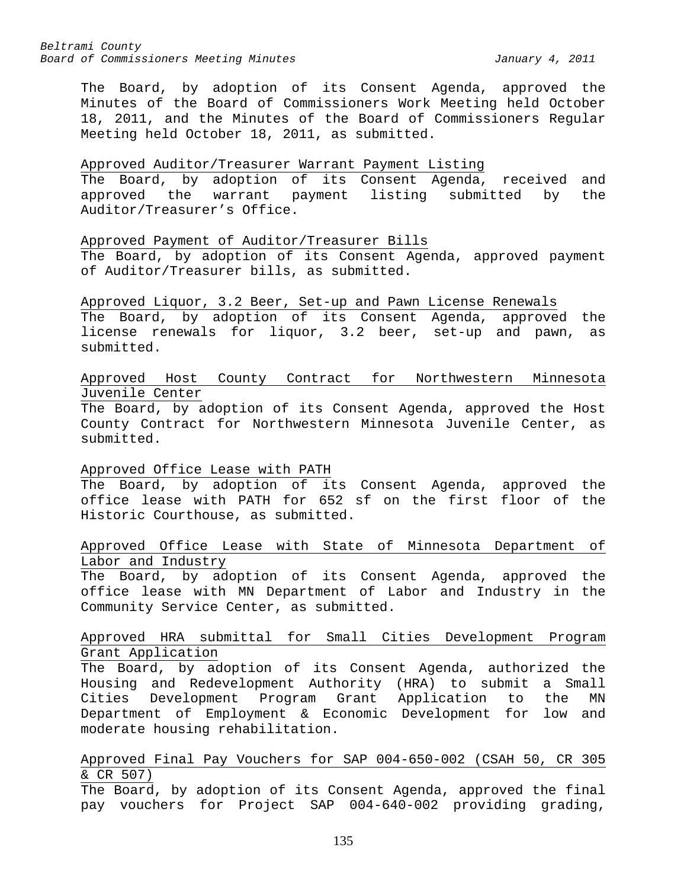The Board, by adoption of its Consent Agenda, approved the Minutes of the Board of Commissioners Work Meeting held October 18, 2011, and the Minutes of the Board of Commissioners Regular Meeting held October 18, 2011, as submitted.

<u>Approved Auditor/Treasurer Warrant Payment Listing</u>
The Board, by adoption of its Consent Agenda, received and approved the warrant payment listing submitted by the Auditor/Treasurer's Office.

<u>Approved Payment of Auditor/Treasurer Bills</u>
The Board, by adoption of its Consent Agenda, approved payment of Auditor/Treasurer bills, as submitted.

<u>Approved Liquor, 3.2 Beer, Set-up and Pawn License Renewals</u>
The Board, by adoption of its Consent Agenda, approved the license renewals for liquor, 3.2 beer, set-up and pawn, as submitted.

<u>Approved Host County Contract for Northwestern Minnesota Juvenile Center</u>
The Board, by adoption of its Consent Agenda, approved the Host County Contract for Northwestern Minnesota Juvenile Center, as submitted.

<u>Approved Office Lease with PATH</u>
The Board, by adoption of its Consent Agenda, approved the office lease with PATH for 652 sf on the first floor of the Historic Courthouse, as submitted.

<u>Approved Office Lease with State of Minnesota Department of Labor and Industry</u>
The Board, by adoption of its Consent Agenda, approved the office lease with MN Department of Labor and Industry in the Community Service Center, as submitted.

<u>Approved HRA submittal for Small Cities Development Program Grant Application</u>
The Board, by adoption of its Consent Agenda, authorized the Housing and Redevelopment Authority (HRA) to submit a Small Cities Development Program Grant Application to the MN Department of Employment & Economic Development for low and moderate housing rehabilitation.

<u>Approved Final Pay Vouchers for SAP 004-650-002 (CSAH 50, CR 305 & CR 507)</u>
The Board, by adoption of its Consent Agenda, approved the final pay vouchers for Project SAP 004-640-002 providing grading,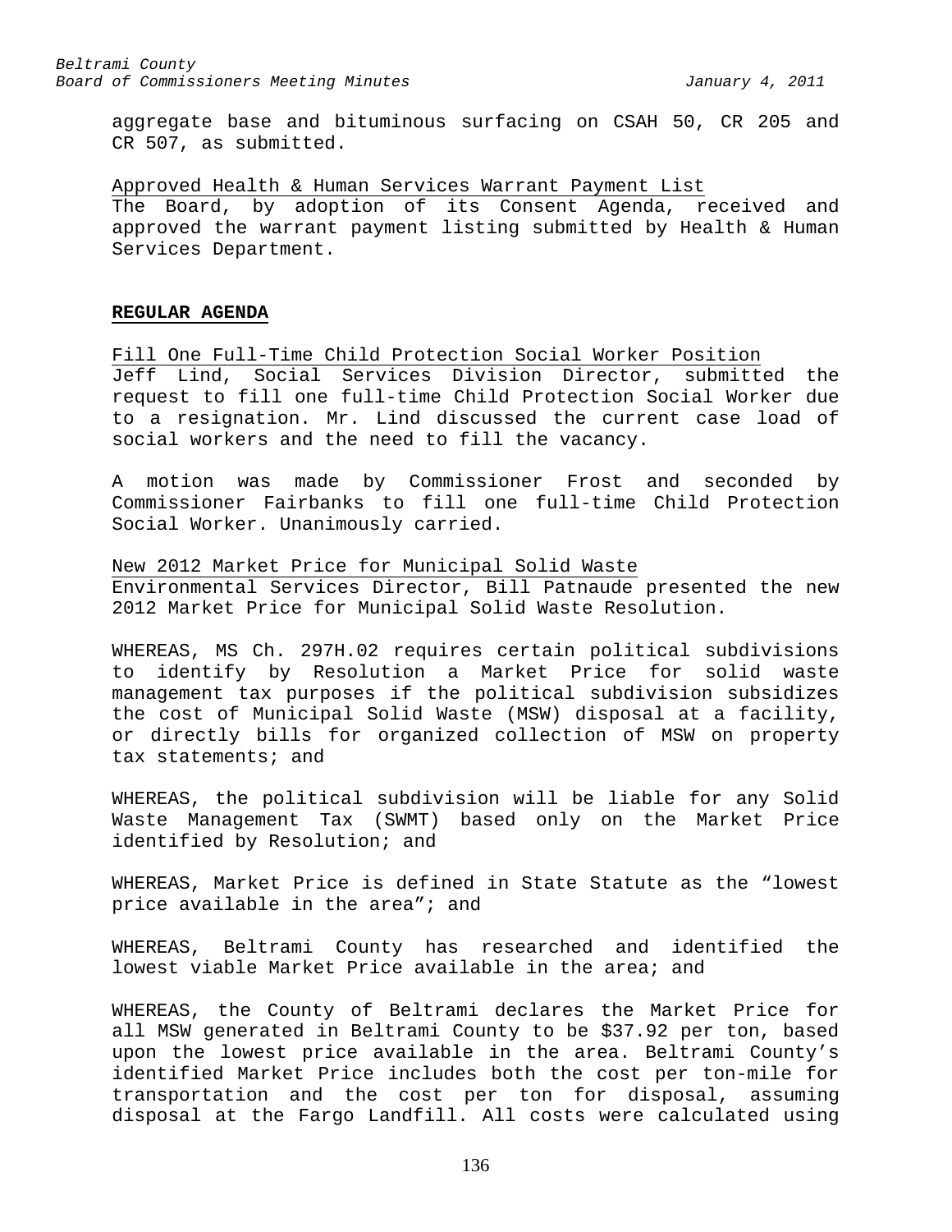aggregate base and bituminous surfacing on CSAH 50, CR 205 and CR 507, as submitted.

Approved Health & Human Services Warrant Payment List

The Board, by adoption of its Consent Agenda, received and approved the warrant payment listing submitted by Health & Human Services Department.

**REGULAR AGENDA**

Fill One Full-Time Child Protection Social Worker Position

Jeff Lind, Social Services Division Director, submitted the request to fill one full-time Child Protection Social Worker due to a resignation. Mr. Lind discussed the current case load of social workers and the need to fill the vacancy.

A motion was made by Commissioner Frost and seconded by Commissioner Fairbanks to fill one full-time Child Protection Social Worker. Unanimously carried.

New 2012 Market Price for Municipal Solid Waste

Environmental Services Director, Bill Patnaude presented the new 2012 Market Price for Municipal Solid Waste Resolution.

WHEREAS, MS Ch. 297H.02 requires certain political subdivisions to identify by Resolution a Market Price for solid waste management tax purposes if the political subdivision subsidizes the cost of Municipal Solid Waste (MSW) disposal at a facility, or directly bills for organized collection of MSW on property tax statements; and

WHEREAS, the political subdivision will be liable for any Solid Waste Management Tax (SWMT) based only on the Market Price identified by Resolution; and

WHEREAS, Market Price is defined in State Statute as the "lowest price available in the area"; and

WHEREAS, Beltrami County has researched and identified the lowest viable Market Price available in the area; and

WHEREAS, the County of Beltrami declares the Market Price for all MSW generated in Beltrami County to be $37.92 per ton, based upon the lowest price available in the area. Beltrami County's identified Market Price includes both the cost per ton-mile for transportation and the cost per ton for disposal, assuming disposal at the Fargo Landfill. All costs were calculated using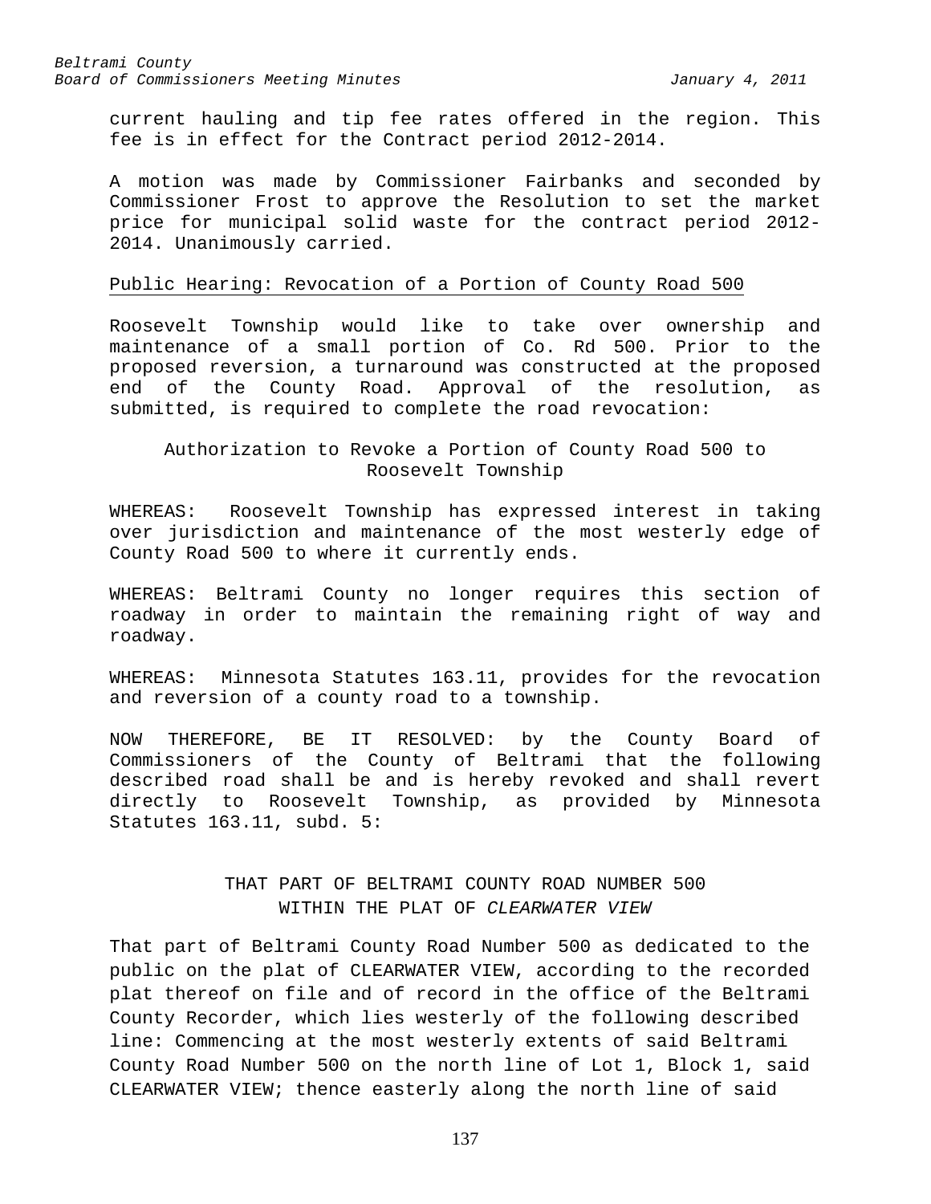current hauling and tip fee rates offered in the region. This fee is in effect for the Contract period 2012-2014.

A motion was made by Commissioner Fairbanks and seconded by Commissioner Frost to approve the Resolution to set the market price for municipal solid waste for the contract period 2012-2014. Unanimously carried.

Public Hearing: Revocation of a Portion of County Road 500

Roosevelt Township would like to take over ownership and maintenance of a small portion of Co. Rd 500. Prior to the proposed reversion, a turnaround was constructed at the proposed end of the County Road. Approval of the resolution, as submitted, is required to complete the road revocation:

Authorization to Revoke a Portion of County Road 500 to Roosevelt Township

WHEREAS: Roosevelt Township has expressed interest in taking over jurisdiction and maintenance of the most westerly edge of County Road 500 to where it currently ends.

WHEREAS: Beltrami County no longer requires this section of roadway in order to maintain the remaining right of way and roadway.

WHEREAS: Minnesota Statutes 163.11, provides for the revocation and reversion of a county road to a township.

NOW THEREFORE, BE IT RESOLVED: by the County Board of Commissioners of the County of Beltrami that the following described road shall be and is hereby revoked and shall revert directly to Roosevelt Township, as provided by Minnesota Statutes 163.11, subd. 5:

THAT PART OF BELTRAMI COUNTY ROAD NUMBER 500 WITHIN THE PLAT OF *CLEARWATER VIEW*

That part of Beltrami County Road Number 500 as dedicated to the public on the plat of CLEARWATER VIEW, according to the recorded plat thereof on file and of record in the office of the Beltrami County Recorder, which lies westerly of the following described line: Commencing at the most westerly extents of said Beltrami County Road Number 500 on the north line of Lot 1, Block 1, said CLEARWATER VIEW; thence easterly along the north line of said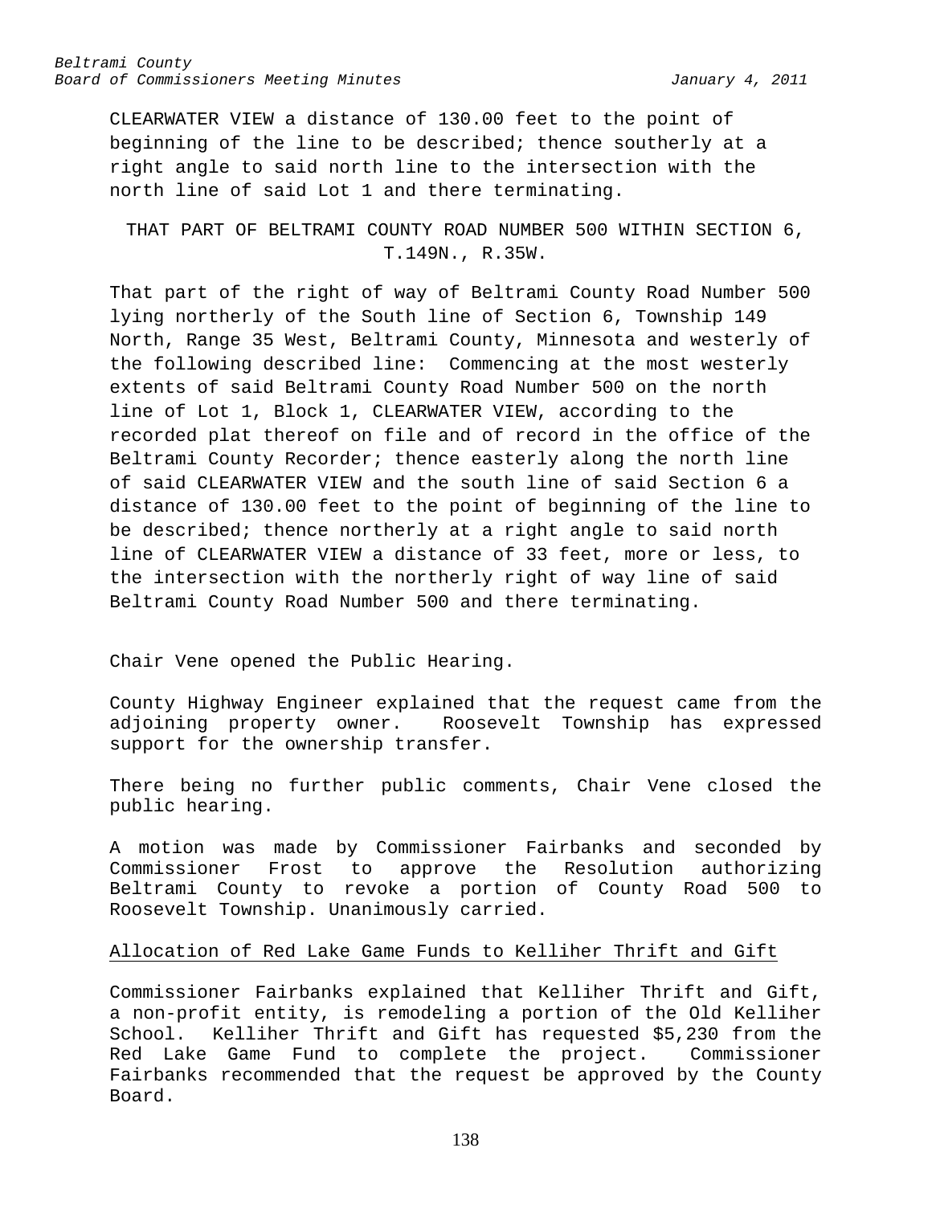CLEARWATER VIEW a distance of 130.00 feet to the point of beginning of the line to be described; thence southerly at a right angle to said north line to the intersection with the north line of said Lot 1 and there terminating.

THAT PART OF BELTRAMI COUNTY ROAD NUMBER 500 WITHIN SECTION 6, T.149N., R.35W.

That part of the right of way of Beltrami County Road Number 500 lying northerly of the South line of Section 6, Township 149 North, Range 35 West, Beltrami County, Minnesota and westerly of the following described line: Commencing at the most westerly extents of said Beltrami County Road Number 500 on the north line of Lot 1, Block 1, CLEARWATER VIEW, according to the recorded plat thereof on file and of record in the office of the Beltrami County Recorder; thence easterly along the north line of said CLEARWATER VIEW and the south line of said Section 6 a distance of 130.00 feet to the point of beginning of the line to be described; thence northerly at a right angle to said north line of CLEARWATER VIEW a distance of 33 feet, more or less, to the intersection with the northerly right of way line of said Beltrami County Road Number 500 and there terminating.

Chair Vene opened the Public Hearing.

County Highway Engineer explained that the request came from the adjoining property owner. Roosevelt Township has expressed support for the ownership transfer.

There being no further public comments, Chair Vene closed the public hearing.

A motion was made by Commissioner Fairbanks and seconded by Commissioner Frost to approve the Resolution authorizing Beltrami County to revoke a portion of County Road 500 to Roosevelt Township. Unanimously carried.

Allocation of Red Lake Game Funds to Kelliher Thrift and Gift

Commissioner Fairbanks explained that Kelliher Thrift and Gift, a non-profit entity, is remodeling a portion of the Old Kelliher School. Kelliher Thrift and Gift has requested $5,230 from the Red Lake Game Fund to complete the project. Commissioner Fairbanks recommended that the request be approved by the County Board.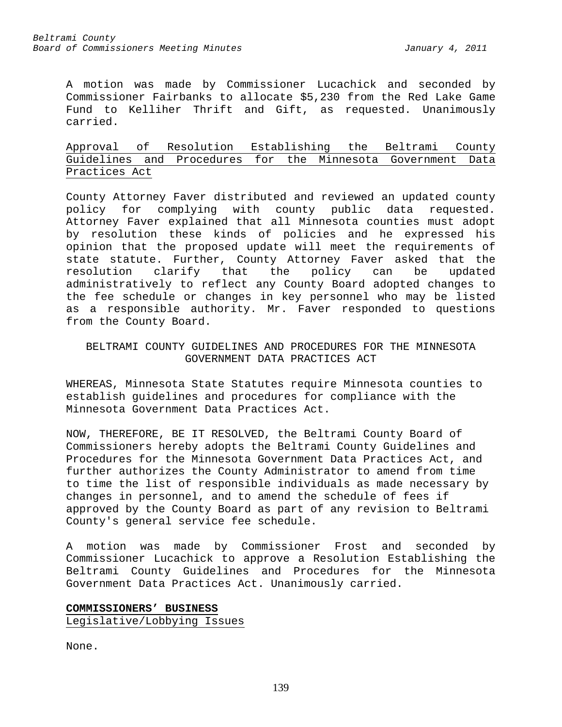A motion was made by Commissioner Lucachick and seconded by Commissioner Fairbanks to allocate $5,230 from the Red Lake Game Fund to Kelliher Thrift and Gift, as requested. Unanimously carried.

Approval of Resolution Establishing the Beltrami County Guidelines and Procedures for the Minnesota Government Data Practices Act

County Attorney Faver distributed and reviewed an updated county policy for complying with county public data requested. Attorney Faver explained that all Minnesota counties must adopt by resolution these kinds of policies and he expressed his opinion that the proposed update will meet the requirements of state statute. Further, County Attorney Faver asked that the resolution clarify that the policy can be updated administratively to reflect any County Board adopted changes to the fee schedule or changes in key personnel who may be listed as a responsible authority. Mr. Faver responded to questions from the County Board.

BELTRAMI COUNTY GUIDELINES AND PROCEDURES FOR THE MINNESOTA GOVERNMENT DATA PRACTICES ACT

WHEREAS, Minnesota State Statutes require Minnesota counties to establish guidelines and procedures for compliance with the Minnesota Government Data Practices Act.

NOW, THEREFORE, BE IT RESOLVED, the Beltrami County Board of Commissioners hereby adopts the Beltrami County Guidelines and Procedures for the Minnesota Government Data Practices Act, and further authorizes the County Administrator to amend from time to time the list of responsible individuals as made necessary by changes in personnel, and to amend the schedule of fees if approved by the County Board as part of any revision to Beltrami County's general service fee schedule.

A motion was made by Commissioner Frost and seconded by Commissioner Lucachick to approve a Resolution Establishing the Beltrami County Guidelines and Procedures for the Minnesota Government Data Practices Act. Unanimously carried.

**COMMISSIONERS' BUSINESS**

Legislative/Lobbying Issues

None.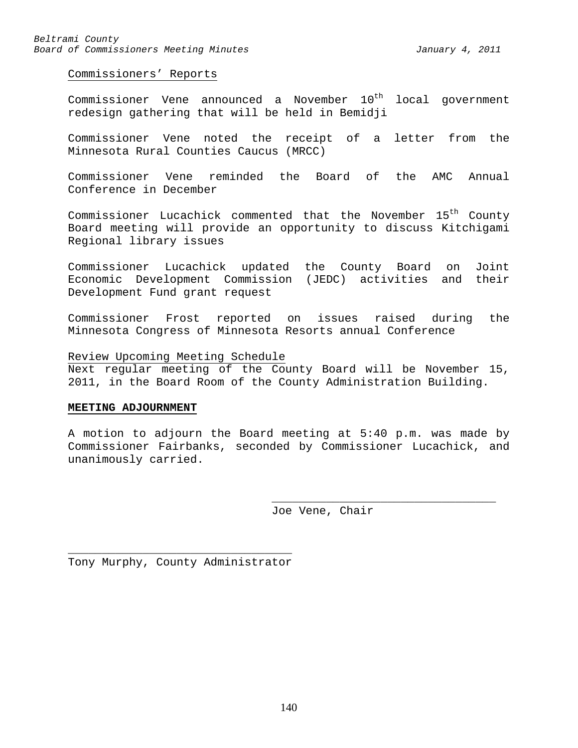Commissioners' Reports

Commissioner Vene announced a November 10th local government redesign gathering that will be held in Bemidji

Commissioner Vene noted the receipt of a letter from the Minnesota Rural Counties Caucus (MRCC)

Commissioner Vene reminded the Board of the AMC Annual Conference in December

Commissioner Lucachick commented that the November 15th County Board meeting will provide an opportunity to discuss Kitchigami Regional library issues

Commissioner Lucachick updated the County Board on Joint Economic Development Commission (JEDC) activities and their Development Fund grant request

Commissioner Frost reported on issues raised during the Minnesota Congress of Minnesota Resorts annual Conference

Review Upcoming Meeting Schedule

Next regular meeting of the County Board will be November 15, 2011, in the Board Room of the County Administration Building.

**MEETING ADJOURNMENT**

A motion to adjourn the Board meeting at 5:40 p.m. was made by Commissioner Fairbanks, seconded by Commissioner Lucachick, and unanimously carried.

_________________________________
Joe Vene, Chair

_________________________________
Tony Murphy, County Administrator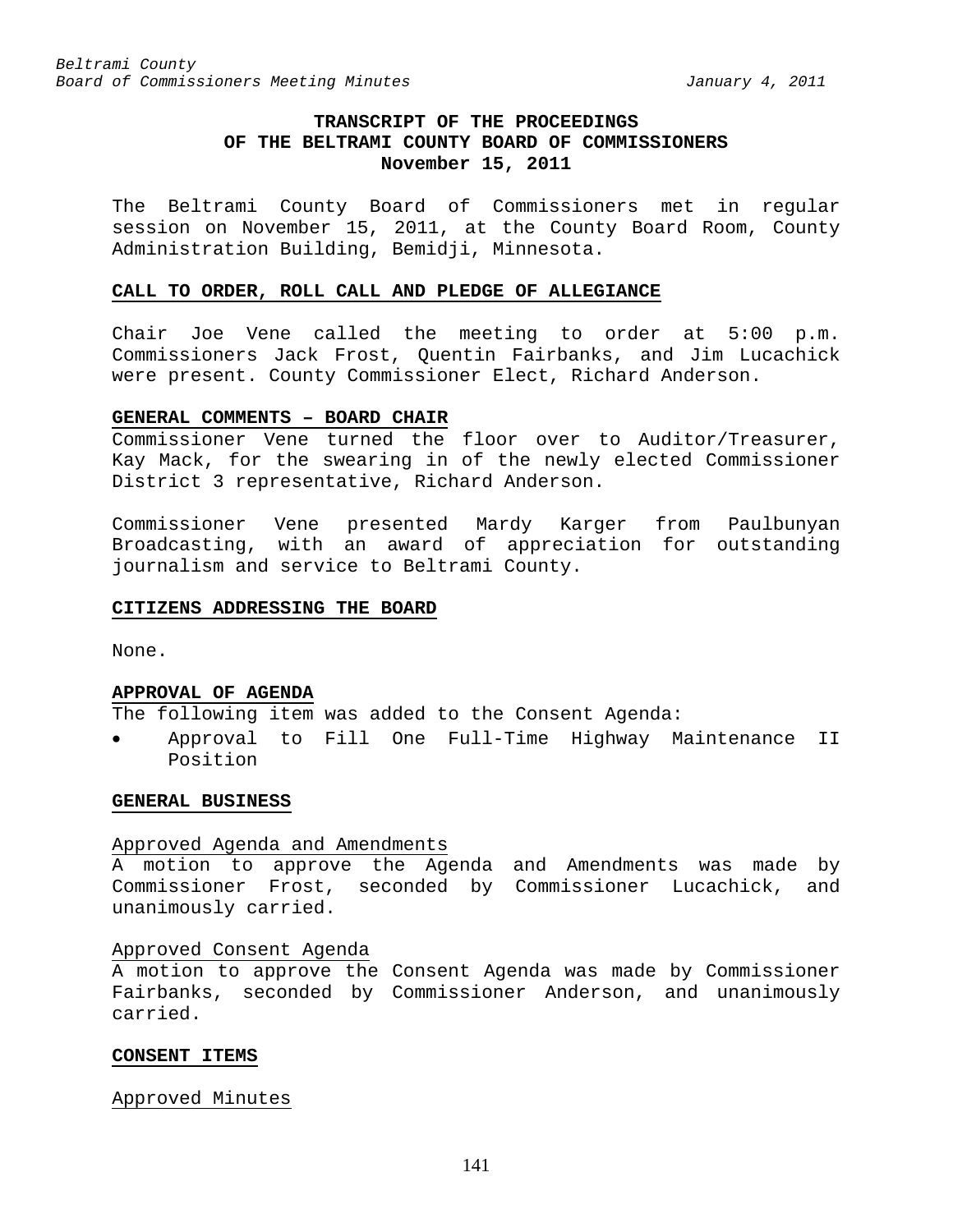**TRANSCRIPT OF THE PROCEEDINGS
OF THE BELTRAMI COUNTY BOARD OF COMMISSIONERS
November 15, 2011**

The Beltrami County Board of Commissioners met in regular session on November 15, 2011, at the County Board Room, County Administration Building, Bemidji, Minnesota.

**CALL TO ORDER, ROLL CALL AND PLEDGE OF ALLEGIANCE**

Chair Joe Vene called the meeting to order at 5:00 p.m. Commissioners Jack Frost, Quentin Fairbanks, and Jim Lucachick were present. County Commissioner Elect, Richard Anderson.

**GENERAL COMMENTS – BOARD CHAIR**

Commissioner Vene turned the floor over to Auditor/Treasurer, Kay Mack, for the swearing in of the newly elected Commissioner District 3 representative, Richard Anderson.

Commissioner Vene presented Mardy Karger from Paulbunyan Broadcasting, with an award of appreciation for outstanding journalism and service to Beltrami County.

**CITIZENS ADDRESSING THE BOARD**

None.

**APPROVAL OF AGENDA**

The following item was added to the Consent Agenda:

- Approval to Fill One Full-Time Highway Maintenance II Position

**GENERAL BUSINESS**

Approved Agenda and Amendments

A motion to approve the Agenda and Amendments was made by Commissioner Frost, seconded by Commissioner Lucachick, and unanimously carried.

Approved Consent Agenda

A motion to approve the Consent Agenda was made by Commissioner Fairbanks, seconded by Commissioner Anderson, and unanimously carried.

**CONSENT ITEMS**

Approved Minutes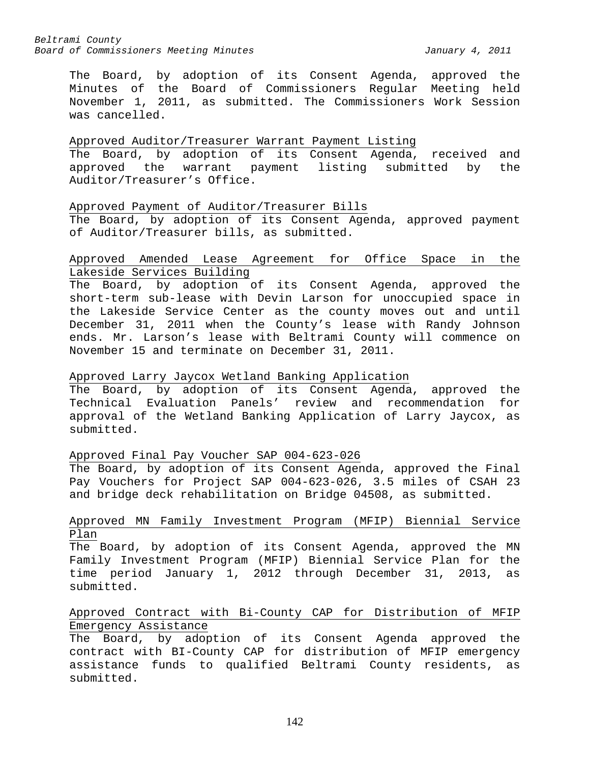The Board, by adoption of its Consent Agenda, approved the Minutes of the Board of Commissioners Regular Meeting held November 1, 2011, as submitted. The Commissioners Work Session was cancelled.

Approved Auditor/Treasurer Warrant Payment Listing

The Board, by adoption of its Consent Agenda, received and approved the warrant payment listing submitted by the Auditor/Treasurer's Office.

Approved Payment of Auditor/Treasurer Bills

The Board, by adoption of its Consent Agenda, approved payment of Auditor/Treasurer bills, as submitted.

Approved Amended Lease Agreement for Office Space in the Lakeside Services Building

The Board, by adoption of its Consent Agenda, approved the short-term sub-lease with Devin Larson for unoccupied space in the Lakeside Service Center as the county moves out and until December 31, 2011 when the County's lease with Randy Johnson ends. Mr. Larson's lease with Beltrami County will commence on November 15 and terminate on December 31, 2011.

Approved Larry Jaycox Wetland Banking Application

The Board, by adoption of its Consent Agenda, approved the Technical Evaluation Panels' review and recommendation for approval of the Wetland Banking Application of Larry Jaycox, as submitted.

Approved Final Pay Voucher SAP 004-623-026

The Board, by adoption of its Consent Agenda, approved the Final Pay Vouchers for Project SAP 004-623-026, 3.5 miles of CSAH 23 and bridge deck rehabilitation on Bridge 04508, as submitted.

Approved MN Family Investment Program (MFIP) Biennial Service Plan

The Board, by adoption of its Consent Agenda, approved the MN Family Investment Program (MFIP) Biennial Service Plan for the time period January 1, 2012 through December 31, 2013, as submitted.

Approved Contract with Bi-County CAP for Distribution of MFIP Emergency Assistance

The Board, by adoption of its Consent Agenda approved the contract with BI-County CAP for distribution of MFIP emergency assistance funds to qualified Beltrami County residents, as submitted.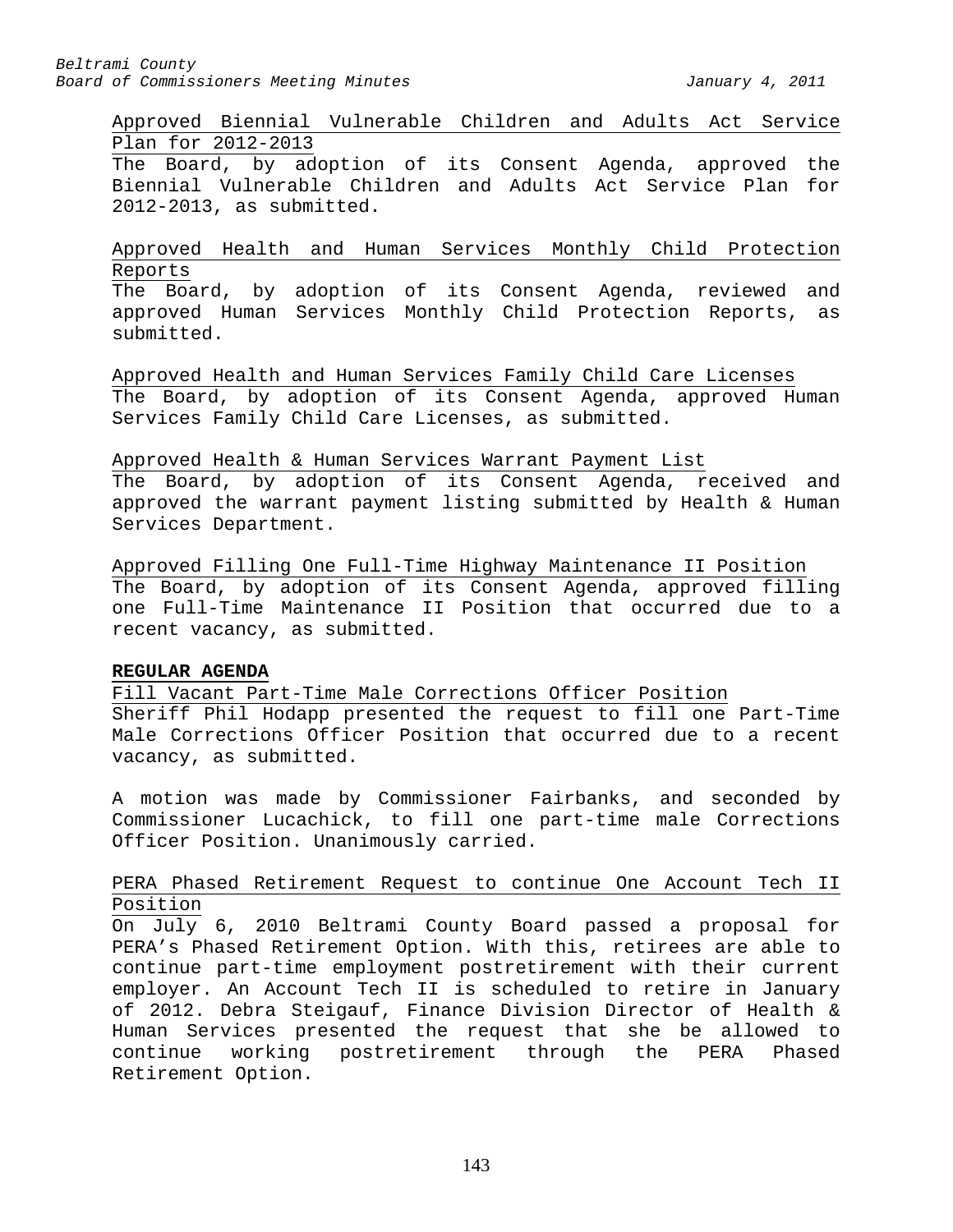Approved Biennial Vulnerable Children and Adults Act Service Plan for 2012-2013

The Board, by adoption of its Consent Agenda, approved the Biennial Vulnerable Children and Adults Act Service Plan for 2012-2013, as submitted.

Approved Health and Human Services Monthly Child Protection Reports

The Board, by adoption of its Consent Agenda, reviewed and approved Human Services Monthly Child Protection Reports, as submitted.

Approved Health and Human Services Family Child Care Licenses

The Board, by adoption of its Consent Agenda, approved Human Services Family Child Care Licenses, as submitted.

Approved Health & Human Services Warrant Payment List

The Board, by adoption of its Consent Agenda, received and approved the warrant payment listing submitted by Health & Human Services Department.

Approved Filling One Full-Time Highway Maintenance II Position

The Board, by adoption of its Consent Agenda, approved filling one Full-Time Maintenance II Position that occurred due to a recent vacancy, as submitted.

**REGULAR AGENDA**

Fill Vacant Part-Time Male Corrections Officer Position

Sheriff Phil Hodapp presented the request to fill one Part-Time Male Corrections Officer Position that occurred due to a recent vacancy, as submitted.

A motion was made by Commissioner Fairbanks, and seconded by Commissioner Lucachick, to fill one part-time male Corrections Officer Position. Unanimously carried.

PERA Phased Retirement Request to continue One Account Tech II Position

On July 6, 2010 Beltrami County Board passed a proposal for PERA's Phased Retirement Option. With this, retirees are able to continue part-time employment postretirement with their current employer. An Account Tech II is scheduled to retire in January of 2012. Debra Steigauf, Finance Division Director of Health & Human Services presented the request that she be allowed to continue working postretirement through the PERA Phased Retirement Option.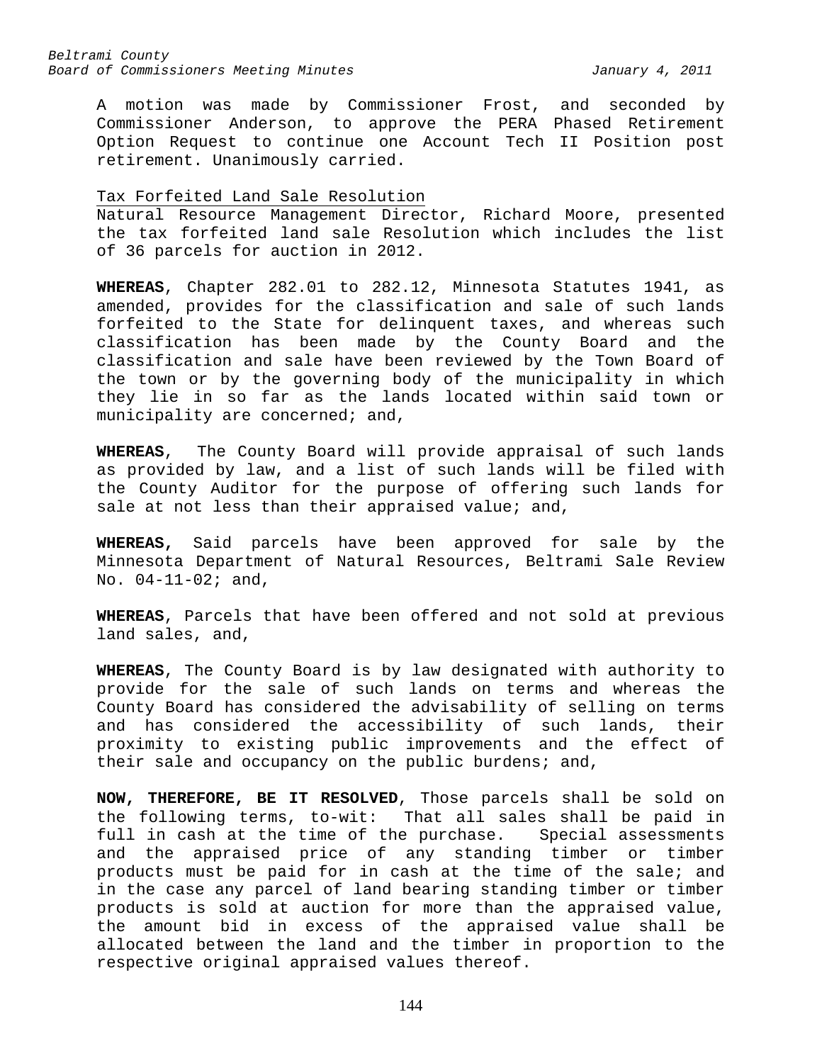A motion was made by Commissioner Frost, and seconded by Commissioner Anderson, to approve the PERA Phased Retirement Option Request to continue one Account Tech II Position post retirement. Unanimously carried.

Tax Forfeited Land Sale Resolution

Natural Resource Management Director, Richard Moore, presented the tax forfeited land sale Resolution which includes the list of 36 parcels for auction in 2012.

**WHEREAS**, Chapter 282.01 to 282.12, Minnesota Statutes 1941, as amended, provides for the classification and sale of such lands forfeited to the State for delinquent taxes, and whereas such classification has been made by the County Board and the classification and sale have been reviewed by the Town Board of the town or by the governing body of the municipality in which they lie in so far as the lands located within said town or municipality are concerned; and,

**WHEREAS**, The County Board will provide appraisal of such lands as provided by law, and a list of such lands will be filed with the County Auditor for the purpose of offering such lands for sale at not less than their appraised value; and,

**WHEREAS,** Said parcels have been approved for sale by the Minnesota Department of Natural Resources, Beltrami Sale Review No. 04-11-02; and,

**WHEREAS**, Parcels that have been offered and not sold at previous land sales, and,

**WHEREAS**, The County Board is by law designated with authority to provide for the sale of such lands on terms and whereas the County Board has considered the advisability of selling on terms and has considered the accessibility of such lands, their proximity to existing public improvements and the effect of their sale and occupancy on the public burdens; and,

**NOW, THEREFORE, BE IT RESOLVED**, Those parcels shall be sold on the following terms, to-wit: That all sales shall be paid in full in cash at the time of the purchase. Special assessments and the appraised price of any standing timber or timber products must be paid for in cash at the time of the sale; and in the case any parcel of land bearing standing timber or timber products is sold at auction for more than the appraised value, the amount bid in excess of the appraised value shall be allocated between the land and the timber in proportion to the respective original appraised values thereof.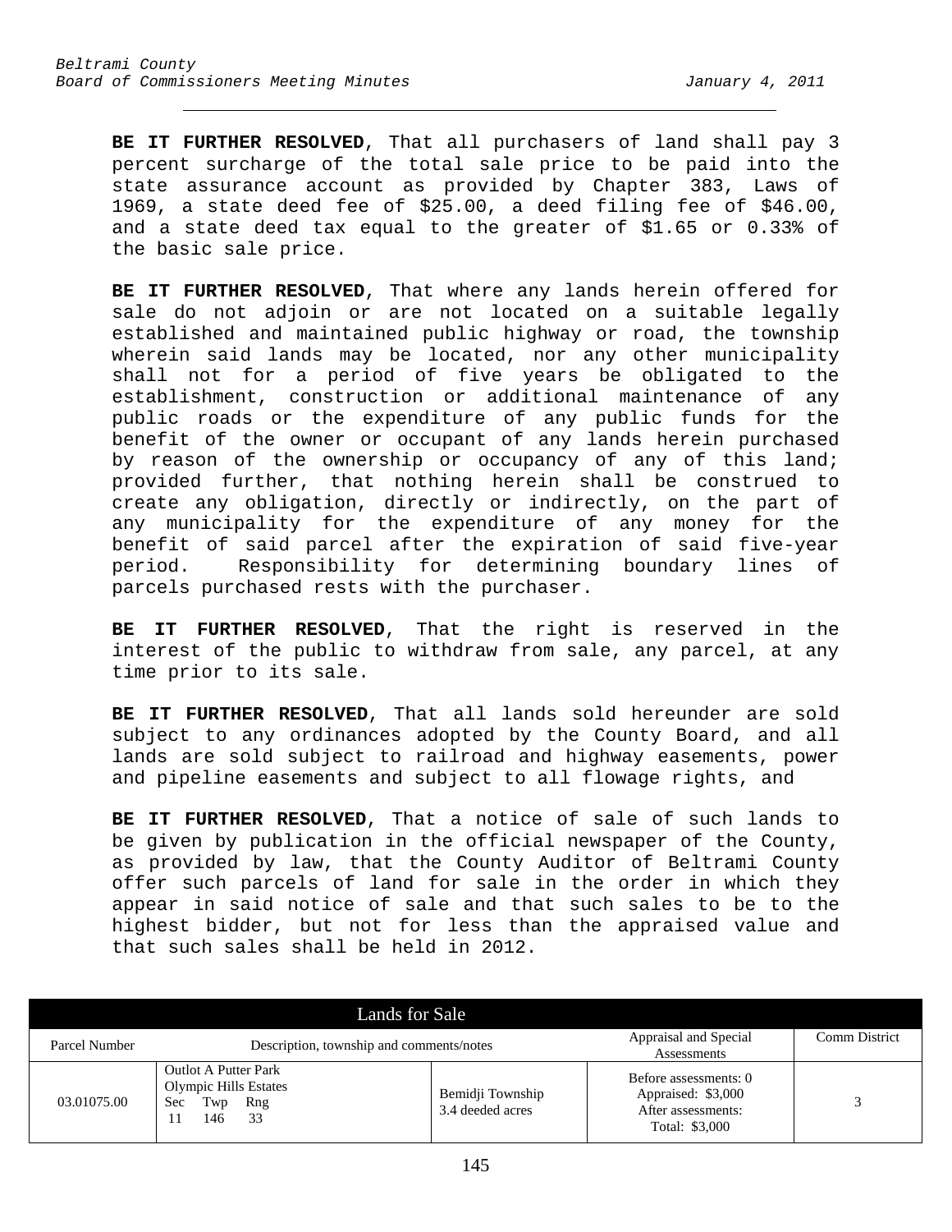**BE IT FURTHER RESOLVED**, That all purchasers of land shall pay 3 percent surcharge of the total sale price to be paid into the state assurance account as provided by Chapter 383, Laws of 1969, a state deed fee of $25.00, a deed filing fee of $46.00, and a state deed tax equal to the greater of $1.65 or 0.33% of the basic sale price.

**BE IT FURTHER RESOLVED**, That where any lands herein offered for sale do not adjoin or are not located on a suitable legally established and maintained public highway or road, the township wherein said lands may be located, nor any other municipality shall not for a period of five years be obligated to the establishment, construction or additional maintenance of any public roads or the expenditure of any public funds for the benefit of the owner or occupant of any lands herein purchased by reason of the ownership or occupancy of any of this land; provided further, that nothing herein shall be construed to create any obligation, directly or indirectly, on the part of any municipality for the expenditure of any money for the benefit of said parcel after the expiration of said five-year period. Responsibility for determining boundary lines of parcels purchased rests with the purchaser.

**BE IT FURTHER RESOLVED**, That the right is reserved in the interest of the public to withdraw from sale, any parcel, at any time prior to its sale.

**BE IT FURTHER RESOLVED**, That all lands sold hereunder are sold subject to any ordinances adopted by the County Board, and all lands are sold subject to railroad and highway easements, power and pipeline easements and subject to all flowage rights, and

**BE IT FURTHER RESOLVED**, That a notice of sale of such lands to be given by publication in the official newspaper of the County, as provided by law, that the County Auditor of Beltrami County offer such parcels of land for sale in the order in which they appear in said notice of sale and that such sales to be to the highest bidder, but not for less than the appraised value and that such sales shall be held in 2012.

| Lands for Sale | | | | |
|---|---|---|---|---|
| Parcel Number | Description, township and comments/notes | | Appraisal and Special Assessments | Comm District |
| 03.01075.00 | Outlot A Putter Park<br>Olympic Hills Estates<br>Sec Twp Rng<br>11 146 33 | Bemidji Township<br>3.4 deeded acres | Before assessments: 0<br>Appraised: $3,000<br>After assessments:<br>Total: $3,000 | 3 |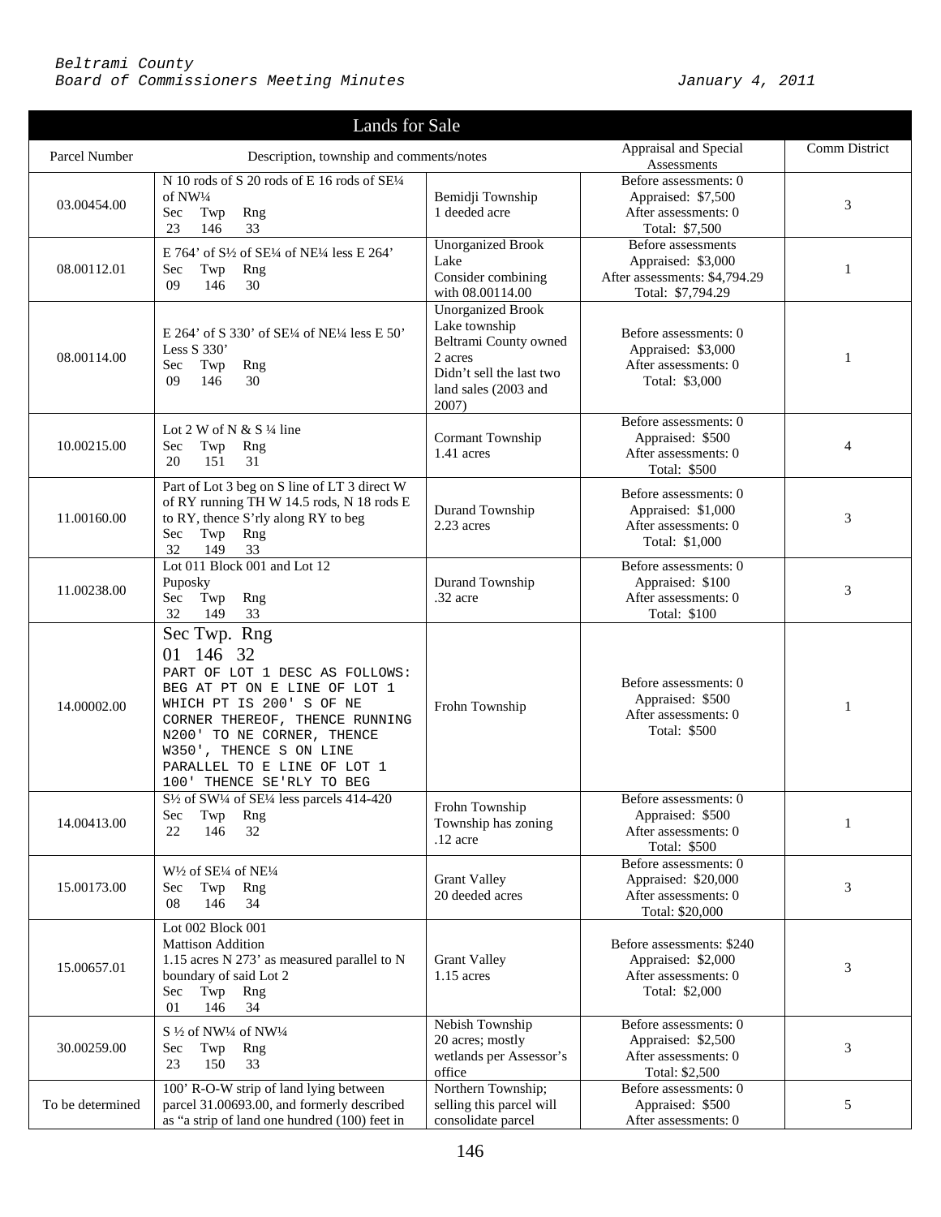| Lands for Sale | | | | |
|---|---|---|---|---|
| Parcel Number | Description, township and comments/notes | | Appraisal and Special Assessments | Comm District |
| 03.00454.00 | N 10 rods of S 20 rods of E 16 rods of SE¼ of NW¼<br>Sec Twp Rng<br>23 146 33 | Bemidji Township<br>1 deeded acre | Before assessments: 0<br>Appraised: $7,500<br>After assessments: 0<br>Total: $7,500 | 3 |
| 08.00112.01 | E 764' of S½ of SE¼ of NE¼ less E 264'<br>Sec Twp Rng<br>09 146 30 | Unorganized Brook Lake<br>Consider combining with 08.00114.00 | Before assessments<br>Appraised: $3,000<br>After assessments: $4,794.29<br>Total: $7,794.29 | 1 |
| 08.00114.00 | E 264' of S 330' of SE¼ of NE¼ less E 50' Less S 330'<br>Sec Twp Rng<br>09 146 30 | Unorganized Brook Lake township<br>Beltrami County owned<br>2 acres<br>Didn't sell the last two land sales (2003 and 2007) | Before assessments: 0<br>Appraised: $3,000<br>After assessments: 0<br>Total: $3,000 | 1 |
| 10.00215.00 | Lot 2 W of N & S ¼ line<br>Sec Twp Rng<br>20 151 31 | Cormant Township<br>1.41 acres | Before assessments: 0<br>Appraised: $500<br>After assessments: 0<br>Total: $500 | 4 |
| 11.00160.00 | Part of Lot 3 beg on S line of LT 3 direct W of RY running TH W 14.5 rods, N 18 rods E to RY, thence S'rly along RY to beg<br>Sec Twp Rng<br>32 149 33 | Durand Township<br>2.23 acres | Before assessments: 0<br>Appraised: $1,000<br>After assessments: 0<br>Total: $1,000 | 3 |
| 11.00238.00 | Lot 011 Block 001 and Lot 12<br>Puposky<br>Sec Twp Rng<br>32 149 33 | Durand Township<br>.32 acre | Before assessments: 0<br>Appraised: $100<br>After assessments: 0<br>Total: $100 | 3 |
| 14.00002.00 | Sec Twp. Rng<br>01 146 32<br>PART OF LOT 1 DESC AS FOLLOWS: BEG AT PT ON E LINE OF LOT 1 WHICH PT IS 200' S OF NE CORNER THEREOF, THENCE RUNNING N200' TO NE CORNER, THENCE W350', THENCE S ON LINE PARALLEL TO E LINE OF LOT 1 100' THENCE SE'RLY TO BEG | Frohn Township | Before assessments: 0<br>Appraised: $500<br>After assessments: 0<br>Total: $500 | 1 |
| 14.00413.00 | S½ of SW¼ of SE¼ less parcels 414-420<br>Sec Twp Rng<br>22 146 32 | Frohn Township<br>Township has zoning<br>.12 acre | Before assessments: 0<br>Appraised: $500<br>After assessments: 0<br>Total: $500 | 1 |
| 15.00173.00 | W½ of SE¼ of NE¼<br>Sec Twp Rng<br>08 146 34 | Grant Valley<br>20 deeded acres | Before assessments: 0<br>Appraised: $20,000<br>After assessments: 0<br>Total: $20,000 | 3 |
| 15.00657.01 | Lot 002 Block 001<br>Mattison Addition<br>1.15 acres N 273' as measured parallel to N boundary of said Lot 2<br>Sec Twp Rng<br>01 146 34 | Grant Valley<br>1.15 acres | Before assessments: $240<br>Appraised: $2,000<br>After assessments: 0<br>Total: $2,000 | 3 |
| 30.00259.00 | S ½ of NW¼ of NW¼<br>Sec Twp Rng<br>23 150 33 | Nebish Township<br>20 acres; mostly wetlands per Assessor's office | Before assessments: 0<br>Appraised: $2,500<br>After assessments: 0<br>Total: $2,500 | 3 |
| To be determined | 100' R-O-W strip of land lying between parcel 31.00693.00, and formerly described as "a strip of land one hundred (100) feet in | Northern Township; selling this parcel will consolidate parcel | Before assessments: 0<br>Appraised: $500<br>After assessments: 0 | 5 |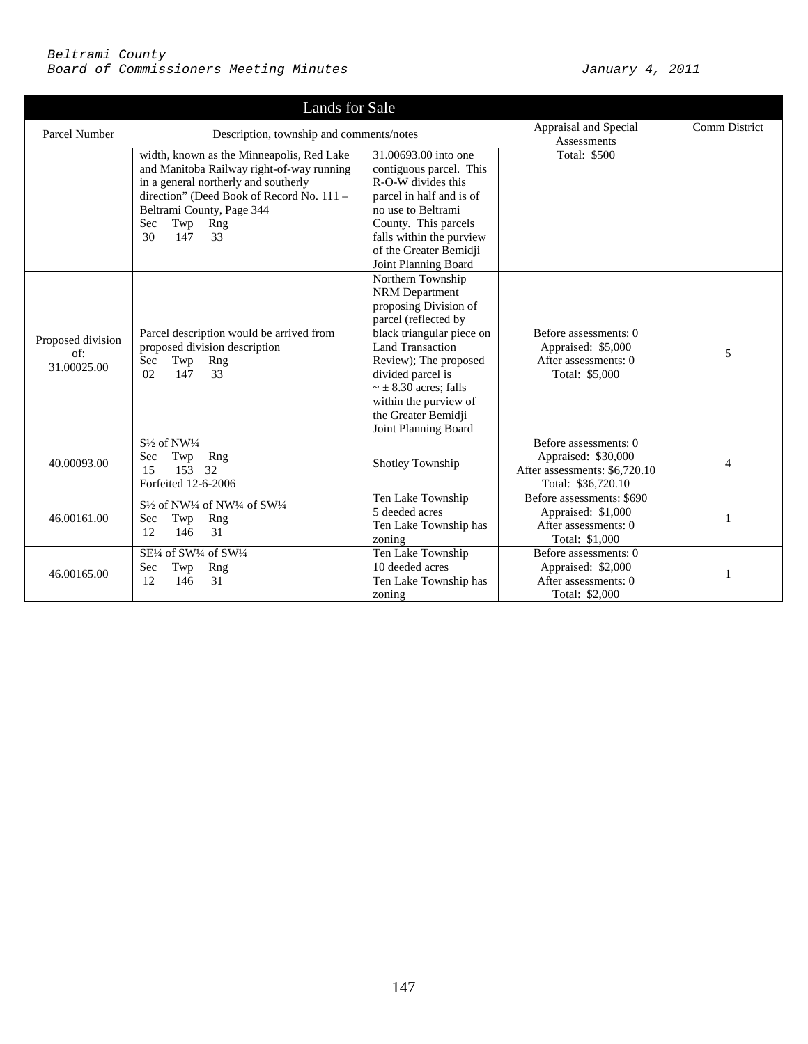| Lands for Sale | | | | |
|---|---|---|---|---|
| Parcel Number | Description, township and comments/notes | | Appraisal and Special Assessments | Comm District |
| | width, known as the Minneapolis, Red Lake and Manitoba Railway right-of-way running in a general northerly and southerly direction" (Deed Book of Record No. 111 – Beltrami County, Page 344<br>Sec Twp Rng<br>30 147 33 | 31.00693.00 into one contiguous parcel. This R-O-W divides this parcel in half and is of no use to Beltrami County. This parcels falls within the purview of the Greater Bemidji Joint Planning Board | Total: $500 | |
| Proposed division of: 31.00025.00 | Parcel description would be arrived from proposed division description<br>Sec Twp Rng<br>02 147 33 | Northern Township NRM Department proposing Division of parcel (reflected by black triangular piece on Land Transaction Review); The proposed divided parcel is ~ ± 8.30 acres; falls within the purview of the Greater Bemidji Joint Planning Board | Before assessments: 0<br>Appraised: $5,000<br>After assessments: 0<br>Total: $5,000 | 5 |
| 40.00093.00 | S½ of NW¼<br>Sec Twp Rng<br>15 153 32<br>Forfeited 12-6-2006 | Shotley Township | Before assessments: 0<br>Appraised: $30,000<br>After assessments: $6,720.10<br>Total: $36,720.10 | 4 |
| 46.00161.00 | S½ of NW¼ of NW¼ of SW¼<br>Sec Twp Rng<br>12 146 31 | Ten Lake Township<br>5 deeded acres<br>Ten Lake Township has zoning | Before assessments: $690<br>Appraised: $1,000<br>After assessments: 0<br>Total: $1,000 | 1 |
| 46.00165.00 | SE¼ of SW¼ of SW¼<br>Sec Twp Rng<br>12 146 31 | Ten Lake Township<br>10 deeded acres<br>Ten Lake Township has zoning | Before assessments: 0<br>Appraised: $2,000<br>After assessments: 0<br>Total: $2,000 | 1 |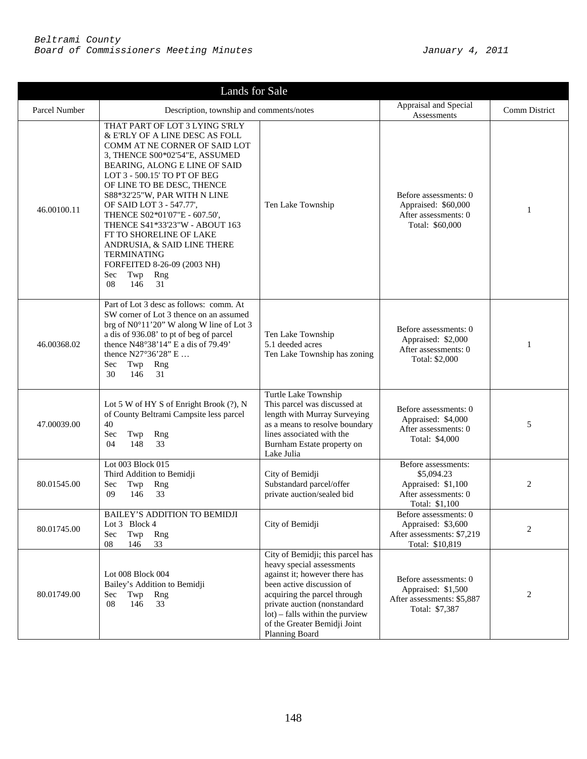| Lands for Sale | | | | |
|---|---|---|---|---|
| Parcel Number | Description, township and comments/notes | | Appraisal and Special Assessments | Comm District |
| 46.00100.11 | THAT PART OF LOT 3 LYING S'RLY & E'RLY OF A LINE DESC AS FOLL COMM AT NE CORNER OF SAID LOT 3, THENCE S00*02'54"E, ASSUMED BEARING, ALONG E LINE OF SAID LOT 3 - 500.15' TO PT OF BEG OF LINE TO BE DESC, THENCE S88*32'25"W, PAR WITH N LINE OF SAID LOT 3 - 547.77', THENCE S02*01'07"E - 607.50', THENCE S41*33'23"W - ABOUT 163 FT TO SHORELINE OF LAKE ANDRUSIA, & SAID LINE THERE TERMINATING FORFEITED 8-26-09 (2003 NH) Sec Twp Rng 08 146 31 | Ten Lake Township | Before assessments: 0 Appraised: $60,000 After assessments: 0 Total: $60,000 | 1 |
| 46.00368.02 | Part of Lot 3 desc as follows: comm. At SW corner of Lot 3 thence on an assumed brg of N0°11'20" W along W line of Lot 3 a dis of 936.08' to pt of beg of parcel thence N48°38'14" E a dis of 79.49' thence N27°36'28" E … Sec Twp Rng 30 146 31 | Ten Lake Township 5.1 deeded acres Ten Lake Township has zoning | Before assessments: 0 Appraised: $2,000 After assessments: 0 Total: $2,000 | 1 |
| 47.00039.00 | Lot 5 W of HY S of Enright Brook (?), N of County Beltrami Campsite less parcel 40 Sec Twp Rng 04 148 33 | Turtle Lake Township This parcel was discussed at length with Murray Surveying as a means to resolve boundary lines associated with the Burnham Estate property on Lake Julia | Before assessments: 0 Appraised: $4,000 After assessments: 0 Total: $4,000 | 5 |
| 80.01545.00 | Lot 003 Block 015 Third Addition to Bemidji Sec Twp Rng 09 146 33 | City of Bemidji Substandard parcel/offer private auction/sealed bid | Before assessments: $5,094.23 Appraised: $1,100 After assessments: 0 Total: $1,100 | 2 |
| 80.01745.00 | BAILEY'S ADDITION TO BEMIDJI Lot 3 Block 4 Sec Twp Rng 08 146 33 | City of Bemidji | Before assessments: 0 Appraised: $3,600 After assessments: $7,219 Total: $10,819 | 2 |
| 80.01749.00 | Lot 008 Block 004 Bailey's Addition to Bemidji Sec Twp Rng 08 146 33 | City of Bemidji; this parcel has heavy special assessments against it; however there has been active discussion of acquiring the parcel through private auction (nonstandard lot) – falls within the purview of the Greater Bemidji Joint Planning Board | Before assessments: 0 Appraised: $1,500 After assessments: $5,887 Total: $7,387 | 2 |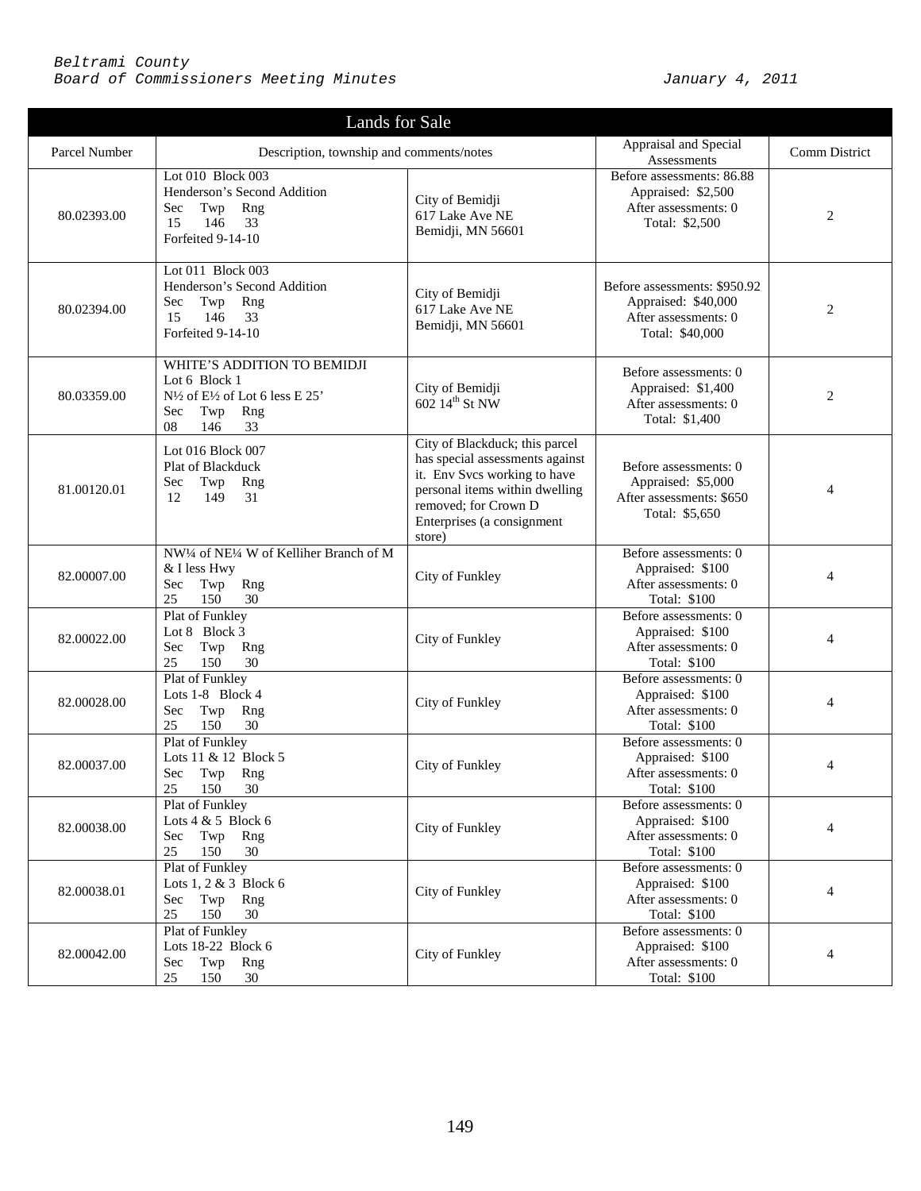| Lands for Sale | | | | |
|---|---|---|---|---|
| Parcel Number | Description, township and comments/notes | | Appraisal and Special Assessments | Comm District |
| 80.02393.00 | Lot 010 Block 003<br>Henderson's Second Addition<br>Sec Twp Rng<br>15 146 33<br>Forfeited 9-14-10 | City of Bemidji<br>617 Lake Ave NE<br>Bemidji, MN 56601 | Before assessments: 86.88<br>Appraised: $2,500<br>After assessments: 0<br>Total: $2,500 | 2 |
| 80.02394.00 | Lot 011 Block 003<br>Henderson's Second Addition<br>Sec Twp Rng<br>15 146 33<br>Forfeited 9-14-10 | City of Bemidji<br>617 Lake Ave NE<br>Bemidji, MN 56601 | Before assessments: $950.92<br>Appraised: $40,000<br>After assessments: 0<br>Total: $40,000 | 2 |
| 80.03359.00 | WHITE'S ADDITION TO BEMIDJI<br>Lot 6 Block 1<br>N½ of E½ of Lot 6 less E 25'<br>Sec Twp Rng<br>08 146 33 | City of Bemidji<br>602 14th St NW | Before assessments: 0<br>Appraised: $1,400<br>After assessments: 0<br>Total: $1,400 | 2 |
| 81.00120.01 | Lot 016 Block 007<br>Plat of Blackduck<br>Sec Twp Rng<br>12 149 31 | City of Blackduck; this parcel has special assessments against it. Env Svcs working to have personal items within dwelling removed; for Crown D Enterprises (a consignment store) | Before assessments: 0<br>Appraised: $5,000<br>After assessments: $650<br>Total: $5,650 | 4 |
| 82.00007.00 | NW¼ of NE¼ W of Kelliher Branch of M & I less Hwy<br>Sec Twp Rng<br>25 150 30 | City of Funkley | Before assessments: 0<br>Appraised: $100<br>After assessments: 0<br>Total: $100 | 4 |
| 82.00022.00 | Plat of Funkley<br>Lot 8 Block 3<br>Sec Twp Rng<br>25 150 30 | City of Funkley | Before assessments: 0<br>Appraised: $100<br>After assessments: 0<br>Total: $100 | 4 |
| 82.00028.00 | Plat of Funkley<br>Lots 1-8 Block 4<br>Sec Twp Rng<br>25 150 30 | City of Funkley | Before assessments: 0<br>Appraised: $100<br>After assessments: 0<br>Total: $100 | 4 |
| 82.00037.00 | Plat of Funkley<br>Lots 11 & 12 Block 5<br>Sec Twp Rng<br>25 150 30 | City of Funkley | Before assessments: 0<br>Appraised: $100<br>After assessments: 0<br>Total: $100 | 4 |
| 82.00038.00 | Plat of Funkley<br>Lots 4 & 5 Block 6<br>Sec Twp Rng<br>25 150 30 | City of Funkley | Before assessments: 0<br>Appraised: $100<br>After assessments: 0<br>Total: $100 | 4 |
| 82.00038.01 | Plat of Funkley<br>Lots 1, 2 & 3 Block 6<br>Sec Twp Rng<br>25 150 30 | City of Funkley | Before assessments: 0<br>Appraised: $100<br>After assessments: 0<br>Total: $100 | 4 |
| 82.00042.00 | Plat of Funkley<br>Lots 18-22 Block 6<br>Sec Twp Rng<br>25 150 30 | City of Funkley | Before assessments: 0<br>Appraised: $100<br>After assessments: 0<br>Total: $100 | 4 |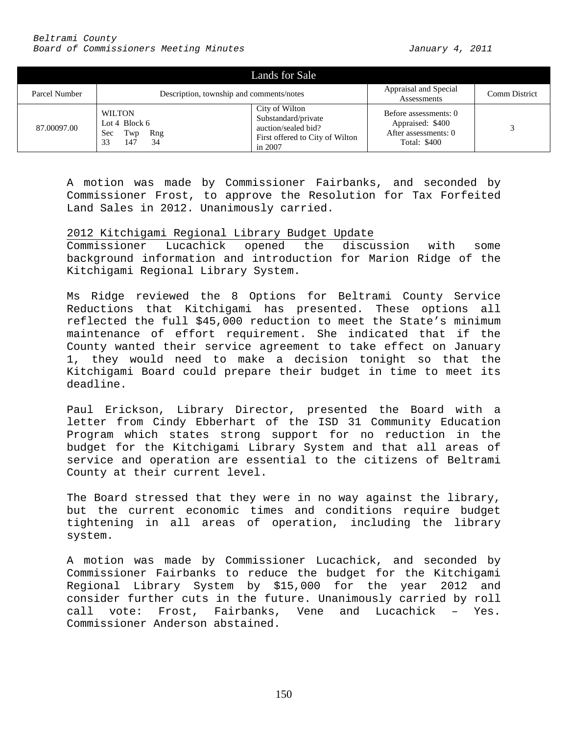| Lands for Sale | | | | |
|---|---|---|---|---|
| Parcel Number | Description, township and comments/notes | | Appraisal and Special Assessments | Comm District |
| 87.00097.00 | WILTON<br>Lot 4 Block 6<br>Sec Twp Rng<br>33 147 34 | City of Wilton<br>Substandard/private auction/sealed bid?<br>First offered to City of Wilton in 2007 | Before assessments: 0<br>Appraised: $400<br>After assessments: 0<br>Total: $400 | 3 |

A motion was made by Commissioner Fairbanks, and seconded by Commissioner Frost, to approve the Resolution for Tax Forfeited Land Sales in 2012. Unanimously carried.

<u>2012 Kitchigami Regional Library Budget Update</u>
Commissioner Lucachick opened the discussion with some background information and introduction for Marion Ridge of the Kitchigami Regional Library System.

Ms Ridge reviewed the 8 Options for Beltrami County Service Reductions that Kitchigami has presented. These options all reflected the full $45,000 reduction to meet the State's minimum maintenance of effort requirement. She indicated that if the County wanted their service agreement to take effect on January 1, they would need to make a decision tonight so that the Kitchigami Board could prepare their budget in time to meet its deadline.

Paul Erickson, Library Director, presented the Board with a letter from Cindy Ebberhart of the ISD 31 Community Education Program which states strong support for no reduction in the budget for the Kitchigami Library System and that all areas of service and operation are essential to the citizens of Beltrami County at their current level.

The Board stressed that they were in no way against the library, but the current economic times and conditions require budget tightening in all areas of operation, including the library system.

A motion was made by Commissioner Lucachick, and seconded by Commissioner Fairbanks to reduce the budget for the Kitchigami Regional Library System by $15,000 for the year 2012 and consider further cuts in the future. Unanimously carried by roll call vote: Frost, Fairbanks, Vene and Lucachick – Yes. Commissioner Anderson abstained.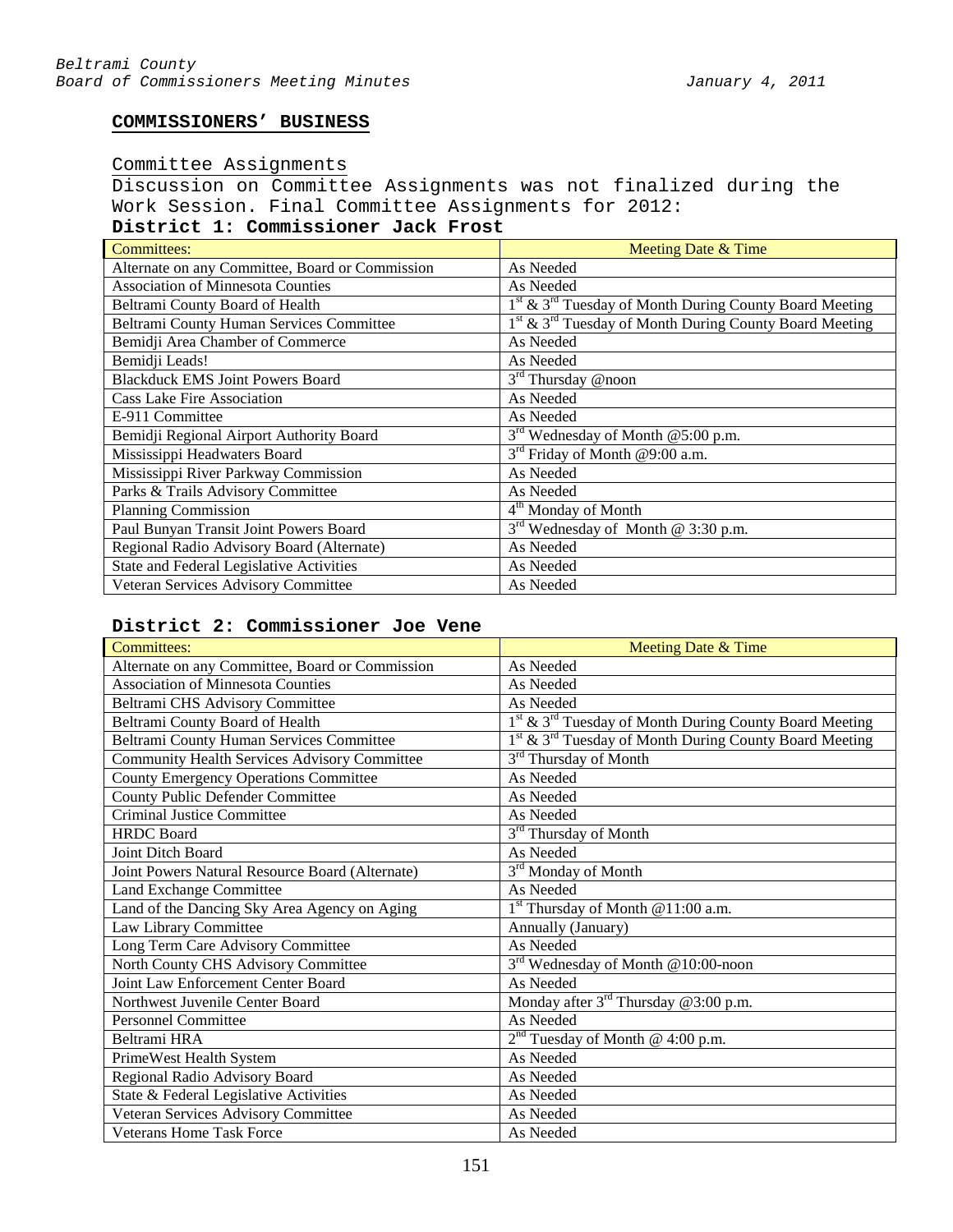## COMMISSIONERS' BUSINESS

Committee Assignments

Discussion on Committee Assignments was not finalized during the Work Session. Final Committee Assignments for 2012:

**District 1: Commissioner Jack Frost**

| Committees: | Meeting Date & Time |
|---|---|
| Alternate on any Committee, Board or Commission | As Needed |
| Association of Minnesota Counties | As Needed |
| Beltrami County Board of Health | 1st & 3rd Tuesday of Month During County Board Meeting |
| Beltrami County Human Services Committee | 1st & 3rd Tuesday of Month During County Board Meeting |
| Bemidji Area Chamber of Commerce | As Needed |
| Bemidji Leads! | As Needed |
| Blackduck EMS Joint Powers Board | 3rd Thursday @noon |
| Cass Lake Fire Association | As Needed |
| E-911 Committee | As Needed |
| Bemidji Regional Airport Authority Board | 3rd Wednesday of Month @5:00 p.m. |
| Mississippi Headwaters Board | 3rd Friday of Month @9:00 a.m. |
| Mississippi River Parkway Commission | As Needed |
| Parks & Trails Advisory Committee | As Needed |
| Planning Commission | 4th Monday of Month |
| Paul Bunyan Transit Joint Powers Board | 3rd Wednesday of Month @ 3:30 p.m. |
| Regional Radio Advisory Board (Alternate) | As Needed |
| State and Federal Legislative Activities | As Needed |
| Veteran Services Advisory Committee | As Needed |

**District 2: Commissioner Joe Vene**

| Committees: | Meeting Date & Time |
|---|---|
| Alternate on any Committee, Board or Commission | As Needed |
| Association of Minnesota Counties | As Needed |
| Beltrami CHS Advisory Committee | As Needed |
| Beltrami County Board of Health | 1st & 3rd Tuesday of Month During County Board Meeting |
| Beltrami County Human Services Committee | 1st & 3rd Tuesday of Month During County Board Meeting |
| Community Health Services Advisory Committee | 3rd Thursday of Month |
| County Emergency Operations Committee | As Needed |
| County Public Defender Committee | As Needed |
| Criminal Justice Committee | As Needed |
| HRDC Board | 3rd Thursday of Month |
| Joint Ditch Board | As Needed |
| Joint Powers Natural Resource Board (Alternate) | 3rd Monday of Month |
| Land Exchange Committee | As Needed |
| Land of the Dancing Sky Area Agency on Aging | 1st Thursday of Month @11:00 a.m. |
| Law Library Committee | Annually (January) |
| Long Term Care Advisory Committee | As Needed |
| North County CHS Advisory Committee | 3rd Wednesday of Month @10:00-noon |
| Joint Law Enforcement Center Board | As Needed |
| Northwest Juvenile Center Board | Monday after 3rd Thursday @3:00 p.m. |
| Personnel Committee | As Needed |
| Beltrami HRA | 2nd Tuesday of Month @ 4:00 p.m. |
| PrimeWest Health System | As Needed |
| Regional Radio Advisory Board | As Needed |
| State & Federal Legislative Activities | As Needed |
| Veteran Services Advisory Committee | As Needed |
| Veterans Home Task Force | As Needed |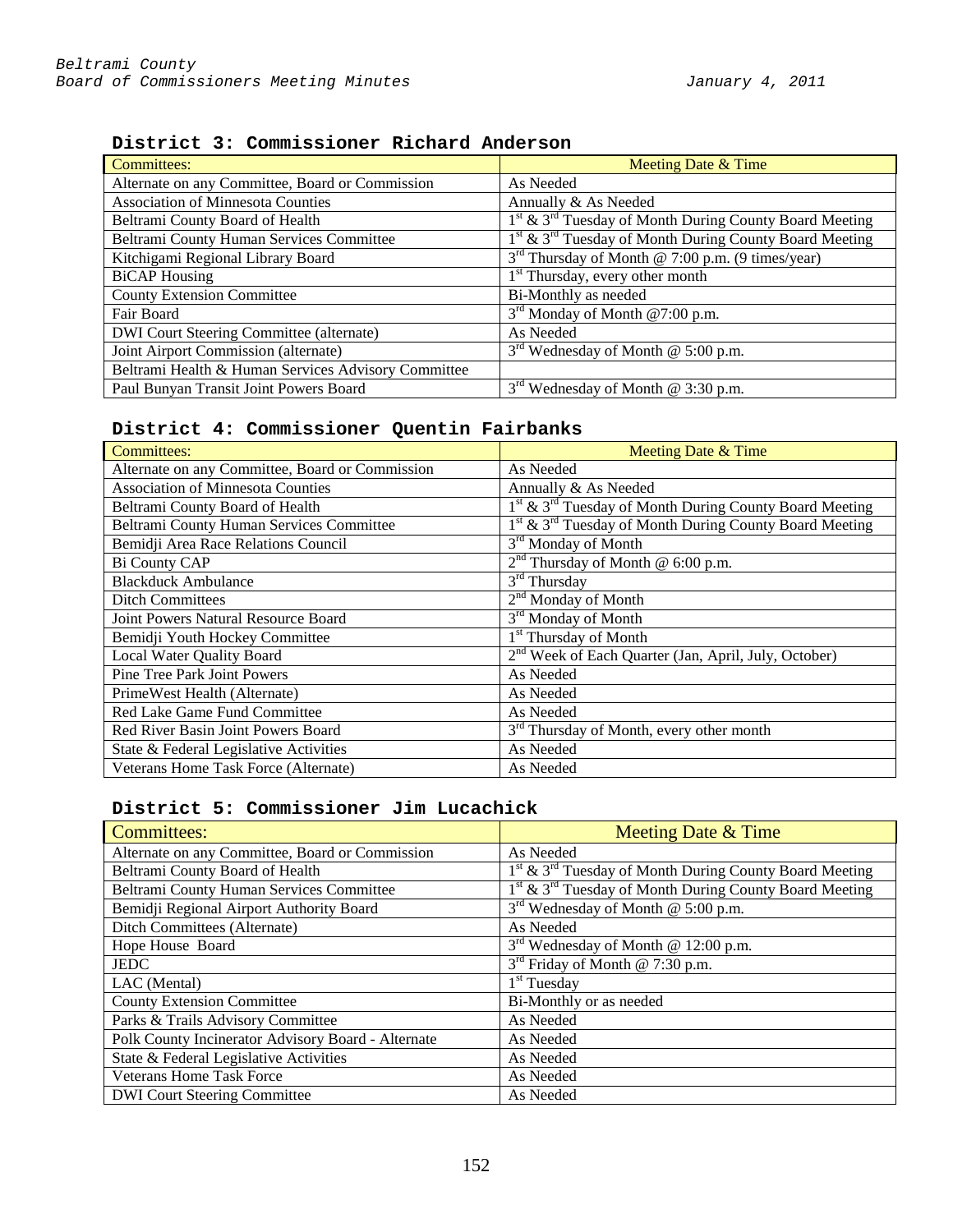### District 3: Commissioner Richard Anderson

| Committees: | Meeting Date & Time |
|---|---|
| Alternate on any Committee, Board or Commission | As Needed |
| Association of Minnesota Counties | Annually & As Needed |
| Beltrami County Board of Health | 1st & 3rd Tuesday of Month During County Board Meeting |
| Beltrami County Human Services Committee | 1st & 3rd Tuesday of Month During County Board Meeting |
| Kitchigami Regional Library Board | 3rd Thursday of Month @ 7:00 p.m. (9 times/year) |
| BiCAP Housing | 1st Thursday, every other month |
| County Extension Committee | Bi-Monthly as needed |
| Fair Board | 3rd Monday of Month @7:00 p.m. |
| DWI Court Steering Committee (alternate) | As Needed |
| Joint Airport Commission (alternate) | 3rd Wednesday of Month @ 5:00 p.m. |
| Beltrami Health & Human Services Advisory Committee | |
| Paul Bunyan Transit Joint Powers Board | 3rd Wednesday of Month @ 3:30 p.m. |

### District 4: Commissioner Quentin Fairbanks

| Committees: | Meeting Date & Time |
|---|---|
| Alternate on any Committee, Board or Commission | As Needed |
| Association of Minnesota Counties | Annually & As Needed |
| Beltrami County Board of Health | 1st & 3rd Tuesday of Month During County Board Meeting |
| Beltrami County Human Services Committee | 1st & 3rd Tuesday of Month During County Board Meeting |
| Bemidji Area Race Relations Council | 3rd Monday of Month |
| Bi County CAP | 2nd Thursday of Month @ 6:00 p.m. |
| Blackduck Ambulance | 3rd Thursday |
| Ditch Committees | 2nd Monday of Month |
| Joint Powers Natural Resource Board | 3rd Monday of Month |
| Bemidji Youth Hockey Committee | 1st Thursday of Month |
| Local Water Quality Board | 2nd Week of Each Quarter (Jan, April, July, October) |
| Pine Tree Park Joint Powers | As Needed |
| PrimeWest Health (Alternate) | As Needed |
| Red Lake Game Fund Committee | As Needed |
| Red River Basin Joint Powers Board | 3rd Thursday of Month, every other month |
| State & Federal Legislative Activities | As Needed |
| Veterans Home Task Force (Alternate) | As Needed |

### District 5: Commissioner Jim Lucachick

| Committees: | Meeting Date & Time |
|---|---|
| Alternate on any Committee, Board or Commission | As Needed |
| Beltrami County Board of Health | 1st & 3rd Tuesday of Month During County Board Meeting |
| Beltrami County Human Services Committee | 1st & 3rd Tuesday of Month During County Board Meeting |
| Bemidji Regional Airport Authority Board | 3rd Wednesday of Month @ 5:00 p.m. |
| Ditch Committees (Alternate) | As Needed |
| Hope House Board | 3rd Wednesday of Month @ 12:00 p.m. |
| JEDC | 3rd Friday of Month @ 7:30 p.m. |
| LAC (Mental) | 1st Tuesday |
| County Extension Committee | Bi-Monthly or as needed |
| Parks & Trails Advisory Committee | As Needed |
| Polk County Incinerator Advisory Board - Alternate | As Needed |
| State & Federal Legislative Activities | As Needed |
| Veterans Home Task Force | As Needed |
| DWI Court Steering Committee | As Needed |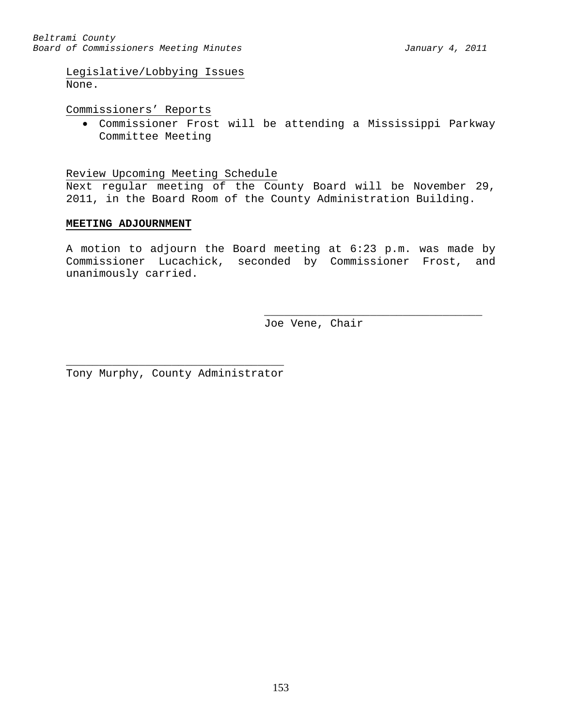Legislative/Lobbying Issues

None.

Commissioners' Reports

- Commissioner Frost will be attending a Mississippi Parkway Committee Meeting

Review Upcoming Meeting Schedule

Next regular meeting of the County Board will be November 29, 2011, in the Board Room of the County Administration Building.

**MEETING ADJOURNMENT**

A motion to adjourn the Board meeting at 6:23 p.m. was made by Commissioner Lucachick, seconded by Commissioner Frost, and unanimously carried.

_________________________________
Joe Vene, Chair

_________________________________
Tony Murphy, County Administrator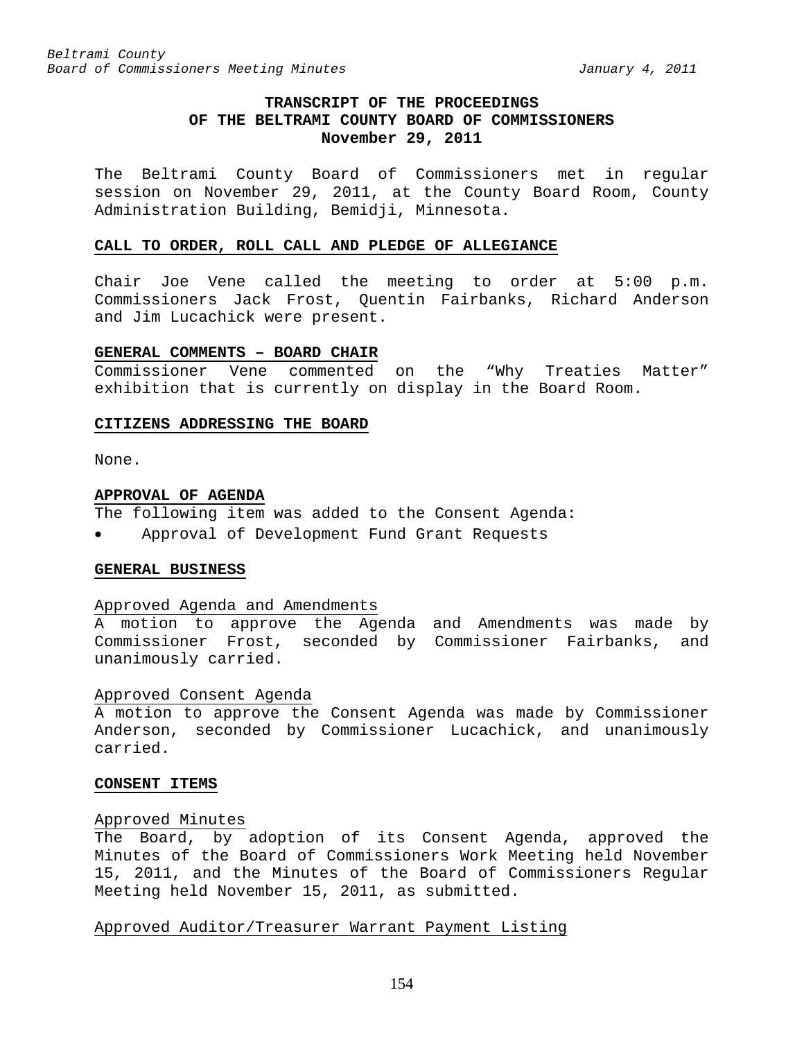# TRANSCRIPT OF THE PROCEEDINGS OF THE BELTRAMI COUNTY BOARD OF COMMISSIONERS
## November 29, 2011

The Beltrami County Board of Commissioners met in regular session on November 29, 2011, at the County Board Room, County Administration Building, Bemidji, Minnesota.

### CALL TO ORDER, ROLL CALL AND PLEDGE OF ALLEGIANCE

Chair Joe Vene called the meeting to order at 5:00 p.m. Commissioners Jack Frost, Quentin Fairbanks, Richard Anderson and Jim Lucachick were present.

### GENERAL COMMENTS – BOARD CHAIR

Commissioner Vene commented on the "Why Treaties Matter" exhibition that is currently on display in the Board Room.

### CITIZENS ADDRESSING THE BOARD

None.

### APPROVAL OF AGENDA

The following item was added to the Consent Agenda:

- Approval of Development Fund Grant Requests

### GENERAL BUSINESS

Approved Agenda and Amendments

A motion to approve the Agenda and Amendments was made by Commissioner Frost, seconded by Commissioner Fairbanks, and unanimously carried.

Approved Consent Agenda

A motion to approve the Consent Agenda was made by Commissioner Anderson, seconded by Commissioner Lucachick, and unanimously carried.

### CONSENT ITEMS

Approved Minutes

The Board, by adoption of its Consent Agenda, approved the Minutes of the Board of Commissioners Work Meeting held November 15, 2011, and the Minutes of the Board of Commissioners Regular Meeting held November 15, 2011, as submitted.

Approved Auditor/Treasurer Warrant Payment Listing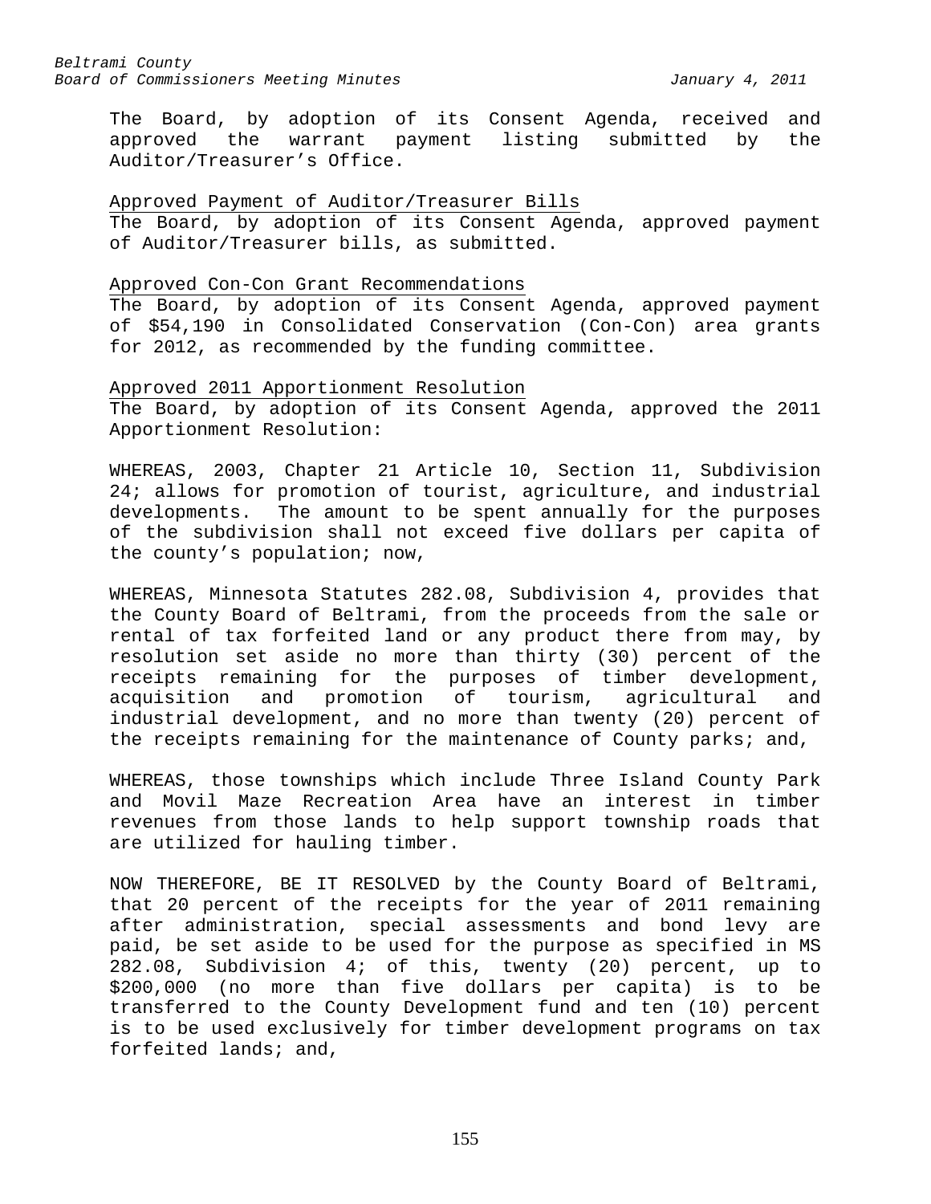The Board, by adoption of its Consent Agenda, received and approved the warrant payment listing submitted by the Auditor/Treasurer's Office.

Approved Payment of Auditor/Treasurer Bills

The Board, by adoption of its Consent Agenda, approved payment of Auditor/Treasurer bills, as submitted.

Approved Con-Con Grant Recommendations

The Board, by adoption of its Consent Agenda, approved payment of $54,190 in Consolidated Conservation (Con-Con) area grants for 2012, as recommended by the funding committee.

Approved 2011 Apportionment Resolution

The Board, by adoption of its Consent Agenda, approved the 2011 Apportionment Resolution:

WHEREAS, 2003, Chapter 21 Article 10, Section 11, Subdivision 24; allows for promotion of tourist, agriculture, and industrial developments. The amount to be spent annually for the purposes of the subdivision shall not exceed five dollars per capita of the county's population; now,

WHEREAS, Minnesota Statutes 282.08, Subdivision 4, provides that the County Board of Beltrami, from the proceeds from the sale or rental of tax forfeited land or any product there from may, by resolution set aside no more than thirty (30) percent of the receipts remaining for the purposes of timber development, acquisition and promotion of tourism, agricultural and industrial development, and no more than twenty (20) percent of the receipts remaining for the maintenance of County parks; and,

WHEREAS, those townships which include Three Island County Park and Movil Maze Recreation Area have an interest in timber revenues from those lands to help support township roads that are utilized for hauling timber.

NOW THEREFORE, BE IT RESOLVED by the County Board of Beltrami, that 20 percent of the receipts for the year of 2011 remaining after administration, special assessments and bond levy are paid, be set aside to be used for the purpose as specified in MS 282.08, Subdivision 4; of this, twenty (20) percent, up to $200,000 (no more than five dollars per capita) is to be transferred to the County Development fund and ten (10) percent is to be used exclusively for timber development programs on tax forfeited lands; and,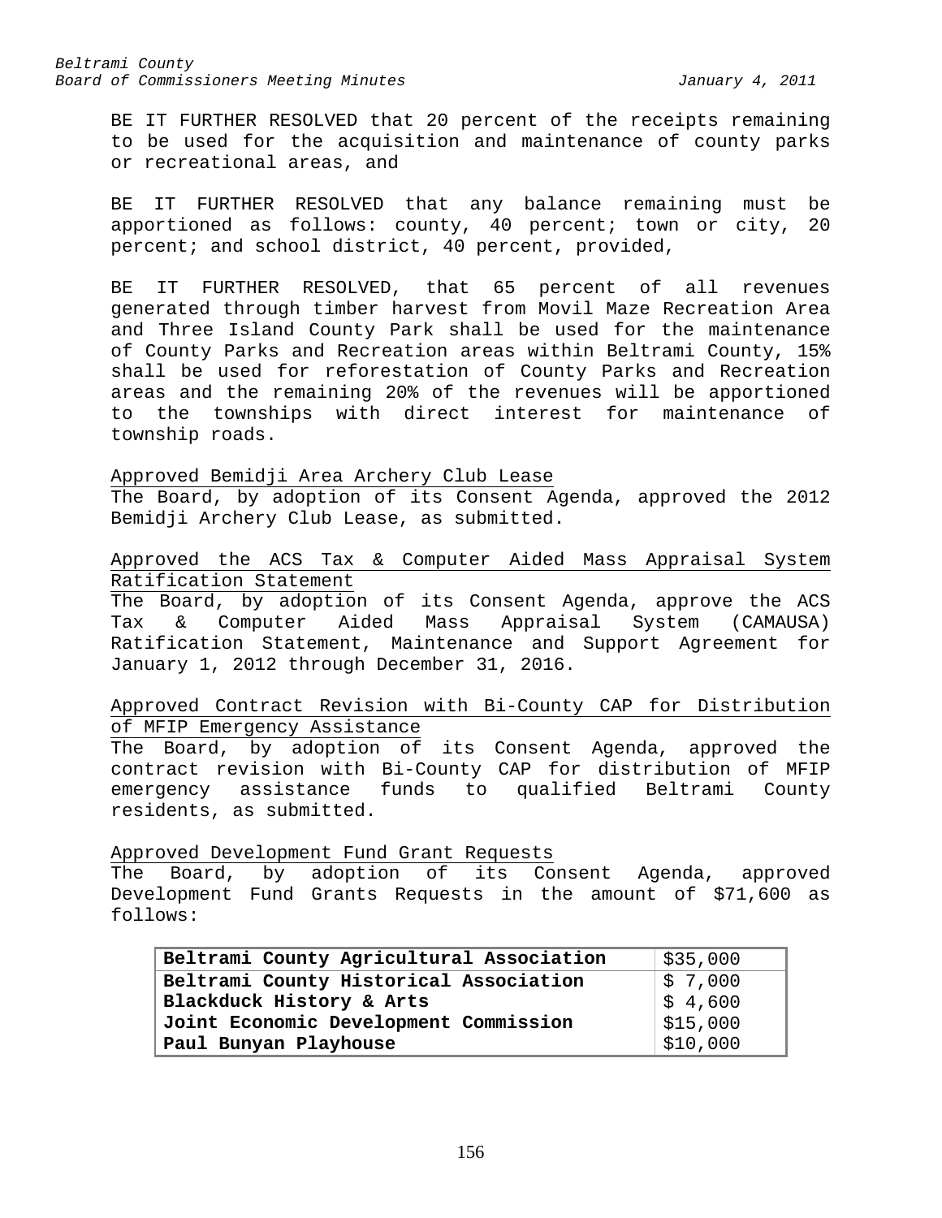BE IT FURTHER RESOLVED that 20 percent of the receipts remaining to be used for the acquisition and maintenance of county parks or recreational areas, and

BE IT FURTHER RESOLVED that any balance remaining must be apportioned as follows: county, 40 percent; town or city, 20 percent; and school district, 40 percent, provided,

BE IT FURTHER RESOLVED, that 65 percent of all revenues generated through timber harvest from Movil Maze Recreation Area and Three Island County Park shall be used for the maintenance of County Parks and Recreation areas within Beltrami County, 15% shall be used for reforestation of County Parks and Recreation areas and the remaining 20% of the revenues will be apportioned to the townships with direct interest for maintenance of township roads.

<u>Approved Bemidji Area Archery Club Lease</u>

The Board, by adoption of its Consent Agenda, approved the 2012 Bemidji Archery Club Lease, as submitted.

<u>Approved the ACS Tax & Computer Aided Mass Appraisal System Ratification Statement</u>

The Board, by adoption of its Consent Agenda, approve the ACS Tax & Computer Aided Mass Appraisal System (CAMAUSA) Ratification Statement, Maintenance and Support Agreement for January 1, 2012 through December 31, 2016.

<u>Approved Contract Revision with Bi-County CAP for Distribution of MFIP Emergency Assistance</u>

The Board, by adoption of its Consent Agenda, approved the contract revision with Bi-County CAP for distribution of MFIP emergency assistance funds to qualified Beltrami County residents, as submitted.

<u>Approved Development Fund Grant Requests</u>

The Board, by adoption of its Consent Agenda, approved Development Fund Grants Requests in the amount of $71,600 as follows:

| | |
|---|---|
| **Beltrami County Agricultural Association** | $35,000 |
| **Beltrami County Historical Association** | $ 7,000 |
| **Blackduck History & Arts** | $ 4,600 |
| **Joint Economic Development Commission** | $15,000 |
| **Paul Bunyan Playhouse** | $10,000 |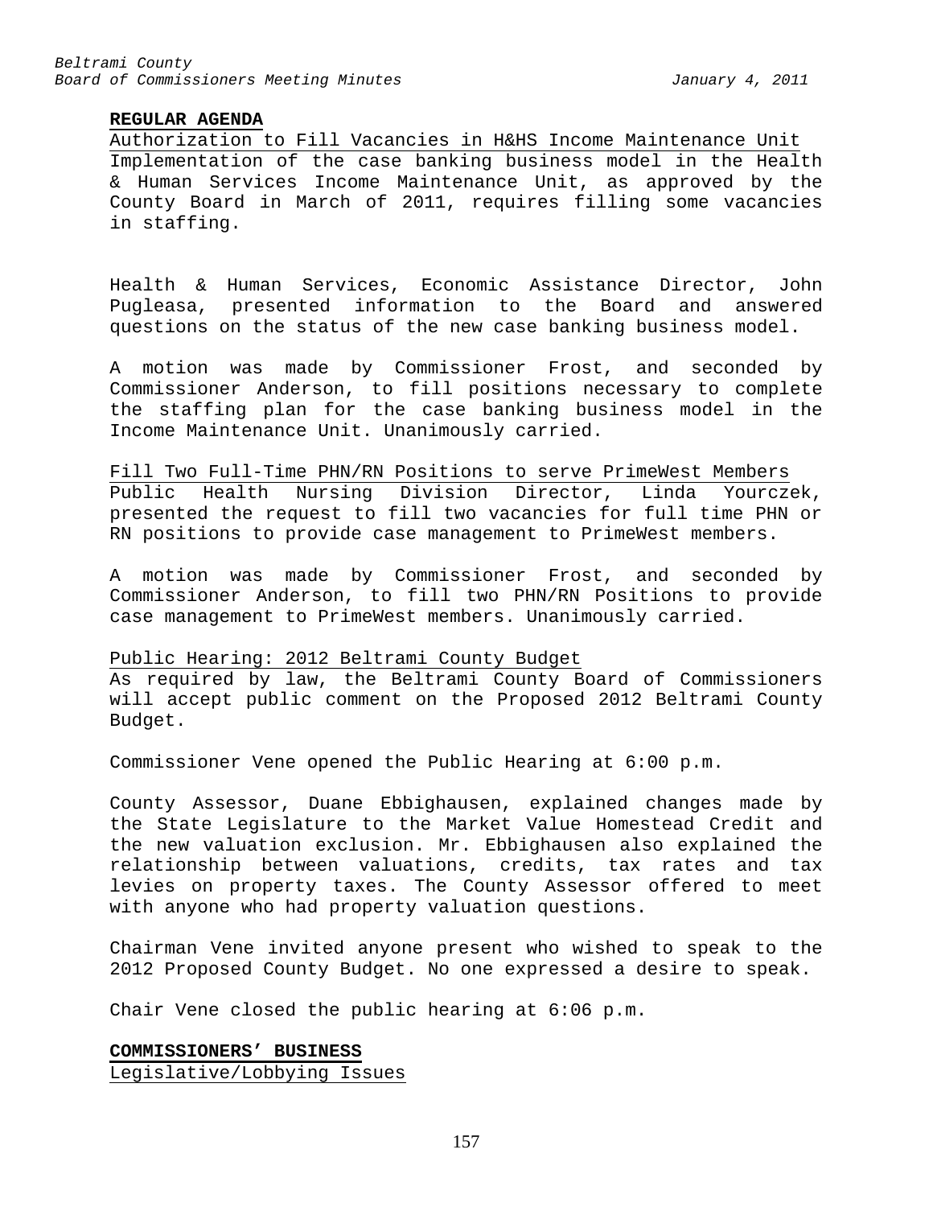**REGULAR AGENDA**

Authorization to Fill Vacancies in H&HS Income Maintenance Unit

Implementation of the case banking business model in the Health & Human Services Income Maintenance Unit, as approved by the County Board in March of 2011, requires filling some vacancies in staffing.

Health & Human Services, Economic Assistance Director, John Pugleasa, presented information to the Board and answered questions on the status of the new case banking business model.

A motion was made by Commissioner Frost, and seconded by Commissioner Anderson, to fill positions necessary to complete the staffing plan for the case banking business model in the Income Maintenance Unit. Unanimously carried.

Fill Two Full-Time PHN/RN Positions to serve PrimeWest Members

Public Health Nursing Division Director, Linda Yourczek, presented the request to fill two vacancies for full time PHN or RN positions to provide case management to PrimeWest members.

A motion was made by Commissioner Frost, and seconded by Commissioner Anderson, to fill two PHN/RN Positions to provide case management to PrimeWest members. Unanimously carried.

Public Hearing: 2012 Beltrami County Budget

As required by law, the Beltrami County Board of Commissioners will accept public comment on the Proposed 2012 Beltrami County Budget.

Commissioner Vene opened the Public Hearing at 6:00 p.m.

County Assessor, Duane Ebbighausen, explained changes made by the State Legislature to the Market Value Homestead Credit and the new valuation exclusion. Mr. Ebbighausen also explained the relationship between valuations, credits, tax rates and tax levies on property taxes. The County Assessor offered to meet with anyone who had property valuation questions.

Chairman Vene invited anyone present who wished to speak to the 2012 Proposed County Budget. No one expressed a desire to speak.

Chair Vene closed the public hearing at 6:06 p.m.

**COMMISSIONERS' BUSINESS**

Legislative/Lobbying Issues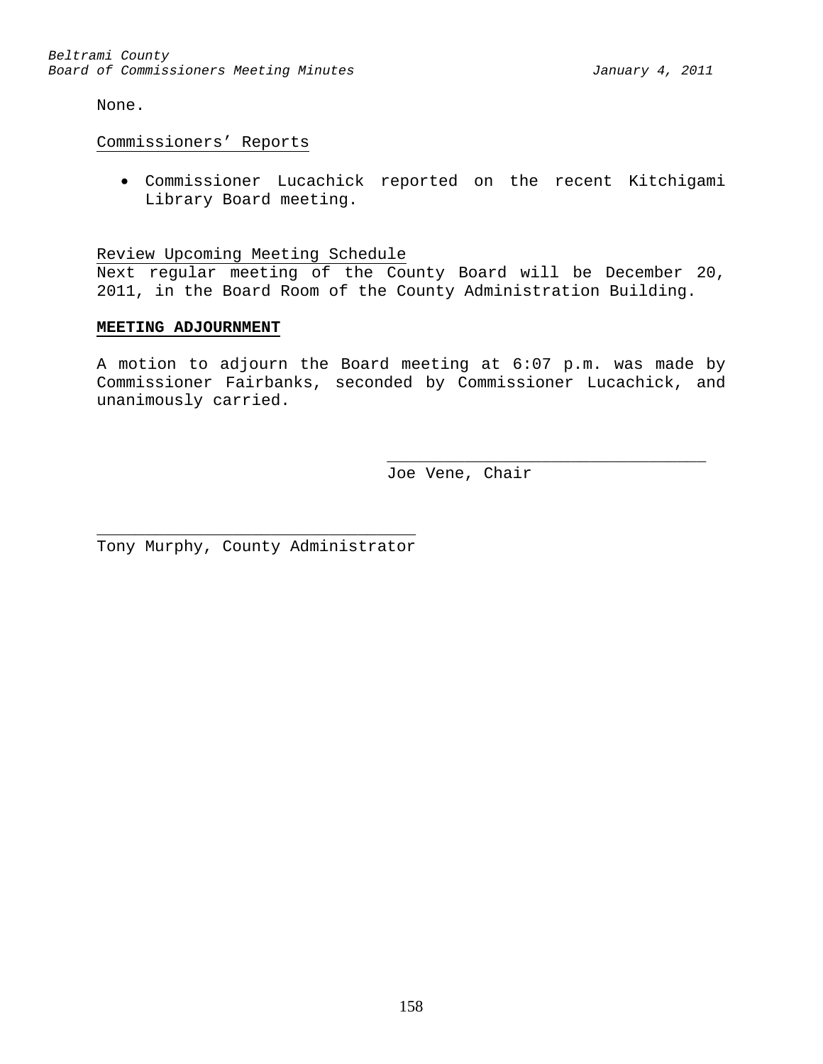None.

<u>Commissioners' Reports</u>

- Commissioner Lucachick reported on the recent Kitchigami Library Board meeting.

<u>Review Upcoming Meeting Schedule</u>

Next regular meeting of the County Board will be December 20, 2011, in the Board Room of the County Administration Building.

**MEETING ADJOURNMENT**

A motion to adjourn the Board meeting at 6:07 p.m. was made by Commissioner Fairbanks, seconded by Commissioner Lucachick, and unanimously carried.

\_\_\_\_\_\_\_\_\_\_\_\_\_\_\_\_\_\_\_\_\_\_\_\_\_\_\_\_\_\_\_\_\_\_
Joe Vene, Chair

\_\_\_\_\_\_\_\_\_\_\_\_\_\_\_\_\_\_\_\_\_\_\_\_\_\_\_\_\_\_\_\_\_\_
Tony Murphy, County Administrator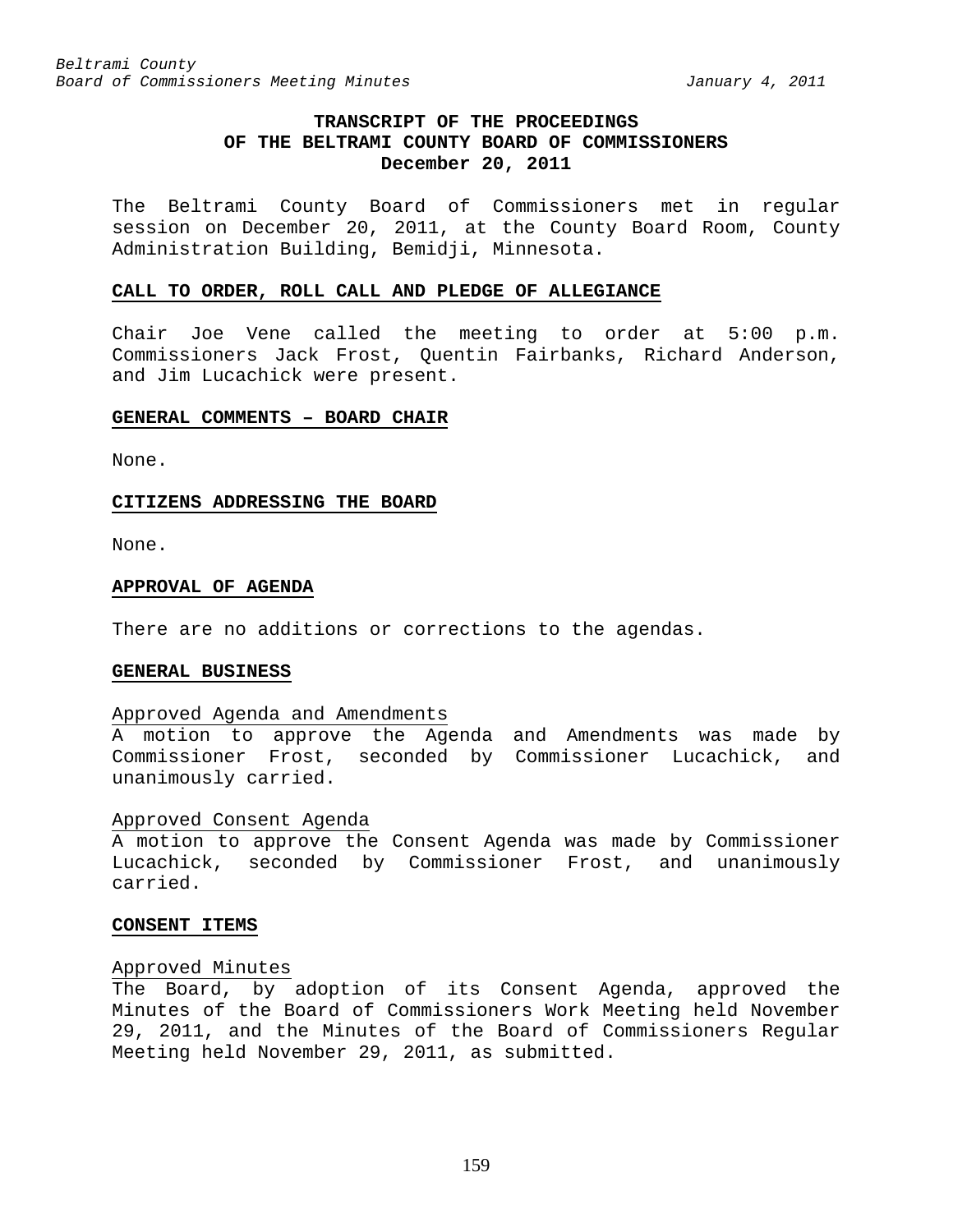**TRANSCRIPT OF THE PROCEEDINGS**
**OF THE BELTRAMI COUNTY BOARD OF COMMISSIONERS**
**December 20, 2011**

The Beltrami County Board of Commissioners met in regular session on December 20, 2011, at the County Board Room, County Administration Building, Bemidji, Minnesota.

## CALL TO ORDER, ROLL CALL AND PLEDGE OF ALLEGIANCE

Chair Joe Vene called the meeting to order at 5:00 p.m. Commissioners Jack Frost, Quentin Fairbanks, Richard Anderson, and Jim Lucachick were present.

## GENERAL COMMENTS – BOARD CHAIR

None.

## CITIZENS ADDRESSING THE BOARD

None.

## APPROVAL OF AGENDA

There are no additions or corrections to the agendas.

## GENERAL BUSINESS

Approved Agenda and Amendments

A motion to approve the Agenda and Amendments was made by Commissioner Frost, seconded by Commissioner Lucachick, and unanimously carried.

Approved Consent Agenda

A motion to approve the Consent Agenda was made by Commissioner Lucachick, seconded by Commissioner Frost, and unanimously carried.

## CONSENT ITEMS

Approved Minutes

The Board, by adoption of its Consent Agenda, approved the Minutes of the Board of Commissioners Work Meeting held November 29, 2011, and the Minutes of the Board of Commissioners Regular Meeting held November 29, 2011, as submitted.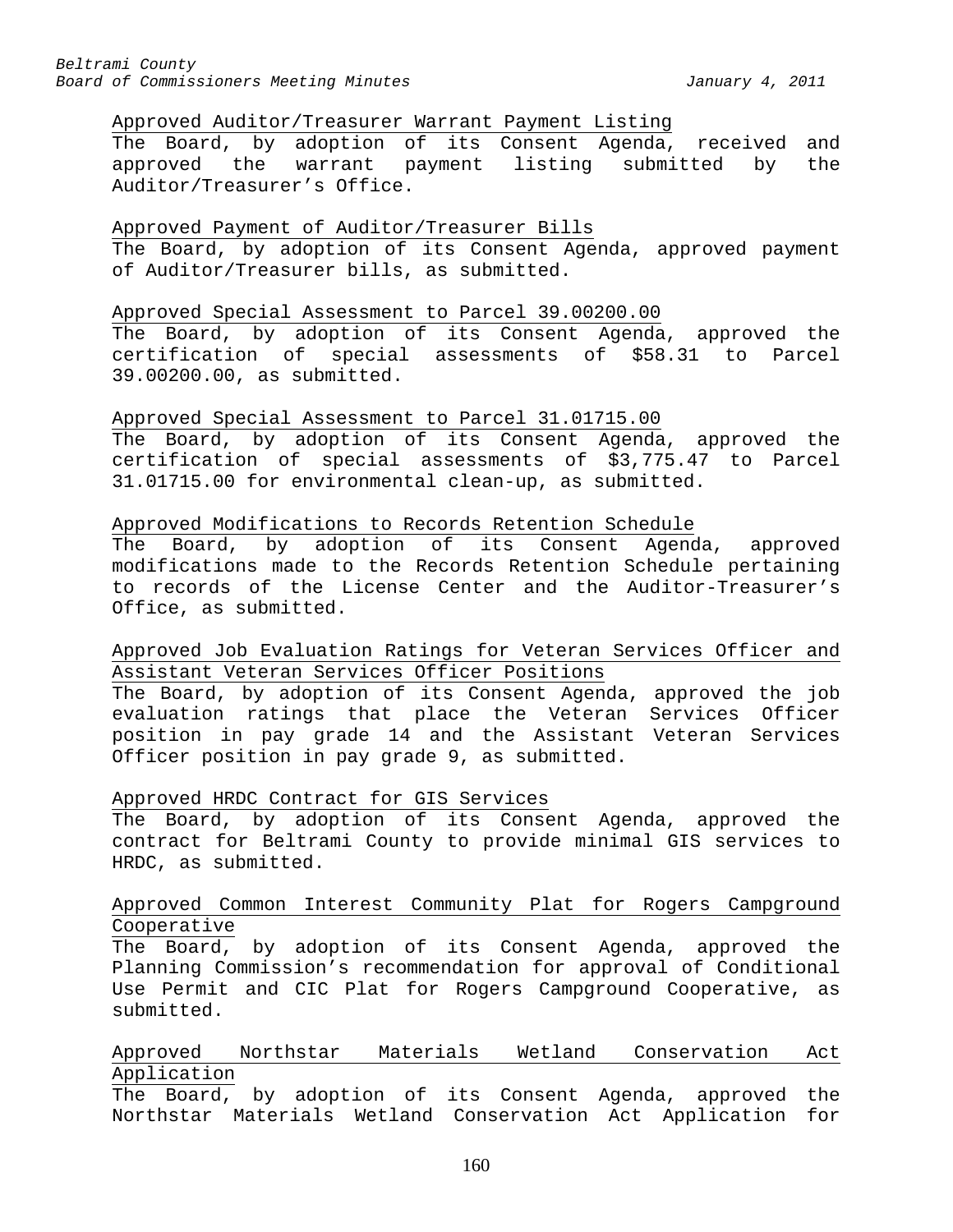Approved Auditor/Treasurer Warrant Payment Listing

The Board, by adoption of its Consent Agenda, received and approved the warrant payment listing submitted by the Auditor/Treasurer's Office.

Approved Payment of Auditor/Treasurer Bills

The Board, by adoption of its Consent Agenda, approved payment of Auditor/Treasurer bills, as submitted.

Approved Special Assessment to Parcel 39.00200.00

The Board, by adoption of its Consent Agenda, approved the certification of special assessments of $58.31 to Parcel 39.00200.00, as submitted.

Approved Special Assessment to Parcel 31.01715.00

The Board, by adoption of its Consent Agenda, approved the certification of special assessments of $3,775.47 to Parcel 31.01715.00 for environmental clean-up, as submitted.

Approved Modifications to Records Retention Schedule

The Board, by adoption of its Consent Agenda, approved modifications made to the Records Retention Schedule pertaining to records of the License Center and the Auditor-Treasurer's Office, as submitted.

Approved Job Evaluation Ratings for Veteran Services Officer and Assistant Veteran Services Officer Positions

The Board, by adoption of its Consent Agenda, approved the job evaluation ratings that place the Veteran Services Officer position in pay grade 14 and the Assistant Veteran Services Officer position in pay grade 9, as submitted.

Approved HRDC Contract for GIS Services

The Board, by adoption of its Consent Agenda, approved the contract for Beltrami County to provide minimal GIS services to HRDC, as submitted.

Approved Common Interest Community Plat for Rogers Campground Cooperative

The Board, by adoption of its Consent Agenda, approved the Planning Commission's recommendation for approval of Conditional Use Permit and CIC Plat for Rogers Campground Cooperative, as submitted.

Approved Northstar Materials Wetland Conservation Act Application

The Board, by adoption of its Consent Agenda, approved the Northstar Materials Wetland Conservation Act Application for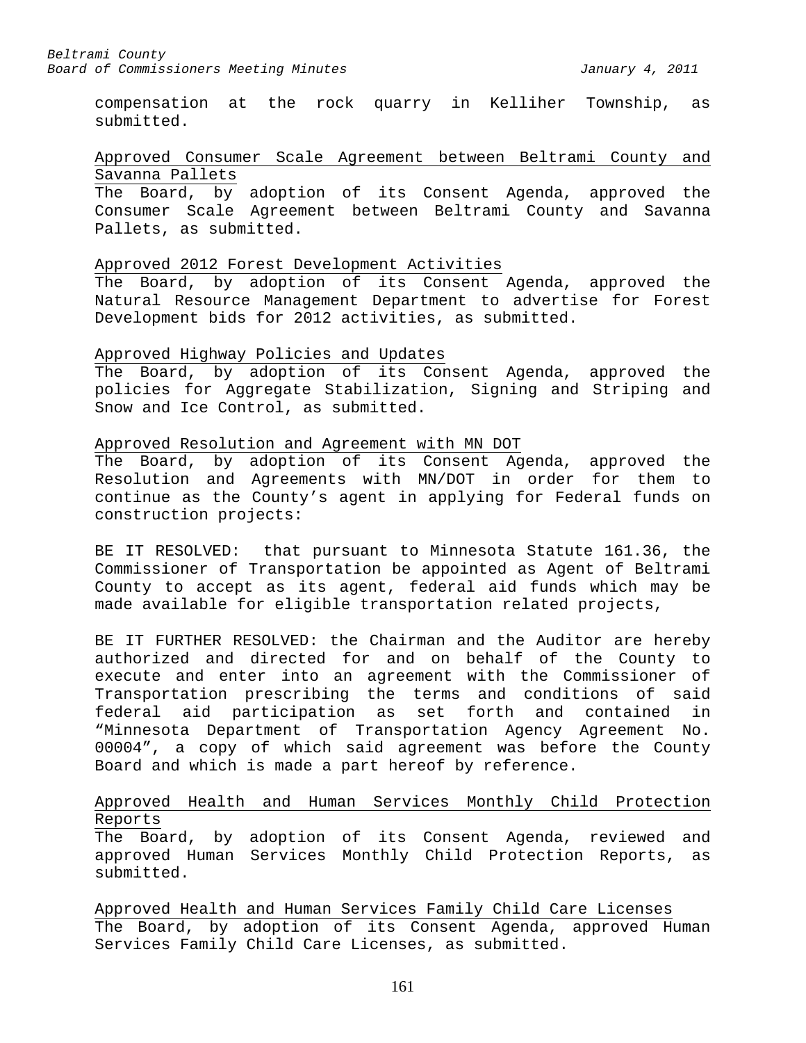compensation at the rock quarry in Kelliher Township, as submitted.

Approved Consumer Scale Agreement between Beltrami County and Savanna Pallets

The Board, by adoption of its Consent Agenda, approved the Consumer Scale Agreement between Beltrami County and Savanna Pallets, as submitted.

Approved 2012 Forest Development Activities

The Board, by adoption of its Consent Agenda, approved the Natural Resource Management Department to advertise for Forest Development bids for 2012 activities, as submitted.

Approved Highway Policies and Updates

The Board, by adoption of its Consent Agenda, approved the policies for Aggregate Stabilization, Signing and Striping and Snow and Ice Control, as submitted.

Approved Resolution and Agreement with MN DOT

The Board, by adoption of its Consent Agenda, approved the Resolution and Agreements with MN/DOT in order for them to continue as the County's agent in applying for Federal funds on construction projects:

BE IT RESOLVED: that pursuant to Minnesota Statute 161.36, the Commissioner of Transportation be appointed as Agent of Beltrami County to accept as its agent, federal aid funds which may be made available for eligible transportation related projects,

BE IT FURTHER RESOLVED: the Chairman and the Auditor are hereby authorized and directed for and on behalf of the County to execute and enter into an agreement with the Commissioner of Transportation prescribing the terms and conditions of said federal aid participation as set forth and contained in "Minnesota Department of Transportation Agency Agreement No. 00004", a copy of which said agreement was before the County Board and which is made a part hereof by reference.

Approved Health and Human Services Monthly Child Protection Reports

The Board, by adoption of its Consent Agenda, reviewed and approved Human Services Monthly Child Protection Reports, as submitted.

Approved Health and Human Services Family Child Care Licenses

The Board, by adoption of its Consent Agenda, approved Human Services Family Child Care Licenses, as submitted.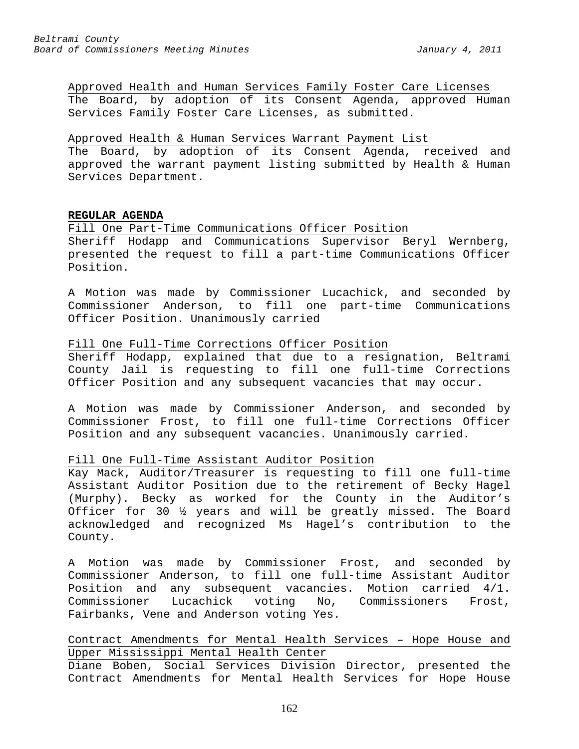Approved Health and Human Services Family Foster Care Licenses
The Board, by adoption of its Consent Agenda, approved Human Services Family Foster Care Licenses, as submitted.

Approved Health & Human Services Warrant Payment List
The Board, by adoption of its Consent Agenda, received and approved the warrant payment listing submitted by Health & Human Services Department.

**REGULAR AGENDA**

Fill One Part-Time Communications Officer Position
Sheriff Hodapp and Communications Supervisor Beryl Wernberg, presented the request to fill a part-time Communications Officer Position.

A Motion was made by Commissioner Lucachick, and seconded by Commissioner Anderson, to fill one part-time Communications Officer Position. Unanimously carried

Fill One Full-Time Corrections Officer Position
Sheriff Hodapp, explained that due to a resignation, Beltrami County Jail is requesting to fill one full-time Corrections Officer Position and any subsequent vacancies that may occur.

A Motion was made by Commissioner Anderson, and seconded by Commissioner Frost, to fill one full-time Corrections Officer Position and any subsequent vacancies. Unanimously carried.

Fill One Full-Time Assistant Auditor Position
Kay Mack, Auditor/Treasurer is requesting to fill one full-time Assistant Auditor Position due to the retirement of Becky Hagel (Murphy). Becky as worked for the County in the Auditor's Officer for 30 ½ years and will be greatly missed. The Board acknowledged and recognized Ms Hagel's contribution to the County.

A Motion was made by Commissioner Frost, and seconded by Commissioner Anderson, to fill one full-time Assistant Auditor Position and any subsequent vacancies. Motion carried 4/1. Commissioner Lucachick voting No, Commissioners Frost, Fairbanks, Vene and Anderson voting Yes.

Contract Amendments for Mental Health Services – Hope House and Upper Mississippi Mental Health Center
Diane Boben, Social Services Division Director, presented the Contract Amendments for Mental Health Services for Hope House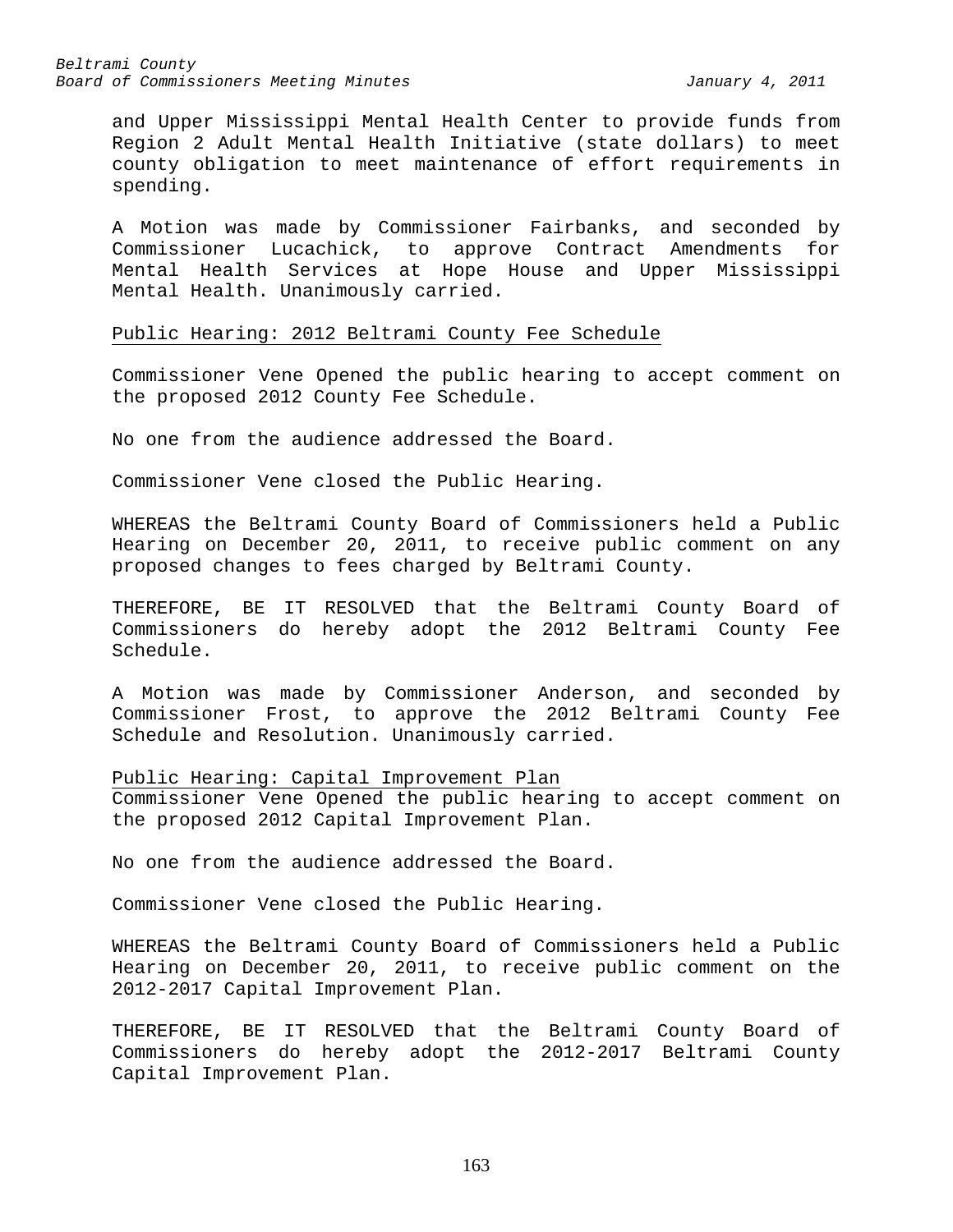and Upper Mississippi Mental Health Center to provide funds from Region 2 Adult Mental Health Initiative (state dollars) to meet county obligation to meet maintenance of effort requirements in spending.

A Motion was made by Commissioner Fairbanks, and seconded by Commissioner Lucachick, to approve Contract Amendments for Mental Health Services at Hope House and Upper Mississippi Mental Health. Unanimously carried.

Public Hearing: 2012 Beltrami County Fee Schedule

Commissioner Vene Opened the public hearing to accept comment on the proposed 2012 County Fee Schedule.

No one from the audience addressed the Board.

Commissioner Vene closed the Public Hearing.

WHEREAS the Beltrami County Board of Commissioners held a Public Hearing on December 20, 2011, to receive public comment on any proposed changes to fees charged by Beltrami County.

THEREFORE, BE IT RESOLVED that the Beltrami County Board of Commissioners do hereby adopt the 2012 Beltrami County Fee Schedule.

A Motion was made by Commissioner Anderson, and seconded by Commissioner Frost, to approve the 2012 Beltrami County Fee Schedule and Resolution. Unanimously carried.

Public Hearing: Capital Improvement Plan

Commissioner Vene Opened the public hearing to accept comment on the proposed 2012 Capital Improvement Plan.

No one from the audience addressed the Board.

Commissioner Vene closed the Public Hearing.

WHEREAS the Beltrami County Board of Commissioners held a Public Hearing on December 20, 2011, to receive public comment on the 2012-2017 Capital Improvement Plan.

THEREFORE, BE IT RESOLVED that the Beltrami County Board of Commissioners do hereby adopt the 2012-2017 Beltrami County Capital Improvement Plan.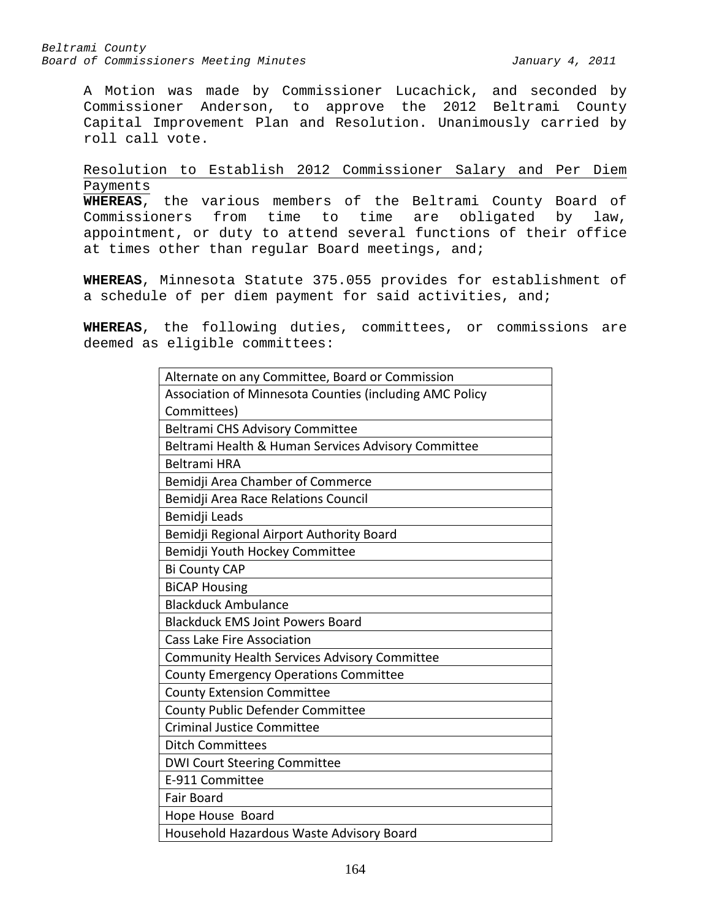A Motion was made by Commissioner Lucachick, and seconded by Commissioner Anderson, to approve the 2012 Beltrami County Capital Improvement Plan and Resolution. Unanimously carried by roll call vote.

Resolution to Establish 2012 Commissioner Salary and Per Diem Payments

**WHEREAS**, the various members of the Beltrami County Board of Commissioners from time to time are obligated by law, appointment, or duty to attend several functions of their office at times other than regular Board meetings, and;

**WHEREAS**, Minnesota Statute 375.055 provides for establishment of a schedule of per diem payment for said activities, and;

**WHEREAS**, the following duties, committees, or commissions are deemed as eligible committees:

| |
|---|
| Alternate on any Committee, Board or Commission |
| Association of Minnesota Counties (including AMC Policy Committees) |
| Beltrami CHS Advisory Committee |
| Beltrami Health & Human Services Advisory Committee |
| Beltrami HRA |
| Bemidji Area Chamber of Commerce |
| Bemidji Area Race Relations Council |
| Bemidji Leads |
| Bemidji Regional Airport Authority Board |
| Bemidji Youth Hockey Committee |
| Bi County CAP |
| BiCAP Housing |
| Blackduck Ambulance |
| Blackduck EMS Joint Powers Board |
| Cass Lake Fire Association |
| Community Health Services Advisory Committee |
| County Emergency Operations Committee |
| County Extension Committee |
| County Public Defender Committee |
| Criminal Justice Committee |
| Ditch Committees |
| DWI Court Steering Committee |
| E-911 Committee |
| Fair Board |
| Hope House Board |
| Household Hazardous Waste Advisory Board |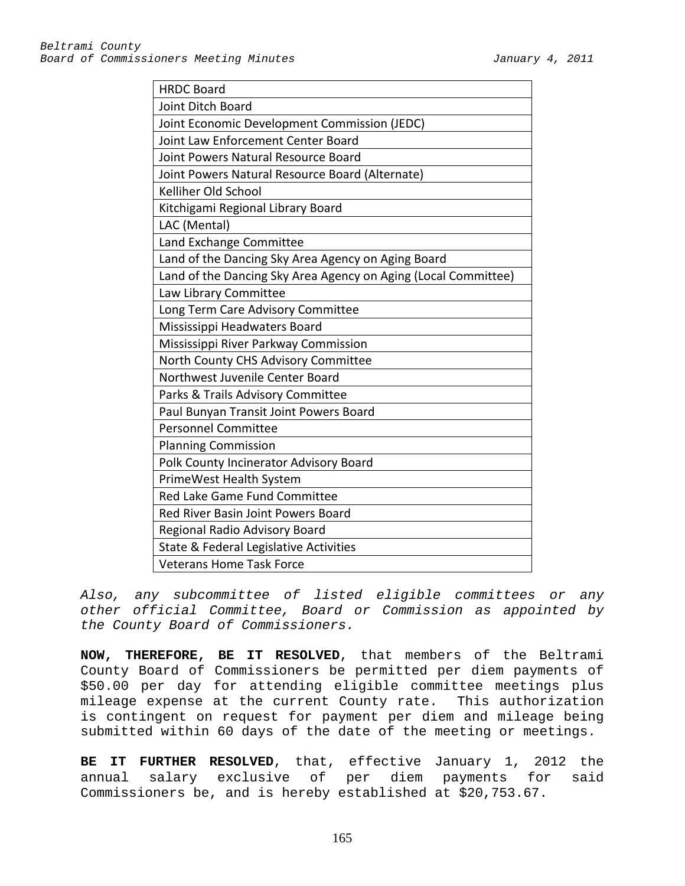| HRDC Board |
|---|
| Joint Ditch Board |
| Joint Economic Development Commission (JEDC) |
| Joint Law Enforcement Center Board |
| Joint Powers Natural Resource Board |
| Joint Powers Natural Resource Board (Alternate) |
| Kelliher Old School |
| Kitchigami Regional Library Board |
| LAC (Mental) |
| Land Exchange Committee |
| Land of the Dancing Sky Area Agency on Aging Board |
| Land of the Dancing Sky Area Agency on Aging (Local Committee) |
| Law Library Committee |
| Long Term Care Advisory Committee |
| Mississippi Headwaters Board |
| Mississippi River Parkway Commission |
| North County CHS Advisory Committee |
| Northwest Juvenile Center Board |
| Parks & Trails Advisory Committee |
| Paul Bunyan Transit Joint Powers Board |
| Personnel Committee |
| Planning Commission |
| Polk County Incinerator Advisory Board |
| PrimeWest Health System |
| Red Lake Game Fund Committee |
| Red River Basin Joint Powers Board |
| Regional Radio Advisory Board |
| State & Federal Legislative Activities |
| Veterans Home Task Force |

*Also, any subcommittee of listed eligible committees or any other official Committee, Board or Commission as appointed by the County Board of Commissioners.*

**NOW, THEREFORE, BE IT RESOLVED**, that members of the Beltrami County Board of Commissioners be permitted per diem payments of $50.00 per day for attending eligible committee meetings plus mileage expense at the current County rate. This authorization is contingent on request for payment per diem and mileage being submitted within 60 days of the date of the meeting or meetings.

**BE IT FURTHER RESOLVED**, that, effective January 1, 2012 the annual salary exclusive of per diem payments for said Commissioners be, and is hereby established at $20,753.67.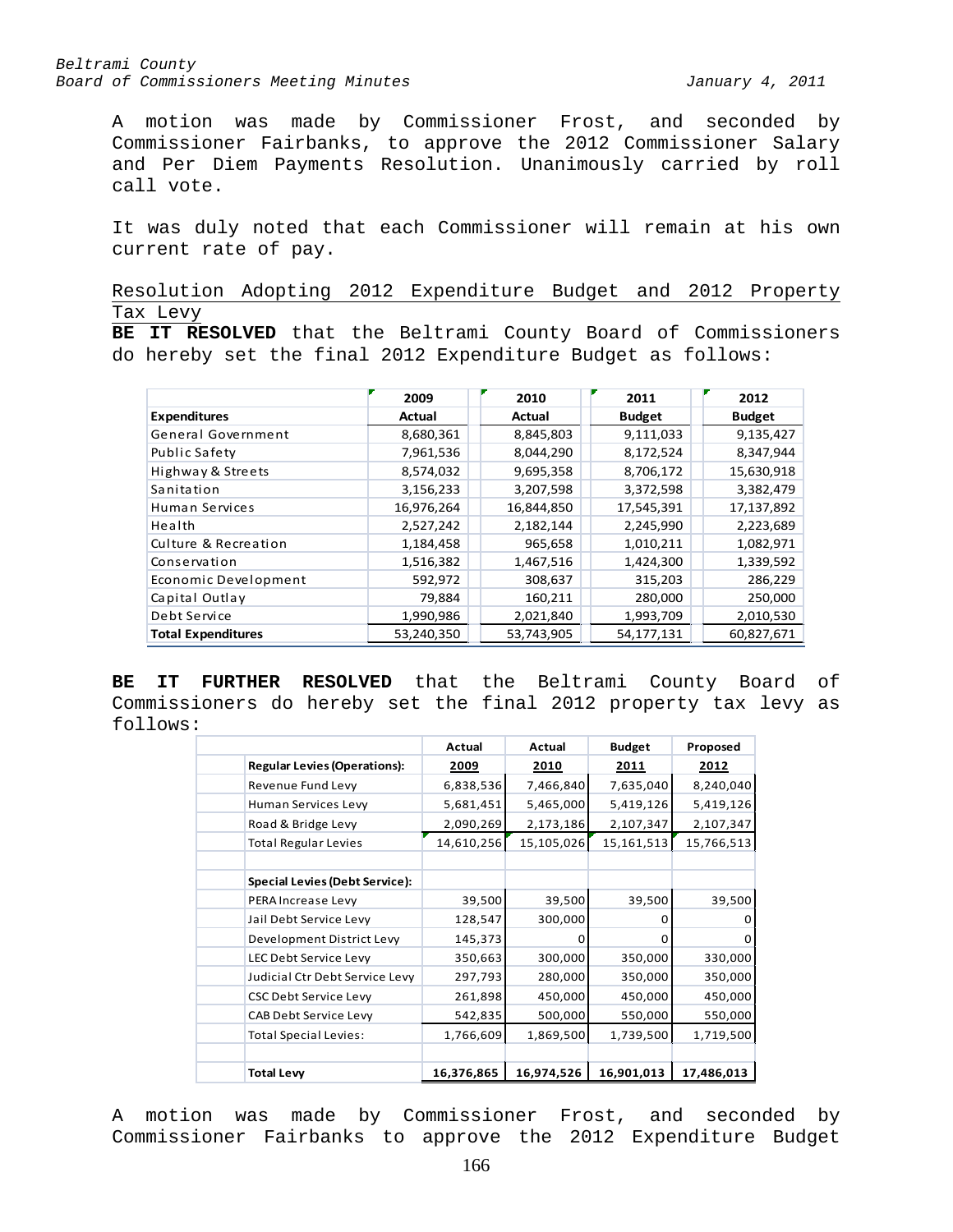A motion was made by Commissioner Frost, and seconded by Commissioner Fairbanks, to approve the 2012 Commissioner Salary and Per Diem Payments Resolution. Unanimously carried by roll call vote.

It was duly noted that each Commissioner will remain at his own current rate of pay.

Resolution Adopting 2012 Expenditure Budget and 2012 Property Tax Levy

**BE IT RESOLVED** that the Beltrami County Board of Commissioners do hereby set the final 2012 Expenditure Budget as follows:

| Expenditures | 2009 Actual | 2010 Actual | 2011 Budget | 2012 Budget |
|---|---|---|---|---|
| General Government | 8,680,361 | 8,845,803 | 9,111,033 | 9,135,427 |
| Public Safety | 7,961,536 | 8,044,290 | 8,172,524 | 8,347,944 |
| Highway & Streets | 8,574,032 | 9,695,358 | 8,706,172 | 15,630,918 |
| Sanitation | 3,156,233 | 3,207,598 | 3,372,598 | 3,382,479 |
| Human Services | 16,976,264 | 16,844,850 | 17,545,391 | 17,137,892 |
| Health | 2,527,242 | 2,182,144 | 2,245,990 | 2,223,689 |
| Culture & Recreation | 1,184,458 | 965,658 | 1,010,211 | 1,082,971 |
| Conservation | 1,516,382 | 1,467,516 | 1,424,300 | 1,339,592 |
| Economic Development | 592,972 | 308,637 | 315,203 | 286,229 |
| Capital Outlay | 79,884 | 160,211 | 280,000 | 250,000 |
| Debt Service | 1,990,986 | 2,021,840 | 1,993,709 | 2,010,530 |
| **Total Expenditures** | 53,240,350 | 53,743,905 | 54,177,131 | 60,827,671 |

**BE IT FURTHER RESOLVED** that the Beltrami County Board of Commissioners do hereby set the final 2012 property tax levy as follows:

| | Actual 2009 | Actual 2010 | Budget 2011 | Proposed 2012 |
|---|---|---|---|---|
| **Regular Levies (Operations):** | | | | |
| Revenue Fund Levy | 6,838,536 | 7,466,840 | 7,635,040 | 8,240,040 |
| Human Services Levy | 5,681,451 | 5,465,000 | 5,419,126 | 5,419,126 |
| Road & Bridge Levy | 2,090,269 | 2,173,186 | 2,107,347 | 2,107,347 |
| Total Regular Levies | 14,610,256 | 15,105,026 | 15,161,513 | 15,766,513 |
| | | | | |
| **Special Levies (Debt Service):** | | | | |
| PERA Increase Levy | 39,500 | 39,500 | 39,500 | 39,500 |
| Jail Debt Service Levy | 128,547 | 300,000 | 0 | 0 |
| Development District Levy | 145,373 | 0 | 0 | 0 |
| LEC Debt Service Levy | 350,663 | 300,000 | 350,000 | 330,000 |
| Judicial Ctr Debt Service Levy | 297,793 | 280,000 | 350,000 | 350,000 |
| CSC Debt Service Levy | 261,898 | 450,000 | 450,000 | 450,000 |
| CAB Debt Service Levy | 542,835 | 500,000 | 550,000 | 550,000 |
| Total Special Levies: | 1,766,609 | 1,869,500 | 1,739,500 | 1,719,500 |
| | | | | |
| **Total Levy** | **16,376,865** | **16,974,526** | **16,901,013** | **17,486,013** |

A motion was made by Commissioner Frost, and seconded by Commissioner Fairbanks to approve the 2012 Expenditure Budget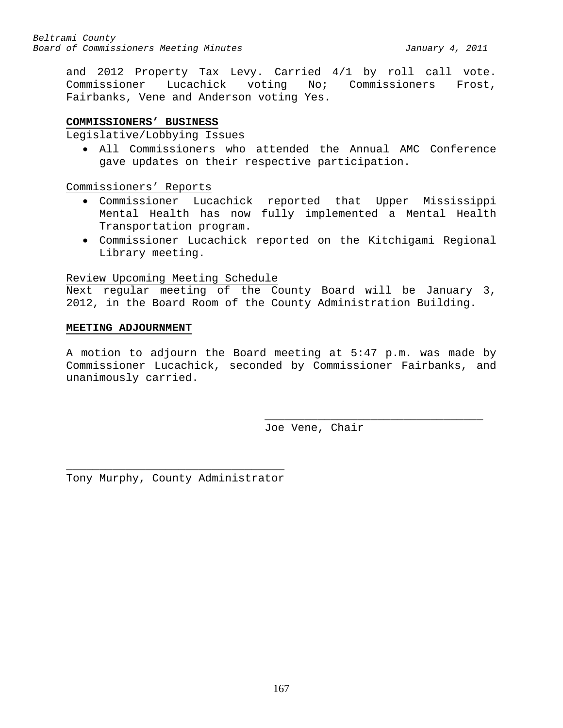and 2012 Property Tax Levy. Carried 4/1 by roll call vote. Commissioner Lucachick voting No; Commissioners Frost, Fairbanks, Vene and Anderson voting Yes.

**COMMISSIONERS' BUSINESS**

Legislative/Lobbying Issues

- All Commissioners who attended the Annual AMC Conference gave updates on their respective participation.

Commissioners' Reports

- Commissioner Lucachick reported that Upper Mississippi Mental Health has now fully implemented a Mental Health Transportation program.
- Commissioner Lucachick reported on the Kitchigami Regional Library meeting.

Review Upcoming Meeting Schedule

Next regular meeting of the County Board will be January 3, 2012, in the Board Room of the County Administration Building.

**MEETING ADJOURNMENT**

A motion to adjourn the Board meeting at 5:47 p.m. was made by Commissioner Lucachick, seconded by Commissioner Fairbanks, and unanimously carried.

_________________________________
Joe Vene, Chair

_________________________________
Tony Murphy, County Administrator